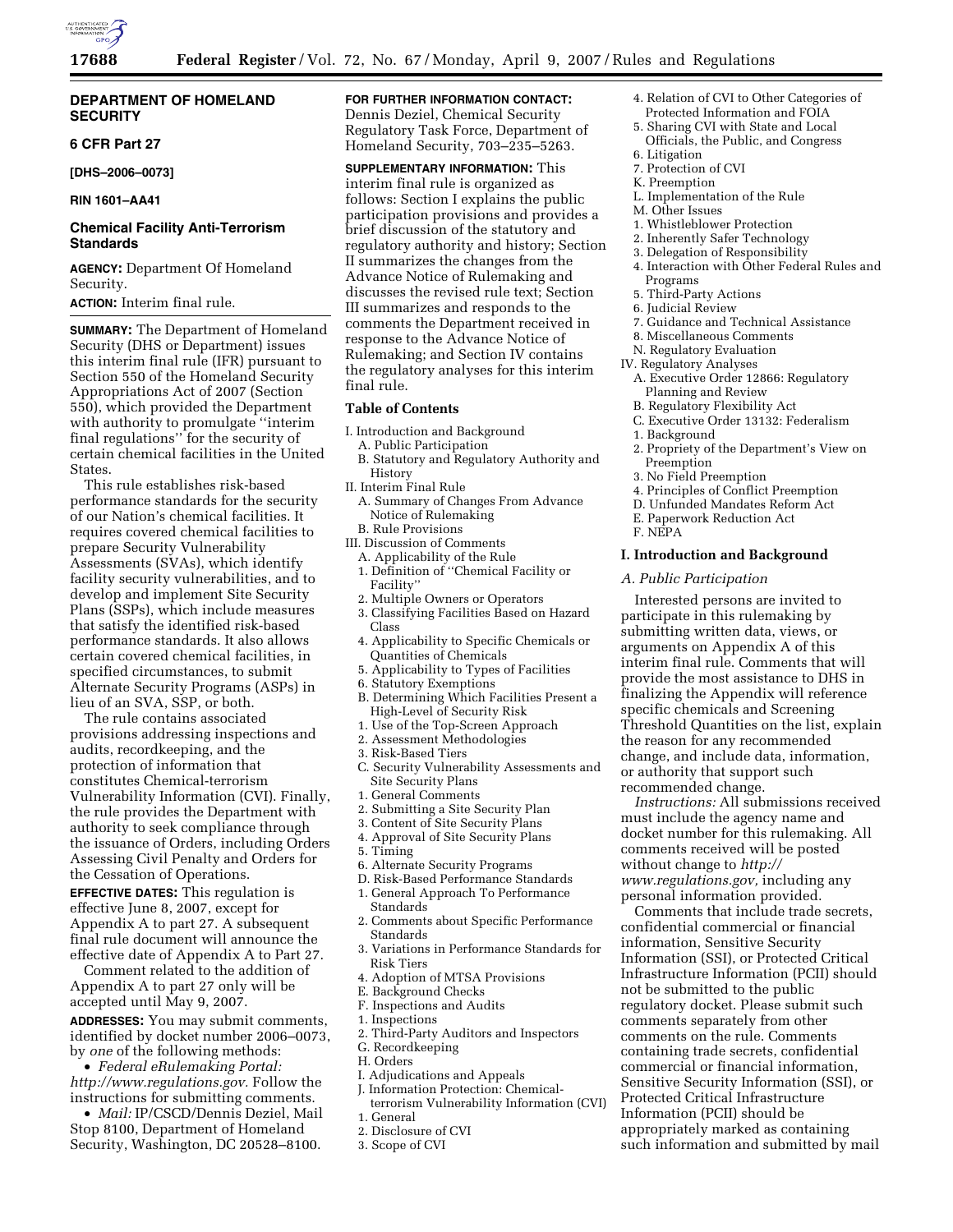**DEPARTMENT OF HOMELAND SECURITY**

**6 CFR Part 27**

**[DHS–2006–0073]**

**RIN 1601–AA41**

## Chemical Facility Anti-Terrorism Standards

**AGENCY:** Department Of Homeland Security.

**ACTION:** Interim final rule.

**SUMMARY:** The Department of Homeland Security (DHS or Department) issues this interim final rule (IFR) pursuant to Section 550 of the Homeland Security Appropriations Act of 2007 (Section 550), which provided the Department with authority to promulgate ''interim final regulations'' for the security of certain chemical facilities in the United States.

This rule establishes risk-based performance standards for the security of our Nation's chemical facilities. It requires covered chemical facilities to prepare Security Vulnerability Assessments (SVAs), which identify facility security vulnerabilities, and to develop and implement Site Security Plans (SSPs), which include measures that satisfy the identified risk-based performance standards. It also allows certain covered chemical facilities, in specified circumstances, to submit Alternate Security Programs (ASPs) in lieu of an SVA, SSP, or both.

The rule contains associated provisions addressing inspections and audits, recordkeeping, and the protection of information that constitutes Chemical-terrorism Vulnerability Information (CVI). Finally, the rule provides the Department with authority to seek compliance through the issuance of Orders, including Orders Assessing Civil Penalty and Orders for the Cessation of Operations.

**EFFECTIVE DATES:** This regulation is effective June 8, 2007, except for Appendix A to part 27. A subsequent final rule document will announce the effective date of Appendix A to Part 27.

Comment related to the addition of Appendix A to part 27 only will be accepted until May 9, 2007.

**ADDRESSES:** You may submit comments, identified by docket number 2006–0073, by *one* of the following methods:

- *Federal eRulemaking Portal: http://www.regulations.gov.* Follow the instructions for submitting comments.
- *Mail:* IP/CSCD/Dennis Deziel, Mail Stop 8100, Department of Homeland Security, Washington, DC 20528–8100.

**FOR FURTHER INFORMATION CONTACT:** Dennis Deziel, Chemical Security Regulatory Task Force, Department of Homeland Security, 703–235–5263.

**SUPPLEMENTARY INFORMATION:** This interim final rule is organized as follows: Section I explains the public participation provisions and provides a brief discussion of the statutory and regulatory authority and history; Section II summarizes the changes from the Advance Notice of Rulemaking and discusses the revised rule text; Section III summarizes and responds to the comments the Department received in response to the Advance Notice of Rulemaking; and Section IV contains the regulatory analyses for this interim final rule.

### Table of Contents

I. Introduction and Background
  A. Public Participation
  B. Statutory and Regulatory Authority and History
II. Interim Final Rule
  A. Summary of Changes From Advance Notice of Rulemaking
  B. Rule Provisions
III. Discussion of Comments
  A. Applicability of the Rule
  1. Definition of ''Chemical Facility or Facility''
  2. Multiple Owners or Operators
  3. Classifying Facilities Based on Hazard Class
  4. Applicability to Specific Chemicals or Quantities of Chemicals
  5. Applicability to Types of Facilities
  6. Statutory Exemptions
  B. Determining Which Facilities Present a High-Level of Security Risk
  1. Use of the Top-Screen Approach
  2. Assessment Methodologies
  3. Risk-Based Tiers
  C. Security Vulnerability Assessments and Site Security Plans
  1. General Comments
  2. Submitting a Site Security Plan
  3. Content of Site Security Plans
  4. Approval of Site Security Plans
  5. Timing
  6. Alternate Security Programs
  D. Risk-Based Performance Standards
  1. General Approach To Performance Standards
  2. Comments about Specific Performance Standards
  3. Variations in Performance Standards for Risk Tiers
  4. Adoption of MTSA Provisions
  E. Background Checks
  F. Inspections and Audits
  1. Inspections
  2. Third-Party Auditors and Inspectors
  G. Recordkeeping
  H. Orders
  I. Adjudications and Appeals
  J. Information Protection: Chemical-terrorism Vulnerability Information (CVI)
  1. General
  2. Disclosure of CVI
  3. Scope of CVI
  4. Relation of CVI to Other Categories of Protected Information and FOIA
  5. Sharing CVI with State and Local Officials, the Public, and Congress
  6. Litigation
  7. Protection of CVI
  K. Preemption
  L. Implementation of the Rule
  M. Other Issues
  1. Whistleblower Protection
  2. Inherently Safer Technology
  3. Delegation of Responsibility
  4. Interaction with Other Federal Rules and Programs
  5. Third-Party Actions
  6. Judicial Review
  7. Guidance and Technical Assistance
  8. Miscellaneous Comments
  N. Regulatory Evaluation
IV. Regulatory Analyses
  A. Executive Order 12866: Regulatory Planning and Review
  B. Regulatory Flexibility Act
  C. Executive Order 13132: Federalism
  1. Background
  2. Propriety of the Department's View on Preemption
  3. No Field Preemption
  4. Principles of Conflict Preemption
  D. Unfunded Mandates Reform Act
  E. Paperwork Reduction Act
  F. NEPA

## I. Introduction and Background

### *A. Public Participation*

Interested persons are invited to participate in this rulemaking by submitting written data, views, or arguments on Appendix A of this interim final rule. Comments that will provide the most assistance to DHS in finalizing the Appendix will reference specific chemicals and Screening Threshold Quantities on the list, explain the reason for any recommended change, and include data, information, or authority that support such recommended change.

*Instructions:* All submissions received must include the agency name and docket number for this rulemaking. All comments received will be posted without change to *http://www.regulations.gov,* including any personal information provided.

Comments that include trade secrets, confidential commercial or financial information, Sensitive Security Information (SSI), or Protected Critical Infrastructure Information (PCII) should not be submitted to the public regulatory docket. Please submit such comments separately from other comments on the rule. Comments containing trade secrets, confidential commercial or financial information, Sensitive Security Information (SSI), or Protected Critical Infrastructure Information (PCII) should be appropriately marked as containing such information and submitted by mail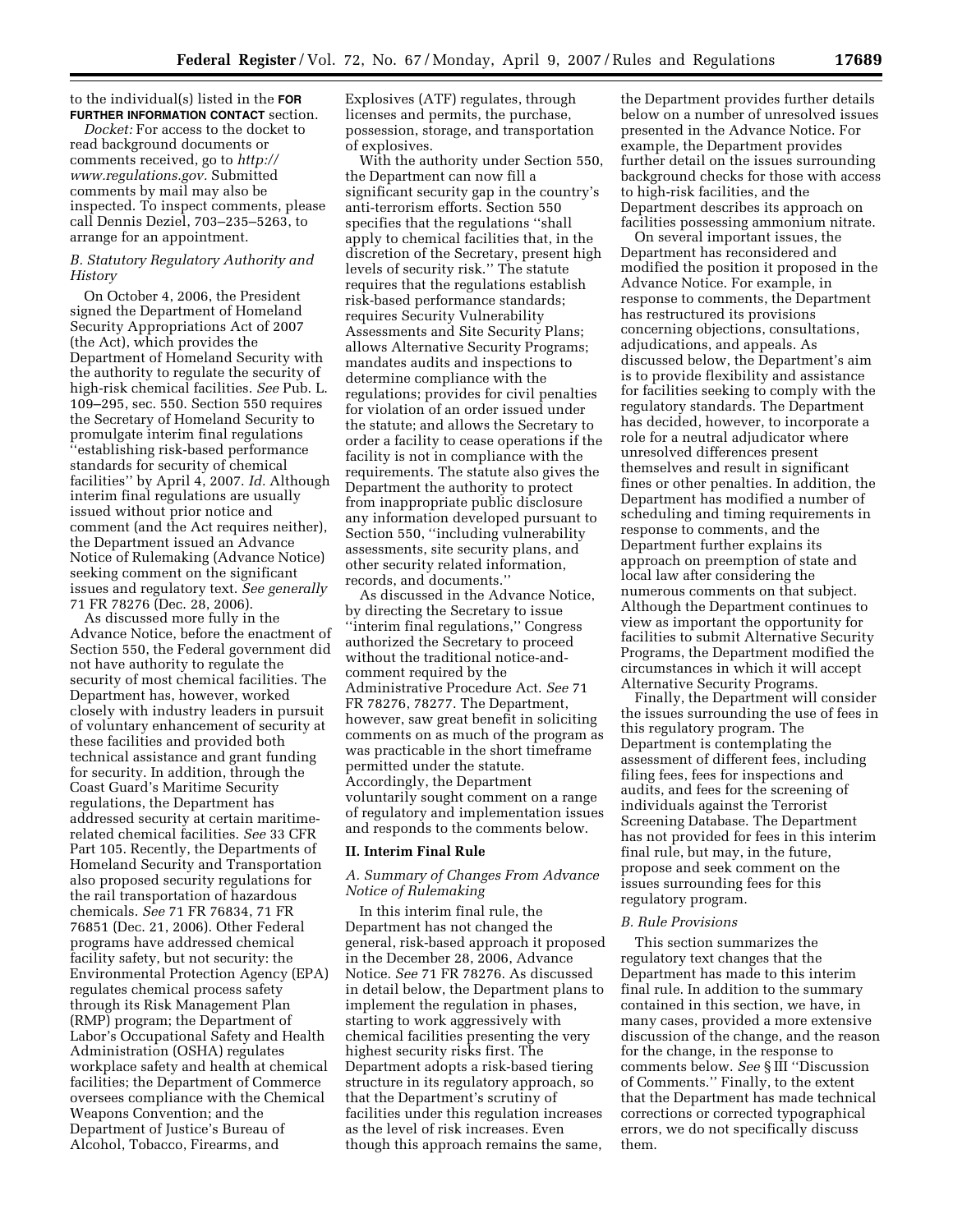to the individual(s) listed in the **FOR FURTHER INFORMATION CONTACT** section.

*Docket:* For access to the docket to read background documents or comments received, go to *http://www.regulations.gov.* Submitted comments by mail may also be inspected. To inspect comments, please call Dennis Deziel, 703–235–5263, to arrange for an appointment.

### *B. Statutory Regulatory Authority and History*

On October 4, 2006, the President signed the Department of Homeland Security Appropriations Act of 2007 (the Act), which provides the Department of Homeland Security with the authority to regulate the security of high-risk chemical facilities. *See* Pub. L. 109–295, sec. 550. Section 550 requires the Secretary of Homeland Security to promulgate interim final regulations ''establishing risk-based performance standards for security of chemical facilities'' by April 4, 2007. *Id.* Although interim final regulations are usually issued without prior notice and comment (and the Act requires neither), the Department issued an Advance Notice of Rulemaking (Advance Notice) seeking comment on the significant issues and regulatory text. *See generally* 71 FR 78276 (Dec. 28, 2006).

As discussed more fully in the Advance Notice, before the enactment of Section 550, the Federal government did not have authority to regulate the security of most chemical facilities. The Department has, however, worked closely with industry leaders in pursuit of voluntary enhancement of security at these facilities and provided both technical assistance and grant funding for security. In addition, through the Coast Guard's Maritime Security regulations, the Department has addressed security at certain maritime-related chemical facilities. *See* 33 CFR Part 105. Recently, the Departments of Homeland Security and Transportation also proposed security regulations for the rail transportation of hazardous chemicals. *See* 71 FR 76834, 71 FR 76851 (Dec. 21, 2006). Other Federal programs have addressed chemical facility safety, but not security: the Environmental Protection Agency (EPA) regulates chemical process safety through its Risk Management Plan (RMP) program; the Department of Labor's Occupational Safety and Health Administration (OSHA) regulates workplace safety and health at chemical facilities; the Department of Commerce oversees compliance with the Chemical Weapons Convention; and the Department of Justice's Bureau of Alcohol, Tobacco, Firearms, and Explosives (ATF) regulates, through licenses and permits, the purchase, possession, storage, and transportation of explosives.

With the authority under Section 550, the Department can now fill a significant security gap in the country's anti-terrorism efforts. Section 550 specifies that the regulations ''shall apply to chemical facilities that, in the discretion of the Secretary, present high levels of security risk.'' The statute requires that the regulations establish risk-based performance standards; requires Security Vulnerability Assessments and Site Security Plans; allows Alternative Security Programs; mandates audits and inspections to determine compliance with the regulations; provides for civil penalties for violation of an order issued under the statute; and allows the Secretary to order a facility to cease operations if the facility is not in compliance with the requirements. The statute also gives the Department the authority to protect from inappropriate public disclosure any information developed pursuant to Section 550, ''including vulnerability assessments, site security plans, and other security related information, records, and documents.''

As discussed in the Advance Notice, by directing the Secretary to issue ''interim final regulations,'' Congress authorized the Secretary to proceed without the traditional notice-and-comment required by the Administrative Procedure Act. *See* 71 FR 78276, 78277. The Department, however, saw great benefit in soliciting comments on as much of the program as was practicable in the short timeframe permitted under the statute. Accordingly, the Department voluntarily sought comment on a range of regulatory and implementation issues and responds to the comments below.

## II. Interim Final Rule

### *A. Summary of Changes From Advance Notice of Rulemaking*

In this interim final rule, the Department has not changed the general, risk-based approach it proposed in the December 28, 2006, Advance Notice. *See* 71 FR 78276. As discussed in detail below, the Department plans to implement the regulation in phases, starting to work aggressively with chemical facilities presenting the very highest security risks first. The Department adopts a risk-based tiering structure in its regulatory approach, so that the Department's scrutiny of facilities under this regulation increases as the level of risk increases. Even though this approach remains the same, the Department provides further details below on a number of unresolved issues presented in the Advance Notice. For example, the Department provides further detail on the issues surrounding background checks for those with access to high-risk facilities, and the Department describes its approach on facilities possessing ammonium nitrate.

On several important issues, the Department has reconsidered and modified the position it proposed in the Advance Notice. For example, in response to comments, the Department has restructured its provisions concerning objections, consultations, adjudications, and appeals. As discussed below, the Department's aim is to provide flexibility and assistance for facilities seeking to comply with the regulatory standards. The Department has decided, however, to incorporate a role for a neutral adjudicator where unresolved differences present themselves and result in significant fines or other penalties. In addition, the Department has modified a number of scheduling and timing requirements in response to comments, and the Department further explains its approach on preemption of state and local law after considering the numerous comments on that subject. Although the Department continues to view as important the opportunity for facilities to submit Alternative Security Programs, the Department modified the circumstances in which it will accept Alternative Security Programs.

Finally, the Department will consider the issues surrounding the use of fees in this regulatory program. The Department is contemplating the assessment of different fees, including filing fees, fees for inspections and audits, and fees for the screening of individuals against the Terrorist Screening Database. The Department has not provided for fees in this interim final rule, but may, in the future, propose and seek comment on the issues surrounding fees for this regulatory program.

### *B. Rule Provisions*

This section summarizes the regulatory text changes that the Department has made to this interim final rule. In addition to the summary contained in this section, we have, in many cases, provided a more extensive discussion of the change, and the reason for the change, in the response to comments below. *See* § III ''Discussion of Comments.'' Finally, to the extent that the Department has made technical corrections or corrected typographical errors, we do not specifically discuss them.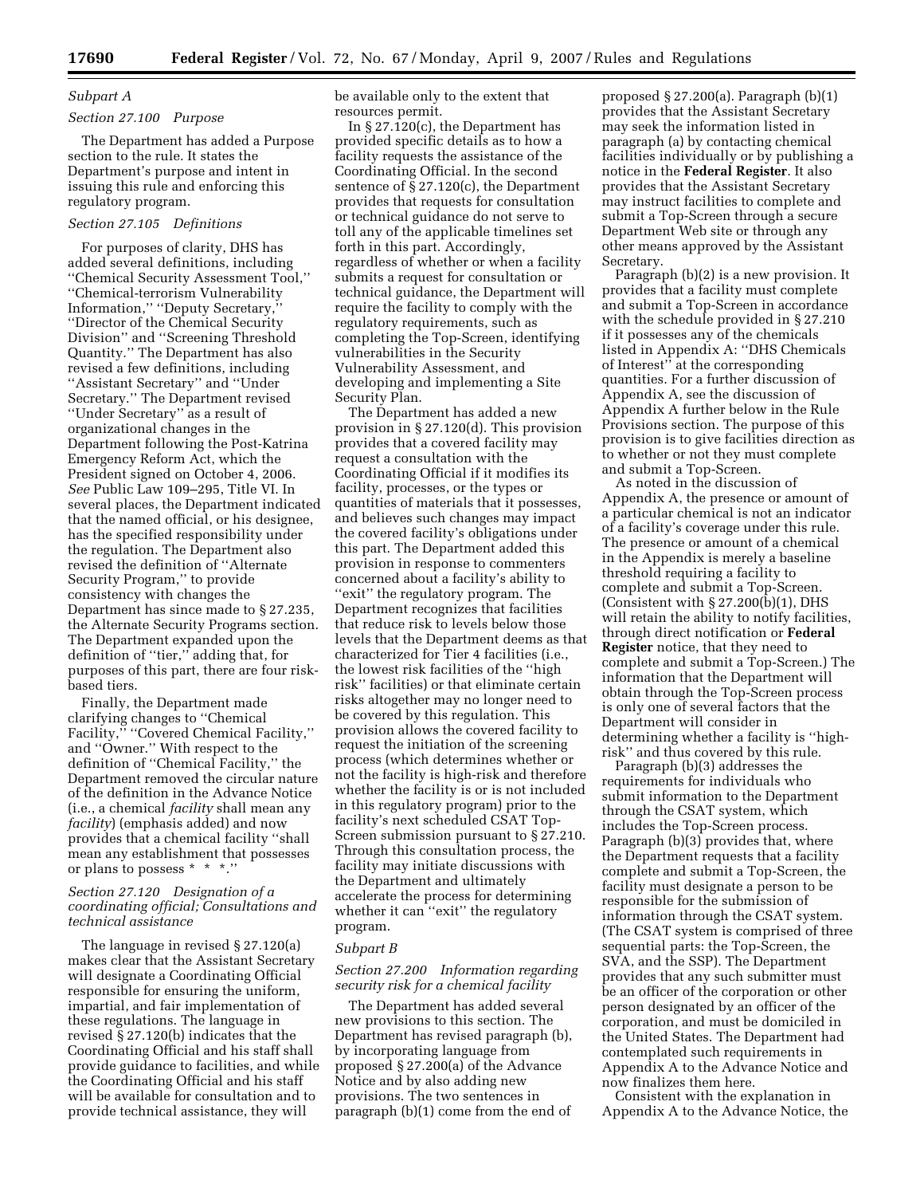*Subpart A*

*Section 27.100 Purpose*

The Department has added a Purpose section to the rule. It states the Department's purpose and intent in issuing this rule and enforcing this regulatory program.

*Section 27.105 Definitions*

For purposes of clarity, DHS has added several definitions, including ''Chemical Security Assessment Tool,'' ''Chemical-terrorism Vulnerability Information,'' ''Deputy Secretary,'' ''Director of the Chemical Security Division'' and ''Screening Threshold Quantity.'' The Department has also revised a few definitions, including ''Assistant Secretary'' and ''Under Secretary.'' The Department revised ''Under Secretary'' as a result of organizational changes in the Department following the Post-Katrina Emergency Reform Act, which the President signed on October 4, 2006. *See* Public Law 109–295, Title VI. In several places, the Department indicated that the named official, or his designee, has the specified responsibility under the regulation. The Department also revised the definition of ''Alternate Security Program,'' to provide consistency with changes the Department has since made to § 27.235, the Alternate Security Programs section. The Department expanded upon the definition of ''tier,'' adding that, for purposes of this part, there are four risk-based tiers.

Finally, the Department made clarifying changes to ''Chemical Facility,'' ''Covered Chemical Facility,'' and ''Owner.'' With respect to the definition of ''Chemical Facility,'' the Department removed the circular nature of the definition in the Advance Notice (i.e., a chemical *facility* shall mean any *facility*) (emphasis added) and now provides that a chemical facility ''shall mean any establishment that possesses or plans to possess * * *.''

*Section 27.120 Designation of a coordinating official; Consultations and technical assistance*

The language in revised § 27.120(a) makes clear that the Assistant Secretary will designate a Coordinating Official responsible for ensuring the uniform, impartial, and fair implementation of these regulations. The language in revised § 27.120(b) indicates that the Coordinating Official and his staff shall provide guidance to facilities, and while the Coordinating Official and his staff will be available for consultation and to provide technical assistance, they will be available only to the extent that resources permit.

In § 27.120(c), the Department has provided specific details as to how a facility requests the assistance of the Coordinating Official. In the second sentence of § 27.120(c), the Department provides that requests for consultation or technical guidance do not serve to toll any of the applicable timelines set forth in this part. Accordingly, regardless of whether or when a facility submits a request for consultation or technical guidance, the Department will require the facility to comply with the regulatory requirements, such as completing the Top-Screen, identifying vulnerabilities in the Security Vulnerability Assessment, and developing and implementing a Site Security Plan.

The Department has added a new provision in § 27.120(d). This provision provides that a covered facility may request a consultation with the Coordinating Official if it modifies its facility, processes, or the types or quantities of materials that it possesses, and believes such changes may impact the covered facility's obligations under this part. The Department added this provision in response to commenters concerned about a facility's ability to ''exit'' the regulatory program. The Department recognizes that facilities that reduce risk to levels below those levels that the Department deems as that characterized for Tier 4 facilities (i.e., the lowest risk facilities of the ''high risk'' facilities) or that eliminate certain risks altogether may no longer need to be covered by this regulation. This provision allows the covered facility to request the initiation of the screening process (which determines whether or not the facility is high-risk and therefore whether the facility is or is not included in this regulatory program) prior to the facility's next scheduled CSAT Top-Screen submission pursuant to § 27.210. Through this consultation process, the facility may initiate discussions with the Department and ultimately accelerate the process for determining whether it can ''exit'' the regulatory program.

*Subpart B*

*Section 27.200 Information regarding security risk for a chemical facility*

The Department has added several new provisions to this section. The Department has revised paragraph (b), by incorporating language from proposed § 27.200(a) of the Advance Notice and by also adding new provisions. The two sentences in paragraph (b)(1) come from the end of proposed § 27.200(a). Paragraph (b)(1) provides that the Assistant Secretary may seek the information listed in paragraph (a) by contacting chemical facilities individually or by publishing a notice in the **Federal Register**. It also provides that the Assistant Secretary may instruct facilities to complete and submit a Top-Screen through a secure Department Web site or through any other means approved by the Assistant Secretary.

Paragraph (b)(2) is a new provision. It provides that a facility must complete and submit a Top-Screen in accordance with the schedule provided in § 27.210 if it possesses any of the chemicals listed in Appendix A: ''DHS Chemicals of Interest'' at the corresponding quantities. For a further discussion of Appendix A, see the discussion of Appendix A further below in the Rule Provisions section. The purpose of this provision is to give facilities direction as to whether or not they must complete and submit a Top-Screen.

As noted in the discussion of Appendix A, the presence or amount of a particular chemical is not an indicator of a facility's coverage under this rule. The presence or amount of a chemical in the Appendix is merely a baseline threshold requiring a facility to complete and submit a Top-Screen. (Consistent with § 27.200(b)(1), DHS will retain the ability to notify facilities, through direct notification or **Federal Register** notice, that they need to complete and submit a Top-Screen.) The information that the Department will obtain through the Top-Screen process is only one of several factors that the Department will consider in determining whether a facility is ''high-risk'' and thus covered by this rule.

Paragraph (b)(3) addresses the requirements for individuals who submit information to the Department through the CSAT system, which includes the Top-Screen process. Paragraph (b)(3) provides that, where the Department requests that a facility complete and submit a Top-Screen, the facility must designate a person to be responsible for the submission of information through the CSAT system. (The CSAT system is comprised of three sequential parts: the Top-Screen, the SVA, and the SSP). The Department provides that any such submitter must be an officer of the corporation or other person designated by an officer of the corporation, and must be domiciled in the United States. The Department had contemplated such requirements in Appendix A to the Advance Notice and now finalizes them here.

Consistent with the explanation in Appendix A to the Advance Notice, the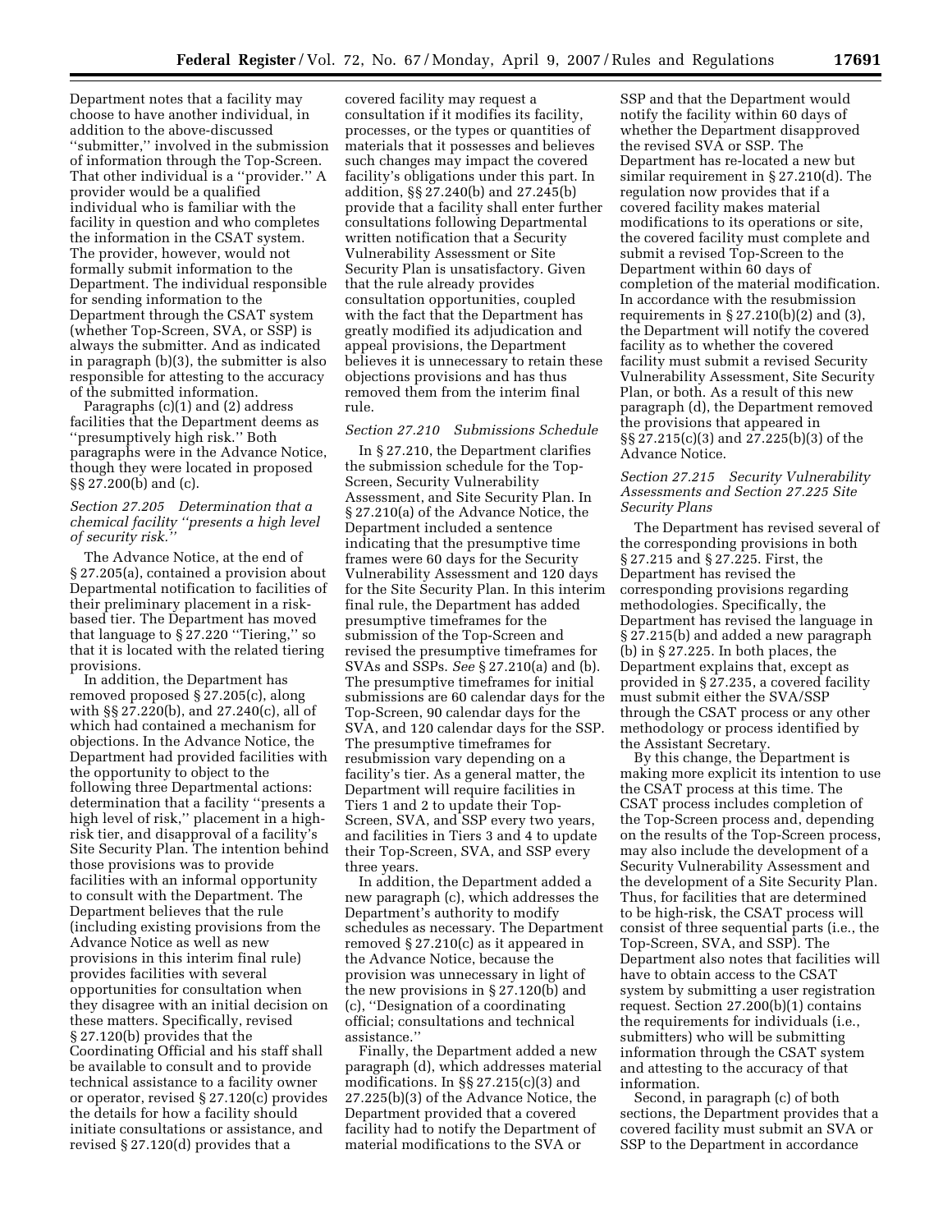Department notes that a facility may choose to have another individual, in addition to the above-discussed ''submitter,'' involved in the submission of information through the Top-Screen. That other individual is a ''provider.'' A provider would be a qualified individual who is familiar with the facility in question and who completes the information in the CSAT system. The provider, however, would not formally submit information to the Department. The individual responsible for sending information to the Department through the CSAT system (whether Top-Screen, SVA, or SSP) is always the submitter. And as indicated in paragraph (b)(3), the submitter is also responsible for attesting to the accuracy of the submitted information.

Paragraphs (c)(1) and (2) address facilities that the Department deems as ''presumptively high risk.'' Both paragraphs were in the Advance Notice, though they were located in proposed §§ 27.200(b) and (c).

*Section 27.205 Determination that a chemical facility ''presents a high level of security risk.''*

The Advance Notice, at the end of § 27.205(a), contained a provision about Departmental notification to facilities of their preliminary placement in a risk-based tier. The Department has moved that language to § 27.220 ''Tiering,'' so that it is located with the related tiering provisions.

In addition, the Department has removed proposed § 27.205(c), along with §§ 27.220(b), and 27.240(c), all of which had contained a mechanism for objections. In the Advance Notice, the Department had provided facilities with the opportunity to object to the following three Departmental actions: determination that a facility ''presents a high level of risk,'' placement in a high-risk tier, and disapproval of a facility's Site Security Plan. The intention behind those provisions was to provide facilities with an informal opportunity to consult with the Department. The Department believes that the rule (including existing provisions from the Advance Notice as well as new provisions in this interim final rule) provides facilities with several opportunities for consultation when they disagree with an initial decision on these matters. Specifically, revised § 27.120(b) provides that the Coordinating Official and his staff shall be available to consult and to provide technical assistance to a facility owner or operator, revised § 27.120(c) provides the details for how a facility should initiate consultations or assistance, and revised § 27.120(d) provides that a covered facility may request a consultation if it modifies its facility, processes, or the types or quantities of materials that it possesses and believes such changes may impact the covered facility's obligations under this part. In addition, §§ 27.240(b) and 27.245(b) provide that a facility shall enter further consultations following Departmental written notification that a Security Vulnerability Assessment or Site Security Plan is unsatisfactory. Given that the rule already provides consultation opportunities, coupled with the fact that the Department has greatly modified its adjudication and appeal provisions, the Department believes it is unnecessary to retain these objections provisions and has thus removed them from the interim final rule.

*Section 27.210 Submissions Schedule*

In § 27.210, the Department clarifies the submission schedule for the Top-Screen, Security Vulnerability Assessment, and Site Security Plan. In § 27.210(a) of the Advance Notice, the Department included a sentence indicating that the presumptive time frames were 60 days for the Security Vulnerability Assessment and 120 days for the Site Security Plan. In this interim final rule, the Department has added presumptive timeframes for the submission of the Top-Screen and revised the presumptive timeframes for SVAs and SSPs. *See* § 27.210(a) and (b). The presumptive timeframes for initial submissions are 60 calendar days for the Top-Screen, 90 calendar days for the SVA, and 120 calendar days for the SSP. The presumptive timeframes for resubmission vary depending on a facility's tier. As a general matter, the Department will require facilities in Tiers 1 and 2 to update their Top-Screen, SVA, and SSP every two years, and facilities in Tiers 3 and 4 to update their Top-Screen, SVA, and SSP every three years.

In addition, the Department added a new paragraph (c), which addresses the Department's authority to modify schedules as necessary. The Department removed § 27.210(c) as it appeared in the Advance Notice, because the provision was unnecessary in light of the new provisions in § 27.120(b) and (c), ''Designation of a coordinating official; consultations and technical assistance.''

Finally, the Department added a new paragraph (d), which addresses material modifications. In §§ 27.215(c)(3) and 27.225(b)(3) of the Advance Notice, the Department provided that a covered facility had to notify the Department of material modifications to the SVA or SSP and that the Department would notify the facility within 60 days of whether the Department disapproved the revised SVA or SSP. The Department has re-located a new but similar requirement in § 27.210(d). The regulation now provides that if a covered facility makes material modifications to its operations or site, the covered facility must complete and submit a revised Top-Screen to the Department within 60 days of completion of the material modification. In accordance with the resubmission requirements in § 27.210(b)(2) and (3), the Department will notify the covered facility as to whether the covered facility must submit a revised Security Vulnerability Assessment, Site Security Plan, or both. As a result of this new paragraph (d), the Department removed the provisions that appeared in §§ 27.215(c)(3) and 27.225(b)(3) of the Advance Notice.

*Section 27.215 Security Vulnerability Assessments and Section 27.225 Site Security Plans*

The Department has revised several of the corresponding provisions in both § 27.215 and § 27.225. First, the Department has revised the corresponding provisions regarding methodologies. Specifically, the Department has revised the language in § 27.215(b) and added a new paragraph (b) in § 27.225. In both places, the Department explains that, except as provided in § 27.235, a covered facility must submit either the SVA/SSP through the CSAT process or any other methodology or process identified by the Assistant Secretary.

By this change, the Department is making more explicit its intention to use the CSAT process at this time. The CSAT process includes completion of the Top-Screen process and, depending on the results of the Top-Screen process, may also include the development of a Security Vulnerability Assessment and the development of a Site Security Plan. Thus, for facilities that are determined to be high-risk, the CSAT process will consist of three sequential parts (i.e., the Top-Screen, SVA, and SSP). The Department also notes that facilities will have to obtain access to the CSAT system by submitting a user registration request. Section 27.200(b)(1) contains the requirements for individuals (i.e., submitters) who will be submitting information through the CSAT system and attesting to the accuracy of that information.

Second, in paragraph (c) of both sections, the Department provides that a covered facility must submit an SVA or SSP to the Department in accordance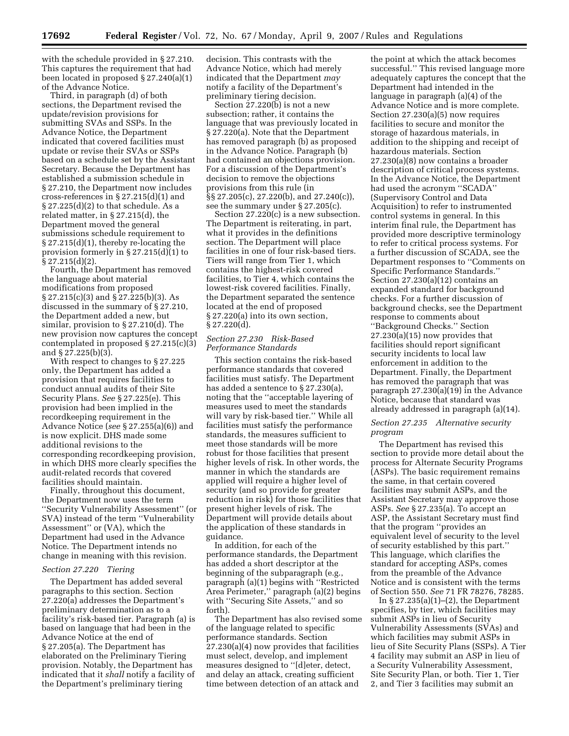with the schedule provided in § 27.210. This captures the requirement that had been located in proposed § 27.240(a)(1) of the Advance Notice.

Third, in paragraph (d) of both sections, the Department revised the update/revision provisions for submitting SVAs and SSPs. In the Advance Notice, the Department indicated that covered facilities must update or revise their SVAs or SSPs based on a schedule set by the Assistant Secretary. Because the Department has established a submission schedule in § 27.210, the Department now includes cross-references in § 27.215(d)(1) and § 27.225(d)(2) to that schedule. As a related matter, in § 27.215(d), the Department moved the general submissions schedule requirement to § 27.215(d)(1), thereby re-locating the provision formerly in § 27.215(d)(1) to § 27.215(d)(2).

Fourth, the Department has removed the language about material modifications from proposed § 27.215(c)(3) and § 27.225(b)(3). As discussed in the summary of § 27.210, the Department added a new, but similar, provision to § 27.210(d). The new provision now captures the concept contemplated in proposed § 27.215(c)(3) and § 27.225(b)(3).

With respect to changes to § 27.225 only, the Department has added a provision that requires facilities to conduct annual audits of their Site Security Plans. *See* § 27.225(e). This provision had been implied in the recordkeeping requirement in the Advance Notice (*see* § 27.255(a)(6)) and is now explicit. DHS made some additional revisions to the corresponding recordkeeping provision, in which DHS more clearly specifies the audit-related records that covered facilities should maintain.

Finally, throughout this document, the Department now uses the term ''Security Vulnerability Assessment'' (or SVA) instead of the term ''Vulnerability Assessment'' or (VA), which the Department had used in the Advance Notice. The Department intends no change in meaning with this revision.

### *Section 27.220 Tiering*

The Department has added several paragraphs to this section. Section 27.220(a) addresses the Department's preliminary determination as to a facility's risk-based tier. Paragraph (a) is based on language that had been in the Advance Notice at the end of § 27.205(a). The Department has elaborated on the Preliminary Tiering provision. Notably, the Department has indicated that it *shall* notify a facility of the Department's preliminary tiering decision. This contrasts with the Advance Notice, which had merely indicated that the Department *may* notify a facility of the Department's preliminary tiering decision.

Section 27.220(b) is not a new subsection; rather, it contains the language that was previously located in § 27.220(a). Note that the Department has removed paragraph (b) as proposed in the Advance Notice. Paragraph (b) had contained an objections provision. For a discussion of the Department's decision to remove the objections provisions from this rule (in §§ 27.205(c), 27.220(b), and 27.240(c)), see the summary under § 27.205(c).

Section 27.220(c) is a new subsection. The Department is reiterating, in part, what it provides in the definitions section. The Department will place facilities in one of four risk-based tiers. Tiers will range from Tier 1, which contains the highest-risk covered facilities, to Tier 4, which contains the lowest-risk covered facilities. Finally, the Department separated the sentence located at the end of proposed § 27.220(a) into its own section, § 27.220(d).

### *Section 27.230 Risk-Based Performance Standards*

This section contains the risk-based performance standards that covered facilities must satisfy. The Department has added a sentence to § 27.230(a), noting that the ''acceptable layering of measures used to meet the standards will vary by risk-based tier.'' While all facilities must satisfy the performance standards, the measures sufficient to meet those standards will be more robust for those facilities that present higher levels of risk. In other words, the manner in which the standards are applied will require a higher level of security (and so provide for greater reduction in risk) for those facilities that present higher levels of risk. The Department will provide details about the application of these standards in guidance.

In addition, for each of the performance standards, the Department has added a short descriptor at the beginning of the subparagraph (e.g., paragraph (a)(1) begins with ''Restricted Area Perimeter,'' paragraph (a)(2) begins with ''Securing Site Assets,'' and so forth).

The Department has also revised some of the language related to specific performance standards. Section 27.230(a)(4) now provides that facilities must select, develop, and implement measures designed to ''[d]eter, detect, and delay an attack, creating sufficient time between detection of an attack and the point at which the attack becomes successful.'' This revised language more adequately captures the concept that the Department had intended in the language in paragraph (a)(4) of the Advance Notice and is more complete. Section 27.230(a)(5) now requires facilities to secure and monitor the storage of hazardous materials, in addition to the shipping and receipt of hazardous materials. Section 27.230(a)(8) now contains a broader description of critical process systems. In the Advance Notice, the Department had used the acronym ''SCADA'' (Supervisory Control and Data Acquisition) to refer to instrumented control systems in general. In this interim final rule, the Department has provided more descriptive terminology to refer to critical process systems. For a further discussion of SCADA, see the Department responses to ''Comments on Specific Performance Standards.'' Section 27.230(a)(12) contains an expanded standard for background checks. For a further discussion of background checks, see the Department response to comments about ''Background Checks.'' Section 27.230(a)(15) now provides that facilities should report significant security incidents to local law enforcement in addition to the Department. Finally, the Department has removed the paragraph that was paragraph 27.230(a)(19) in the Advance Notice, because that standard was already addressed in paragraph (a)(14).

### *Section 27.235 Alternative security program*

The Department has revised this section to provide more detail about the process for Alternate Security Programs (ASPs). The basic requirement remains the same, in that certain covered facilities may submit ASPs, and the Assistant Secretary may approve those ASPs. *See* § 27.235(a). To accept an ASP, the Assistant Secretary must find that the program ''provides an equivalent level of security to the level of security established by this part.'' This language, which clarifies the standard for accepting ASPs, comes from the preamble of the Advance Notice and is consistent with the terms of Section 550. *See* 71 FR 78276, 78285.

In § 27.235(a)(1)–(2), the Department specifies, by tier, which facilities may submit ASPs in lieu of Security Vulnerability Assessments (SVAs) and which facilities may submit ASPs in lieu of Site Security Plans (SSPs). A Tier 4 facility may submit an ASP in lieu of a Security Vulnerability Assessment, Site Security Plan, or both. Tier 1, Tier 2, and Tier 3 facilities may submit an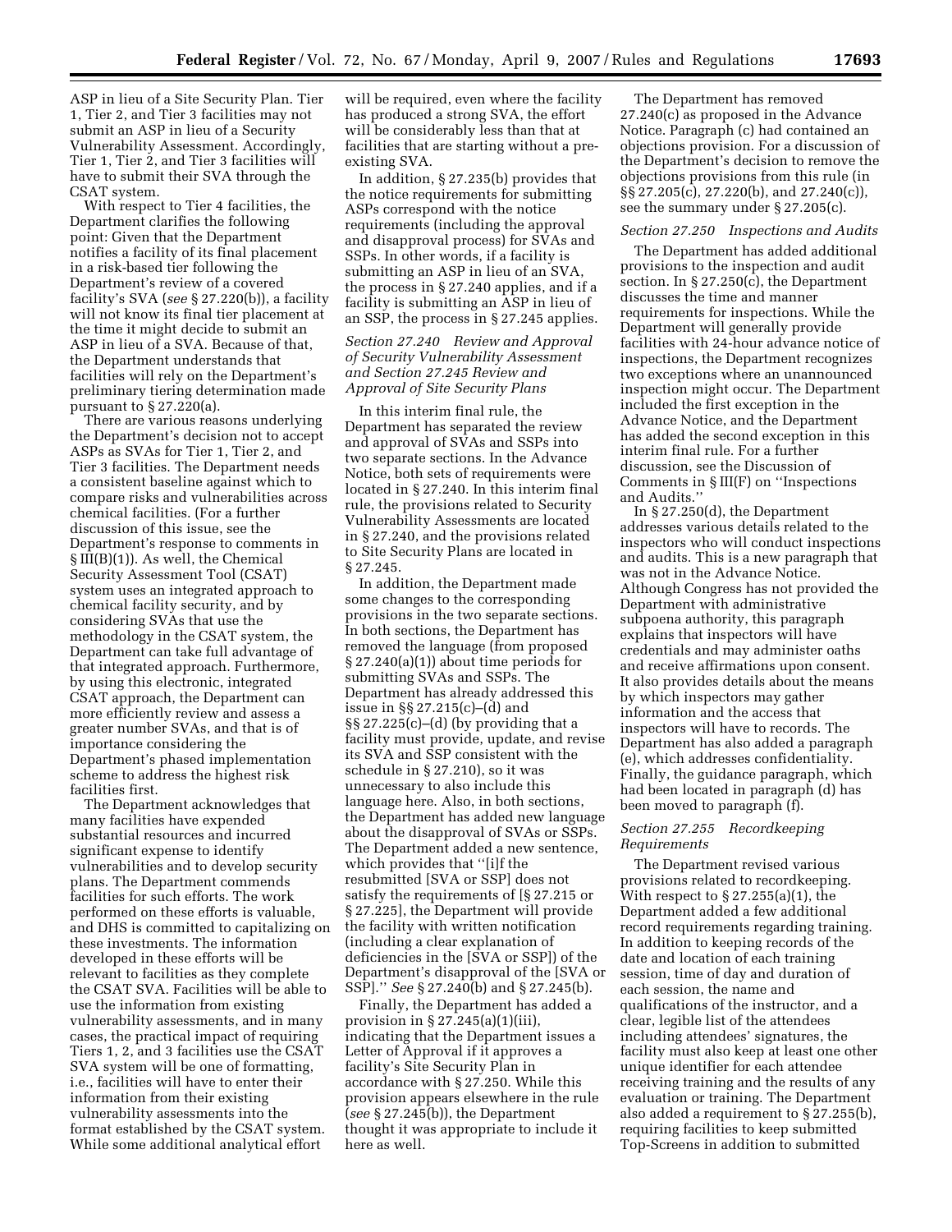ASP in lieu of a Site Security Plan. Tier 1, Tier 2, and Tier 3 facilities may not submit an ASP in lieu of a Security Vulnerability Assessment. Accordingly, Tier 1, Tier 2, and Tier 3 facilities will have to submit their SVA through the CSAT system.

With respect to Tier 4 facilities, the Department clarifies the following point: Given that the Department notifies a facility of its final placement in a risk-based tier following the Department's review of a covered facility's SVA (*see* § 27.220(b)), a facility will not know its final tier placement at the time it might decide to submit an ASP in lieu of a SVA. Because of that, the Department understands that facilities will rely on the Department's preliminary tiering determination made pursuant to § 27.220(a).

There are various reasons underlying the Department's decision not to accept ASPs as SVAs for Tier 1, Tier 2, and Tier 3 facilities. The Department needs a consistent baseline against which to compare risks and vulnerabilities across chemical facilities. (For a further discussion of this issue, see the Department's response to comments in § III(B)(1)). As well, the Chemical Security Assessment Tool (CSAT) system uses an integrated approach to chemical facility security, and by considering SVAs that use the methodology in the CSAT system, the Department can take full advantage of that integrated approach. Furthermore, by using this electronic, integrated CSAT approach, the Department can more efficiently review and assess a greater number SVAs, and that is of importance considering the Department's phased implementation scheme to address the highest risk facilities first.

The Department acknowledges that many facilities have expended substantial resources and incurred significant expense to identify vulnerabilities and to develop security plans. The Department commends facilities for such efforts. The work performed on these efforts is valuable, and DHS is committed to capitalizing on these investments. The information developed in these efforts will be relevant to facilities as they complete the CSAT SVA. Facilities will be able to use the information from existing vulnerability assessments, and in many cases, the practical impact of requiring Tiers 1, 2, and 3 facilities use the CSAT SVA system will be one of formatting, i.e., facilities will have to enter their information from their existing vulnerability assessments into the format established by the CSAT system. While some additional analytical effort will be required, even where the facility has produced a strong SVA, the effort will be considerably less than that at facilities that are starting without a pre-existing SVA.

In addition, § 27.235(b) provides that the notice requirements for submitting ASPs correspond with the notice requirements (including the approval and disapproval process) for SVAs and SSPs. In other words, if a facility is submitting an ASP in lieu of an SVA, the process in § 27.240 applies, and if a facility is submitting an ASP in lieu of an SSP, the process in § 27.245 applies.

*Section 27.240 Review and Approval of Security Vulnerability Assessment and Section 27.245 Review and Approval of Site Security Plans*

In this interim final rule, the Department has separated the review and approval of SVAs and SSPs into two separate sections. In the Advance Notice, both sets of requirements were located in § 27.240. In this interim final rule, the provisions related to Security Vulnerability Assessments are located in § 27.240, and the provisions related to Site Security Plans are located in § 27.245.

In addition, the Department made some changes to the corresponding provisions in the two separate sections. In both sections, the Department has removed the language (from proposed § 27.240(a)(1)) about time periods for submitting SVAs and SSPs. The Department has already addressed this issue in §§ 27.215(c)–(d) and §§ 27.225(c)–(d) (by providing that a facility must provide, update, and revise its SVA and SSP consistent with the schedule in § 27.210), so it was unnecessary to also include this language here. Also, in both sections, the Department has added new language about the disapproval of SVAs or SSPs. The Department added a new sentence, which provides that ''[i]f the resubmitted [SVA or SSP] does not satisfy the requirements of [§ 27.215 or § 27.225], the Department will provide the facility with written notification (including a clear explanation of deficiencies in the [SVA or SSP]) of the Department's disapproval of the [SVA or SSP].'' *See* § 27.240(b) and § 27.245(b).

Finally, the Department has added a provision in § 27.245(a)(1)(iii), indicating that the Department issues a Letter of Approval if it approves a facility's Site Security Plan in accordance with § 27.250. While this provision appears elsewhere in the rule (*see* § 27.245(b)), the Department thought it was appropriate to include it here as well.

The Department has removed 27.240(c) as proposed in the Advance Notice. Paragraph (c) had contained an objections provision. For a discussion of the Department's decision to remove the objections provisions from this rule (in §§ 27.205(c), 27.220(b), and 27.240(c)), see the summary under § 27.205(c).

*Section 27.250 Inspections and Audits*

The Department has added additional provisions to the inspection and audit section. In § 27.250(c), the Department discusses the time and manner requirements for inspections. While the Department will generally provide facilities with 24-hour advance notice of inspections, the Department recognizes two exceptions where an unannounced inspection might occur. The Department included the first exception in the Advance Notice, and the Department has added the second exception in this interim final rule. For a further discussion, see the Discussion of Comments in § III(F) on ''Inspections and Audits.''

In § 27.250(d), the Department addresses various details related to the inspectors who will conduct inspections and audits. This is a new paragraph that was not in the Advance Notice. Although Congress has not provided the Department with administrative subpoena authority, this paragraph explains that inspectors will have credentials and may administer oaths and receive affirmations upon consent. It also provides details about the means by which inspectors may gather information and the access that inspectors will have to records. The Department has also added a paragraph (e), which addresses confidentiality. Finally, the guidance paragraph, which had been located in paragraph (d) has been moved to paragraph (f).

*Section 27.255 Recordkeeping Requirements*

The Department revised various provisions related to recordkeeping. With respect to § 27.255(a)(1), the Department added a few additional record requirements regarding training. In addition to keeping records of the date and location of each training session, time of day and duration of each session, the name and qualifications of the instructor, and a clear, legible list of the attendees including attendees' signatures, the facility must also keep at least one other unique identifier for each attendee receiving training and the results of any evaluation or training. The Department also added a requirement to § 27.255(b), requiring facilities to keep submitted Top-Screens in addition to submitted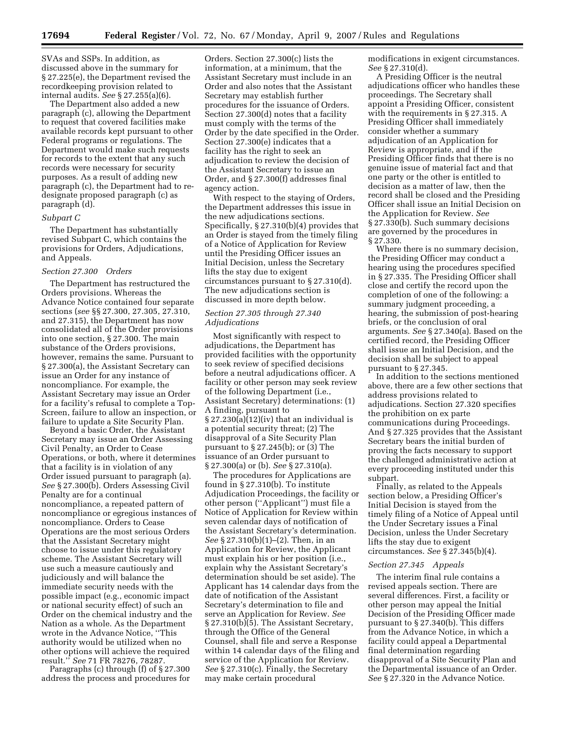SVAs and SSPs. In addition, as discussed above in the summary for § 27.225(e), the Department revised the recordkeeping provision related to internal audits. *See* § 27.255(a)(6).

The Department also added a new paragraph (c), allowing the Department to request that covered facilities make available records kept pursuant to other Federal programs or regulations. The Department would make such requests for records to the extent that any such records were necessary for security purposes. As a result of adding new paragraph (c), the Department had to re-designate proposed paragraph (c) as paragraph (d).

*Subpart C*

The Department has substantially revised Subpart C, which contains the provisions for Orders, Adjudications, and Appeals.

*Section 27.300 Orders*

The Department has restructured the Orders provisions. Whereas the Advance Notice contained four separate sections (*see* §§ 27.300, 27.305, 27.310, and 27.315), the Department has now consolidated all of the Order provisions into one section, § 27.300. The main substance of the Orders provisions, however, remains the same. Pursuant to § 27.300(a), the Assistant Secretary can issue an Order for any instance of noncompliance. For example, the Assistant Secretary may issue an Order for a facility's refusal to complete a Top-Screen, failure to allow an inspection, or failure to update a Site Security Plan.

Beyond a basic Order, the Assistant Secretary may issue an Order Assessing Civil Penalty, an Order to Cease Operations, or both, where it determines that a facility is in violation of any Order issued pursuant to paragraph (a). *See* § 27.300(b). Orders Assessing Civil Penalty are for a continual noncompliance, a repeated pattern of noncompliance or egregious instances of noncompliance. Orders to Cease Operations are the most serious Orders that the Assistant Secretary might choose to issue under this regulatory scheme. The Assistant Secretary will use such a measure cautiously and judiciously and will balance the immediate security needs with the possible impact (e.g., economic impact or national security effect) of such an Order on the chemical industry and the Nation as a whole. As the Department wrote in the Advance Notice, "This authority would be utilized when no other options will achieve the required result." *See* 71 FR 78276, 78287.

Paragraphs (c) through (f) of § 27.300 address the process and procedures for Orders. Section 27.300(c) lists the information, at a minimum, that the Assistant Secretary must include in an Order and also notes that the Assistant Secretary may establish further procedures for the issuance of Orders. Section 27.300(d) notes that a facility must comply with the terms of the Order by the date specified in the Order. Section 27.300(e) indicates that a facility has the right to seek an adjudication to review the decision of the Assistant Secretary to issue an Order, and § 27.300(f) addresses final agency action.

With respect to the staying of Orders, the Department addresses this issue in the new adjudications sections. Specifically, § 27.310(b)(4) provides that an Order is stayed from the timely filing of a Notice of Application for Review until the Presiding Officer issues an Initial Decision, unless the Secretary lifts the stay due to exigent circumstances pursuant to § 27.310(d). The new adjudications section is discussed in more depth below.

*Section 27.305 through 27.340 Adjudications*

Most significantly with respect to adjudications, the Department has provided facilities with the opportunity to seek review of specified decisions before a neutral adjudications officer. A facility or other person may seek review of the following Department (i.e., Assistant Secretary) determinations: (1) A finding, pursuant to § 27.230(a)(12)(iv) that an individual is a potential security threat; (2) The disapproval of a Site Security Plan pursuant to § 27.245(b); or (3) The issuance of an Order pursuant to § 27.300(a) or (b). *See* § 27.310(a).

The procedures for Applications are found in § 27.310(b). To institute Adjudication Proceedings, the facility or other person ("Applicant") must file a Notice of Application for Review within seven calendar days of notification of the Assistant Secretary's determination. *See* § 27.310(b)(1)–(2). Then, in an Application for Review, the Applicant must explain his or her position (i.e., explain why the Assistant Secretary's determination should be set aside). The Applicant has 14 calendar days from the date of notification of the Assistant Secretary's determination to file and serve an Application for Review. *See* § 27.310(b)(5). The Assistant Secretary, through the Office of the General Counsel, shall file and serve a Response within 14 calendar days of the filing and service of the Application for Review. *See* § 27.310(c). Finally, the Secretary may make certain procedural modifications in exigent circumstances. *See* § 27.310(d).

A Presiding Officer is the neutral adjudications officer who handles these proceedings. The Secretary shall appoint a Presiding Officer, consistent with the requirements in § 27.315. A Presiding Officer shall immediately consider whether a summary adjudication of an Application for Review is appropriate, and if the Presiding Officer finds that there is no genuine issue of material fact and that one party or the other is entitled to decision as a matter of law, then the record shall be closed and the Presiding Officer shall issue an Initial Decision on the Application for Review. *See* § 27.330(b). Such summary decisions are governed by the procedures in § 27.330.

Where there is no summary decision, the Presiding Officer may conduct a hearing using the procedures specified in § 27.335. The Presiding Officer shall close and certify the record upon the completion of one of the following: a summary judgment proceeding, a hearing, the submission of post-hearing briefs, or the conclusion of oral arguments. *See* § 27.340(a). Based on the certified record, the Presiding Officer shall issue an Initial Decision, and the decision shall be subject to appeal pursuant to § 27.345.

In addition to the sections mentioned above, there are a few other sections that address provisions related to adjudications. Section 27.320 specifies the prohibition on ex parte communications during Proceedings. And § 27.325 provides that the Assistant Secretary bears the initial burden of proving the facts necessary to support the challenged administrative action at every proceeding instituted under this subpart.

Finally, as related to the Appeals section below, a Presiding Officer's Initial Decision is stayed from the timely filing of a Notice of Appeal until the Under Secretary issues a Final Decision, unless the Under Secretary lifts the stay due to exigent circumstances. *See* § 27.345(b)(4).

*Section 27.345 Appeals*

The interim final rule contains a revised appeals section. There are several differences. First, a facility or other person may appeal the Initial Decision of the Presiding Officer made pursuant to § 27.340(b). This differs from the Advance Notice, in which a facility could appeal a Departmental final determination regarding disapproval of a Site Security Plan and the Departmental issuance of an Order. *See* § 27.320 in the Advance Notice.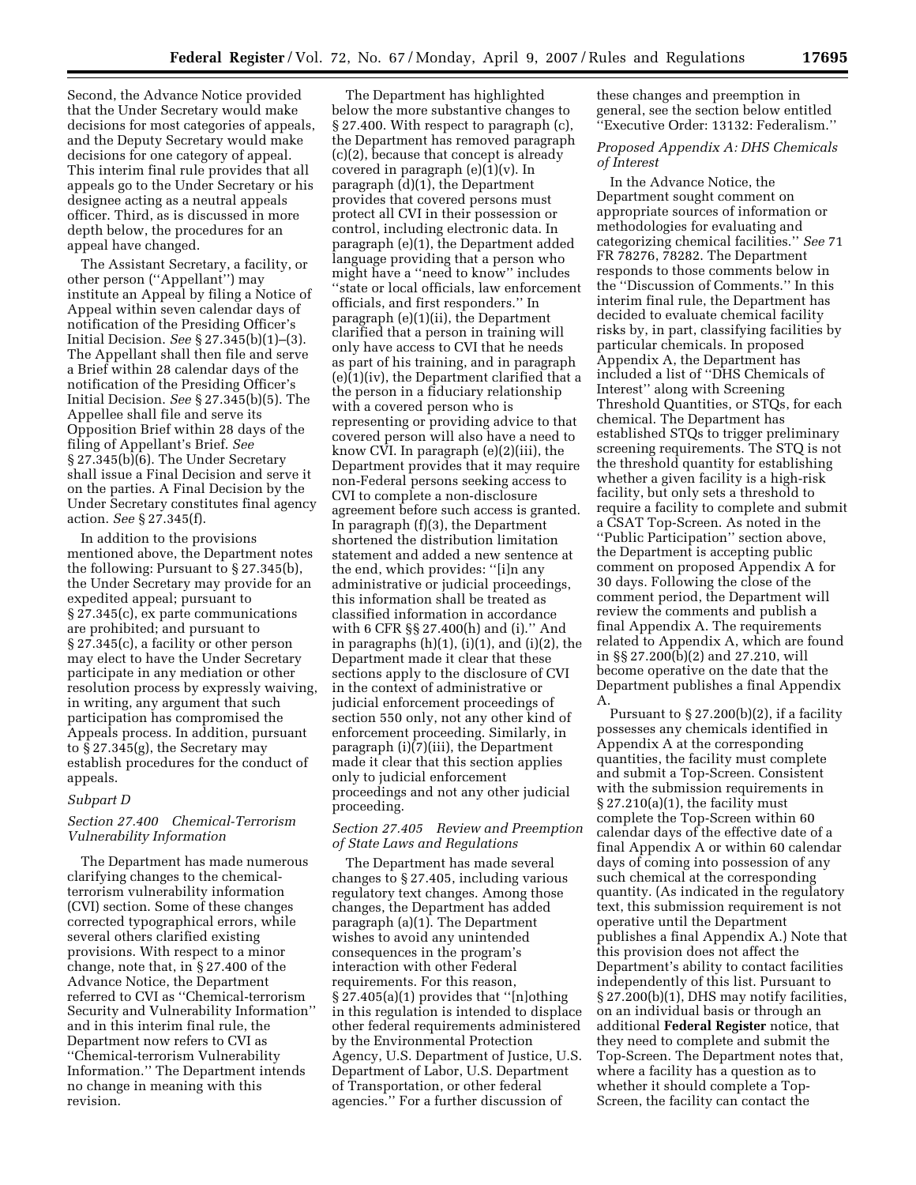Second, the Advance Notice provided that the Under Secretary would make decisions for most categories of appeals, and the Deputy Secretary would make decisions for one category of appeal. This interim final rule provides that all appeals go to the Under Secretary or his designee acting as a neutral appeals officer. Third, as is discussed in more depth below, the procedures for an appeal have changed.

The Assistant Secretary, a facility, or other person (''Appellant'') may institute an Appeal by filing a Notice of Appeal within seven calendar days of notification of the Presiding Officer's Initial Decision. *See* § 27.345(b)(1)–(3). The Appellant shall then file and serve a Brief within 28 calendar days of the notification of the Presiding Officer's Initial Decision. *See* § 27.345(b)(5). The Appellee shall file and serve its Opposition Brief within 28 days of the filing of Appellant's Brief. *See* § 27.345(b)(6). The Under Secretary shall issue a Final Decision and serve it on the parties. A Final Decision by the Under Secretary constitutes final agency action. *See* § 27.345(f).

In addition to the provisions mentioned above, the Department notes the following: Pursuant to § 27.345(b), the Under Secretary may provide for an expedited appeal; pursuant to § 27.345(c), ex parte communications are prohibited; and pursuant to § 27.345(c), a facility or other person may elect to have the Under Secretary participate in any mediation or other resolution process by expressly waiving, in writing, any argument that such participation has compromised the Appeals process. In addition, pursuant to § 27.345(g), the Secretary may establish procedures for the conduct of appeals.

*Subpart D*

*Section 27.400 Chemical-Terrorism Vulnerability Information*

The Department has made numerous clarifying changes to the chemical-terrorism vulnerability information (CVI) section. Some of these changes corrected typographical errors, while several others clarified existing provisions. With respect to a minor change, note that, in § 27.400 of the Advance Notice, the Department referred to CVI as ''Chemical-terrorism Security and Vulnerability Information'' and in this interim final rule, the Department now refers to CVI as ''Chemical-terrorism Vulnerability Information.'' The Department intends no change in meaning with this revision.

The Department has highlighted below the more substantive changes to § 27.400. With respect to paragraph (c), the Department has removed paragraph (c)(2), because that concept is already covered in paragraph (e)(1)(v). In paragraph (d)(1), the Department provides that covered persons must protect all CVI in their possession or control, including electronic data. In paragraph (e)(1), the Department added language providing that a person who might have a ''need to know'' includes ''state or local officials, law enforcement officials, and first responders.'' In paragraph (e)(1)(ii), the Department clarified that a person in training will only have access to CVI that he needs as part of his training, and in paragraph (e)(1)(iv), the Department clarified that a the person in a fiduciary relationship with a covered person who is representing or providing advice to that covered person will also have a need to know CVI. In paragraph (e)(2)(iii), the Department provides that it may require non-Federal persons seeking access to CVI to complete a non-disclosure agreement before such access is granted. In paragraph (f)(3), the Department shortened the distribution limitation statement and added a new sentence at the end, which provides: ''[i]n any administrative or judicial proceedings, this information shall be treated as classified information in accordance with 6 CFR §§ 27.400(h) and (i).'' And in paragraphs (h)(1), (i)(1), and (i)(2), the Department made it clear that these sections apply to the disclosure of CVI in the context of administrative or judicial enforcement proceedings of section 550 only, not any other kind of enforcement proceeding. Similarly, in paragraph (i)(7)(iii), the Department made it clear that this section applies only to judicial enforcement proceedings and not any other judicial proceeding.

*Section 27.405 Review and Preemption of State Laws and Regulations*

The Department has made several changes to § 27.405, including various regulatory text changes. Among those changes, the Department has added paragraph (a)(1). The Department wishes to avoid any unintended consequences in the program's interaction with other Federal requirements. For this reason, § 27.405(a)(1) provides that ''[n]othing in this regulation is intended to displace other federal requirements administered by the Environmental Protection Agency, U.S. Department of Justice, U.S. Department of Labor, U.S. Department of Transportation, or other federal agencies.'' For a further discussion of these changes and preemption in general, see the section below entitled ''Executive Order: 13132: Federalism.''

*Proposed Appendix A: DHS Chemicals of Interest*

In the Advance Notice, the Department sought comment on appropriate sources of information or methodologies for evaluating and categorizing chemical facilities.'' *See* 71 FR 78276, 78282. The Department responds to those comments below in the ''Discussion of Comments.'' In this interim final rule, the Department has decided to evaluate chemical facility risks by, in part, classifying facilities by particular chemicals. In proposed Appendix A, the Department has included a list of ''DHS Chemicals of Interest'' along with Screening Threshold Quantities, or STQs, for each chemical. The Department has established STQs to trigger preliminary screening requirements. The STQ is not the threshold quantity for establishing whether a given facility is a high-risk facility, but only sets a threshold to require a facility to complete and submit a CSAT Top-Screen. As noted in the ''Public Participation'' section above, the Department is accepting public comment on proposed Appendix A for 30 days. Following the close of the comment period, the Department will review the comments and publish a final Appendix A. The requirements related to Appendix A, which are found in §§ 27.200(b)(2) and 27.210, will become operative on the date that the Department publishes a final Appendix A.

Pursuant to § 27.200(b)(2), if a facility possesses any chemicals identified in Appendix A at the corresponding quantities, the facility must complete and submit a Top-Screen. Consistent with the submission requirements in § 27.210(a)(1), the facility must complete the Top-Screen within 60 calendar days of the effective date of a final Appendix A or within 60 calendar days of coming into possession of any such chemical at the corresponding quantity. (As indicated in the regulatory text, this submission requirement is not operative until the Department publishes a final Appendix A.) Note that this provision does not affect the Department's ability to contact facilities independently of this list. Pursuant to § 27.200(b)(1), DHS may notify facilities, on an individual basis or through an additional **Federal Register** notice, that they need to complete and submit the Top-Screen. The Department notes that, where a facility has a question as to whether it should complete a Top-Screen, the facility can contact the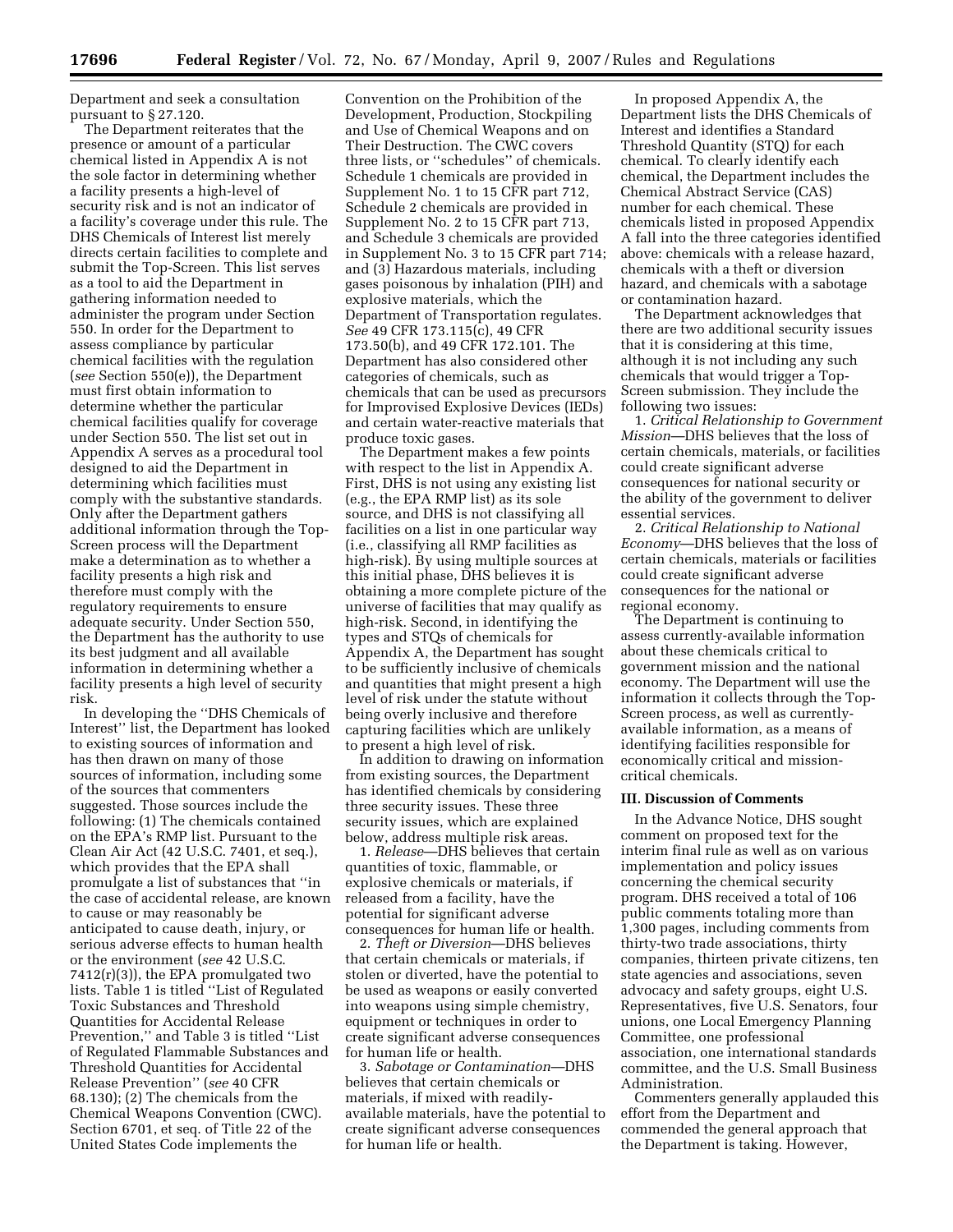Department and seek a consultation pursuant to § 27.120.

The Department reiterates that the presence or amount of a particular chemical listed in Appendix A is not the sole factor in determining whether a facility presents a high-level of security risk and is not an indicator of a facility's coverage under this rule. The DHS Chemicals of Interest list merely directs certain facilities to complete and submit the Top-Screen. This list serves as a tool to aid the Department in gathering information needed to administer the program under Section 550. In order for the Department to assess compliance by particular chemical facilities with the regulation (*see* Section 550(e)), the Department must first obtain information to determine whether the particular chemical facilities qualify for coverage under Section 550. The list set out in Appendix A serves as a procedural tool designed to aid the Department in determining which facilities must comply with the substantive standards. Only after the Department gathers additional information through the Top-Screen process will the Department make a determination as to whether a facility presents a high risk and therefore must comply with the regulatory requirements to ensure adequate security. Under Section 550, the Department has the authority to use its best judgment and all available information in determining whether a facility presents a high level of security risk.

In developing the ''DHS Chemicals of Interest'' list, the Department has looked to existing sources of information and has then drawn on many of those sources of information, including some of the sources that commenters suggested. Those sources include the following: (1) The chemicals contained on the EPA's RMP list. Pursuant to the Clean Air Act (42 U.S.C. 7401, et seq.), which provides that the EPA shall promulgate a list of substances that ''in the case of accidental release, are known to cause or may reasonably be anticipated to cause death, injury, or serious adverse effects to human health or the environment (*see* 42 U.S.C. 7412(r)(3)), the EPA promulgated two lists. Table 1 is titled ''List of Regulated Toxic Substances and Threshold Quantities for Accidental Release Prevention,'' and Table 3 is titled ''List of Regulated Flammable Substances and Threshold Quantities for Accidental Release Prevention'' (*see* 40 CFR 68.130); (2) The chemicals from the Chemical Weapons Convention (CWC). Section 6701, et seq. of Title 22 of the United States Code implements the Convention on the Prohibition of the Development, Production, Stockpiling and Use of Chemical Weapons and on Their Destruction. The CWC covers three lists, or ''schedules'' of chemicals. Schedule 1 chemicals are provided in Supplement No. 1 to 15 CFR part 712, Schedule 2 chemicals are provided in Supplement No. 2 to 15 CFR part 713, and Schedule 3 chemicals are provided in Supplement No. 3 to 15 CFR part 714; and (3) Hazardous materials, including gases poisonous by inhalation (PIH) and explosive materials, which the Department of Transportation regulates. *See* 49 CFR 173.115(c), 49 CFR 173.50(b), and 49 CFR 172.101. The Department has also considered other categories of chemicals, such as chemicals that can be used as precursors for Improvised Explosive Devices (IEDs) and certain water-reactive materials that produce toxic gases.

The Department makes a few points with respect to the list in Appendix A. First, DHS is not using any existing list (e.g., the EPA RMP list) as its sole source, and DHS is not classifying all facilities on a list in one particular way (i.e., classifying all RMP facilities as high-risk). By using multiple sources at this initial phase, DHS believes it is obtaining a more complete picture of the universe of facilities that may qualify as high-risk. Second, in identifying the types and STQs of chemicals for Appendix A, the Department has sought to be sufficiently inclusive of chemicals and quantities that might present a high level of risk under the statute without being overly inclusive and therefore capturing facilities which are unlikely to present a high level of risk.

In addition to drawing on information from existing sources, the Department has identified chemicals by considering three security issues. These three security issues, which are explained below, address multiple risk areas.

1. *Release*—DHS believes that certain quantities of toxic, flammable, or explosive chemicals or materials, if released from a facility, have the potential for significant adverse consequences for human life or health.

2. *Theft or Diversion*—DHS believes that certain chemicals or materials, if stolen or diverted, have the potential to be used as weapons or easily converted into weapons using simple chemistry, equipment or techniques in order to create significant adverse consequences for human life or health.

3. *Sabotage or Contamination*—DHS believes that certain chemicals or materials, if mixed with readily-available materials, have the potential to create significant adverse consequences for human life or health.

In proposed Appendix A, the Department lists the DHS Chemicals of Interest and identifies a Standard Threshold Quantity (STQ) for each chemical. To clearly identify each chemical, the Department includes the Chemical Abstract Service (CAS) number for each chemical. These chemicals listed in proposed Appendix A fall into the three categories identified above: chemicals with a release hazard, chemicals with a theft or diversion hazard, and chemicals with a sabotage or contamination hazard.

The Department acknowledges that there are two additional security issues that it is considering at this time, although it is not including any such chemicals that would trigger a Top-Screen submission. They include the following two issues:

1. *Critical Relationship to Government Mission*—DHS believes that the loss of certain chemicals, materials, or facilities could create significant adverse consequences for national security or the ability of the government to deliver essential services.

2. *Critical Relationship to National Economy*—DHS believes that the loss of certain chemicals, materials or facilities could create significant adverse consequences for the national or regional economy.

The Department is continuing to assess currently-available information about these chemicals critical to government mission and the national economy. The Department will use the information it collects through the Top-Screen process, as well as currently-available information, as a means of identifying facilities responsible for economically critical and mission-critical chemicals.

## III. Discussion of Comments

In the Advance Notice, DHS sought comment on proposed text for the interim final rule as well as on various implementation and policy issues concerning the chemical security program. DHS received a total of 106 public comments totaling more than 1,300 pages, including comments from thirty-two trade associations, thirty companies, thirteen private citizens, ten state agencies and associations, seven advocacy and safety groups, eight U.S. Representatives, five U.S. Senators, four unions, one Local Emergency Planning Committee, one professional association, one international standards committee, and the U.S. Small Business Administration.

Commenters generally applauded this effort from the Department and commended the general approach that the Department is taking. However,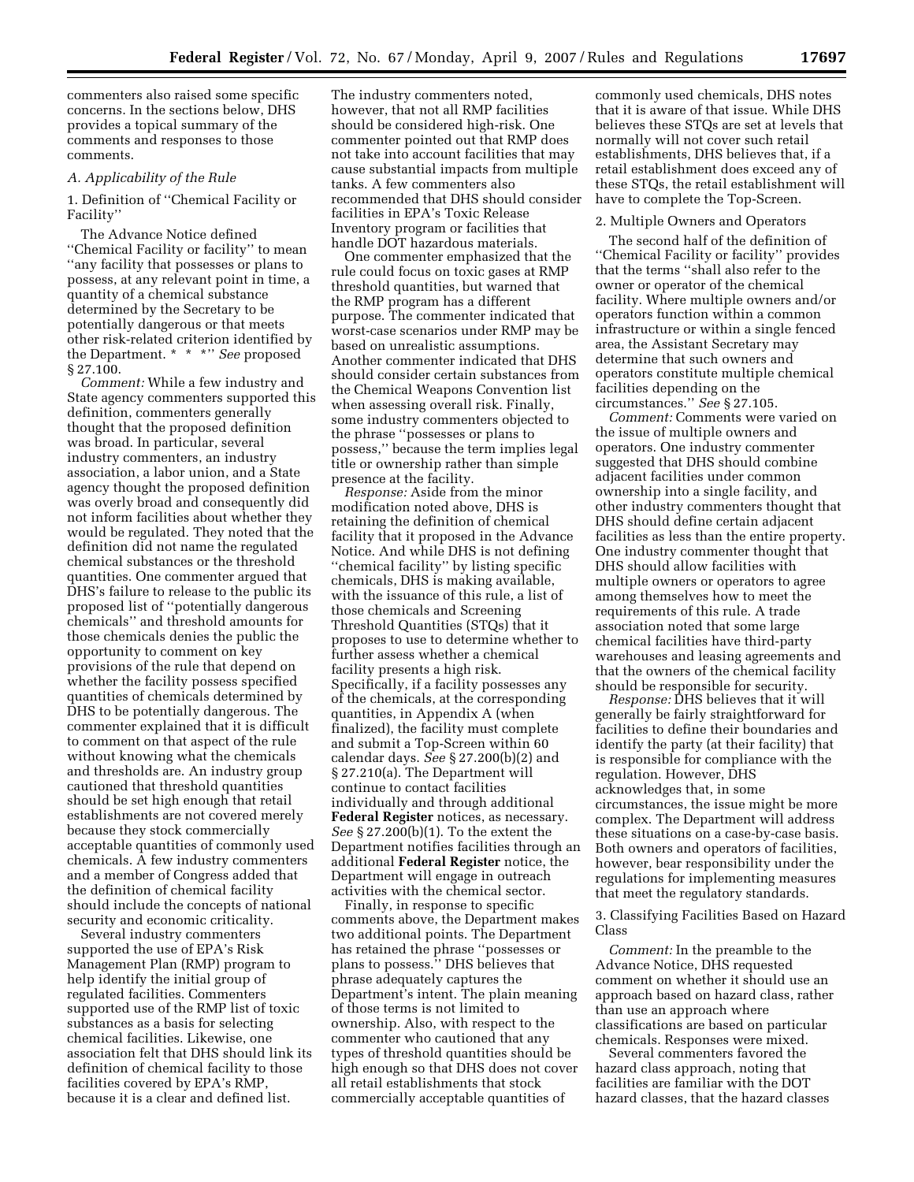commenters also raised some specific concerns. In the sections below, DHS provides a topical summary of the comments and responses to those comments.

### *A. Applicability of the Rule*

#### 1. Definition of ''Chemical Facility or Facility''

The Advance Notice defined ''Chemical Facility or facility'' to mean ''any facility that possesses or plans to possess, at any relevant point in time, a quantity of a chemical substance determined by the Secretary to be potentially dangerous or that meets other risk-related criterion identified by the Department. * * *'' *See* proposed § 27.100.

*Comment:* While a few industry and State agency commenters supported this definition, commenters generally thought that the proposed definition was broad. In particular, several industry commenters, an industry association, a labor union, and a State agency thought the proposed definition was overly broad and consequently did not inform facilities about whether they would be regulated. They noted that the definition did not name the regulated chemical substances or the threshold quantities. One commenter argued that DHS's failure to release to the public its proposed list of ''potentially dangerous chemicals'' and threshold amounts for those chemicals denies the public the opportunity to comment on key provisions of the rule that depend on whether the facility possess specified quantities of chemicals determined by DHS to be potentially dangerous. The commenter explained that it is difficult to comment on that aspect of the rule without knowing what the chemicals and thresholds are. An industry group cautioned that threshold quantities should be set high enough that retail establishments are not covered merely because they stock commercially acceptable quantities of commonly used chemicals. A few industry commenters and a member of Congress added that the definition of chemical facility should include the concepts of national security and economic criticality.

Several industry commenters supported the use of EPA's Risk Management Plan (RMP) program to help identify the initial group of regulated facilities. Commenters supported use of the RMP list of toxic substances as a basis for selecting chemical facilities. Likewise, one association felt that DHS should link its definition of chemical facility to those facilities covered by EPA's RMP, because it is a clear and defined list. The industry commenters noted, however, that not all RMP facilities should be considered high-risk. One commenter pointed out that RMP does not take into account facilities that may cause substantial impacts from multiple tanks. A few commenters also recommended that DHS should consider facilities in EPA's Toxic Release Inventory program or facilities that handle DOT hazardous materials.

One commenter emphasized that the rule could focus on toxic gases at RMP threshold quantities, but warned that the RMP program has a different purpose. The commenter indicated that worst-case scenarios under RMP may be based on unrealistic assumptions. Another commenter indicated that DHS should consider certain substances from the Chemical Weapons Convention list when assessing overall risk. Finally, some industry commenters objected to the phrase ''possesses or plans to possess,'' because the term implies legal title or ownership rather than simple presence at the facility.

*Response:* Aside from the minor modification noted above, DHS is retaining the definition of chemical facility that it proposed in the Advance Notice. And while DHS is not defining ''chemical facility'' by listing specific chemicals, DHS is making available, with the issuance of this rule, a list of those chemicals and Screening Threshold Quantities (STQs) that it proposes to use to determine whether to further assess whether a chemical facility presents a high risk. Specifically, if a facility possesses any of the chemicals, at the corresponding quantities, in Appendix A (when finalized), the facility must complete and submit a Top-Screen within 60 calendar days. *See* § 27.200(b)(2) and § 27.210(a). The Department will continue to contact facilities individually and through additional **Federal Register** notices, as necessary. *See* § 27.200(b)(1). To the extent the Department notifies facilities through an additional **Federal Register** notice, the Department will engage in outreach activities with the chemical sector.

Finally, in response to specific comments above, the Department makes two additional points. The Department has retained the phrase ''possesses or plans to possess.'' DHS believes that phrase adequately captures the Department's intent. The plain meaning of those terms is not limited to ownership. Also, with respect to the commenter who cautioned that any types of threshold quantities should be high enough so that DHS does not cover all retail establishments that stock commercially acceptable quantities of commonly used chemicals, DHS notes that it is aware of that issue. While DHS believes these STQs are set at levels that normally will not cover such retail establishments, DHS believes that, if a retail establishment does exceed any of these STQs, the retail establishment will have to complete the Top-Screen.

#### 2. Multiple Owners and Operators

The second half of the definition of ''Chemical Facility or facility'' provides that the terms ''shall also refer to the owner or operator of the chemical facility. Where multiple owners and/or operators function within a common infrastructure or within a single fenced area, the Assistant Secretary may determine that such owners and operators constitute multiple chemical facilities depending on the circumstances.'' *See* § 27.105.

*Comment:* Comments were varied on the issue of multiple owners and operators. One industry commenter suggested that DHS should combine adjacent facilities under common ownership into a single facility, and other industry commenters thought that DHS should define certain adjacent facilities as less than the entire property. One industry commenter thought that DHS should allow facilities with multiple owners or operators to agree among themselves how to meet the requirements of this rule. A trade association noted that some large chemical facilities have third-party warehouses and leasing agreements and that the owners of the chemical facility should be responsible for security.

*Response:* DHS believes that it will generally be fairly straightforward for facilities to define their boundaries and identify the party (at their facility) that is responsible for compliance with the regulation. However, DHS acknowledges that, in some circumstances, the issue might be more complex. The Department will address these situations on a case-by-case basis. Both owners and operators of facilities, however, bear responsibility under the regulations for implementing measures that meet the regulatory standards.

#### 3. Classifying Facilities Based on Hazard Class

*Comment:* In the preamble to the Advance Notice, DHS requested comment on whether it should use an approach based on hazard class, rather than use an approach where classifications are based on particular chemicals. Responses were mixed.

Several commenters favored the hazard class approach, noting that facilities are familiar with the DOT hazard classes, that the hazard classes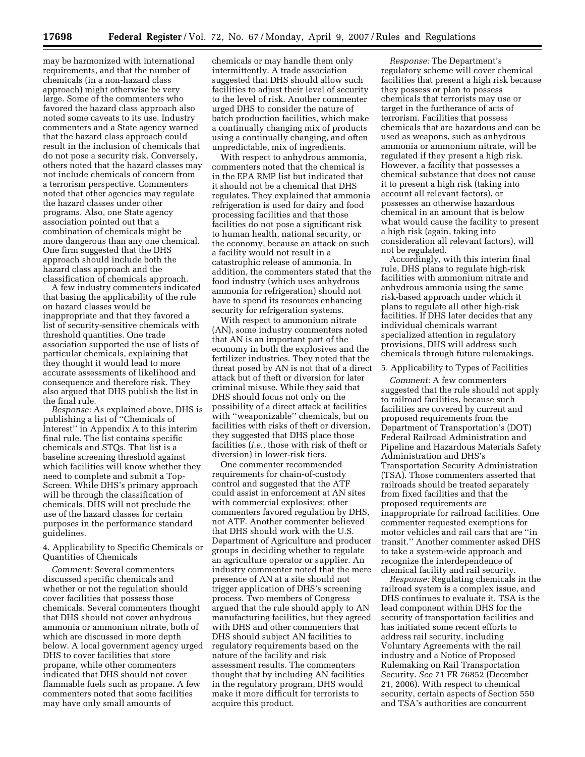may be harmonized with international requirements, and that the number of chemicals (in a non-hazard class approach) might otherwise be very large. Some of the commenters who favored the hazard class approach also noted some caveats to its use. Industry commenters and a State agency warned that the hazard class approach could result in the inclusion of chemicals that do not pose a security risk. Conversely, others noted that the hazard classes may not include chemicals of concern from a terrorism perspective. Commenters noted that other agencies may regulate the hazard classes under other programs. Also, one State agency association pointed out that a combination of chemicals might be more dangerous than any one chemical. One firm suggested that the DHS approach should include both the hazard class approach and the classification of chemicals approach.

A few industry commenters indicated that basing the applicability of the rule on hazard classes would be inappropriate and that they favored a list of security-sensitive chemicals with threshold quantities. One trade association supported the use of lists of particular chemicals, explaining that they thought it would lead to more accurate assessments of likelihood and consequence and therefore risk. They also argued that DHS publish the list in the final rule.

*Response:* As explained above, DHS is publishing a list of ''Chemicals of Interest'' in Appendix A to this interim final rule. The list contains specific chemicals and STQs. That list is a baseline screening threshold against which facilities will know whether they need to complete and submit a Top-Screen. While DHS's primary approach will be through the classification of chemicals, DHS will not preclude the use of the hazard classes for certain purposes in the performance standard guidelines.

4. Applicability to Specific Chemicals or Quantities of Chemicals

*Comment:* Several commenters discussed specific chemicals and whether or not the regulation should cover facilities that possess those chemicals. Several commenters thought that DHS should not cover anhydrous ammonia or ammonium nitrate, both of which are discussed in more depth below. A local government agency urged DHS to cover facilities that store propane, while other commenters indicated that DHS should not cover flammable fuels such as propane. A few commenters noted that some facilities may have only small amounts of chemicals or may handle them only intermittently. A trade association suggested that DHS should allow such facilities to adjust their level of security to the level of risk. Another commenter urged DHS to consider the nature of batch production facilities, which make a continually changing mix of products using a continually changing, and often unpredictable, mix of ingredients.

With respect to anhydrous ammonia, commenters noted that the chemical is in the EPA RMP list but indicated that it should not be a chemical that DHS regulates. They explained that ammonia refrigeration is used for dairy and food processing facilities and that those facilities do not pose a significant risk to human health, national security, or the economy, because an attack on such a facility would not result in a catastrophic release of ammonia. In addition, the commenters stated that the food industry (which uses anhydrous ammonia for refrigeration) should not have to spend its resources enhancing security for refrigeration systems.

With respect to ammonium nitrate (AN), some industry commenters noted that AN is an important part of the economy in both the explosives and the fertilizer industries. They noted that the threat posed by AN is not that of a direct attack but of theft or diversion for later criminal misuse. While they said that DHS should focus not only on the possibility of a direct attack at facilities with ''weaponizable'' chemicals, but on facilities with risks of theft or diversion, they suggested that DHS place those facilities (*i.e.*, those with risk of theft or diversion) in lower-risk tiers.

One commenter recommended requirements for chain-of-custody control and suggested that the ATF could assist in enforcement at AN sites with commercial explosives; other commenters favored regulation by DHS, not ATF. Another commenter believed that DHS should work with the U.S. Department of Agriculture and producer groups in deciding whether to regulate an agriculture operator or supplier. An industry commenter noted that the mere presence of AN at a site should not trigger application of DHS's screening process. Two members of Congress argued that the rule should apply to AN manufacturing facilities, but they agreed with DHS and other commenters that DHS should subject AN facilities to regulatory requirements based on the nature of the facility and risk assessment results. The commenters thought that by including AN facilities in the regulatory program, DHS would make it more difficult for terrorists to acquire this product.

*Response:* The Department's regulatory scheme will cover chemical facilities that present a high risk because they possess or plan to possess chemicals that terrorists may use or target in the furtherance of acts of terrorism. Facilities that possess chemicals that are hazardous and can be used as weapons, such as anhydrous ammonia or ammonium nitrate, will be regulated if they present a high risk. However, a facility that possesses a chemical substance that does not cause it to present a high risk (taking into account all relevant factors), or possesses an otherwise hazardous chemical in an amount that is below what would cause the facility to present a high risk (again, taking into consideration all relevant factors), will not be regulated.

Accordingly, with this interim final rule, DHS plans to regulate high-risk facilities with ammonium nitrate and anhydrous ammonia using the same risk-based approach under which it plans to regulate all other high-risk facilities. If DHS later decides that any individual chemicals warrant specialized attention in regulatory provisions, DHS will address such chemicals through future rulemakings.

5. Applicability to Types of Facilities

*Comment:* A few commenters suggested that the rule should not apply to railroad facilities, because such facilities are covered by current and proposed requirements from the Department of Transportation's (DOT) Federal Railroad Administration and Pipeline and Hazardous Materials Safety Administration and DHS's Transportation Security Administration (TSA). Those commenters asserted that railroads should be treated separately from fixed facilities and that the proposed requirements are inappropriate for railroad facilities. One commenter requested exemptions for motor vehicles and rail cars that are ''in transit.'' Another commenter asked DHS to take a system-wide approach and recognize the interdependence of chemical facility and rail security.

*Response:* Regulating chemicals in the railroad system is a complex issue, and DHS continues to evaluate it. TSA is the lead component within DHS for the security of transportation facilities and has initiated some recent efforts to address rail security, including Voluntary Agreements with the rail industry and a Notice of Proposed Rulemaking on Rail Transportation Security. *See* 71 FR 76852 (December 21, 2006). With respect to chemical security, certain aspects of Section 550 and TSA's authorities are concurrent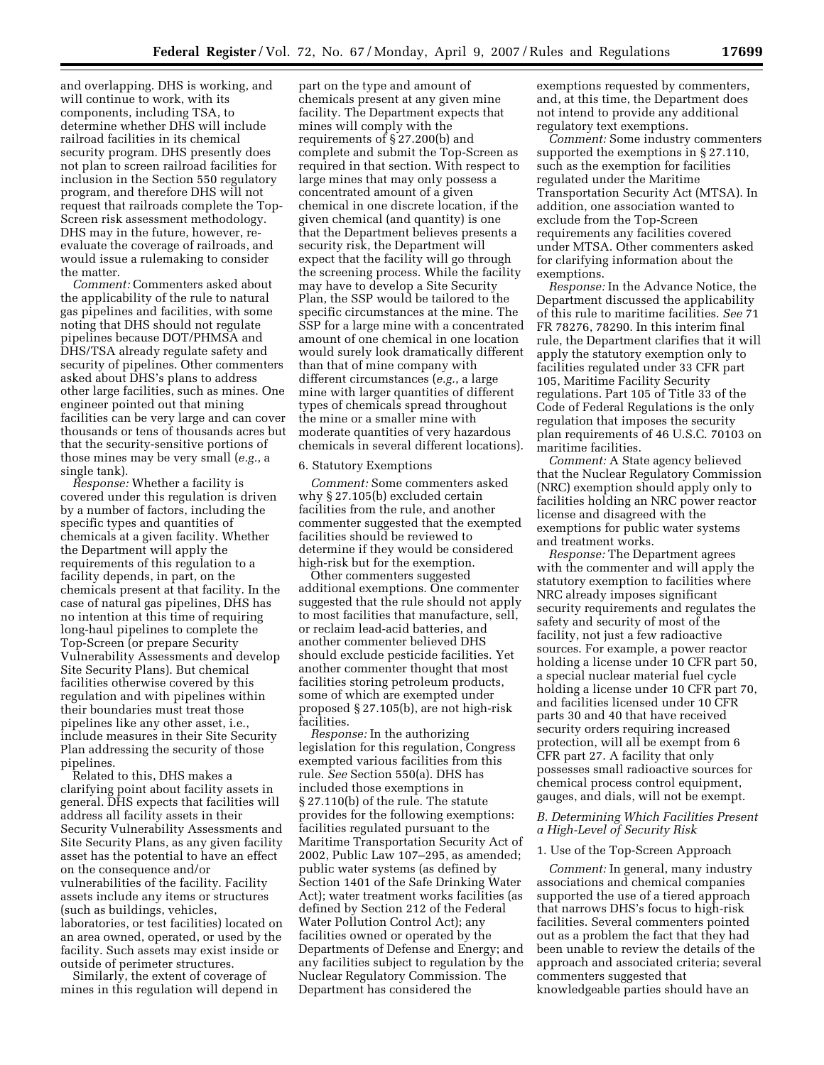and overlapping. DHS is working, and will continue to work, with its components, including TSA, to determine whether DHS will include railroad facilities in its chemical security program. DHS presently does not plan to screen railroad facilities for inclusion in the Section 550 regulatory program, and therefore DHS will not request that railroads complete the Top-Screen risk assessment methodology. DHS may in the future, however, re-evaluate the coverage of railroads, and would issue a rulemaking to consider the matter.

*Comment:* Commenters asked about the applicability of the rule to natural gas pipelines and facilities, with some noting that DHS should not regulate pipelines because DOT/PHMSA and DHS/TSA already regulate safety and security of pipelines. Other commenters asked about DHS's plans to address other large facilities, such as mines. One engineer pointed out that mining facilities can be very large and can cover thousands or tens of thousands acres but that the security-sensitive portions of those mines may be very small (*e.g.*, a single tank).

*Response:* Whether a facility is covered under this regulation is driven by a number of factors, including the specific types and quantities of chemicals at a given facility. Whether the Department will apply the requirements of this regulation to a facility depends, in part, on the chemicals present at that facility. In the case of natural gas pipelines, DHS has no intention at this time of requiring long-haul pipelines to complete the Top-Screen (or prepare Security Vulnerability Assessments and develop Site Security Plans). But chemical facilities otherwise covered by this regulation and with pipelines within their boundaries must treat those pipelines like any other asset, i.e., include measures in their Site Security Plan addressing the security of those pipelines.

Related to this, DHS makes a clarifying point about facility assets in general. DHS expects that facilities will address all facility assets in their Security Vulnerability Assessments and Site Security Plans, as any given facility asset has the potential to have an effect on the consequence and/or vulnerabilities of the facility. Facility assets include any items or structures (such as buildings, vehicles, laboratories, or test facilities) located on an area owned, operated, or used by the facility. Such assets may exist inside or outside of perimeter structures.

Similarly, the extent of coverage of mines in this regulation will depend in part on the type and amount of chemicals present at any given mine facility. The Department expects that mines will comply with the requirements of § 27.200(b) and complete and submit the Top-Screen as required in that section. With respect to large mines that may only possess a concentrated amount of a given chemical in one discrete location, if the given chemical (and quantity) is one that the Department believes presents a security risk, the Department will expect that the facility will go through the screening process. While the facility may have to develop a Site Security Plan, the SSP would be tailored to the specific circumstances at the mine. The SSP for a large mine with a concentrated amount of one chemical in one location would surely look dramatically different than that of mine company with different circumstances (*e.g.*, a large mine with larger quantities of different types of chemicals spread throughout the mine or a smaller mine with moderate quantities of very hazardous chemicals in several different locations).

6. Statutory Exemptions

*Comment:* Some commenters asked why § 27.105(b) excluded certain facilities from the rule, and another commenter suggested that the exempted facilities should be reviewed to determine if they would be considered high-risk but for the exemption.

Other commenters suggested additional exemptions. One commenter suggested that the rule should not apply to most facilities that manufacture, sell, or reclaim lead-acid batteries, and another commenter believed DHS should exclude pesticide facilities. Yet another commenter thought that most facilities storing petroleum products, some of which are exempted under proposed § 27.105(b), are not high-risk facilities.

*Response:* In the authorizing legislation for this regulation, Congress exempted various facilities from this rule. *See* Section 550(a). DHS has included those exemptions in § 27.110(b) of the rule. The statute provides for the following exemptions: facilities regulated pursuant to the Maritime Transportation Security Act of 2002, Public Law 107–295, as amended; public water systems (as defined by Section 1401 of the Safe Drinking Water Act); water treatment works facilities (as defined by Section 212 of the Federal Water Pollution Control Act); any facilities owned or operated by the Departments of Defense and Energy; and any facilities subject to regulation by the Nuclear Regulatory Commission. The Department has considered the exemptions requested by commenters, and, at this time, the Department does not intend to provide any additional regulatory text exemptions.

*Comment:* Some industry commenters supported the exemptions in § 27.110, such as the exemption for facilities regulated under the Maritime Transportation Security Act (MTSA). In addition, one association wanted to exclude from the Top-Screen requirements any facilities covered under MTSA. Other commenters asked for clarifying information about the exemptions.

*Response:* In the Advance Notice, the Department discussed the applicability of this rule to maritime facilities. *See* 71 FR 78276, 78290. In this interim final rule, the Department clarifies that it will apply the statutory exemption only to facilities regulated under 33 CFR part 105, Maritime Facility Security regulations. Part 105 of Title 33 of the Code of Federal Regulations is the only regulation that imposes the security plan requirements of 46 U.S.C. 70103 on maritime facilities.

*Comment:* A State agency believed that the Nuclear Regulatory Commission (NRC) exemption should apply only to facilities holding an NRC power reactor license and disagreed with the exemptions for public water systems and treatment works.

*Response:* The Department agrees with the commenter and will apply the statutory exemption to facilities where NRC already imposes significant security requirements and regulates the safety and security of most of the facility, not just a few radioactive sources. For example, a power reactor holding a license under 10 CFR part 50, a special nuclear material fuel cycle holding a license under 10 CFR part 70, and facilities licensed under 10 CFR parts 30 and 40 that have received security orders requiring increased protection, will all be exempt from 6 CFR part 27. A facility that only possesses small radioactive sources for chemical process control equipment, gauges, and dials, will not be exempt.

*B. Determining Which Facilities Present a High-Level of Security Risk*

1. Use of the Top-Screen Approach

*Comment:* In general, many industry associations and chemical companies supported the use of a tiered approach that narrows DHS's focus to high-risk facilities. Several commenters pointed out as a problem the fact that they had been unable to review the details of the approach and associated criteria; several commenters suggested that knowledgeable parties should have an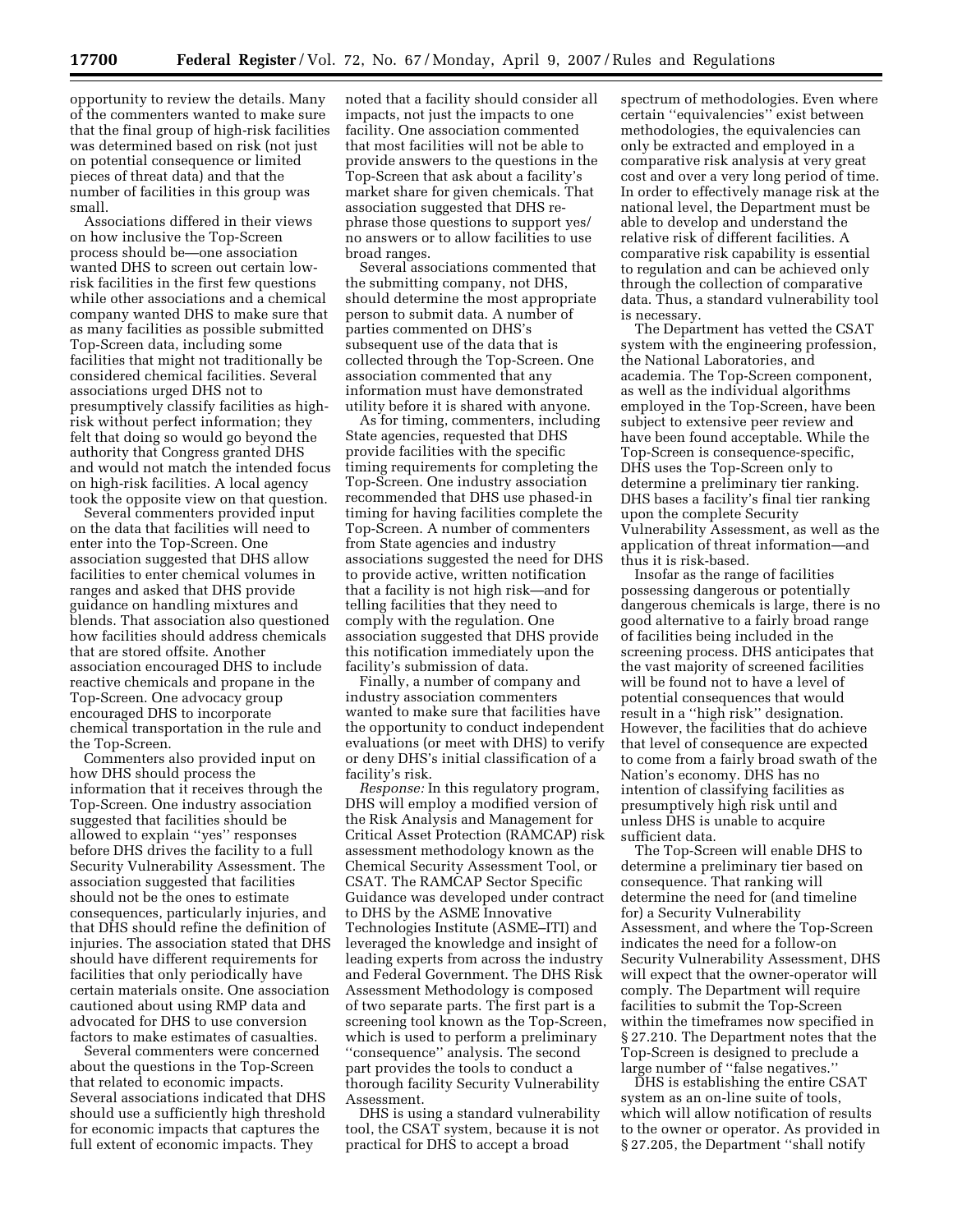opportunity to review the details. Many of the commenters wanted to make sure that the final group of high-risk facilities was determined based on risk (not just on potential consequence or limited pieces of threat data) and that the number of facilities in this group was small.

Associations differed in their views on how inclusive the Top-Screen process should be—one association wanted DHS to screen out certain low-risk facilities in the first few questions while other associations and a chemical company wanted DHS to make sure that as many facilities as possible submitted Top-Screen data, including some facilities that might not traditionally be considered chemical facilities. Several associations urged DHS not to presumptively classify facilities as high-risk without perfect information; they felt that doing so would go beyond the authority that Congress granted DHS and would not match the intended focus on high-risk facilities. A local agency took the opposite view on that question.

Several commenters provided input on the data that facilities will need to enter into the Top-Screen. One association suggested that DHS allow facilities to enter chemical volumes in ranges and asked that DHS provide guidance on handling mixtures and blends. That association also questioned how facilities should address chemicals that are stored offsite. Another association encouraged DHS to include reactive chemicals and propane in the Top-Screen. One advocacy group encouraged DHS to incorporate chemical transportation in the rule and the Top-Screen.

Commenters also provided input on how DHS should process the information that it receives through the Top-Screen. One industry association suggested that facilities should be allowed to explain ''yes'' responses before DHS drives the facility to a full Security Vulnerability Assessment. The association suggested that facilities should not be the ones to estimate consequences, particularly injuries, and that DHS should refine the definition of injuries. The association stated that DHS should have different requirements for facilities that only periodically have certain materials onsite. One association cautioned about using RMP data and advocated for DHS to use conversion factors to make estimates of casualties.

Several commenters were concerned about the questions in the Top-Screen that related to economic impacts. Several associations indicated that DHS should use a sufficiently high threshold for economic impacts that captures the full extent of economic impacts. They noted that a facility should consider all impacts, not just the impacts to one facility. One association commented that most facilities will not be able to provide answers to the questions in the Top-Screen that ask about a facility's market share for given chemicals. That association suggested that DHS re-phrase those questions to support yes/no answers or to allow facilities to use broad ranges.

Several associations commented that the submitting company, not DHS, should determine the most appropriate person to submit data. A number of parties commented on DHS's subsequent use of the data that is collected through the Top-Screen. One association commented that any information must have demonstrated utility before it is shared with anyone.

As for timing, commenters, including State agencies, requested that DHS provide facilities with the specific timing requirements for completing the Top-Screen. One industry association recommended that DHS use phased-in timing for having facilities complete the Top-Screen. A number of commenters from State agencies and industry associations suggested the need for DHS to provide active, written notification that a facility is not high risk—and for telling facilities that they need to comply with the regulation. One association suggested that DHS provide this notification immediately upon the facility's submission of data.

Finally, a number of company and industry association commenters wanted to make sure that facilities have the opportunity to conduct independent evaluations (or meet with DHS) to verify or deny DHS's initial classification of a facility's risk.

*Response:* In this regulatory program, DHS will employ a modified version of the Risk Analysis and Management for Critical Asset Protection (RAMCAP) risk assessment methodology known as the Chemical Security Assessment Tool, or CSAT. The RAMCAP Sector Specific Guidance was developed under contract to DHS by the ASME Innovative Technologies Institute (ASME–ITI) and leveraged the knowledge and insight of leading experts from across the industry and Federal Government. The DHS Risk Assessment Methodology is composed of two separate parts. The first part is a screening tool known as the Top-Screen, which is used to perform a preliminary ''consequence'' analysis. The second part provides the tools to conduct a thorough facility Security Vulnerability Assessment.

DHS is using a standard vulnerability tool, the CSAT system, because it is not practical for DHS to accept a broad spectrum of methodologies. Even where certain ''equivalencies'' exist between methodologies, the equivalencies can only be extracted and employed in a comparative risk analysis at very great cost and over a very long period of time. In order to effectively manage risk at the national level, the Department must be able to develop and understand the relative risk of different facilities. A comparative risk capability is essential to regulation and can be achieved only through the collection of comparative data. Thus, a standard vulnerability tool is necessary.

The Department has vetted the CSAT system with the engineering profession, the National Laboratories, and academia. The Top-Screen component, as well as the individual algorithms employed in the Top-Screen, have been subject to extensive peer review and have been found acceptable. While the Top-Screen is consequence-specific, DHS uses the Top-Screen only to determine a preliminary tier ranking. DHS bases a facility's final tier ranking upon the complete Security Vulnerability Assessment, as well as the application of threat information—and thus it is risk-based.

Insofar as the range of facilities possessing dangerous or potentially dangerous chemicals is large, there is no good alternative to a fairly broad range of facilities being included in the screening process. DHS anticipates that the vast majority of screened facilities will be found not to have a level of potential consequences that would result in a ''high risk'' designation. However, the facilities that do achieve that level of consequence are expected to come from a fairly broad swath of the Nation's economy. DHS has no intention of classifying facilities as presumptively high risk until and unless DHS is unable to acquire sufficient data.

The Top-Screen will enable DHS to determine a preliminary tier based on consequence. That ranking will determine the need for (and timeline for) a Security Vulnerability Assessment, and where the Top-Screen indicates the need for a follow-on Security Vulnerability Assessment, DHS will expect that the owner-operator will comply. The Department will require facilities to submit the Top-Screen within the timeframes now specified in § 27.210. The Department notes that the Top-Screen is designed to preclude a large number of ''false negatives.''

DHS is establishing the entire CSAT system as an on-line suite of tools, which will allow notification of results to the owner or operator. As provided in § 27.205, the Department ''shall notify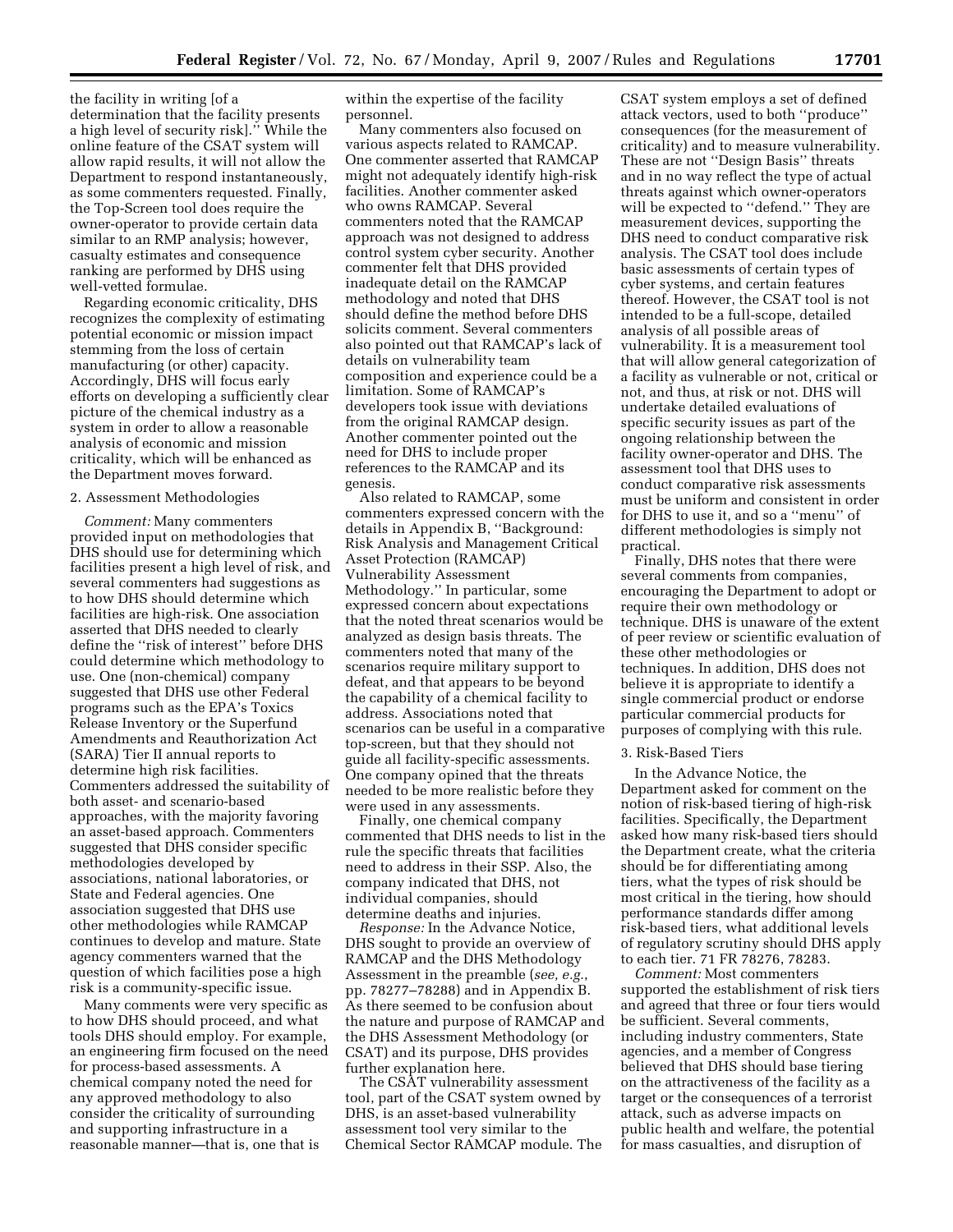the facility in writing [of a determination that the facility presents a high level of security risk].'' While the online feature of the CSAT system will allow rapid results, it will not allow the Department to respond instantaneously, as some commenters requested. Finally, the Top-Screen tool does require the owner-operator to provide certain data similar to an RMP analysis; however, casualty estimates and consequence ranking are performed by DHS using well-vetted formulae.

Regarding economic criticality, DHS recognizes the complexity of estimating potential economic or mission impact stemming from the loss of certain manufacturing (or other) capacity. Accordingly, DHS will focus early efforts on developing a sufficiently clear picture of the chemical industry as a system in order to allow a reasonable analysis of economic and mission criticality, which will be enhanced as the Department moves forward.

2. Assessment Methodologies

*Comment:* Many commenters provided input on methodologies that DHS should use for determining which facilities present a high level of risk, and several commenters had suggestions as to how DHS should determine which facilities are high-risk. One association asserted that DHS needed to clearly define the ''risk of interest'' before DHS could determine which methodology to use. One (non-chemical) company suggested that DHS use other Federal programs such as the EPA's Toxics Release Inventory or the Superfund Amendments and Reauthorization Act (SARA) Tier II annual reports to determine high risk facilities. Commenters addressed the suitability of both asset- and scenario-based approaches, with the majority favoring an asset-based approach. Commenters suggested that DHS consider specific methodologies developed by associations, national laboratories, or State and Federal agencies. One association suggested that DHS use other methodologies while RAMCAP continues to develop and mature. State agency commenters warned that the question of which facilities pose a high risk is a community-specific issue.

Many comments were very specific as to how DHS should proceed, and what tools DHS should employ. For example, an engineering firm focused on the need for process-based assessments. A chemical company noted the need for any approved methodology to also consider the criticality of surrounding and supporting infrastructure in a reasonable manner—that is, one that is within the expertise of the facility personnel.

Many commenters also focused on various aspects related to RAMCAP. One commenter asserted that RAMCAP might not adequately identify high-risk facilities. Another commenter asked who owns RAMCAP. Several commenters noted that the RAMCAP approach was not designed to address control system cyber security. Another commenter felt that DHS provided inadequate detail on the RAMCAP methodology and noted that DHS should define the method before DHS solicits comment. Several commenters also pointed out that RAMCAP's lack of details on vulnerability team composition and experience could be a limitation. Some of RAMCAP's developers took issue with deviations from the original RAMCAP design. Another commenter pointed out the need for DHS to include proper references to the RAMCAP and its genesis.

Also related to RAMCAP, some commenters expressed concern with the details in Appendix B, ''Background: Risk Analysis and Management Critical Asset Protection (RAMCAP) Vulnerability Assessment Methodology.'' In particular, some expressed concern about expectations that the noted threat scenarios would be analyzed as design basis threats. The commenters noted that many of the scenarios require military support to defeat, and that appears to be beyond the capability of a chemical facility to address. Associations noted that scenarios can be useful in a comparative top-screen, but that they should not guide all facility-specific assessments. One company opined that the threats needed to be more realistic before they were used in any assessments.

Finally, one chemical company commented that DHS needs to list in the rule the specific threats that facilities need to address in their SSP. Also, the company indicated that DHS, not individual companies, should determine deaths and injuries.

*Response:* In the Advance Notice, DHS sought to provide an overview of RAMCAP and the DHS Methodology Assessment in the preamble (*see, e.g.*, pp. 78277–78288) and in Appendix B. As there seemed to be confusion about the nature and purpose of RAMCAP and the DHS Assessment Methodology (or CSAT) and its purpose, DHS provides further explanation here.

The CSAT vulnerability assessment tool, part of the CSAT system owned by DHS, is an asset-based vulnerability assessment tool very similar to the Chemical Sector RAMCAP module. The CSAT system employs a set of defined attack vectors, used to both ''produce'' consequences (for the measurement of criticality) and to measure vulnerability. These are not ''Design Basis'' threats and in no way reflect the type of actual threats against which owner-operators will be expected to ''defend.'' They are measurement devices, supporting the DHS need to conduct comparative risk analysis. The CSAT tool does include basic assessments of certain types of cyber systems, and certain features thereof. However, the CSAT tool is not intended to be a full-scope, detailed analysis of all possible areas of vulnerability. It is a measurement tool that will allow general categorization of a facility as vulnerable or not, critical or not, and thus, at risk or not. DHS will undertake detailed evaluations of specific security issues as part of the ongoing relationship between the facility owner-operator and DHS. The assessment tool that DHS uses to conduct comparative risk assessments must be uniform and consistent in order for DHS to use it, and so a ''menu'' of different methodologies is simply not practical.

Finally, DHS notes that there were several comments from companies, encouraging the Department to adopt or require their own methodology or technique. DHS is unaware of the extent of peer review or scientific evaluation of these other methodologies or techniques. In addition, DHS does not believe it is appropriate to identify a single commercial product or endorse particular commercial products for purposes of complying with this rule.

3. Risk-Based Tiers

In the Advance Notice, the Department asked for comment on the notion of risk-based tiering of high-risk facilities. Specifically, the Department asked how many risk-based tiers should the Department create, what the criteria should be for differentiating among tiers, what the types of risk should be most critical in the tiering, how should performance standards differ among risk-based tiers, what additional levels of regulatory scrutiny should DHS apply to each tier. 71 FR 78276, 78283.

*Comment:* Most commenters supported the establishment of risk tiers and agreed that three or four tiers would be sufficient. Several comments, including industry commenters, State agencies, and a member of Congress believed that DHS should base tiering on the attractiveness of the facility as a target or the consequences of a terrorist attack, such as adverse impacts on public health and welfare, the potential for mass casualties, and disruption of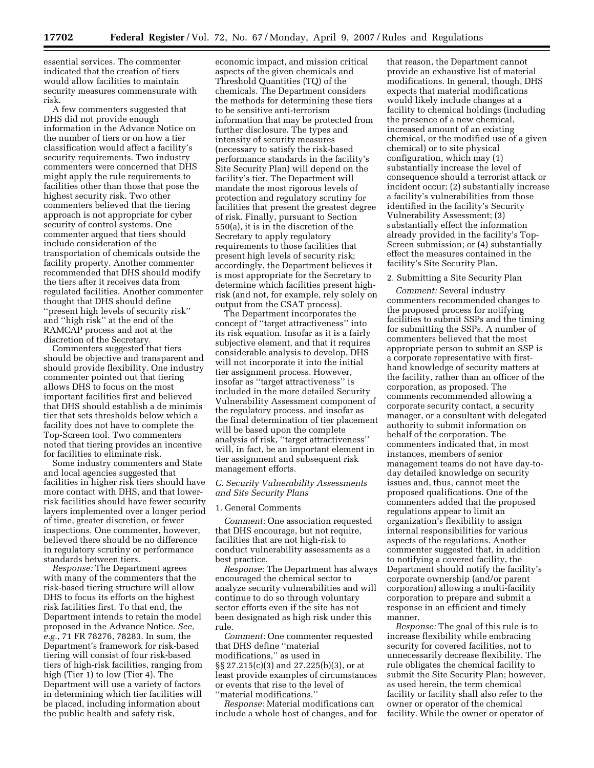essential services. The commenter indicated that the creation of tiers would allow facilities to maintain security measures commensurate with risk.

A few commenters suggested that DHS did not provide enough information in the Advance Notice on the number of tiers or on how a tier classification would affect a facility's security requirements. Two industry commenters were concerned that DHS might apply the rule requirements to facilities other than those that pose the highest security risk. Two other commenters believed that the tiering approach is not appropriate for cyber security of control systems. One commenter argued that tiers should include consideration of the transportation of chemicals outside the facility property. Another commenter recommended that DHS should modify the tiers after it receives data from regulated facilities. Another commenter thought that DHS should define ''present high levels of security risk'' and ''high risk'' at the end of the RAMCAP process and not at the discretion of the Secretary.

Commenters suggested that tiers should be objective and transparent and should provide flexibility. One industry commenter pointed out that tiering allows DHS to focus on the most important facilities first and believed that DHS should establish a de minimis tier that sets thresholds below which a facility does not have to complete the Top-Screen tool. Two commenters noted that tiering provides an incentive for facilities to eliminate risk.

Some industry commenters and State and local agencies suggested that facilities in higher risk tiers should have more contact with DHS, and that lower-risk facilities should have fewer security layers implemented over a longer period of time, greater discretion, or fewer inspections. One commenter, however, believed there should be no difference in regulatory scrutiny or performance standards between tiers.

*Response:* The Department agrees with many of the commenters that the risk-based tiering structure will allow DHS to focus its efforts on the highest risk facilities first. To that end, the Department intends to retain the model proposed in the Advance Notice. *See, e.g.,* 71 FR 78276, 78283. In sum, the Department's framework for risk-based tiering will consist of four risk-based tiers of high-risk facilities, ranging from high (Tier 1) to low (Tier 4). The Department will use a variety of factors in determining which tier facilities will be placed, including information about the public health and safety risk, economic impact, and mission critical aspects of the given chemicals and Threshold Quantities (TQ) of the chemicals. The Department considers the methods for determining these tiers to be sensitive anti-terrorism information that may be protected from further disclosure. The types and intensity of security measures (necessary to satisfy the risk-based performance standards in the facility's Site Security Plan) will depend on the facility's tier. The Department will mandate the most rigorous levels of protection and regulatory scrutiny for facilities that present the greatest degree of risk. Finally, pursuant to Section 550(a), it is in the discretion of the Secretary to apply regulatory requirements to those facilities that present high levels of security risk; accordingly, the Department believes it is most appropriate for the Secretary to determine which facilities present high-risk (and not, for example, rely solely on output from the CSAT process).

The Department incorporates the concept of ''target attractiveness'' into its risk equation. Insofar as it is a fairly subjective element, and that it requires considerable analysis to develop, DHS will not incorporate it into the initial tier assignment process. However, insofar as ''target attractiveness'' is included in the more detailed Security Vulnerability Assessment component of the regulatory process, and insofar as the final determination of tier placement will be based upon the complete analysis of risk, ''target attractiveness'' will, in fact, be an important element in tier assignment and subsequent risk management efforts.

### *C. Security Vulnerability Assessments and Site Security Plans*

1. General Comments

*Comment:* One association requested that DHS encourage, but not require, facilities that are not high-risk to conduct vulnerability assessments as a best practice.

*Response:* The Department has always encouraged the chemical sector to analyze security vulnerabilities and will continue to do so through voluntary sector efforts even if the site has not been designated as high risk under this rule.

*Comment:* One commenter requested that DHS define ''material modifications,'' as used in §§ 27.215(c)(3) and 27.225(b)(3), or at least provide examples of circumstances or events that rise to the level of ''material modifications.''

*Response:* Material modifications can include a whole host of changes, and for that reason, the Department cannot provide an exhaustive list of material modifications. In general, though, DHS expects that material modifications would likely include changes at a facility to chemical holdings (including the presence of a new chemical, increased amount of an existing chemical, or the modified use of a given chemical) or to site physical configuration, which may (1) substantially increase the level of consequence should a terrorist attack or incident occur; (2) substantially increase a facility's vulnerabilities from those identified in the facility's Security Vulnerability Assessment; (3) substantially effect the information already provided in the facility's Top-Screen submission; or (4) substantially effect the measures contained in the facility's Site Security Plan.

2. Submitting a Site Security Plan

*Comment:* Several industry commenters recommended changes to the proposed process for notifying facilities to submit SSPs and the timing for submitting the SSPs. A number of commenters believed that the most appropriate person to submit an SSP is a corporate representative with first-hand knowledge of security matters at the facility, rather than an officer of the corporation, as proposed. The comments recommended allowing a corporate security contact, a security manager, or a consultant with delegated authority to submit information on behalf of the corporation. The commenters indicated that, in most instances, members of senior management teams do not have day-to-day detailed knowledge on security issues and, thus, cannot meet the proposed qualifications. One of the commenters added that the proposed regulations appear to limit an organization's flexibility to assign internal responsibilities for various aspects of the regulations. Another commenter suggested that, in addition to notifying a covered facility, the Department should notify the facility's corporate ownership (and/or parent corporation) allowing a multi-facility corporation to prepare and submit a response in an efficient and timely manner.

*Response:* The goal of this rule is to increase flexibility while embracing security for covered facilities, not to unnecessarily decrease flexibility. The rule obligates the chemical facility to submit the Site Security Plan; however, as used herein, the term chemical facility or facility shall also refer to the owner or operator of the chemical facility. While the owner or operator of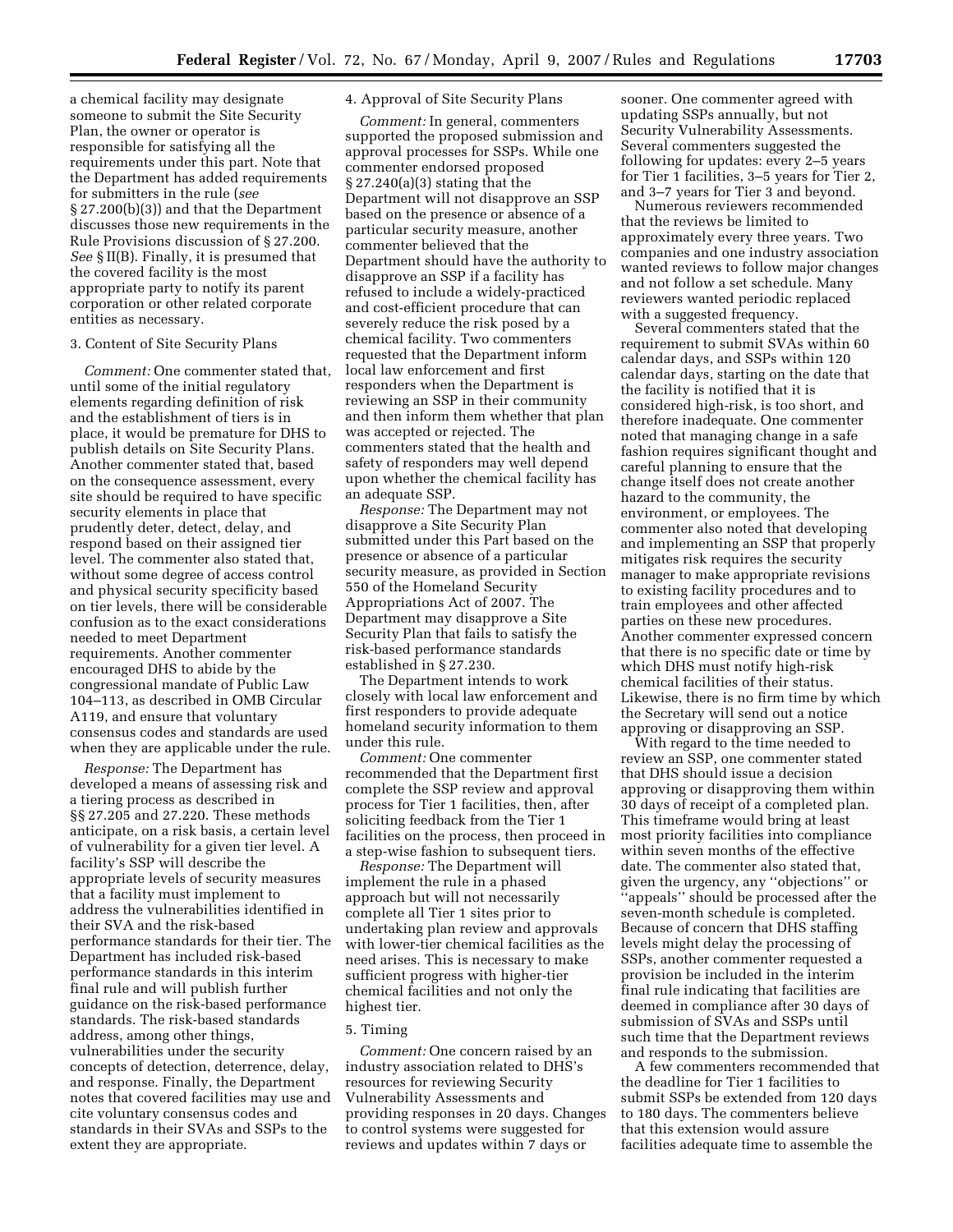a chemical facility may designate someone to submit the Site Security Plan, the owner or operator is responsible for satisfying all the requirements under this part. Note that the Department has added requirements for submitters in the rule (*see* § 27.200(b)(3)) and that the Department discusses those new requirements in the Rule Provisions discussion of § 27.200. *See* § II(B). Finally, it is presumed that the covered facility is the most appropriate party to notify its parent corporation or other related corporate entities as necessary.

3. Content of Site Security Plans

*Comment:* One commenter stated that, until some of the initial regulatory elements regarding definition of risk and the establishment of tiers is in place, it would be premature for DHS to publish details on Site Security Plans. Another commenter stated that, based on the consequence assessment, every site should be required to have specific security elements in place that prudently deter, detect, delay, and respond based on their assigned tier level. The commenter also stated that, without some degree of access control and physical security specificity based on tier levels, there will be considerable confusion as to the exact considerations needed to meet Department requirements. Another commenter encouraged DHS to abide by the congressional mandate of Public Law 104–113, as described in OMB Circular A119, and ensure that voluntary consensus codes and standards are used when they are applicable under the rule.

*Response:* The Department has developed a means of assessing risk and a tiering process as described in §§ 27.205 and 27.220. These methods anticipate, on a risk basis, a certain level of vulnerability for a given tier level. A facility's SSP will describe the appropriate levels of security measures that a facility must implement to address the vulnerabilities identified in their SVA and the risk-based performance standards for their tier. The Department has included risk-based performance standards in this interim final rule and will publish further guidance on the risk-based performance standards. The risk-based standards address, among other things, vulnerabilities under the security concepts of detection, deterrence, delay, and response. Finally, the Department notes that covered facilities may use and cite voluntary consensus codes and standards in their SVAs and SSPs to the extent they are appropriate.

4. Approval of Site Security Plans

*Comment:* In general, commenters supported the proposed submission and approval processes for SSPs. While one commenter endorsed proposed § 27.240(a)(3) stating that the Department will not disapprove an SSP based on the presence or absence of a particular security measure, another commenter believed that the Department should have the authority to disapprove an SSP if a facility has refused to include a widely-practiced and cost-efficient procedure that can severely reduce the risk posed by a chemical facility. Two commenters requested that the Department inform local law enforcement and first responders when the Department is reviewing an SSP in their community and then inform them whether that plan was accepted or rejected. The commenters stated that the health and safety of responders may well depend upon whether the chemical facility has an adequate SSP.

*Response:* The Department may not disapprove a Site Security Plan submitted under this Part based on the presence or absence of a particular security measure, as provided in Section 550 of the Homeland Security Appropriations Act of 2007. The Department may disapprove a Site Security Plan that fails to satisfy the risk-based performance standards established in § 27.230.

The Department intends to work closely with local law enforcement and first responders to provide adequate homeland security information to them under this rule.

*Comment:* One commenter recommended that the Department first complete the SSP review and approval process for Tier 1 facilities, then, after soliciting feedback from the Tier 1 facilities on the process, then proceed in a step-wise fashion to subsequent tiers.

*Response:* The Department will implement the rule in a phased approach but will not necessarily complete all Tier 1 sites prior to undertaking plan review and approvals with lower-tier chemical facilities as the need arises. This is necessary to make sufficient progress with higher-tier chemical facilities and not only the highest tier.

5. Timing

*Comment:* One concern raised by an industry association related to DHS's resources for reviewing Security Vulnerability Assessments and providing responses in 20 days. Changes to control systems were suggested for reviews and updates within 7 days or sooner. One commenter agreed with updating SSPs annually, but not Security Vulnerability Assessments. Several commenters suggested the following for updates: every 2–5 years for Tier 1 facilities, 3–5 years for Tier 2, and 3–7 years for Tier 3 and beyond.

Numerous reviewers recommended that the reviews be limited to approximately every three years. Two companies and one industry association wanted reviews to follow major changes and not follow a set schedule. Many reviewers wanted periodic replaced with a suggested frequency.

Several commenters stated that the requirement to submit SVAs within 60 calendar days, and SSPs within 120 calendar days, starting on the date that the facility is notified that it is considered high-risk, is too short, and therefore inadequate. One commenter noted that managing change in a safe fashion requires significant thought and careful planning to ensure that the change itself does not create another hazard to the community, the environment, or employees. The commenter also noted that developing and implementing an SSP that properly mitigates risk requires the security manager to make appropriate revisions to existing facility procedures and to train employees and other affected parties on these new procedures. Another commenter expressed concern that there is no specific date or time by which DHS must notify high-risk chemical facilities of their status. Likewise, there is no firm time by which the Secretary will send out a notice approving or disapproving an SSP.

With regard to the time needed to review an SSP, one commenter stated that DHS should issue a decision approving or disapproving them within 30 days of receipt of a completed plan. This timeframe would bring at least most priority facilities into compliance within seven months of the effective date. The commenter also stated that, given the urgency, any ''objections'' or ''appeals'' should be processed after the seven-month schedule is completed. Because of concern that DHS staffing levels might delay the processing of SSPs, another commenter requested a provision be included in the interim final rule indicating that facilities are deemed in compliance after 30 days of submission of SVAs and SSPs until such time that the Department reviews and responds to the submission.

A few commenters recommended that the deadline for Tier 1 facilities to submit SSPs be extended from 120 days to 180 days. The commenters believe that this extension would assure facilities adequate time to assemble the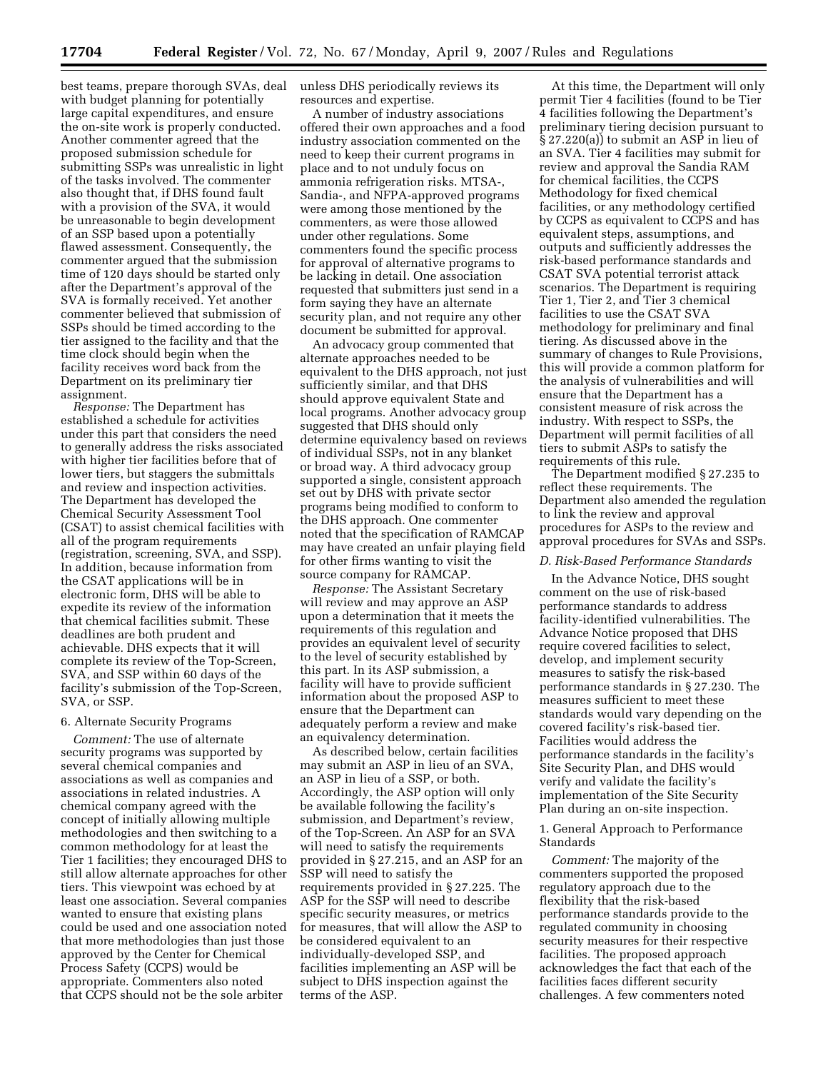best teams, prepare thorough SVAs, deal with budget planning for potentially large capital expenditures, and ensure the on-site work is properly conducted. Another commenter agreed that the proposed submission schedule for submitting SSPs was unrealistic in light of the tasks involved. The commenter also thought that, if DHS found fault with a provision of the SVA, it would be unreasonable to begin development of an SSP based upon a potentially flawed assessment. Consequently, the commenter argued that the submission time of 120 days should be started only after the Department's approval of the SVA is formally received. Yet another commenter believed that submission of SSPs should be timed according to the tier assigned to the facility and that the time clock should begin when the facility receives word back from the Department on its preliminary tier assignment.

*Response:* The Department has established a schedule for activities under this part that considers the need to generally address the risks associated with higher tier facilities before that of lower tiers, but staggers the submittals and review and inspection activities. The Department has developed the Chemical Security Assessment Tool (CSAT) to assist chemical facilities with all of the program requirements (registration, screening, SVA, and SSP). In addition, because information from the CSAT applications will be in electronic form, DHS will be able to expedite its review of the information that chemical facilities submit. These deadlines are both prudent and achievable. DHS expects that it will complete its review of the Top-Screen, SVA, and SSP within 60 days of the facility's submission of the Top-Screen, SVA, or SSP.

6. Alternate Security Programs

*Comment:* The use of alternate security programs was supported by several chemical companies and associations as well as companies and associations in related industries. A chemical company agreed with the concept of initially allowing multiple methodologies and then switching to a common methodology for at least the Tier 1 facilities; they encouraged DHS to still allow alternate approaches for other tiers. This viewpoint was echoed by at least one association. Several companies wanted to ensure that existing plans could be used and one association noted that more methodologies than just those approved by the Center for Chemical Process Safety (CCPS) would be appropriate. Commenters also noted that CCPS should not be the sole arbiter unless DHS periodically reviews its resources and expertise.

A number of industry associations offered their own approaches and a food industry association commented on the need to keep their current programs in place and to not unduly focus on ammonia refrigeration risks. MTSA-, Sandia-, and NFPA-approved programs were among those mentioned by the commenters, as were those allowed under other regulations. Some commenters found the specific process for approval of alternative programs to be lacking in detail. One association requested that submitters just send in a form saying they have an alternate security plan, and not require any other document be submitted for approval.

An advocacy group commented that alternate approaches needed to be equivalent to the DHS approach, not just sufficiently similar, and that DHS should approve equivalent State and local programs. Another advocacy group suggested that DHS should only determine equivalency based on reviews of individual SSPs, not in any blanket or broad way. A third advocacy group supported a single, consistent approach set out by DHS with private sector programs being modified to conform to the DHS approach. One commenter noted that the specification of RAMCAP may have created an unfair playing field for other firms wanting to visit the source company for RAMCAP.

*Response:* The Assistant Secretary will review and may approve an ASP upon a determination that it meets the requirements of this regulation and provides an equivalent level of security to the level of security established by this part. In its ASP submission, a facility will have to provide sufficient information about the proposed ASP to ensure that the Department can adequately perform a review and make an equivalency determination.

As described below, certain facilities may submit an ASP in lieu of an SVA, an ASP in lieu of a SSP, or both. Accordingly, the ASP option will only be available following the facility's submission, and Department's review, of the Top-Screen. An ASP for an SVA will need to satisfy the requirements provided in § 27.215, and an ASP for an SSP will need to satisfy the requirements provided in § 27.225. The ASP for the SSP will need to describe specific security measures, or metrics for measures, that will allow the ASP to be considered equivalent to an individually-developed SSP, and facilities implementing an ASP will be subject to DHS inspection against the terms of the ASP.

At this time, the Department will only permit Tier 4 facilities (found to be Tier 4 facilities following the Department's preliminary tiering decision pursuant to § 27.220(a)) to submit an ASP in lieu of an SVA. Tier 4 facilities may submit for review and approval the Sandia RAM for chemical facilities, the CCPS Methodology for fixed chemical facilities, or any methodology certified by CCPS as equivalent to CCPS and has equivalent steps, assumptions, and outputs and sufficiently addresses the risk-based performance standards and CSAT SVA potential terrorist attack scenarios. The Department is requiring Tier 1, Tier 2, and Tier 3 chemical facilities to use the CSAT SVA methodology for preliminary and final tiering. As discussed above in the summary of changes to Rule Provisions, this will provide a common platform for the analysis of vulnerabilities and will ensure that the Department has a consistent measure of risk across the industry. With respect to SSPs, the Department will permit facilities of all tiers to submit ASPs to satisfy the requirements of this rule.

The Department modified § 27.235 to reflect these requirements. The Department also amended the regulation to link the review and approval procedures for ASPs to the review and approval procedures for SVAs and SSPs.

*D. Risk-Based Performance Standards*

In the Advance Notice, DHS sought comment on the use of risk-based performance standards to address facility-identified vulnerabilities. The Advance Notice proposed that DHS require covered facilities to select, develop, and implement security measures to satisfy the risk-based performance standards in § 27.230. The measures sufficient to meet these standards would vary depending on the covered facility's risk-based tier. Facilities would address the performance standards in the facility's Site Security Plan, and DHS would verify and validate the facility's implementation of the Site Security Plan during an on-site inspection.

1. General Approach to Performance Standards

*Comment:* The majority of the commenters supported the proposed regulatory approach due to the flexibility that the risk-based performance standards provide to the regulated community in choosing security measures for their respective facilities. The proposed approach acknowledges the fact that each of the facilities faces different security challenges. A few commenters noted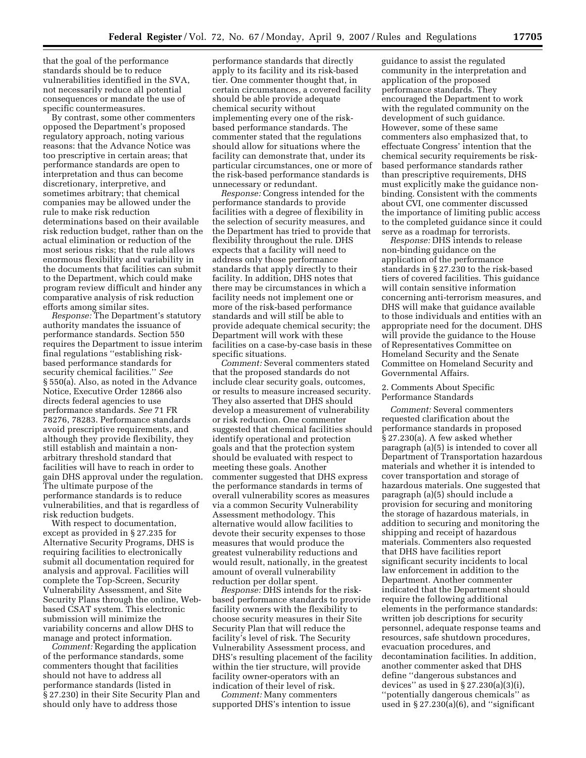that the goal of the performance standards should be to reduce vulnerabilities identified in the SVA, not necessarily reduce all potential consequences or mandate the use of specific countermeasures.

By contrast, some other commenters opposed the Department's proposed regulatory approach, noting various reasons: that the Advance Notice was too prescriptive in certain areas; that performance standards are open to interpretation and thus can become discretionary, interpretive, and sometimes arbitrary; that chemical companies may be allowed under the rule to make risk reduction determinations based on their available risk reduction budget, rather than on the actual elimination or reduction of the most serious risks; that the rule allows enormous flexibility and variability in the documents that facilities can submit to the Department, which could make program review difficult and hinder any comparative analysis of risk reduction efforts among similar sites.

*Response:* The Department's statutory authority mandates the issuance of performance standards. Section 550 requires the Department to issue interim final regulations ''establishing risk-based performance standards for security chemical facilities.'' *See* § 550(a). Also, as noted in the Advance Notice, Executive Order 12866 also directs federal agencies to use performance standards. *See* 71 FR 78276, 78283. Performance standards avoid prescriptive requirements, and although they provide flexibility, they still establish and maintain a non-arbitrary threshold standard that facilities will have to reach in order to gain DHS approval under the regulation. The ultimate purpose of the performance standards is to reduce vulnerabilities, and that is regardless of risk reduction budgets.

With respect to documentation, except as provided in § 27.235 for Alternative Security Programs, DHS is requiring facilities to electronically submit all documentation required for analysis and approval. Facilities will complete the Top-Screen, Security Vulnerability Assessment, and Site Security Plans through the online, Web-based CSAT system. This electronic submission will minimize the variability concerns and allow DHS to manage and protect information.

*Comment:* Regarding the application of the performance standards, some commenters thought that facilities should not have to address all performance standards (listed in § 27.230) in their Site Security Plan and should only have to address those performance standards that directly apply to its facility and its risk-based tier. One commenter thought that, in certain circumstances, a covered facility should be able provide adequate chemical security without implementing every one of the risk-based performance standards. The commenter stated that the regulations should allow for situations where the facility can demonstrate that, under its particular circumstances, one or more of the risk-based performance standards is unnecessary or redundant.

*Response:* Congress intended for the performance standards to provide facilities with a degree of flexibility in the selection of security measures, and the Department has tried to provide that flexibility throughout the rule. DHS expects that a facility will need to address only those performance standards that apply directly to their facility. In addition, DHS notes that there may be circumstances in which a facility needs not implement one or more of the risk-based performance standards and will still be able to provide adequate chemical security; the Department will work with these facilities on a case-by-case basis in these specific situations.

*Comment:* Several commenters stated that the proposed standards do not include clear security goals, outcomes, or results to measure increased security. They also asserted that DHS should develop a measurement of vulnerability or risk reduction. One commenter suggested that chemical facilities should identify operational and protection goals and that the protection system should be evaluated with respect to meeting these goals. Another commenter suggested that DHS express the performance standards in terms of overall vulnerability scores as measures via a common Security Vulnerability Assessment methodology. This alternative would allow facilities to devote their security expenses to those measures that would produce the greatest vulnerability reductions and would result, nationally, in the greatest amount of overall vulnerability reduction per dollar spent.

*Response:* DHS intends for the risk-based performance standards to provide facility owners with the flexibility to choose security measures in their Site Security Plan that will reduce the facility's level of risk. The Security Vulnerability Assessment process, and DHS's resulting placement of the facility within the tier structure, will provide facility owner-operators with an indication of their level of risk.

*Comment:* Many commenters supported DHS's intention to issue guidance to assist the regulated community in the interpretation and application of the proposed performance standards. They encouraged the Department to work with the regulated community on the development of such guidance. However, some of these same commenters also emphasized that, to effectuate Congress' intention that the chemical security requirements be risk-based performance standards rather than prescriptive requirements, DHS must explicitly make the guidance non-binding. Consistent with the comments about CVI, one commenter discussed the importance of limiting public access to the completed guidance since it could serve as a roadmap for terrorists.

*Response:* DHS intends to release non-binding guidance on the application of the performance standards in § 27.230 to the risk-based tiers of covered facilities. This guidance will contain sensitive information concerning anti-terrorism measures, and DHS will make that guidance available to those individuals and entities with an appropriate need for the document. DHS will provide the guidance to the House of Representatives Committee on Homeland Security and the Senate Committee on Homeland Security and Governmental Affairs.

2. Comments About Specific Performance Standards

*Comment:* Several commenters requested clarification about the performance standards in proposed § 27.230(a). A few asked whether paragraph (a)(5) is intended to cover all Department of Transportation hazardous materials and whether it is intended to cover transportation and storage of hazardous materials. One suggested that paragraph (a)(5) should include a provision for securing and monitoring the storage of hazardous materials, in addition to securing and monitoring the shipping and receipt of hazardous materials. Commenters also requested that DHS have facilities report significant security incidents to local law enforcement in addition to the Department. Another commenter indicated that the Department should require the following additional elements in the performance standards: written job descriptions for security personnel, adequate response teams and resources, safe shutdown procedures, evacuation procedures, and decontamination facilities. In addition, another commenter asked that DHS define ''dangerous substances and devices'' as used in § 27.230(a)(3)(i), ''potentially dangerous chemicals'' as used in § 27.230(a)(6), and ''significant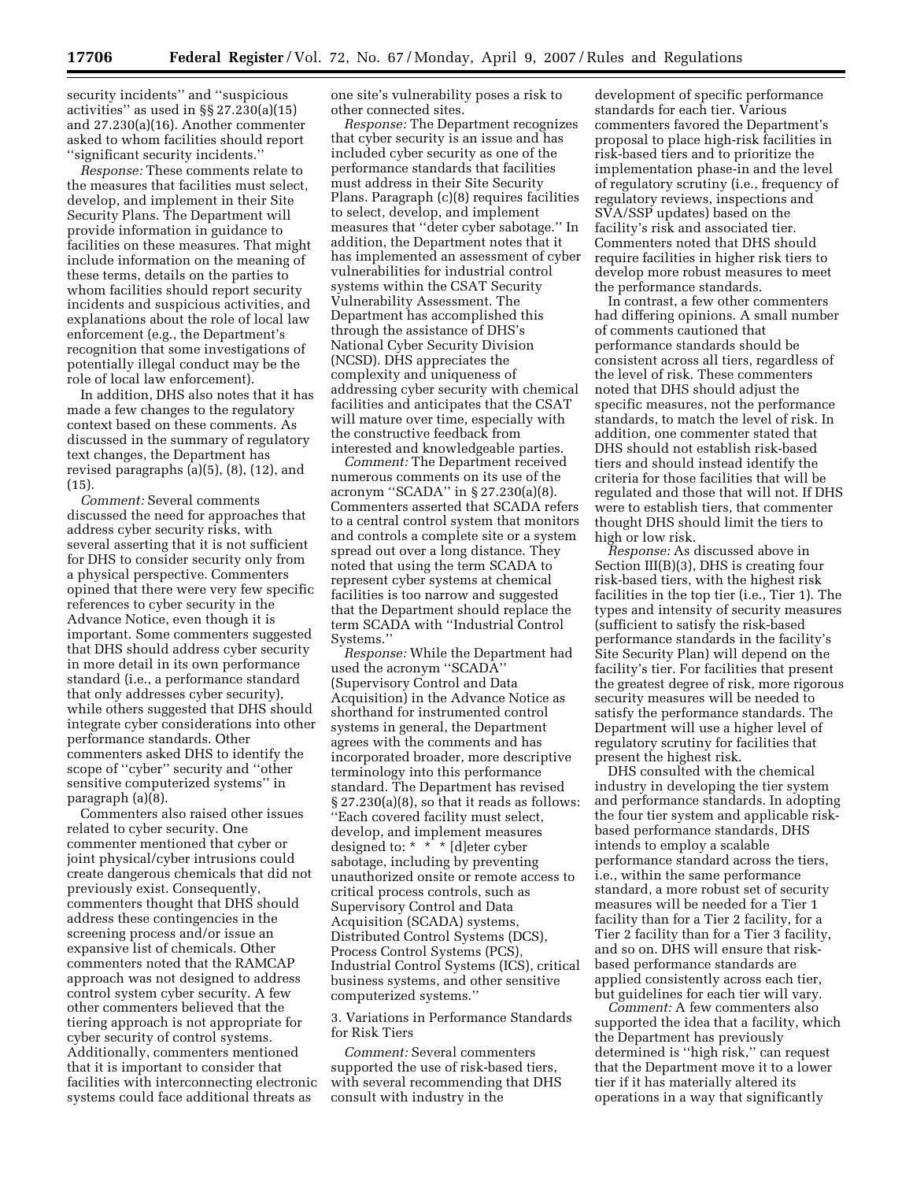security incidents'' and ''suspicious activities'' as used in §§ 27.230(a)(15) and 27.230(a)(16). Another commenter asked to whom facilities should report ''significant security incidents.''

*Response:* These comments relate to the measures that facilities must select, develop, and implement in their Site Security Plans. The Department will provide information in guidance to facilities on these measures. That might include information on the meaning of these terms, details on the parties to whom facilities should report security incidents and suspicious activities, and explanations about the role of local law enforcement (e.g., the Department's recognition that some investigations of potentially illegal conduct may be the role of local law enforcement).

In addition, DHS also notes that it has made a few changes to the regulatory context based on these comments. As discussed in the summary of regulatory text changes, the Department has revised paragraphs (a)(5), (8), (12), and (15).

*Comment:* Several comments discussed the need for approaches that address cyber security risks, with several asserting that it is not sufficient for DHS to consider security only from a physical perspective. Commenters opined that there were very few specific references to cyber security in the Advance Notice, even though it is important. Some commenters suggested that DHS should address cyber security in more detail in its own performance standard (i.e., a performance standard that only addresses cyber security), while others suggested that DHS should integrate cyber considerations into other performance standards. Other commenters asked DHS to identify the scope of ''cyber'' security and ''other sensitive computerized systems'' in paragraph (a)(8).

Commenters also raised other issues related to cyber security. One commenter mentioned that cyber or joint physical/cyber intrusions could create dangerous chemicals that did not previously exist. Consequently, commenters thought that DHS should address these contingencies in the screening process and/or issue an expansive list of chemicals. Other commenters noted that the RAMCAP approach was not designed to address control system cyber security. A few other commenters believed that the tiering approach is not appropriate for cyber security of control systems. Additionally, commenters mentioned that it is important to consider that facilities with interconnecting electronic systems could face additional threats as one site's vulnerability poses a risk to other connected sites.

*Response:* The Department recognizes that cyber security is an issue and has included cyber security as one of the performance standards that facilities must address in their Site Security Plans. Paragraph (c)(8) requires facilities to select, develop, and implement measures that ''deter cyber sabotage.'' In addition, the Department notes that it has implemented an assessment of cyber vulnerabilities for industrial control systems within the CSAT Security Vulnerability Assessment. The Department has accomplished this through the assistance of DHS's National Cyber Security Division (NCSD). DHS appreciates the complexity and uniqueness of addressing cyber security with chemical facilities and anticipates that the CSAT will mature over time, especially with the constructive feedback from interested and knowledgeable parties.

*Comment:* The Department received numerous comments on its use of the acronym ''SCADA'' in § 27.230(a)(8). Commenters asserted that SCADA refers to a central control system that monitors and controls a complete site or a system spread out over a long distance. They noted that using the term SCADA to represent cyber systems at chemical facilities is too narrow and suggested that the Department should replace the term SCADA with ''Industrial Control Systems.''

*Response:* While the Department had used the acronym ''SCADA'' (Supervisory Control and Data Acquisition) in the Advance Notice as shorthand for instrumented control systems in general, the Department agrees with the comments and has incorporated broader, more descriptive terminology into this performance standard. The Department has revised § 27.230(a)(8), so that it reads as follows: ''Each covered facility must select, develop, and implement measures designed to: * * * [d]eter cyber sabotage, including by preventing unauthorized onsite or remote access to critical process controls, such as Supervisory Control and Data Acquisition (SCADA) systems, Distributed Control Systems (DCS), Process Control Systems (PCS), Industrial Control Systems (ICS), critical business systems, and other sensitive computerized systems.''

3. Variations in Performance Standards for Risk Tiers

*Comment:* Several commenters supported the use of risk-based tiers, with several recommending that DHS consult with industry in the development of specific performance standards for each tier. Various commenters favored the Department's proposal to place high-risk facilities in risk-based tiers and to prioritize the implementation phase-in and the level of regulatory scrutiny (i.e., frequency of regulatory reviews, inspections and SVA/SSP updates) based on the facility's risk and associated tier. Commenters noted that DHS should require facilities in higher risk tiers to develop more robust measures to meet the performance standards.

In contrast, a few other commenters had differing opinions. A small number of comments cautioned that performance standards should be consistent across all tiers, regardless of the level of risk. These commenters noted that DHS should adjust the specific measures, not the performance standards, to match the level of risk. In addition, one commenter stated that DHS should not establish risk-based tiers and should instead identify the criteria for those facilities that will be regulated and those that will not. If DHS were to establish tiers, that commenter thought DHS should limit the tiers to high or low risk.

*Response:* As discussed above in Section III(B)(3), DHS is creating four risk-based tiers, with the highest risk facilities in the top tier (i.e., Tier 1). The types and intensity of security measures (sufficient to satisfy the risk-based performance standards in the facility's Site Security Plan) will depend on the facility's tier. For facilities that present the greatest degree of risk, more rigorous security measures will be needed to satisfy the performance standards. The Department will use a higher level of regulatory scrutiny for facilities that present the highest risk.

DHS consulted with the chemical industry in developing the tier system and performance standards. In adopting the four tier system and applicable risk-based performance standards, DHS intends to employ a scalable performance standard across the tiers, i.e., within the same performance standard, a more robust set of security measures will be needed for a Tier 1 facility than for a Tier 2 facility, for a Tier 2 facility than for a Tier 3 facility, and so on. DHS will ensure that risk-based performance standards are applied consistently across each tier, but guidelines for each tier will vary.

*Comment:* A few commenters also supported the idea that a facility, which the Department has previously determined is ''high risk,'' can request that the Department move it to a lower tier if it has materially altered its operations in a way that significantly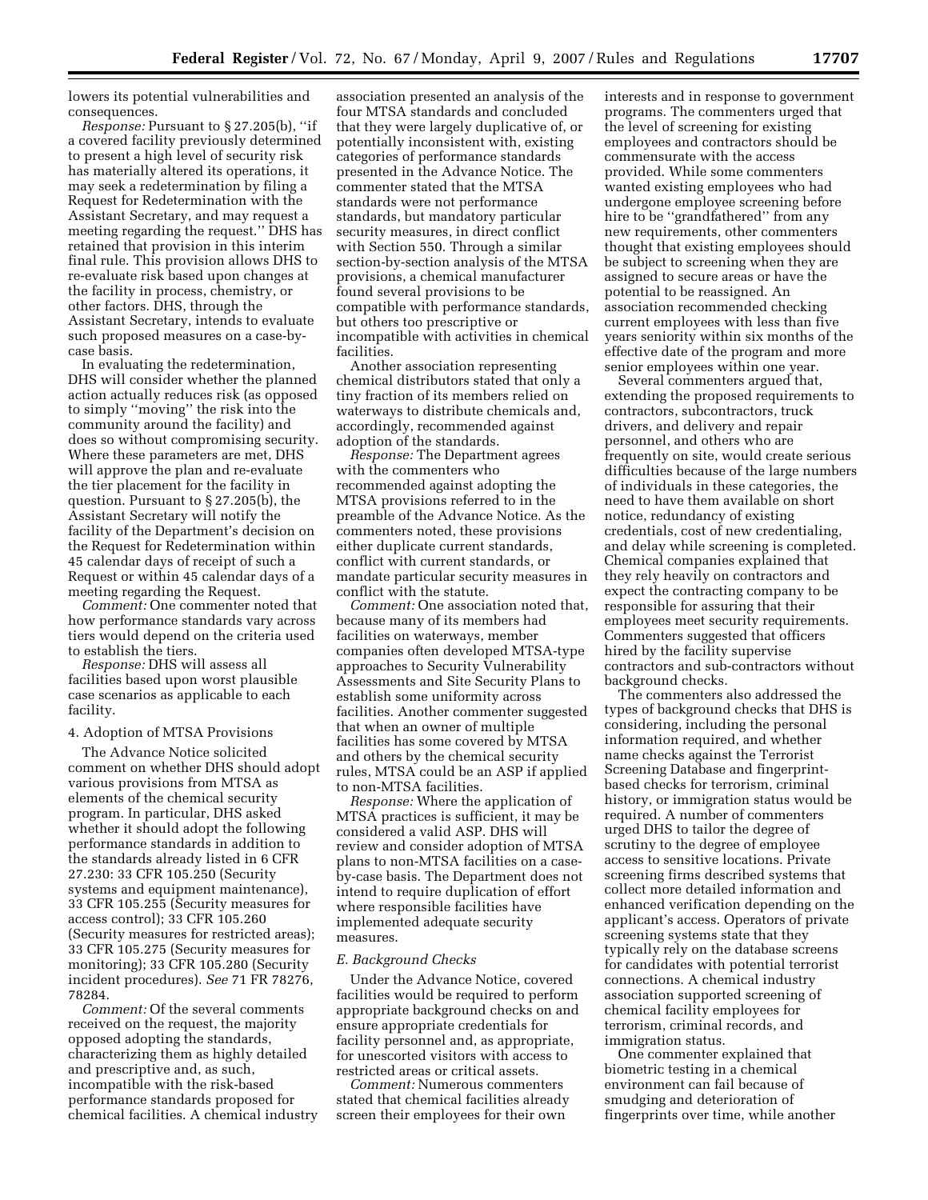lowers its potential vulnerabilities and consequences.

*Response:* Pursuant to § 27.205(b), ''if a covered facility previously determined to present a high level of security risk has materially altered its operations, it may seek a redetermination by filing a Request for Redetermination with the Assistant Secretary, and may request a meeting regarding the request.'' DHS has retained that provision in this interim final rule. This provision allows DHS to re-evaluate risk based upon changes at the facility in process, chemistry, or other factors. DHS, through the Assistant Secretary, intends to evaluate such proposed measures on a case-by-case basis.

In evaluating the redetermination, DHS will consider whether the planned action actually reduces risk (as opposed to simply ''moving'' the risk into the community around the facility) and does so without compromising security. Where these parameters are met, DHS will approve the plan and re-evaluate the tier placement for the facility in question. Pursuant to § 27.205(b), the Assistant Secretary will notify the facility of the Department's decision on the Request for Redetermination within 45 calendar days of receipt of such a Request or within 45 calendar days of a meeting regarding the Request.

*Comment:* One commenter noted that how performance standards vary across tiers would depend on the criteria used to establish the tiers.

*Response:* DHS will assess all facilities based upon worst plausible case scenarios as applicable to each facility.

4. Adoption of MTSA Provisions

The Advance Notice solicited comment on whether DHS should adopt various provisions from MTSA as elements of the chemical security program. In particular, DHS asked whether it should adopt the following performance standards in addition to the standards already listed in 6 CFR 27.230: 33 CFR 105.250 (Security systems and equipment maintenance), 33 CFR 105.255 (Security measures for access control); 33 CFR 105.260 (Security measures for restricted areas); 33 CFR 105.275 (Security measures for monitoring); 33 CFR 105.280 (Security incident procedures). *See* 71 FR 78276, 78284.

*Comment:* Of the several comments received on the request, the majority opposed adopting the standards, characterizing them as highly detailed and prescriptive and, as such, incompatible with the risk-based performance standards proposed for chemical facilities. A chemical industry association presented an analysis of the four MTSA standards and concluded that they were largely duplicative of, or potentially inconsistent with, existing categories of performance standards presented in the Advance Notice. The commenter stated that the MTSA standards were not performance standards, but mandatory particular security measures, in direct conflict with Section 550. Through a similar section-by-section analysis of the MTSA provisions, a chemical manufacturer found several provisions to be compatible with performance standards, but others too prescriptive or incompatible with activities in chemical facilities.

Another association representing chemical distributors stated that only a tiny fraction of its members relied on waterways to distribute chemicals and, accordingly, recommended against adoption of the standards.

*Response:* The Department agrees with the commenters who recommended against adopting the MTSA provisions referred to in the preamble of the Advance Notice. As the commenters noted, these provisions either duplicate current standards, conflict with current standards, or mandate particular security measures in conflict with the statute.

*Comment:* One association noted that, because many of its members had facilities on waterways, member companies often developed MTSA-type approaches to Security Vulnerability Assessments and Site Security Plans to establish some uniformity across facilities. Another commenter suggested that when an owner of multiple facilities has some covered by MTSA and others by the chemical security rules, MTSA could be an ASP if applied to non-MTSA facilities.

*Response:* Where the application of MTSA practices is sufficient, it may be considered a valid ASP. DHS will review and consider adoption of MTSA plans to non-MTSA facilities on a case-by-case basis. The Department does not intend to require duplication of effort where responsible facilities have implemented adequate security measures.

*E. Background Checks*

Under the Advance Notice, covered facilities would be required to perform appropriate background checks on and ensure appropriate credentials for facility personnel and, as appropriate, for unescorted visitors with access to restricted areas or critical assets.

*Comment:* Numerous commenters stated that chemical facilities already screen their employees for their own interests and in response to government programs. The commenters urged that the level of screening for existing employees and contractors should be commensurate with the access provided. While some commenters wanted existing employees who had undergone employee screening before hire to be ''grandfathered'' from any new requirements, other commenters thought that existing employees should be subject to screening when they are assigned to secure areas or have the potential to be reassigned. An association recommended checking current employees with less than five years seniority within six months of the effective date of the program and more senior employees within one year.

Several commenters argued that, extending the proposed requirements to contractors, subcontractors, truck drivers, and delivery and repair personnel, and others who are frequently on site, would create serious difficulties because of the large numbers of individuals in these categories, the need to have them available on short notice, redundancy of existing credentials, cost of new credentialing, and delay while screening is completed. Chemical companies explained that they rely heavily on contractors and expect the contracting company to be responsible for assuring that their employees meet security requirements. Commenters suggested that officers hired by the facility supervise contractors and sub-contractors without background checks.

The commenters also addressed the types of background checks that DHS is considering, including the personal information required, and whether name checks against the Terrorist Screening Database and fingerprint-based checks for terrorism, criminal history, or immigration status would be required. A number of commenters urged DHS to tailor the degree of scrutiny to the degree of employee access to sensitive locations. Private screening firms described systems that collect more detailed information and enhanced verification depending on the applicant's access. Operators of private screening systems state that they typically rely on the database screens for candidates with potential terrorist connections. A chemical industry association supported screening of chemical facility employees for terrorism, criminal records, and immigration status.

One commenter explained that biometric testing in a chemical environment can fail because of smudging and deterioration of fingerprints over time, while another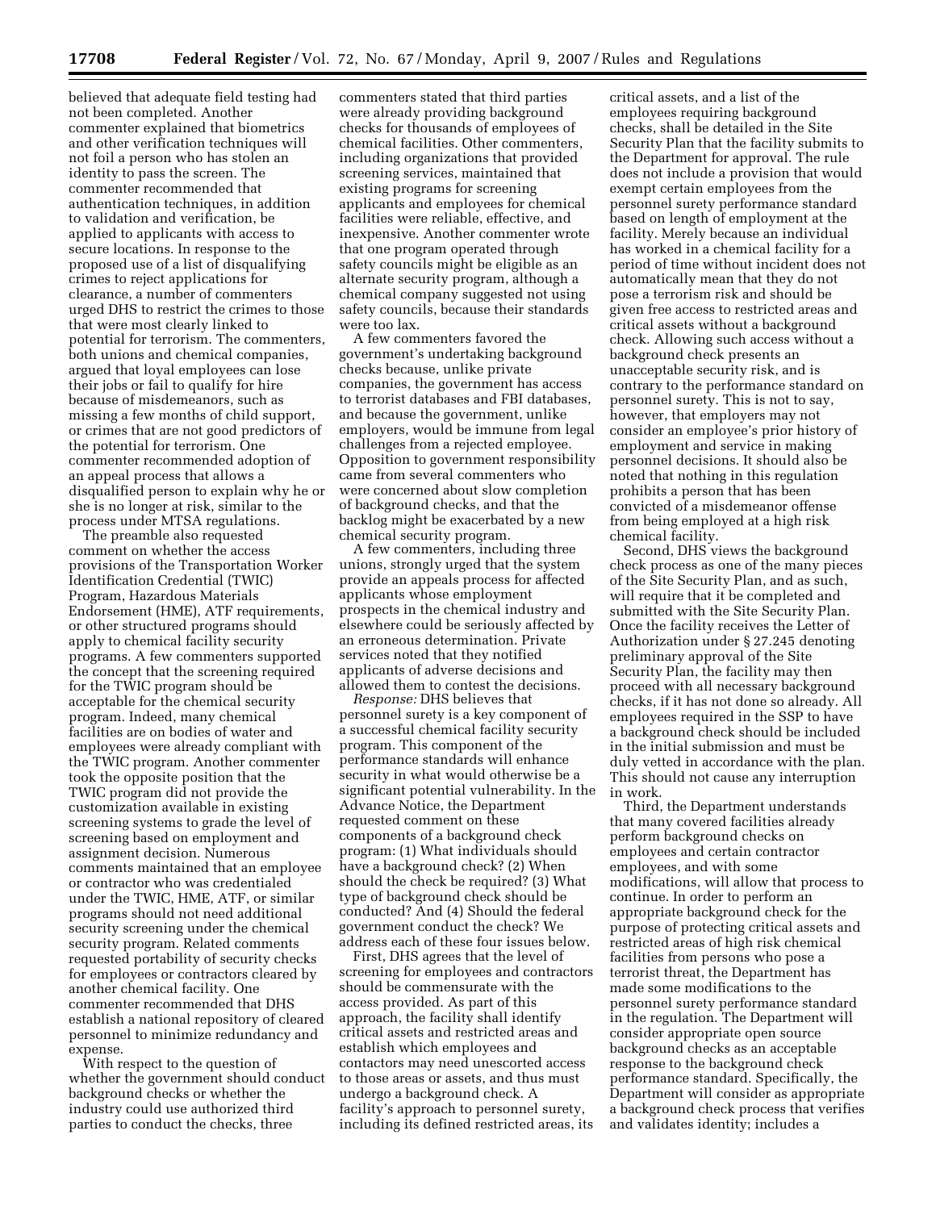believed that adequate field testing had not been completed. Another commenter explained that biometrics and other verification techniques will not foil a person who has stolen an identity to pass the screen. The commenter recommended that authentication techniques, in addition to validation and verification, be applied to applicants with access to secure locations. In response to the proposed use of a list of disqualifying crimes to reject applications for clearance, a number of commenters urged DHS to restrict the crimes to those that were most clearly linked to potential for terrorism. The commenters, both unions and chemical companies, argued that loyal employees can lose their jobs or fail to qualify for hire because of misdemeanors, such as missing a few months of child support, or crimes that are not good predictors of the potential for terrorism. One commenter recommended adoption of an appeal process that allows a disqualified person to explain why he or she is no longer at risk, similar to the process under MTSA regulations.

The preamble also requested comment on whether the access provisions of the Transportation Worker Identification Credential (TWIC) Program, Hazardous Materials Endorsement (HME), ATF requirements, or other structured programs should apply to chemical facility security programs. A few commenters supported the concept that the screening required for the TWIC program should be acceptable for the chemical security program. Indeed, many chemical facilities are on bodies of water and employees were already compliant with the TWIC program. Another commenter took the opposite position that the TWIC program did not provide the customization available in existing screening systems to grade the level of screening based on employment and assignment decision. Numerous comments maintained that an employee or contractor who was credentialed under the TWIC, HME, ATF, or similar programs should not need additional security screening under the chemical security program. Related comments requested portability of security checks for employees or contractors cleared by another chemical facility. One commenter recommended that DHS establish a national repository of cleared personnel to minimize redundancy and expense.

With respect to the question of whether the government should conduct background checks or whether the industry could use authorized third parties to conduct the checks, three commenters stated that third parties were already providing background checks for thousands of employees of chemical facilities. Other commenters, including organizations that provided screening services, maintained that existing programs for screening applicants and employees for chemical facilities were reliable, effective, and inexpensive. Another commenter wrote that one program operated through safety councils might be eligible as an alternate security program, although a chemical company suggested not using safety councils, because their standards were too lax.

A few commenters favored the government's undertaking background checks because, unlike private companies, the government has access to terrorist databases and FBI databases, and because the government, unlike employers, would be immune from legal challenges from a rejected employee. Opposition to government responsibility came from several commenters who were concerned about slow completion of background checks, and that the backlog might be exacerbated by a new chemical security program.

A few commenters, including three unions, strongly urged that the system provide an appeals process for affected applicants whose employment prospects in the chemical industry and elsewhere could be seriously affected by an erroneous determination. Private services noted that they notified applicants of adverse decisions and allowed them to contest the decisions.

*Response:* DHS believes that personnel surety is a key component of a successful chemical facility security program. This component of the performance standards will enhance security in what would otherwise be a significant potential vulnerability. In the Advance Notice, the Department requested comment on these components of a background check program: (1) What individuals should have a background check? (2) When should the check be required? (3) What type of background check should be conducted? And (4) Should the federal government conduct the check? We address each of these four issues below.

First, DHS agrees that the level of screening for employees and contractors should be commensurate with the access provided. As part of this approach, the facility shall identify critical assets and restricted areas and establish which employees and contactors may need unescorted access to those areas or assets, and thus must undergo a background check. A facility's approach to personnel surety, including its defined restricted areas, its critical assets, and a list of the employees requiring background checks, shall be detailed in the Site Security Plan that the facility submits to the Department for approval. The rule does not include a provision that would exempt certain employees from the personnel surety performance standard based on length of employment at the facility. Merely because an individual has worked in a chemical facility for a period of time without incident does not automatically mean that they do not pose a terrorism risk and should be given free access to restricted areas and critical assets without a background check. Allowing such access without a background check presents an unacceptable security risk, and is contrary to the performance standard on personnel surety. This is not to say, however, that employers may not consider an employee's prior history of employment and service in making personnel decisions. It should also be noted that nothing in this regulation prohibits a person that has been convicted of a misdemeanor offense from being employed at a high risk chemical facility.

Second, DHS views the background check process as one of the many pieces of the Site Security Plan, and as such, will require that it be completed and submitted with the Site Security Plan. Once the facility receives the Letter of Authorization under § 27.245 denoting preliminary approval of the Site Security Plan, the facility may then proceed with all necessary background checks, if it has not done so already. All employees required in the SSP to have a background check should be included in the initial submission and must be duly vetted in accordance with the plan. This should not cause any interruption in work.

Third, the Department understands that many covered facilities already perform background checks on employees and certain contractor employees, and with some modifications, will allow that process to continue. In order to perform an appropriate background check for the purpose of protecting critical assets and restricted areas of high risk chemical facilities from persons who pose a terrorist threat, the Department has made some modifications to the personnel surety performance standard in the regulation. The Department will consider appropriate open source background checks as an acceptable response to the background check performance standard. Specifically, the Department will consider as appropriate a background check process that verifies and validates identity; includes a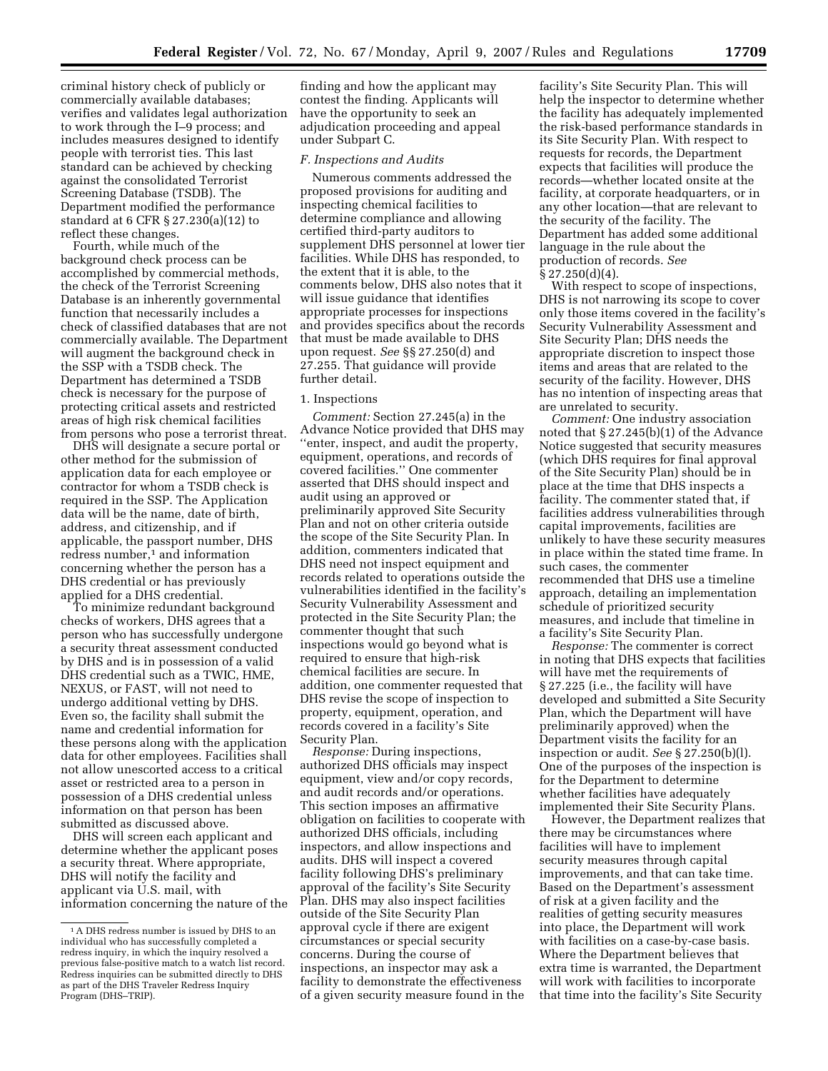criminal history check of publicly or commercially available databases; verifies and validates legal authorization to work through the I–9 process; and includes measures designed to identify people with terrorist ties. This last standard can be achieved by checking against the consolidated Terrorist Screening Database (TSDB). The Department modified the performance standard at 6 CFR § 27.230(a)(12) to reflect these changes.

Fourth, while much of the background check process can be accomplished by commercial methods, the check of the Terrorist Screening Database is an inherently governmental function that necessarily includes a check of classified databases that are not commercially available. The Department will augment the background check in the SSP with a TSDB check. The Department has determined a TSDB check is necessary for the purpose of protecting critical assets and restricted areas of high risk chemical facilities from persons who pose a terrorist threat.

DHS will designate a secure portal or other method for the submission of application data for each employee or contractor for whom a TSDB check is required in the SSP. The Application data will be the name, date of birth, address, and citizenship, and if applicable, the passport number, DHS redress number,[1] and information concerning whether the person has a DHS credential or has previously applied for a DHS credential.

To minimize redundant background checks of workers, DHS agrees that a person who has successfully undergone a security threat assessment conducted by DHS and is in possession of a valid DHS credential such as a TWIC, HME, NEXUS, or FAST, will not need to undergo additional vetting by DHS. Even so, the facility shall submit the name and credential information for these persons along with the application data for other employees. Facilities shall not allow unescorted access to a critical asset or restricted area to a person in possession of a DHS credential unless information on that person has been submitted as discussed above.

DHS will screen each applicant and determine whether the applicant poses a security threat. Where appropriate, DHS will notify the facility and applicant via U.S. mail, with information concerning the nature of the finding and how the applicant may contest the finding. Applicants will have the opportunity to seek an adjudication proceeding and appeal under Subpart C.

### *F. Inspections and Audits*

Numerous comments addressed the proposed provisions for auditing and inspecting chemical facilities to determine compliance and allowing certified third-party auditors to supplement DHS personnel at lower tier facilities. While DHS has responded, to the extent that it is able, to the comments below, DHS also notes that it will issue guidance that identifies appropriate processes for inspections and provides specifics about the records that must be made available to DHS upon request. *See* §§ 27.250(d) and 27.255. That guidance will provide further detail.

#### 1. Inspections

*Comment:* Section 27.245(a) in the Advance Notice provided that DHS may ''enter, inspect, and audit the property, equipment, operations, and records of covered facilities.'' One commenter asserted that DHS should inspect and audit using an approved or preliminarily approved Site Security Plan and not on other criteria outside the scope of the Site Security Plan. In addition, commenters indicated that DHS need not inspect equipment and records related to operations outside the vulnerabilities identified in the facility's Security Vulnerability Assessment and protected in the Site Security Plan; the commenter thought that such inspections would go beyond what is required to ensure that high-risk chemical facilities are secure. In addition, one commenter requested that DHS revise the scope of inspection to property, equipment, operation, and records covered in a facility's Site Security Plan.

*Response:* During inspections, authorized DHS officials may inspect equipment, view and/or copy records, and audit records and/or operations. This section imposes an affirmative obligation on facilities to cooperate with authorized DHS officials, including inspectors, and allow inspections and audits. DHS will inspect a covered facility following DHS's preliminary approval of the facility's Site Security Plan. DHS may also inspect facilities outside of the Site Security Plan approval cycle if there are exigent circumstances or special security concerns. During the course of inspections, an inspector may ask a facility to demonstrate the effectiveness of a given security measure found in the facility's Site Security Plan. This will help the inspector to determine whether the facility has adequately implemented the risk-based performance standards in its Site Security Plan. With respect to requests for records, the Department expects that facilities will produce the records—whether located onsite at the facility, at corporate headquarters, or in any other location—that are relevant to the security of the facility. The Department has added some additional language in the rule about the production of records. *See* § 27.250(d)(4).

With respect to scope of inspections, DHS is not narrowing its scope to cover only those items covered in the facility's Security Vulnerability Assessment and Site Security Plan; DHS needs the appropriate discretion to inspect those items and areas that are related to the security of the facility. However, DHS has no intention of inspecting areas that are unrelated to security.

*Comment:* One industry association noted that § 27.245(b)(1) of the Advance Notice suggested that security measures (which DHS requires for final approval of the Site Security Plan) should be in place at the time that DHS inspects a facility. The commenter stated that, if facilities address vulnerabilities through capital improvements, facilities are unlikely to have these security measures in place within the stated time frame. In such cases, the commenter recommended that DHS use a timeline approach, detailing an implementation schedule of prioritized security measures, and include that timeline in a facility's Site Security Plan.

*Response:* The commenter is correct in noting that DHS expects that facilities will have met the requirements of § 27.225 (i.e., the facility will have developed and submitted a Site Security Plan, which the Department will have preliminarily approved) when the Department visits the facility for an inspection or audit. *See* § 27.250(b)(l). One of the purposes of the inspection is for the Department to determine whether facilities have adequately implemented their Site Security Plans.

However, the Department realizes that there may be circumstances where facilities will have to implement security measures through capital improvements, and that can take time. Based on the Department's assessment of risk at a given facility and the realities of getting security measures into place, the Department will work with facilities on a case-by-case basis. Where the Department believes that extra time is warranted, the Department will work with facilities to incorporate that time into the facility's Site Security

---

[1] A DHS redress number is issued by DHS to an individual who has successfully completed a redress inquiry, in which the inquiry resolved a previous false-positive match to a watch list record. Redress inquiries can be submitted directly to DHS as part of the DHS Traveler Redress Inquiry Program (DHS–TRIP).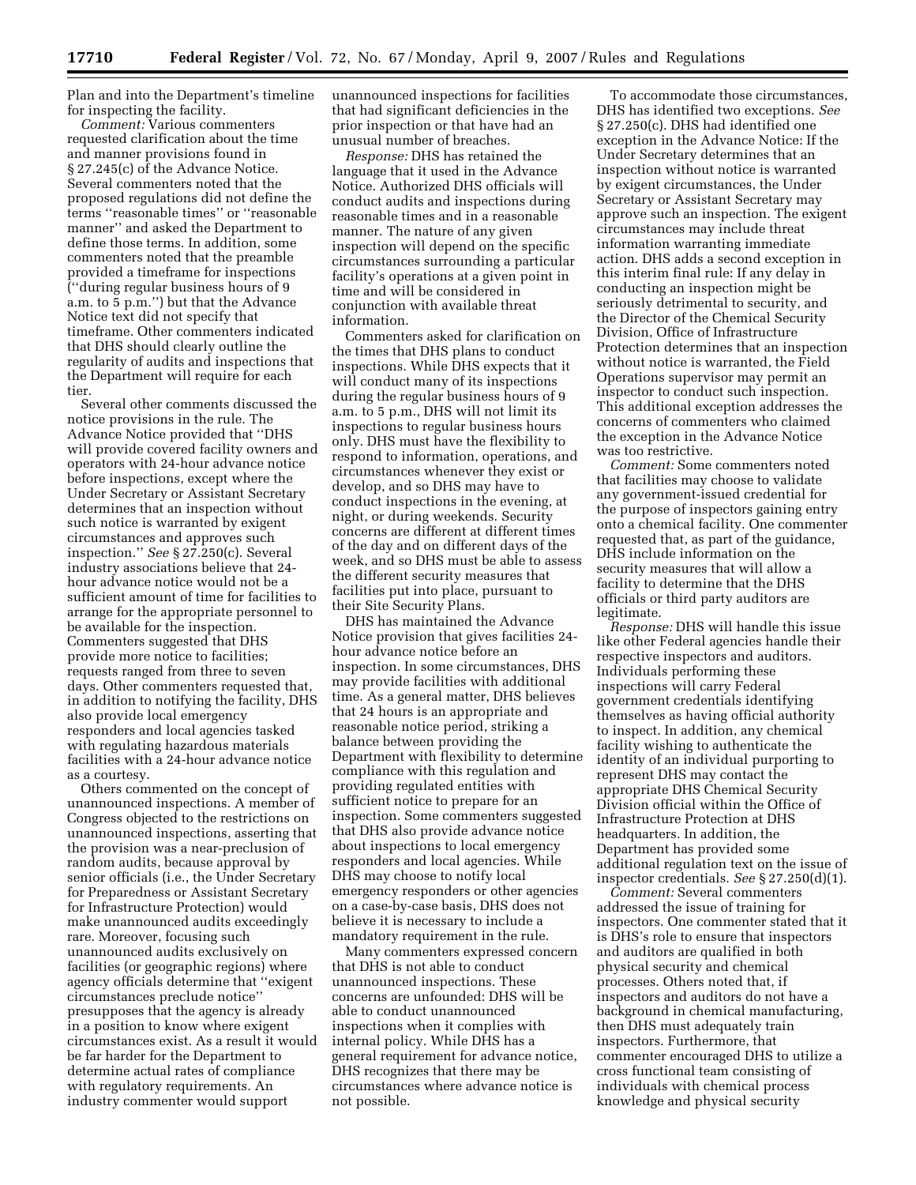Plan and into the Department's timeline for inspecting the facility.

*Comment:* Various commenters requested clarification about the time and manner provisions found in § 27.245(c) of the Advance Notice. Several commenters noted that the proposed regulations did not define the terms ''reasonable times'' or ''reasonable manner'' and asked the Department to define those terms. In addition, some commenters noted that the preamble provided a timeframe for inspections (''during regular business hours of 9 a.m. to 5 p.m.'') but that the Advance Notice text did not specify that timeframe. Other commenters indicated that DHS should clearly outline the regularity of audits and inspections that the Department will require for each tier.

Several other comments discussed the notice provisions in the rule. The Advance Notice provided that ''DHS will provide covered facility owners and operators with 24-hour advance notice before inspections, except where the Under Secretary or Assistant Secretary determines that an inspection without such notice is warranted by exigent circumstances and approves such inspection.'' *See* § 27.250(c). Several industry associations believe that 24-hour advance notice would not be a sufficient amount of time for facilities to arrange for the appropriate personnel to be available for the inspection. Commenters suggested that DHS provide more notice to facilities; requests ranged from three to seven days. Other commenters requested that, in addition to notifying the facility, DHS also provide local emergency responders and local agencies tasked with regulating hazardous materials facilities with a 24-hour advance notice as a courtesy.

Others commented on the concept of unannounced inspections. A member of Congress objected to the restrictions on unannounced inspections, asserting that the provision was a near-preclusion of random audits, because approval by senior officials (i.e., the Under Secretary for Preparedness or Assistant Secretary for Infrastructure Protection) would make unannounced audits exceedingly rare. Moreover, focusing such unannounced audits exclusively on facilities (or geographic regions) where agency officials determine that ''exigent circumstances preclude notice'' presupposes that the agency is already in a position to know where exigent circumstances exist. As a result it would be far harder for the Department to determine actual rates of compliance with regulatory requirements. An industry commenter would support unannounced inspections for facilities that had significant deficiencies in the prior inspection or that have had an unusual number of breaches.

*Response:* DHS has retained the language that it used in the Advance Notice. Authorized DHS officials will conduct audits and inspections during reasonable times and in a reasonable manner. The nature of any given inspection will depend on the specific circumstances surrounding a particular facility's operations at a given point in time and will be considered in conjunction with available threat information.

Commenters asked for clarification on the times that DHS plans to conduct inspections. While DHS expects that it will conduct many of its inspections during the regular business hours of 9 a.m. to 5 p.m., DHS will not limit its inspections to regular business hours only. DHS must have the flexibility to respond to information, operations, and circumstances whenever they exist or develop, and so DHS may have to conduct inspections in the evening, at night, or during weekends. Security concerns are different at different times of the day and on different days of the week, and so DHS must be able to assess the different security measures that facilities put into place, pursuant to their Site Security Plans.

DHS has maintained the Advance Notice provision that gives facilities 24-hour advance notice before an inspection. In some circumstances, DHS may provide facilities with additional time. As a general matter, DHS believes that 24 hours is an appropriate and reasonable notice period, striking a balance between providing the Department with flexibility to determine compliance with this regulation and providing regulated entities with sufficient notice to prepare for an inspection. Some commenters suggested that DHS also provide advance notice about inspections to local emergency responders and local agencies. While DHS may choose to notify local emergency responders or other agencies on a case-by-case basis, DHS does not believe it is necessary to include a mandatory requirement in the rule.

Many commenters expressed concern that DHS is not able to conduct unannounced inspections. These concerns are unfounded: DHS will be able to conduct unannounced inspections when it complies with internal policy. While DHS has a general requirement for advance notice, DHS recognizes that there may be circumstances where advance notice is not possible.

To accommodate those circumstances, DHS has identified two exceptions. *See* § 27.250(c). DHS had identified one exception in the Advance Notice: If the Under Secretary determines that an inspection without notice is warranted by exigent circumstances, the Under Secretary or Assistant Secretary may approve such an inspection. The exigent circumstances may include threat information warranting immediate action. DHS adds a second exception in this interim final rule: If any delay in conducting an inspection might be seriously detrimental to security, and the Director of the Chemical Security Division, Office of Infrastructure Protection determines that an inspection without notice is warranted, the Field Operations supervisor may permit an inspector to conduct such inspection. This additional exception addresses the concerns of commenters who claimed the exception in the Advance Notice was too restrictive.

*Comment:* Some commenters noted that facilities may choose to validate any government-issued credential for the purpose of inspectors gaining entry onto a chemical facility. One commenter requested that, as part of the guidance, DHS include information on the security measures that will allow a facility to determine that the DHS officials or third party auditors are legitimate.

*Response:* DHS will handle this issue like other Federal agencies handle their respective inspectors and auditors. Individuals performing these inspections will carry Federal government credentials identifying themselves as having official authority to inspect. In addition, any chemical facility wishing to authenticate the identity of an individual purporting to represent DHS may contact the appropriate DHS Chemical Security Division official within the Office of Infrastructure Protection at DHS headquarters. In addition, the Department has provided some additional regulation text on the issue of inspector credentials. *See* § 27.250(d)(1).

*Comment:* Several commenters addressed the issue of training for inspectors. One commenter stated that it is DHS's role to ensure that inspectors and auditors are qualified in both physical security and chemical processes. Others noted that, if inspectors and auditors do not have a background in chemical manufacturing, then DHS must adequately train inspectors. Furthermore, that commenter encouraged DHS to utilize a cross functional team consisting of individuals with chemical process knowledge and physical security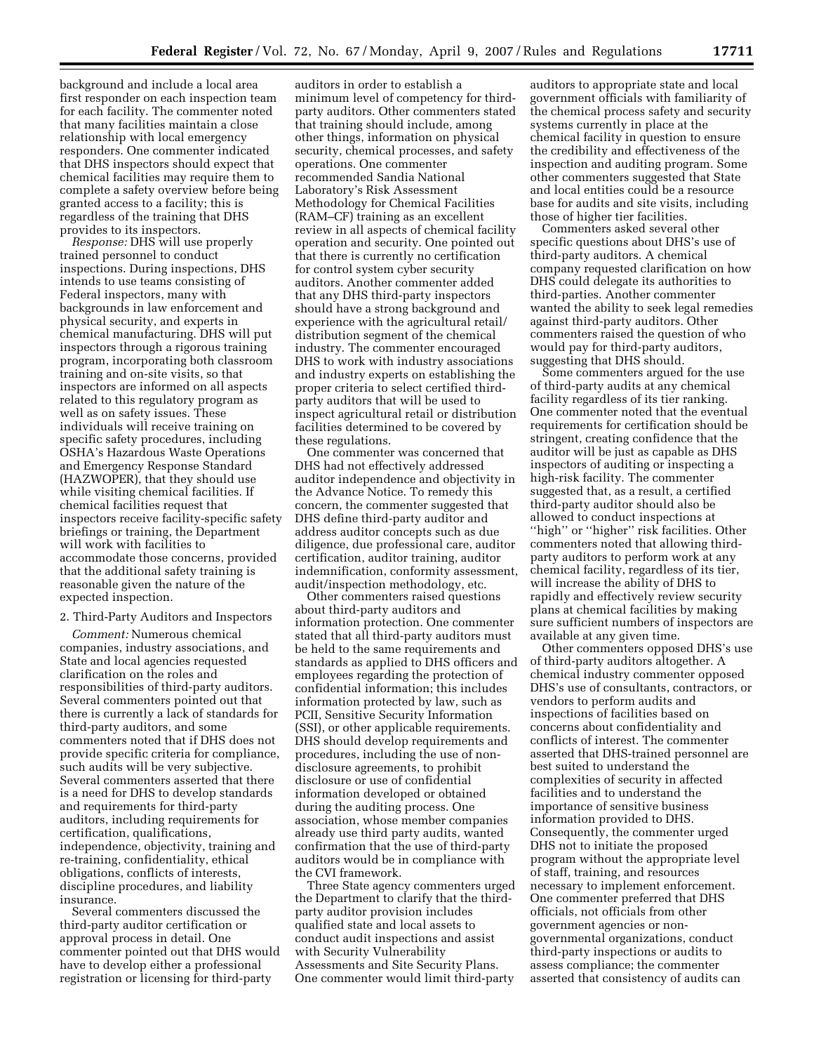background and include a local area first responder on each inspection team for each facility. The commenter noted that many facilities maintain a close relationship with local emergency responders. One commenter indicated that DHS inspectors should expect that chemical facilities may require them to complete a safety overview before being granted access to a facility; this is regardless of the training that DHS provides to its inspectors.

*Response:* DHS will use properly trained personnel to conduct inspections. During inspections, DHS intends to use teams consisting of Federal inspectors, many with backgrounds in law enforcement and physical security, and experts in chemical manufacturing. DHS will put inspectors through a rigorous training program, incorporating both classroom training and on-site visits, so that inspectors are informed on all aspects related to this regulatory program as well as on safety issues. These individuals will receive training on specific safety procedures, including OSHA's Hazardous Waste Operations and Emergency Response Standard (HAZWOPER), that they should use while visiting chemical facilities. If chemical facilities request that inspectors receive facility-specific safety briefings or training, the Department will work with facilities to accommodate those concerns, provided that the additional safety training is reasonable given the nature of the expected inspection.

2. Third-Party Auditors and Inspectors

*Comment:* Numerous chemical companies, industry associations, and State and local agencies requested clarification on the roles and responsibilities of third-party auditors. Several commenters pointed out that there is currently a lack of standards for third-party auditors, and some commenters noted that if DHS does not provide specific criteria for compliance, such audits will be very subjective. Several commenters asserted that there is a need for DHS to develop standards and requirements for third-party auditors, including requirements for certification, qualifications, independence, objectivity, training and re-training, confidentiality, ethical obligations, conflicts of interests, discipline procedures, and liability insurance.

Several commenters discussed the third-party auditor certification or approval process in detail. One commenter pointed out that DHS would have to develop either a professional registration or licensing for third-party auditors in order to establish a minimum level of competency for third-party auditors. Other commenters stated that training should include, among other things, information on physical security, chemical processes, and safety operations. One commenter recommended Sandia National Laboratory's Risk Assessment Methodology for Chemical Facilities (RAM–CF) training as an excellent review in all aspects of chemical facility operation and security. One pointed out that there is currently no certification for control system cyber security auditors. Another commenter added that any DHS third-party inspectors should have a strong background and experience with the agricultural retail/distribution segment of the chemical industry. The commenter encouraged DHS to work with industry associations and industry experts on establishing the proper criteria to select certified third-party auditors that will be used to inspect agricultural retail or distribution facilities determined to be covered by these regulations.

One commenter was concerned that DHS had not effectively addressed auditor independence and objectivity in the Advance Notice. To remedy this concern, the commenter suggested that DHS define third-party auditor and address auditor concepts such as due diligence, due professional care, auditor certification, auditor training, auditor indemnification, conformity assessment, audit/inspection methodology, etc.

Other commenters raised questions about third-party auditors and information protection. One commenter stated that all third-party auditors must be held to the same requirements and standards as applied to DHS officers and employees regarding the protection of confidential information; this includes information protected by law, such as PCII, Sensitive Security Information (SSI), or other applicable requirements. DHS should develop requirements and procedures, including the use of non-disclosure agreements, to prohibit disclosure or use of confidential information developed or obtained during the auditing process. One association, whose member companies already use third party audits, wanted confirmation that the use of third-party auditors would be in compliance with the CVI framework.

Three State agency commenters urged the Department to clarify that the third-party auditor provision includes qualified state and local assets to conduct audit inspections and assist with Security Vulnerability Assessments and Site Security Plans. One commenter would limit third-party auditors to appropriate state and local government officials with familiarity of the chemical process safety and security systems currently in place at the chemical facility in question to ensure the credibility and effectiveness of the inspection and auditing program. Some other commenters suggested that State and local entities could be a resource base for audits and site visits, including those of higher tier facilities.

Commenters asked several other specific questions about DHS's use of third-party auditors. A chemical company requested clarification on how DHS could delegate its authorities to third-parties. Another commenter wanted the ability to seek legal remedies against third-party auditors. Other commenters raised the question of who would pay for third-party auditors, suggesting that DHS should.

Some commenters argued for the use of third-party audits at any chemical facility regardless of its tier ranking. One commenter noted that the eventual requirements for certification should be stringent, creating confidence that the auditor will be just as capable as DHS inspectors of auditing or inspecting a high-risk facility. The commenter suggested that, as a result, a certified third-party auditor should also be allowed to conduct inspections at "high" or "higher" risk facilities. Other commenters noted that allowing third-party auditors to perform work at any chemical facility, regardless of its tier, will increase the ability of DHS to rapidly and effectively review security plans at chemical facilities by making sure sufficient numbers of inspectors are available at any given time.

Other commenters opposed DHS's use of third-party auditors altogether. A chemical industry commenter opposed DHS's use of consultants, contractors, or vendors to perform audits and inspections of facilities based on concerns about confidentiality and conflicts of interest. The commenter asserted that DHS-trained personnel are best suited to understand the complexities of security in affected facilities and to understand the importance of sensitive business information provided to DHS. Consequently, the commenter urged DHS not to initiate the proposed program without the appropriate level of staff, training, and resources necessary to implement enforcement. One commenter preferred that DHS officials, not officials from other government agencies or non-governmental organizations, conduct third-party inspections or audits to assess compliance; the commenter asserted that consistency of audits can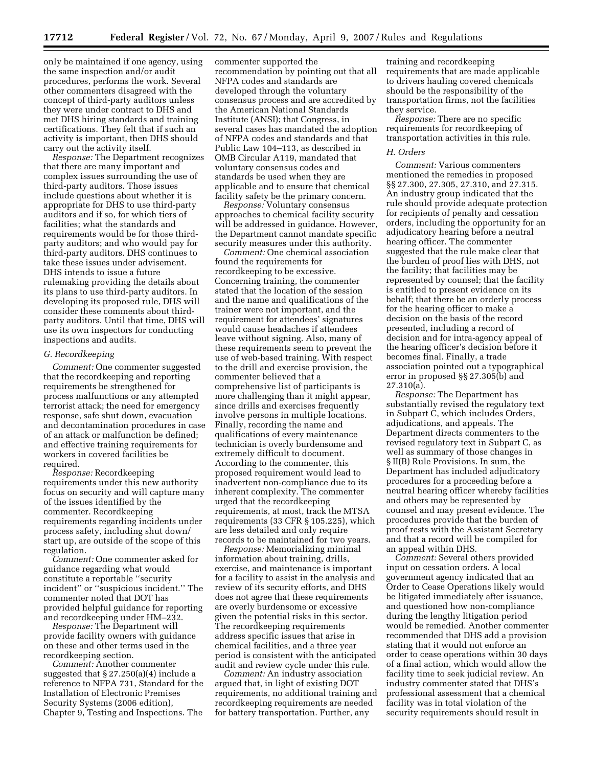only be maintained if one agency, using the same inspection and/or audit procedures, performs the work. Several other commenters disagreed with the concept of third-party auditors unless they were under contract to DHS and met DHS hiring standards and training certifications. They felt that if such an activity is important, then DHS should carry out the activity itself.

*Response:* The Department recognizes that there are many important and complex issues surrounding the use of third-party auditors. Those issues include questions about whether it is appropriate for DHS to use third-party auditors and if so, for which tiers of facilities; what the standards and requirements would be for those third-party auditors; and who would pay for third-party auditors. DHS continues to take these issues under advisement. DHS intends to issue a future rulemaking providing the details about its plans to use third-party auditors. In developing its proposed rule, DHS will consider these comments about third-party auditors. Until that time, DHS will use its own inspectors for conducting inspections and audits.

### G. Recordkeeping

*Comment:* One commenter suggested that the recordkeeping and reporting requirements be strengthened for process malfunctions or any attempted terrorist attack; the need for emergency response, safe shut down, evacuation and decontamination procedures in case of an attack or malfunction be defined; and effective training requirements for workers in covered facilities be required.

*Response:* Recordkeeping requirements under this new authority focus on security and will capture many of the issues identified by the commenter. Recordkeeping requirements regarding incidents under process safety, including shut down/start up, are outside of the scope of this regulation.

*Comment:* One commenter asked for guidance regarding what would constitute a reportable ''security incident'' or ''suspicious incident.'' The commenter noted that DOT has provided helpful guidance for reporting and recordkeeping under HM–232.

*Response:* The Department will provide facility owners with guidance on these and other terms used in the recordkeeping section.

*Comment:* Another commenter suggested that § 27.250(a)(4) include a reference to NFPA 731, Standard for the Installation of Electronic Premises Security Systems (2006 edition), Chapter 9, Testing and Inspections. The commenter supported the recommendation by pointing out that all NFPA codes and standards are developed through the voluntary consensus process and are accredited by the American National Standards Institute (ANSI); that Congress, in several cases has mandated the adoption of NFPA codes and standards and that Public Law 104–113, as described in OMB Circular A119, mandated that voluntary consensus codes and standards be used when they are applicable and to ensure that chemical facility safety be the primary concern.

*Response:* Voluntary consensus approaches to chemical facility security will be addressed in guidance. However, the Department cannot mandate specific security measures under this authority.

*Comment:* One chemical association found the requirements for recordkeeping to be excessive. Concerning training, the commenter stated that the location of the session and the name and qualifications of the trainer were not important, and the requirement for attendees' signatures would cause headaches if attendees leave without signing. Also, many of these requirements seem to prevent the use of web-based training. With respect to the drill and exercise provision, the commenter believed that a comprehensive list of participants is more challenging than it might appear, since drills and exercises frequently involve persons in multiple locations. Finally, recording the name and qualifications of every maintenance technician is overly burdensome and extremely difficult to document. According to the commenter, this proposed requirement would lead to inadvertent non-compliance due to its inherent complexity. The commenter urged that the recordkeeping requirements, at most, track the MTSA requirements (33 CFR § 105.225), which are less detailed and only require records to be maintained for two years.

*Response:* Memorializing minimal information about training, drills, exercise, and maintenance is important for a facility to assist in the analysis and review of its security efforts, and DHS does not agree that these requirements are overly burdensome or excessive given the potential risks in this sector. The recordkeeping requirements address specific issues that arise in chemical facilities, and a three year period is consistent with the anticipated audit and review cycle under this rule.

*Comment:* An industry association argued that, in light of existing DOT requirements, no additional training and recordkeeping requirements are needed for battery transportation. Further, any training and recordkeeping requirements that are made applicable to drivers hauling covered chemicals should be the responsibility of the transportation firms, not the facilities they service.

*Response:* There are no specific requirements for recordkeeping of transportation activities in this rule.

### H. Orders

*Comment:* Various commenters mentioned the remedies in proposed §§ 27.300, 27.305, 27.310, and 27.315. An industry group indicated that the rule should provide adequate protection for recipients of penalty and cessation orders, including the opportunity for an adjudicatory hearing before a neutral hearing officer. The commenter suggested that the rule make clear that the burden of proof lies with DHS, not the facility; that facilities may be represented by counsel; that the facility is entitled to present evidence on its behalf; that there be an orderly process for the hearing officer to make a decision on the basis of the record presented, including a record of decision and for intra-agency appeal of the hearing officer's decision before it becomes final. Finally, a trade association pointed out a typographical error in proposed §§ 27.305(b) and 27.310(a).

*Response:* The Department has substantially revised the regulatory text in Subpart C, which includes Orders, adjudications, and appeals. The Department directs commenters to the revised regulatory text in Subpart C, as well as summary of those changes in § II(B) Rule Provisions. In sum, the Department has included adjudicatory procedures for a proceeding before a neutral hearing officer whereby facilities and others may be represented by counsel and may present evidence. The procedures provide that the burden of proof rests with the Assistant Secretary and that a record will be compiled for an appeal within DHS.

*Comment:* Several others provided input on cessation orders. A local government agency indicated that an Order to Cease Operations likely would be litigated immediately after issuance, and questioned how non-compliance during the lengthy litigation period would be remedied. Another commenter recommended that DHS add a provision stating that it would not enforce an order to cease operations within 30 days of a final action, which would allow the facility time to seek judicial review. An industry commenter stated that DHS's professional assessment that a chemical facility was in total violation of the security requirements should result in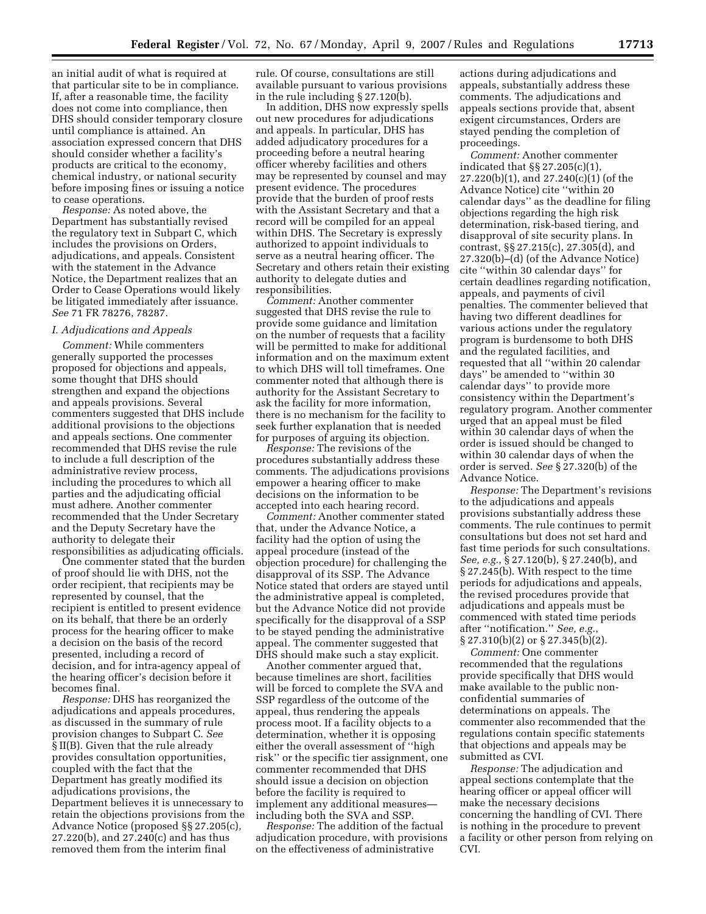an initial audit of what is required at that particular site to be in compliance. If, after a reasonable time, the facility does not come into compliance, then DHS should consider temporary closure until compliance is attained. An association expressed concern that DHS should consider whether a facility's products are critical to the economy, chemical industry, or national security before imposing fines or issuing a notice to cease operations.

*Response:* As noted above, the Department has substantially revised the regulatory text in Subpart C, which includes the provisions on Orders, adjudications, and appeals. Consistent with the statement in the Advance Notice, the Department realizes that an Order to Cease Operations would likely be litigated immediately after issuance. *See* 71 FR 78276, 78287.

### *I. Adjudications and Appeals*

*Comment:* While commenters generally supported the processes proposed for objections and appeals, some thought that DHS should strengthen and expand the objections and appeals provisions. Several commenters suggested that DHS include additional provisions to the objections and appeals sections. One commenter recommended that DHS revise the rule to include a full description of the administrative review process, including the procedures to which all parties and the adjudicating official must adhere. Another commenter recommended that the Under Secretary and the Deputy Secretary have the authority to delegate their responsibilities as adjudicating officials.

One commenter stated that the burden of proof should lie with DHS, not the order recipient, that recipients may be represented by counsel, that the recipient is entitled to present evidence on its behalf, that there be an orderly process for the hearing officer to make a decision on the basis of the record presented, including a record of decision, and for intra-agency appeal of the hearing officer's decision before it becomes final.

*Response:* DHS has reorganized the adjudications and appeals procedures, as discussed in the summary of rule provision changes to Subpart C. *See* § II(B). Given that the rule already provides consultation opportunities, coupled with the fact that the Department has greatly modified its adjudications provisions, the Department believes it is unnecessary to retain the objections provisions from the Advance Notice (proposed §§ 27.205(c), 27.220(b), and 27.240(c) and has thus removed them from the interim final rule. Of course, consultations are still available pursuant to various provisions in the rule including § 27.120(b).

In addition, DHS now expressly spells out new procedures for adjudications and appeals. In particular, DHS has added adjudicatory procedures for a proceeding before a neutral hearing officer whereby facilities and others may be represented by counsel and may present evidence. The procedures provide that the burden of proof rests with the Assistant Secretary and that a record will be compiled for an appeal within DHS. The Secretary is expressly authorized to appoint individuals to serve as a neutral hearing officer. The Secretary and others retain their existing authority to delegate duties and responsibilities.

*Comment:* Another commenter suggested that DHS revise the rule to provide some guidance and limitation on the number of requests that a facility will be permitted to make for additional information and on the maximum extent to which DHS will toll timeframes. One commenter noted that although there is authority for the Assistant Secretary to ask the facility for more information, there is no mechanism for the facility to seek further explanation that is needed for purposes of arguing its objection.

*Response:* The revisions of the procedures substantially address these comments. The adjudications provisions empower a hearing officer to make decisions on the information to be accepted into each hearing record.

*Comment:* Another commenter stated that, under the Advance Notice, a facility had the option of using the appeal procedure (instead of the objection procedure) for challenging the disapproval of its SSP. The Advance Notice stated that orders are stayed until the administrative appeal is completed, but the Advance Notice did not provide specifically for the disapproval of a SSP to be stayed pending the administrative appeal. The commenter suggested that DHS should make such a stay explicit.

Another commenter argued that, because timelines are short, facilities will be forced to complete the SVA and SSP regardless of the outcome of the appeal, thus rendering the appeals process moot. If a facility objects to a determination, whether it is opposing either the overall assessment of ''high risk'' or the specific tier assignment, one commenter recommended that DHS should issue a decision on objection before the facility is required to implement any additional measures—including both the SVA and SSP.

*Response:* The addition of the factual adjudication procedure, with provisions on the effectiveness of administrative actions during adjudications and appeals, substantially address these comments. The adjudications and appeals sections provide that, absent exigent circumstances, Orders are stayed pending the completion of proceedings.

*Comment:* Another commenter indicated that §§ 27.205(c)(1), 27.220(b)(1), and 27.240(c)(1) (of the Advance Notice) cite ''within 20 calendar days'' as the deadline for filing objections regarding the high risk determination, risk-based tiering, and disapproval of site security plans. In contrast, §§ 27.215(c), 27.305(d), and 27.320(b)–(d) (of the Advance Notice) cite ''within 30 calendar days'' for certain deadlines regarding notification, appeals, and payments of civil penalties. The commenter believed that having two different deadlines for various actions under the regulatory program is burdensome to both DHS and the regulated facilities, and requested that all ''within 20 calendar days'' be amended to ''within 30 calendar days'' to provide more consistency within the Department's regulatory program. Another commenter urged that an appeal must be filed within 30 calendar days of when the order is issued should be changed to within 30 calendar days of when the order is served. *See* § 27.320(b) of the Advance Notice.

*Response:* The Department's revisions to the adjudications and appeals provisions substantially address these comments. The rule continues to permit consultations but does not set hard and fast time periods for such consultations. *See, e.g.,* § 27.120(b), § 27.240(b), and § 27.245(b). With respect to the time periods for adjudications and appeals, the revised procedures provide that adjudications and appeals must be commenced with stated time periods after ''notification.'' *See, e.g.,* § 27.310(b)(2) or § 27.345(b)(2).

*Comment:* One commenter recommended that the regulations provide specifically that DHS would make available to the public non-confidential summaries of determinations on appeals. The commenter also recommended that the regulations contain specific statements that objections and appeals may be submitted as CVI.

*Response:* The adjudication and appeal sections contemplate that the hearing officer or appeal officer will make the necessary decisions concerning the handling of CVI. There is nothing in the procedure to prevent a facility or other person from relying on CVI.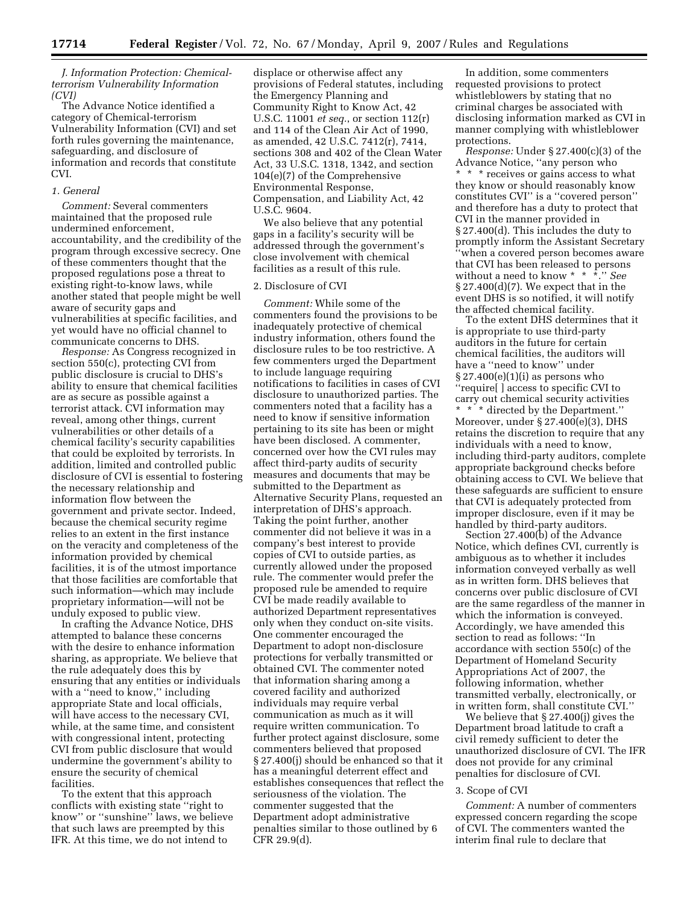*J. Information Protection: Chemical-terrorism Vulnerability Information (CVI)*

The Advance Notice identified a category of Chemical-terrorism Vulnerability Information (CVI) and set forth rules governing the maintenance, safeguarding, and disclosure of information and records that constitute CVI.

*1. General*

*Comment:* Several commenters maintained that the proposed rule undermined enforcement, accountability, and the credibility of the program through excessive secrecy. One of these commenters thought that the proposed regulations pose a threat to existing right-to-know laws, while another stated that people might be well aware of security gaps and vulnerabilities at specific facilities, and yet would have no official channel to communicate concerns to DHS.

*Response:* As Congress recognized in section 550(c), protecting CVI from public disclosure is crucial to DHS's ability to ensure that chemical facilities are as secure as possible against a terrorist attack. CVI information may reveal, among other things, current vulnerabilities or other details of a chemical facility's security capabilities that could be exploited by terrorists. In addition, limited and controlled public disclosure of CVI is essential to fostering the necessary relationship and information flow between the government and private sector. Indeed, because the chemical security regime relies to an extent in the first instance on the veracity and completeness of the information provided by chemical facilities, it is of the utmost importance that those facilities are comfortable that such information—which may include proprietary information—will not be unduly exposed to public view.

In crafting the Advance Notice, DHS attempted to balance these concerns with the desire to enhance information sharing, as appropriate. We believe that the rule adequately does this by ensuring that any entities or individuals with a ''need to know,'' including appropriate State and local officials, will have access to the necessary CVI, while, at the same time, and consistent with congressional intent, protecting CVI from public disclosure that would undermine the government's ability to ensure the security of chemical facilities.

To the extent that this approach conflicts with existing state ''right to know'' or ''sunshine'' laws, we believe that such laws are preempted by this IFR. At this time, we do not intend to displace or otherwise affect any provisions of Federal statutes, including the Emergency Planning and Community Right to Know Act, 42 U.S.C. 11001 *et seq.*, or section 112(r) and 114 of the Clean Air Act of 1990, as amended, 42 U.S.C. 7412(r), 7414, sections 308 and 402 of the Clean Water Act, 33 U.S.C. 1318, 1342, and section 104(e)(7) of the Comprehensive Environmental Response, Compensation, and Liability Act, 42 U.S.C. 9604.

We also believe that any potential gaps in a facility's security will be addressed through the government's close involvement with chemical facilities as a result of this rule.

2. Disclosure of CVI

*Comment:* While some of the commenters found the provisions to be inadequately protective of chemical industry information, others found the disclosure rules to be too restrictive. A few commenters urged the Department to include language requiring notifications to facilities in cases of CVI disclosure to unauthorized parties. The commenters noted that a facility has a need to know if sensitive information pertaining to its site has been or might have been disclosed. A commenter, concerned over how the CVI rules may affect third-party audits of security measures and documents that may be submitted to the Department as Alternative Security Plans, requested an interpretation of DHS's approach. Taking the point further, another commenter did not believe it was in a company's best interest to provide copies of CVI to outside parties, as currently allowed under the proposed rule. The commenter would prefer the proposed rule be amended to require CVI be made readily available to authorized Department representatives only when they conduct on-site visits. One commenter encouraged the Department to adopt non-disclosure protections for verbally transmitted or obtained CVI. The commenter noted that information sharing among a covered facility and authorized individuals may require verbal communication as much as it will require written communication. To further protect against disclosure, some commenters believed that proposed § 27.400(j) should be enhanced so that it has a meaningful deterrent effect and establishes consequences that reflect the seriousness of the violation. The commenter suggested that the Department adopt administrative penalties similar to those outlined by 6 CFR 29.9(d).

In addition, some commenters requested provisions to protect whistleblowers by stating that no criminal charges be associated with disclosing information marked as CVI in manner complying with whistleblower protections.

*Response:* Under § 27.400(c)(3) of the Advance Notice, ''any person who * * * receives or gains access to what they know or should reasonably know constitutes CVI'' is a ''covered person'' and therefore has a duty to protect that CVI in the manner provided in § 27.400(d). This includes the duty to promptly inform the Assistant Secretary ''when a covered person becomes aware that CVI has been released to persons without a need to know * * *.'' *See* § 27.400(d)(7). We expect that in the event DHS is so notified, it will notify the affected chemical facility.

To the extent DHS determines that it is appropriate to use third-party auditors in the future for certain chemical facilities, the auditors will have a ''need to know'' under § 27.400(e)(1)(i) as persons who ''require[ ] access to specific CVI to carry out chemical security activities * * * directed by the Department.'' Moreover, under § 27.400(e)(3), DHS retains the discretion to require that any individuals with a need to know, including third-party auditors, complete appropriate background checks before obtaining access to CVI. We believe that these safeguards are sufficient to ensure that CVI is adequately protected from improper disclosure, even if it may be handled by third-party auditors.

Section 27.400(b) of the Advance Notice, which defines CVI, currently is ambiguous as to whether it includes information conveyed verbally as well as in written form. DHS believes that concerns over public disclosure of CVI are the same regardless of the manner in which the information is conveyed. Accordingly, we have amended this section to read as follows: ''In accordance with section 550(c) of the Department of Homeland Security Appropriations Act of 2007, the following information, whether transmitted verbally, electronically, or in written form, shall constitute CVI.''

We believe that § 27.400(j) gives the Department broad latitude to craft a civil remedy sufficient to deter the unauthorized disclosure of CVI. The IFR does not provide for any criminal penalties for disclosure of CVI.

3. Scope of CVI

*Comment:* A number of commenters expressed concern regarding the scope of CVI. The commenters wanted the interim final rule to declare that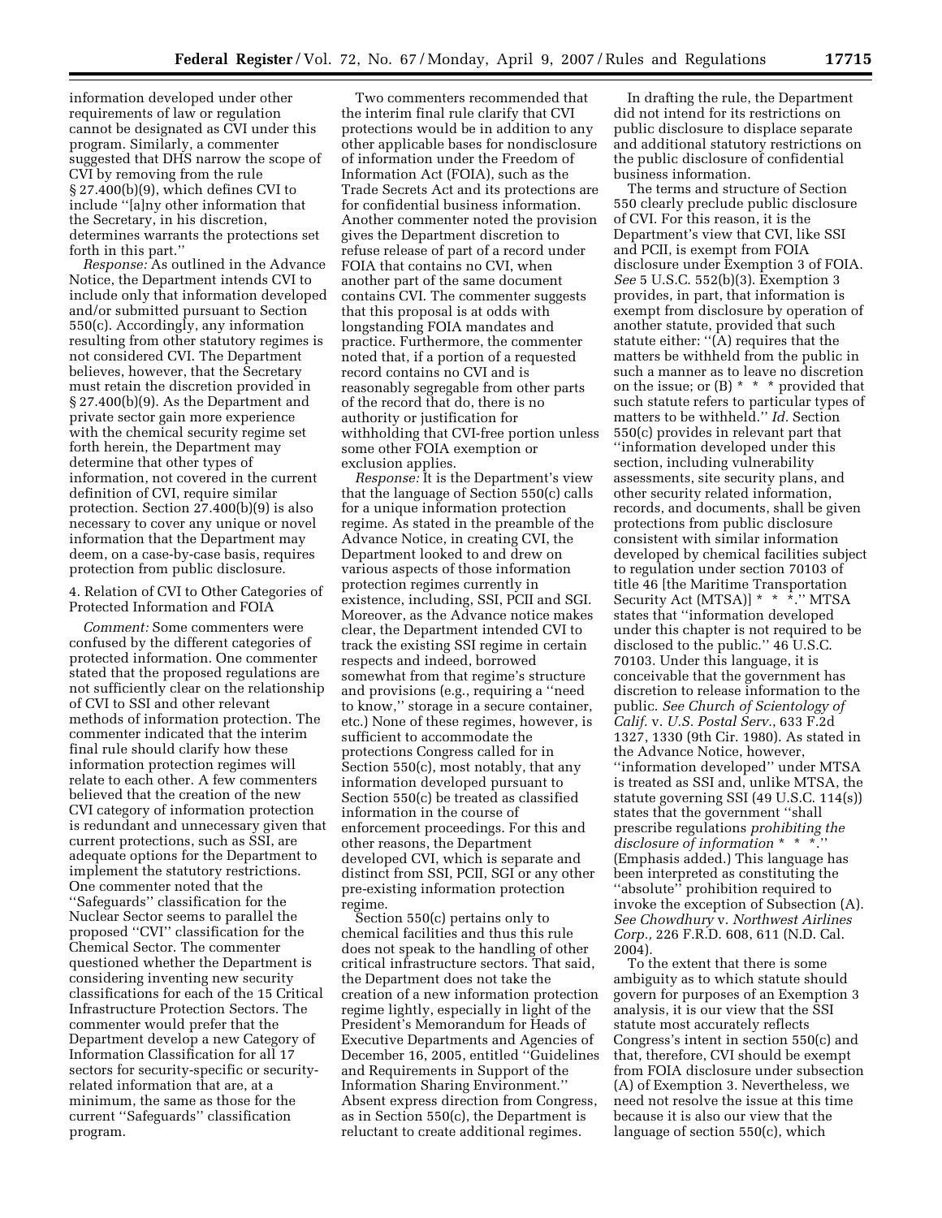information developed under other requirements of law or regulation cannot be designated as CVI under this program. Similarly, a commenter suggested that DHS narrow the scope of CVI by removing from the rule § 27.400(b)(9), which defines CVI to include ''[a]ny other information that the Secretary, in his discretion, determines warrants the protections set forth in this part.''

*Response:* As outlined in the Advance Notice, the Department intends CVI to include only that information developed and/or submitted pursuant to Section 550(c). Accordingly, any information resulting from other statutory regimes is not considered CVI. The Department believes, however, that the Secretary must retain the discretion provided in § 27.400(b)(9). As the Department and private sector gain more experience with the chemical security regime set forth herein, the Department may determine that other types of information, not covered in the current definition of CVI, require similar protection. Section 27.400(b)(9) is also necessary to cover any unique or novel information that the Department may deem, on a case-by-case basis, requires protection from public disclosure.

4. Relation of CVI to Other Categories of Protected Information and FOIA

*Comment:* Some commenters were confused by the different categories of protected information. One commenter stated that the proposed regulations are not sufficiently clear on the relationship of CVI to SSI and other relevant methods of information protection. The commenter indicated that the interim final rule should clarify how these information protection regimes will relate to each other. A few commenters believed that the creation of the new CVI category of information protection is redundant and unnecessary given that current protections, such as SSI, are adequate options for the Department to implement the statutory restrictions. One commenter noted that the ''Safeguards'' classification for the Nuclear Sector seems to parallel the proposed ''CVI'' classification for the Chemical Sector. The commenter questioned whether the Department is considering inventing new security classifications for each of the 15 Critical Infrastructure Protection Sectors. The commenter would prefer that the Department develop a new Category of Information Classification for all 17 sectors for security-specific or security-related information that are, at a minimum, the same as those for the current ''Safeguards'' classification program.

Two commenters recommended that the interim final rule clarify that CVI protections would be in addition to any other applicable bases for nondisclosure of information under the Freedom of Information Act (FOIA), such as the Trade Secrets Act and its protections are for confidential business information. Another commenter noted the provision gives the Department discretion to refuse release of part of a record under FOIA that contains no CVI, when another part of the same document contains CVI. The commenter suggests that this proposal is at odds with longstanding FOIA mandates and practice. Furthermore, the commenter noted that, if a portion of a requested record contains no CVI and is reasonably segregable from other parts of the record that do, there is no authority or justification for withholding that CVI-free portion unless some other FOIA exemption or exclusion applies.

*Response:* It is the Department's view that the language of Section 550(c) calls for a unique information protection regime. As stated in the preamble of the Advance Notice, in creating CVI, the Department looked to and drew on various aspects of those information protection regimes currently in existence, including, SSI, PCII and SGI. Moreover, as the Advance notice makes clear, the Department intended CVI to track the existing SSI regime in certain respects and indeed, borrowed somewhat from that regime's structure and provisions (e.g., requiring a ''need to know,'' storage in a secure container, etc.) None of these regimes, however, is sufficient to accommodate the protections Congress called for in Section 550(c), most notably, that any information developed pursuant to Section 550(c) be treated as classified information in the course of enforcement proceedings. For this and other reasons, the Department developed CVI, which is separate and distinct from SSI, PCII, SGI or any other pre-existing information protection regime.

Section 550(c) pertains only to chemical facilities and thus this rule does not speak to the handling of other critical infrastructure sectors. That said, the Department does not take the creation of a new information protection regime lightly, especially in light of the President's Memorandum for Heads of Executive Departments and Agencies of December 16, 2005, entitled ''Guidelines and Requirements in Support of the Information Sharing Environment.'' Absent express direction from Congress, as in Section 550(c), the Department is reluctant to create additional regimes.

In drafting the rule, the Department did not intend for its restrictions on public disclosure to displace separate and additional statutory restrictions on the public disclosure of confidential business information.

The terms and structure of Section 550 clearly preclude public disclosure of CVI. For this reason, it is the Department's view that CVI, like SSI and PCII, is exempt from FOIA disclosure under Exemption 3 of FOIA. *See* 5 U.S.C. 552(b)(3). Exemption 3 provides, in part, that information is exempt from disclosure by operation of another statute, provided that such statute either: ''(A) requires that the matters be withheld from the public in such a manner as to leave no discretion on the issue; or (B) * * * provided that such statute refers to particular types of matters to be withheld.'' *Id.* Section 550(c) provides in relevant part that ''information developed under this section, including vulnerability assessments, site security plans, and other security related information, records, and documents, shall be given protections from public disclosure consistent with similar information developed by chemical facilities subject to regulation under section 70103 of title 46 [the Maritime Transportation Security Act (MTSA)] * * *.'' MTSA states that ''information developed under this chapter is not required to be disclosed to the public.'' 46 U.S.C. 70103. Under this language, it is conceivable that the government has discretion to release information to the public. *See Church of Scientology of Calif.* v. *U.S. Postal Serv.*, 633 F.2d 1327, 1330 (9th Cir. 1980). As stated in the Advance Notice, however, ''information developed'' under MTSA is treated as SSI and, unlike MTSA, the statute governing SSI (49 U.S.C. 114(s)) states that the government ''shall prescribe regulations *prohibiting the disclosure of information* * * *.'' (Emphasis added.) This language has been interpreted as constituting the ''absolute'' prohibition required to invoke the exception of Subsection (A). *See Chowdhury* v. *Northwest Airlines Corp.,* 226 F.R.D. 608, 611 (N.D. Cal. 2004).

To the extent that there is some ambiguity as to which statute should govern for purposes of an Exemption 3 analysis, it is our view that the SSI statute most accurately reflects Congress's intent in section 550(c) and that, therefore, CVI should be exempt from FOIA disclosure under subsection (A) of Exemption 3. Nevertheless, we need not resolve the issue at this time because it is also our view that the language of section 550(c), which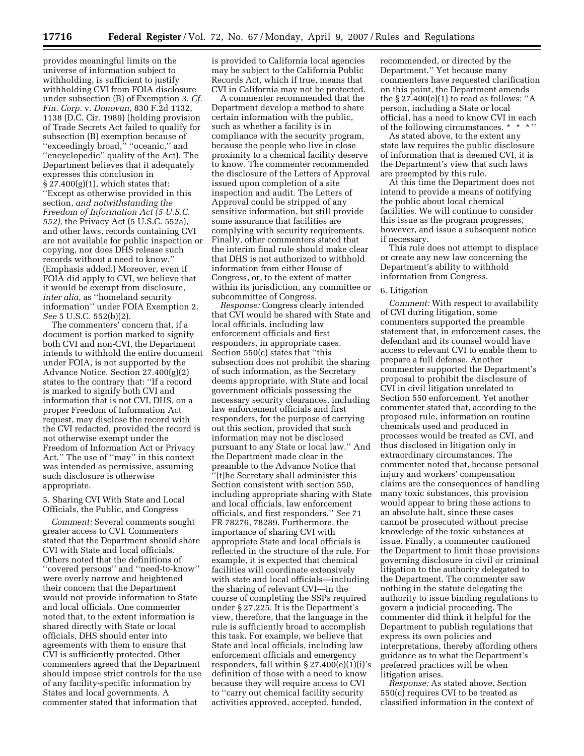provides meaningful limits on the universe of information subject to withholding, is sufficient to justify withholding CVI from FOIA disclosure under subsection (B) of Exemption 3. *Cf. Fin. Corp.* v. *Donovan,* 830 F.2d 1132, 1138 (D.C. Cir. 1989) (holding provision of Trade Secrets Act failed to qualify for subsection (B) exemption because of ''exceedingly broad,'' ''oceanic,'' and ''encyclopedic'' quality of the Act). The Department believes that it adequately expresses this conclusion in § 27.400(g)(1), which states that: ''Except as otherwise provided in this section, *and notwithstanding the Freedom of Information Act (5 U.S.C. 552),* the Privacy Act (5 U.S.C. 552a), and other laws, records containing CVI are not available for public inspection or copying, nor does DHS release such records without a need to know.'' (Emphasis added.) Moreover, even if FOIA did apply to CVI, we believe that it would be exempt from disclosure, *inter alia,* as ''homeland security information'' under FOIA Exemption 2. *See* 5 U.S.C. 552(b)(2).

The commenters' concern that, if a document is portion marked to signify both CVI and non-CVI, the Department intends to withhold the entire document under FOIA, is not supported by the Advance Notice. Section 27.400(g)(2) states to the contrary that: ''If a record is marked to signify both CVI and information that is not CVI, DHS, on a proper Freedom of Information Act request, may disclose the record with the CVI redacted, provided the record is not otherwise exempt under the Freedom of Information Act or Privacy Act.'' The use of ''may'' in this context was intended as permissive, assuming such disclosure is otherwise appropriate.

5. Sharing CVI With State and Local Officials, the Public, and Congress

*Comment:* Several comments sought greater access to CVI. Commenters stated that the Department should share CVI with State and local officials. Others noted that the definitions of ''covered persons'' and ''need-to-know'' were overly narrow and heightened their concern that the Department would not provide information to State and local officials. One commenter noted that, to the extent information is shared directly with State or local officials, DHS should enter into agreements with them to ensure that CVI is sufficiently protected. Other commenters agreed that the Department should impose strict controls for the use of any facility-specific information by States and local governments. A commenter stated that information that is provided to California local agencies may be subject to the California Public Records Act, which if true, means that CVI in California may not be protected.

A commenter recommended that the Department develop a method to share certain information with the public, such as whether a facility is in compliance with the security program, because the people who live in close proximity to a chemical facility deserve to know. The commenter recommended the disclosure of the Letters of Approval issued upon completion of a site inspection and audit. The Letters of Approval could be stripped of any sensitive information, but still provide some assurance that facilities are complying with security requirements. Finally, other commenters stated that the interim final rule should make clear that DHS is not authorized to withhold information from either House of Congress, or, to the extent of matter within its jurisdiction, any committee or subcommittee of Congress.

*Response:* Congress clearly intended that CVI would be shared with State and local officials, including law enforcement officials and first responders, in appropriate cases. Section 550(c) states that ''this subsection does not prohibit the sharing of such information, as the Secretary deems appropriate, with State and local government officials possessing the necessary security clearances, including law enforcement officials and first responders, for the purpose of carrying out this section, provided that such information may not be disclosed pursuant to any State or local law.'' And the Department made clear in the preamble to the Advance Notice that ''[t]he Secretary shall administer this Section consistent with section 550, including appropriate sharing with State and local officials, law enforcement officials, and first responders.'' *See* 71 FR 78276, 78289. Furthermore, the importance of sharing CVI with appropriate State and local officials is reflected in the structure of the rule. For example, it is expected that chemical facilities will coordinate extensively with state and local officials—including the sharing of relevant CVI—in the course of completing the SSPs required under § 27.225. It is the Department's view, therefore, that the language in the rule is sufficiently broad to accomplish this task. For example, we believe that State and local officials, including law enforcement officials and emergency responders, fall within § 27.400(e)(1)(i)'s definition of those with a need to know because they will require access to CVI to ''carry out chemical facility security activities approved, accepted, funded, recommended, or directed by the Department.'' Yet because many commenters have requested clarification on this point, the Department amends the § 27.400(e)(1) to read as follows: ''A person, including a State or local official, has a need to know CVI in each of the following circumstances. * * * ''

As stated above, to the extent any state law requires the public disclosure of information that is deemed CVI, it is the Department's view that such laws are preempted by this rule.

At this time the Department does not intend to provide a means of notifying the public about local chemical facilities. We will continue to consider this issue as the program progresses, however, and issue a subsequent notice if necessary.

This rule does not attempt to displace or create any new law concerning the Department's ability to withhold information from Congress.

6. Litigation

*Comment:* With respect to availability of CVI during litigation, some commenters supported the preamble statement that, in enforcement cases, the defendant and its counsel would have access to relevant CVI to enable them to prepare a full defense. Another commenter supported the Department's proposal to prohibit the disclosure of CVI in civil litigation unrelated to Section 550 enforcement. Yet another commenter stated that, according to the proposed rule, information on routine chemicals used and produced in processes would be treated as CVI, and thus disclosed in litigation only in extraordinary circumstances. The commenter noted that, because personal injury and workers' compensation claims are the consequences of handling many toxic substances, this provision would appear to bring these actions to an absolute halt, since these cases cannot be prosecuted without precise knowledge of the toxic substances at issue. Finally, a commenter cautioned the Department to limit those provisions governing disclosure in civil or criminal litigation to the authority delegated to the Department. The commenter saw nothing in the statute delegating the authority to issue binding regulations to govern a judicial proceeding. The commenter did think it helpful for the Department to publish regulations that express its own policies and interpretations, thereby affording others guidance as to what the Department's preferred practices will be when litigation arises.

*Response:* As stated above, Section 550(c) requires CVI to be treated as classified information in the context of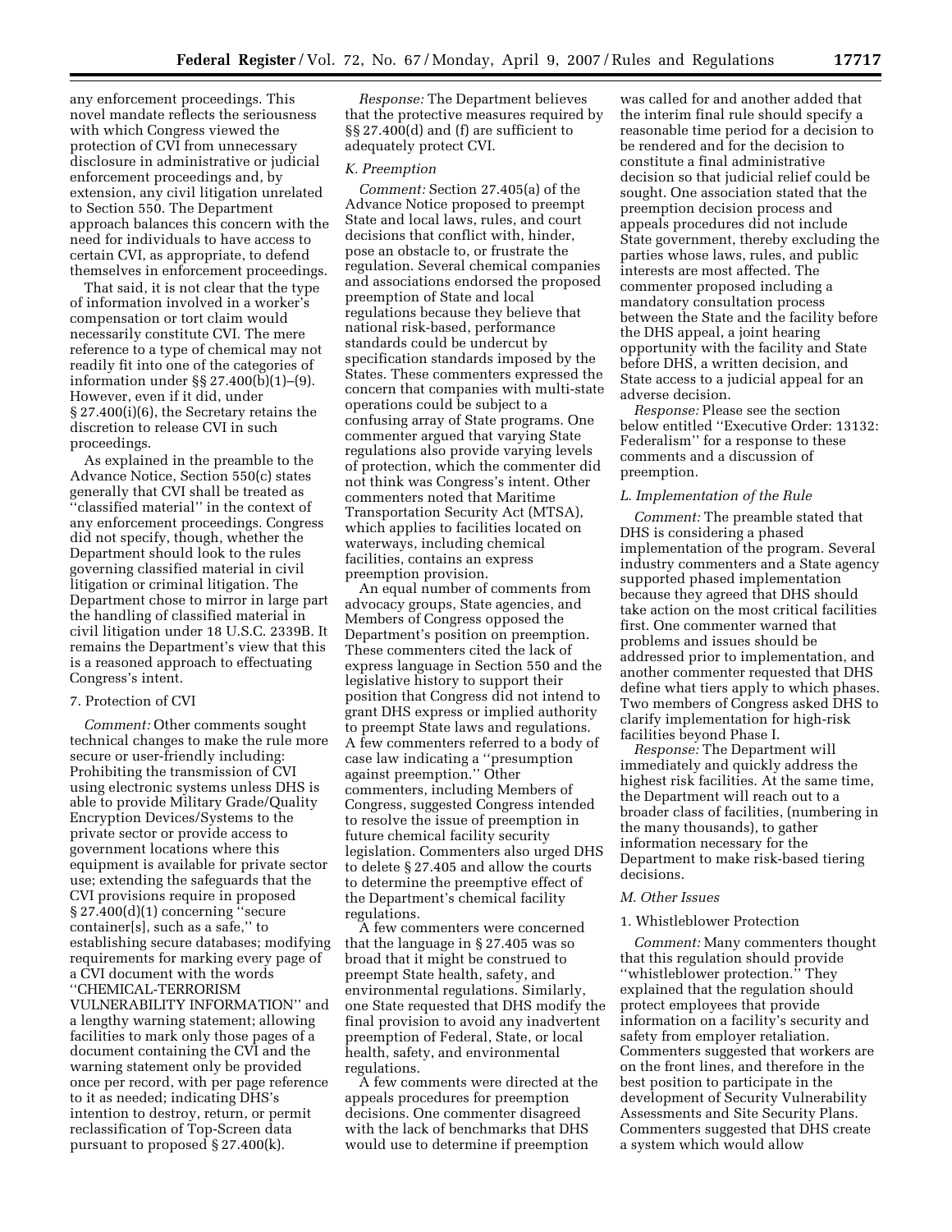any enforcement proceedings. This novel mandate reflects the seriousness with which Congress viewed the protection of CVI from unnecessary disclosure in administrative or judicial enforcement proceedings and, by extension, any civil litigation unrelated to Section 550. The Department approach balances this concern with the need for individuals to have access to certain CVI, as appropriate, to defend themselves in enforcement proceedings.

That said, it is not clear that the type of information involved in a worker's compensation or tort claim would necessarily constitute CVI. The mere reference to a type of chemical may not readily fit into one of the categories of information under §§ 27.400(b)(1)–(9). However, even if it did, under § 27.400(i)(6), the Secretary retains the discretion to release CVI in such proceedings.

As explained in the preamble to the Advance Notice, Section 550(c) states generally that CVI shall be treated as "classified material" in the context of any enforcement proceedings. Congress did not specify, though, whether the Department should look to the rules governing classified material in civil litigation or criminal litigation. The Department chose to mirror in large part the handling of classified material in civil litigation under 18 U.S.C. 2339B. It remains the Department's view that this is a reasoned approach to effectuating Congress's intent.

7. Protection of CVI

*Comment:* Other comments sought technical changes to make the rule more secure or user-friendly including: Prohibiting the transmission of CVI using electronic systems unless DHS is able to provide Military Grade/Quality Encryption Devices/Systems to the private sector or provide access to government locations where this equipment is available for private sector use; extending the safeguards that the CVI provisions require in proposed § 27.400(d)(1) concerning "secure container[s], such as a safe," to establishing secure databases; modifying requirements for marking every page of a CVI document with the words "CHEMICAL-TERRORISM VULNERABILITY INFORMATION" and a lengthy warning statement; allowing facilities to mark only those pages of a document containing the CVI and the warning statement only be provided once per record, with per page reference to it as needed; indicating DHS's intention to destroy, return, or permit reclassification of Top-Screen data pursuant to proposed § 27.400(k).

*Response:* The Department believes that the protective measures required by §§ 27.400(d) and (f) are sufficient to adequately protect CVI.

*K. Preemption*

*Comment:* Section 27.405(a) of the Advance Notice proposed to preempt State and local laws, rules, and court decisions that conflict with, hinder, pose an obstacle to, or frustrate the regulation. Several chemical companies and associations endorsed the proposed preemption of State and local regulations because they believe that national risk-based, performance standards could be undercut by specification standards imposed by the States. These commenters expressed the concern that companies with multi-state operations could be subject to a confusing array of State programs. One commenter argued that varying State regulations also provide varying levels of protection, which the commenter did not think was Congress's intent. Other commenters noted that Maritime Transportation Security Act (MTSA), which applies to facilities located on waterways, including chemical facilities, contains an express preemption provision.

An equal number of comments from advocacy groups, State agencies, and Members of Congress opposed the Department's position on preemption. These commenters cited the lack of express language in Section 550 and the legislative history to support their position that Congress did not intend to grant DHS express or implied authority to preempt State laws and regulations. A few commenters referred to a body of case law indicating a "presumption against preemption." Other commenters, including Members of Congress, suggested Congress intended to resolve the issue of preemption in future chemical facility security legislation. Commenters also urged DHS to delete § 27.405 and allow the courts to determine the preemptive effect of the Department's chemical facility regulations.

A few commenters were concerned that the language in § 27.405 was so broad that it might be construed to preempt State health, safety, and environmental regulations. Similarly, one State requested that DHS modify the final provision to avoid any inadvertent preemption of Federal, State, or local health, safety, and environmental regulations.

A few comments were directed at the appeals procedures for preemption decisions. One commenter disagreed with the lack of benchmarks that DHS would use to determine if preemption was called for and another added that the interim final rule should specify a reasonable time period for a decision to be rendered and for the decision to constitute a final administrative decision so that judicial relief could be sought. One association stated that the preemption decision process and appeals procedures did not include State government, thereby excluding the parties whose laws, rules, and public interests are most affected. The commenter proposed including a mandatory consultation process between the State and the facility before the DHS appeal, a joint hearing opportunity with the facility and State before DHS, a written decision, and State access to a judicial appeal for an adverse decision.

*Response:* Please see the section below entitled "Executive Order: 13132: Federalism" for a response to these comments and a discussion of preemption.

*L. Implementation of the Rule*

*Comment:* The preamble stated that DHS is considering a phased implementation of the program. Several industry commenters and a State agency supported phased implementation because they agreed that DHS should take action on the most critical facilities first. One commenter warned that problems and issues should be addressed prior to implementation, and another commenter requested that DHS define what tiers apply to which phases. Two members of Congress asked DHS to clarify implementation for high-risk facilities beyond Phase I.

*Response:* The Department will immediately and quickly address the highest risk facilities. At the same time, the Department will reach out to a broader class of facilities, (numbering in the many thousands), to gather information necessary for the Department to make risk-based tiering decisions.

*M. Other Issues*

1. Whistleblower Protection

*Comment:* Many commenters thought that this regulation should provide "whistleblower protection." They explained that the regulation should protect employees that provide information on a facility's security and safety from employer retaliation. Commenters suggested that workers are on the front lines, and therefore in the best position to participate in the development of Security Vulnerability Assessments and Site Security Plans. Commenters suggested that DHS create a system which would allow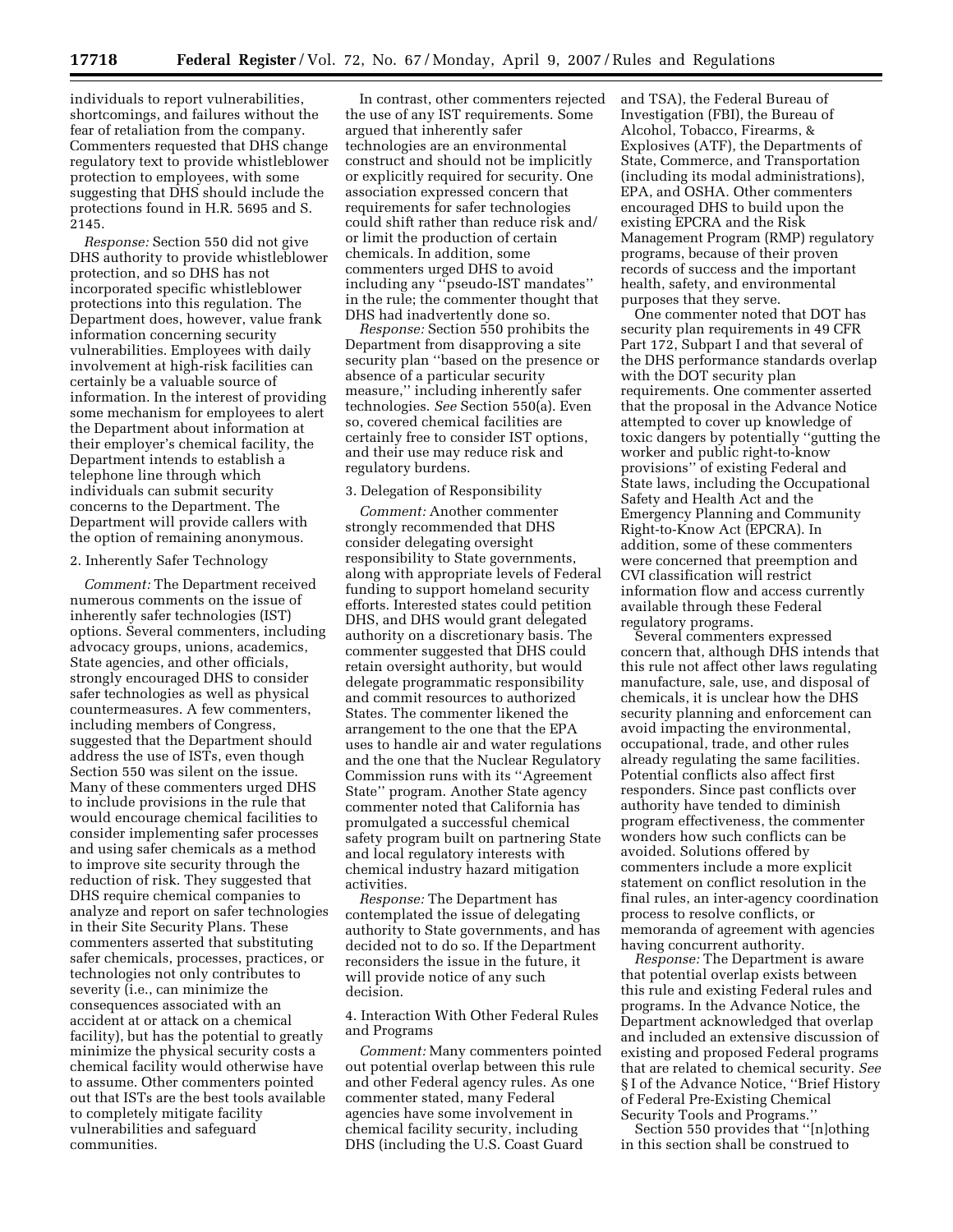individuals to report vulnerabilities, shortcomings, and failures without the fear of retaliation from the company. Commenters requested that DHS change regulatory text to provide whistleblower protection to employees, with some suggesting that DHS should include the protections found in H.R. 5695 and S. 2145.

*Response:* Section 550 did not give DHS authority to provide whistleblower protection, and so DHS has not incorporated specific whistleblower protections into this regulation. The Department does, however, value frank information concerning security vulnerabilities. Employees with daily involvement at high-risk facilities can certainly be a valuable source of information. In the interest of providing some mechanism for employees to alert the Department about information at their employer's chemical facility, the Department intends to establish a telephone line through which individuals can submit security concerns to the Department. The Department will provide callers with the option of remaining anonymous.

2. Inherently Safer Technology

*Comment:* The Department received numerous comments on the issue of inherently safer technologies (IST) options. Several commenters, including advocacy groups, unions, academics, State agencies, and other officials, strongly encouraged DHS to consider safer technologies as well as physical countermeasures. A few commenters, including members of Congress, suggested that the Department should address the use of ISTs, even though Section 550 was silent on the issue. Many of these commenters urged DHS to include provisions in the rule that would encourage chemical facilities to consider implementing safer processes and using safer chemicals as a method to improve site security through the reduction of risk. They suggested that DHS require chemical companies to analyze and report on safer technologies in their Site Security Plans. These commenters asserted that substituting safer chemicals, processes, practices, or technologies not only contributes to severity (i.e., can minimize the consequences associated with an accident at or attack on a chemical facility), but has the potential to greatly minimize the physical security costs a chemical facility would otherwise have to assume. Other commenters pointed out that ISTs are the best tools available to completely mitigate facility vulnerabilities and safeguard communities.

In contrast, other commenters rejected the use of any IST requirements. Some argued that inherently safer technologies are an environmental construct and should not be implicitly or explicitly required for security. One association expressed concern that requirements for safer technologies could shift rather than reduce risk and/or limit the production of certain chemicals. In addition, some commenters urged DHS to avoid including any "pseudo-IST mandates" in the rule; the commenter thought that DHS had inadvertently done so.

*Response:* Section 550 prohibits the Department from disapproving a site security plan "based on the presence or absence of a particular security measure," including inherently safer technologies. *See* Section 550(a). Even so, covered chemical facilities are certainly free to consider IST options, and their use may reduce risk and regulatory burdens.

3. Delegation of Responsibility

*Comment:* Another commenter strongly recommended that DHS consider delegating oversight responsibility to State governments, along with appropriate levels of Federal funding to support homeland security efforts. Interested states could petition DHS, and DHS would grant delegated authority on a discretionary basis. The commenter suggested that DHS could retain oversight authority, but would delegate programmatic responsibility and commit resources to authorized States. The commenter likened the arrangement to the one that the EPA uses to handle air and water regulations and the one that the Nuclear Regulatory Commission runs with its "Agreement State" program. Another State agency commenter noted that California has promulgated a successful chemical safety program built on partnering State and local regulatory interests with chemical industry hazard mitigation activities.

*Response:* The Department has contemplated the issue of delegating authority to State governments, and has decided not to do so. If the Department reconsiders the issue in the future, it will provide notice of any such decision.

4. Interaction With Other Federal Rules and Programs

*Comment:* Many commenters pointed out potential overlap between this rule and other Federal agency rules. As one commenter stated, many Federal agencies have some involvement in chemical facility security, including DHS (including the U.S. Coast Guard and TSA), the Federal Bureau of Investigation (FBI), the Bureau of Alcohol, Tobacco, Firearms, & Explosives (ATF), the Departments of State, Commerce, and Transportation (including its modal administrations), EPA, and OSHA. Other commenters encouraged DHS to build upon the existing EPCRA and the Risk Management Program (RMP) regulatory programs, because of their proven records of success and the important health, safety, and environmental purposes that they serve.

One commenter noted that DOT has security plan requirements in 49 CFR Part 172, Subpart I and that several of the DHS performance standards overlap with the DOT security plan requirements. One commenter asserted that the proposal in the Advance Notice attempted to cover up knowledge of toxic dangers by potentially "gutting the worker and public right-to-know provisions" of existing Federal and State laws, including the Occupational Safety and Health Act and the Emergency Planning and Community Right-to-Know Act (EPCRA). In addition, some of these commenters were concerned that preemption and CVI classification will restrict information flow and access currently available through these Federal regulatory programs.

Several commenters expressed concern that, although DHS intends that this rule not affect other laws regulating manufacture, sale, use, and disposal of chemicals, it is unclear how the DHS security planning and enforcement can avoid impacting the environmental, occupational, trade, and other rules already regulating the same facilities. Potential conflicts also affect first responders. Since past conflicts over authority have tended to diminish program effectiveness, the commenter wonders how such conflicts can be avoided. Solutions offered by commenters include a more explicit statement on conflict resolution in the final rules, an inter-agency coordination process to resolve conflicts, or memoranda of agreement with agencies having concurrent authority.

*Response:* The Department is aware that potential overlap exists between this rule and existing Federal rules and programs. In the Advance Notice, the Department acknowledged that overlap and included an extensive discussion of existing and proposed Federal programs that are related to chemical security. *See* § I of the Advance Notice, "Brief History of Federal Pre-Existing Chemical Security Tools and Programs."

Section 550 provides that "[n]othing in this section shall be construed to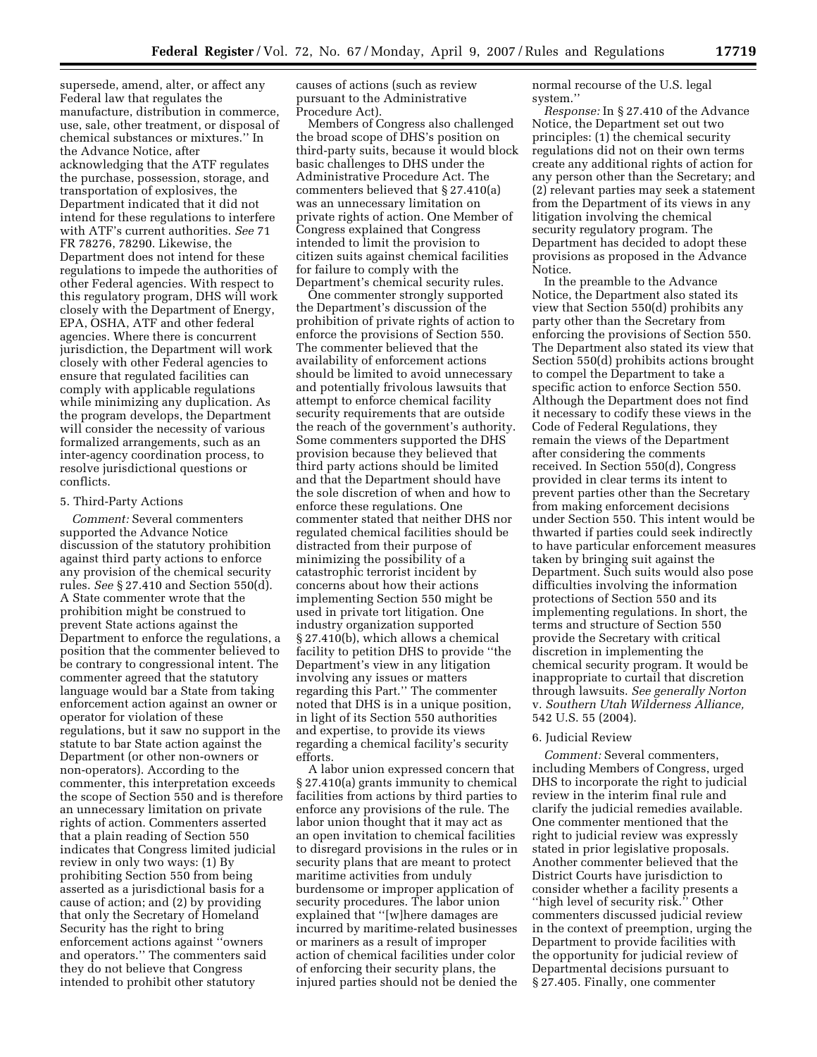supersede, amend, alter, or affect any Federal law that regulates the manufacture, distribution in commerce, use, sale, other treatment, or disposal of chemical substances or mixtures.'' In the Advance Notice, after acknowledging that the ATF regulates the purchase, possession, storage, and transportation of explosives, the Department indicated that it did not intend for these regulations to interfere with ATF's current authorities. *See* 71 FR 78276, 78290. Likewise, the Department does not intend for these regulations to impede the authorities of other Federal agencies. With respect to this regulatory program, DHS will work closely with the Department of Energy, EPA, OSHA, ATF and other federal agencies. Where there is concurrent jurisdiction, the Department will work closely with other Federal agencies to ensure that regulated facilities can comply with applicable regulations while minimizing any duplication. As the program develops, the Department will consider the necessity of various formalized arrangements, such as an inter-agency coordination process, to resolve jurisdictional questions or conflicts.

5. Third-Party Actions

*Comment:* Several commenters supported the Advance Notice discussion of the statutory prohibition against third party actions to enforce any provision of the chemical security rules. *See* § 27.410 and Section 550(d). A State commenter wrote that the prohibition might be construed to prevent State actions against the Department to enforce the regulations, a position that the commenter believed to be contrary to congressional intent. The commenter agreed that the statutory language would bar a State from taking enforcement action against an owner or operator for violation of these regulations, but it saw no support in the statute to bar State action against the Department (or other non-owners or non-operators). According to the commenter, this interpretation exceeds the scope of Section 550 and is therefore an unnecessary limitation on private rights of action. Commenters asserted that a plain reading of Section 550 indicates that Congress limited judicial review in only two ways: (1) By prohibiting Section 550 from being asserted as a jurisdictional basis for a cause of action; and (2) by providing that only the Secretary of Homeland Security has the right to bring enforcement actions against ''owners and operators.'' The commenters said they do not believe that Congress intended to prohibit other statutory causes of actions (such as review pursuant to the Administrative Procedure Act).

Members of Congress also challenged the broad scope of DHS's position on third-party suits, because it would block basic challenges to DHS under the Administrative Procedure Act. The commenters believed that § 27.410(a) was an unnecessary limitation on private rights of action. One Member of Congress explained that Congress intended to limit the provision to citizen suits against chemical facilities for failure to comply with the Department's chemical security rules.

One commenter strongly supported the Department's discussion of the prohibition of private rights of action to enforce the provisions of Section 550. The commenter believed that the availability of enforcement actions should be limited to avoid unnecessary and potentially frivolous lawsuits that attempt to enforce chemical facility security requirements that are outside the reach of the government's authority. Some commenters supported the DHS provision because they believed that third party actions should be limited and that the Department should have the sole discretion of when and how to enforce these regulations. One commenter stated that neither DHS nor regulated chemical facilities should be distracted from their purpose of minimizing the possibility of a catastrophic terrorist incident by concerns about how their actions implementing Section 550 might be used in private tort litigation. One industry organization supported § 27.410(b), which allows a chemical facility to petition DHS to provide ''the Department's view in any litigation involving any issues or matters regarding this Part.'' The commenter noted that DHS is in a unique position, in light of its Section 550 authorities and expertise, to provide its views regarding a chemical facility's security efforts.

A labor union expressed concern that § 27.410(a) grants immunity to chemical facilities from actions by third parties to enforce any provisions of the rule. The labor union thought that it may act as an open invitation to chemical facilities to disregard provisions in the rules or in security plans that are meant to protect maritime activities from unduly burdensome or improper application of security procedures. The labor union explained that ''[w]here damages are incurred by maritime-related businesses or mariners as a result of improper action of chemical facilities under color of enforcing their security plans, the injured parties should not be denied the normal recourse of the U.S. legal system.''

*Response:* In § 27.410 of the Advance Notice, the Department set out two principles: (1) the chemical security regulations did not on their own terms create any additional rights of action for any person other than the Secretary; and (2) relevant parties may seek a statement from the Department of its views in any litigation involving the chemical security regulatory program. The Department has decided to adopt these provisions as proposed in the Advance Notice.

In the preamble to the Advance Notice, the Department also stated its view that Section 550(d) prohibits any party other than the Secretary from enforcing the provisions of Section 550. The Department also stated its view that Section 550(d) prohibits actions brought to compel the Department to take a specific action to enforce Section 550. Although the Department does not find it necessary to codify these views in the Code of Federal Regulations, they remain the views of the Department after considering the comments received. In Section 550(d), Congress provided in clear terms its intent to prevent parties other than the Secretary from making enforcement decisions under Section 550. This intent would be thwarted if parties could seek indirectly to have particular enforcement measures taken by bringing suit against the Department. Such suits would also pose difficulties involving the information protections of Section 550 and its implementing regulations. In short, the terms and structure of Section 550 provide the Secretary with critical discretion in implementing the chemical security program. It would be inappropriate to curtail that discretion through lawsuits. *See generally Norton* v. *Southern Utah Wilderness Alliance,* 542 U.S. 55 (2004).

6. Judicial Review

*Comment:* Several commenters, including Members of Congress, urged DHS to incorporate the right to judicial review in the interim final rule and clarify the judicial remedies available. One commenter mentioned that the right to judicial review was expressly stated in prior legislative proposals. Another commenter believed that the District Courts have jurisdiction to consider whether a facility presents a ''high level of security risk.'' Other commenters discussed judicial review in the context of preemption, urging the Department to provide facilities with the opportunity for judicial review of Departmental decisions pursuant to § 27.405. Finally, one commenter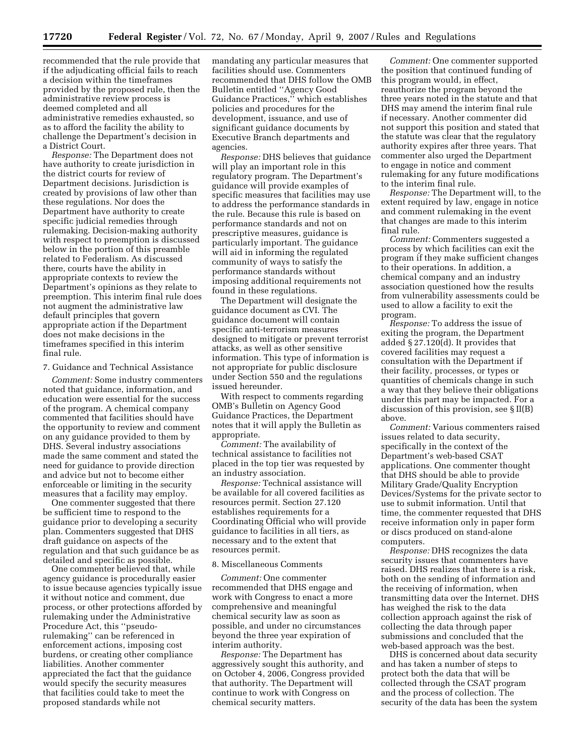recommended that the rule provide that if the adjudicating official fails to reach a decision within the timeframes provided by the proposed rule, then the administrative review process is deemed completed and all administrative remedies exhausted, so as to afford the facility the ability to challenge the Department's decision in a District Court.

*Response:* The Department does not have authority to create jurisdiction in the district courts for review of Department decisions. Jurisdiction is created by provisions of law other than these regulations. Nor does the Department have authority to create specific judicial remedies through rulemaking. Decision-making authority with respect to preemption is discussed below in the portion of this preamble related to Federalism. As discussed there, courts have the ability in appropriate contexts to review the Department's opinions as they relate to preemption. This interim final rule does not augment the administrative law default principles that govern appropriate action if the Department does not make decisions in the timeframes specified in this interim final rule.

7. Guidance and Technical Assistance

*Comment:* Some industry commenters noted that guidance, information, and education were essential for the success of the program. A chemical company commented that facilities should have the opportunity to review and comment on any guidance provided to them by DHS. Several industry associations made the same comment and stated the need for guidance to provide direction and advice but not to become either enforceable or limiting in the security measures that a facility may employ.

One commenter suggested that there be sufficient time to respond to the guidance prior to developing a security plan. Commenters suggested that DHS draft guidance on aspects of the regulation and that such guidance be as detailed and specific as possible.

One commenter believed that, while agency guidance is procedurally easier to issue because agencies typically issue it without notice and comment, due process, or other protections afforded by rulemaking under the Administrative Procedure Act, this ''pseudo-rulemaking'' can be referenced in enforcement actions, imposing cost burdens, or creating other compliance liabilities. Another commenter appreciated the fact that the guidance would specify the security measures that facilities could take to meet the proposed standards while not mandating any particular measures that facilities should use. Commenters recommended that DHS follow the OMB Bulletin entitled ''Agency Good Guidance Practices,'' which establishes policies and procedures for the development, issuance, and use of significant guidance documents by Executive Branch departments and agencies.

*Response:* DHS believes that guidance will play an important role in this regulatory program. The Department's guidance will provide examples of specific measures that facilities may use to address the performance standards in the rule. Because this rule is based on performance standards and not on prescriptive measures, guidance is particularly important. The guidance will aid in informing the regulated community of ways to satisfy the performance standards without imposing additional requirements not found in these regulations.

The Department will designate the guidance document as CVI. The guidance document will contain specific anti-terrorism measures designed to mitigate or prevent terrorist attacks, as well as other sensitive information. This type of information is not appropriate for public disclosure under Section 550 and the regulations issued hereunder.

With respect to comments regarding OMB's Bulletin on Agency Good Guidance Practices, the Department notes that it will apply the Bulletin as appropriate.

*Comment:* The availability of technical assistance to facilities not placed in the top tier was requested by an industry association.

*Response:* Technical assistance will be available for all covered facilities as resources permit. Section 27.120 establishes requirements for a Coordinating Official who will provide guidance to facilities in all tiers, as necessary and to the extent that resources permit.

8. Miscellaneous Comments

*Comment:* One commenter recommended that DHS engage and work with Congress to enact a more comprehensive and meaningful chemical security law as soon as possible, and under no circumstances beyond the three year expiration of interim authority.

*Response:* The Department has aggressively sought this authority, and on October 4, 2006, Congress provided that authority. The Department will continue to work with Congress on chemical security matters.

*Comment:* One commenter supported the position that continued funding of this program would, in effect, reauthorize the program beyond the three years noted in the statute and that DHS may amend the interim final rule if necessary. Another commenter did not support this position and stated that the statute was clear that the regulatory authority expires after three years. That commenter also urged the Department to engage in notice and comment rulemaking for any future modifications to the interim final rule.

*Response:* The Department will, to the extent required by law, engage in notice and comment rulemaking in the event that changes are made to this interim final rule.

*Comment:* Commenters suggested a process by which facilities can exit the program if they make sufficient changes to their operations. In addition, a chemical company and an industry association questioned how the results from vulnerability assessments could be used to allow a facility to exit the program.

*Response:* To address the issue of exiting the program, the Department added § 27.120(d). It provides that covered facilities may request a consultation with the Department if their facility, processes, or types or quantities of chemicals change in such a way that they believe their obligations under this part may be impacted. For a discussion of this provision, see § II(B) above.

*Comment:* Various commenters raised issues related to data security, specifically in the context of the Department's web-based CSAT applications. One commenter thought that DHS should be able to provide Military Grade/Quality Encryption Devices/Systems for the private sector to use to submit information. Until that time, the commenter requested that DHS receive information only in paper form or discs produced on stand-alone computers.

*Response:* DHS recognizes the data security issues that commenters have raised. DHS realizes that there is a risk, both on the sending of information and the receiving of information, when transmitting data over the Internet. DHS has weighed the risk to the data collection approach against the risk of collecting the data through paper submissions and concluded that the web-based approach was the best.

DHS is concerned about data security and has taken a number of steps to protect both the data that will be collected through the CSAT program and the process of collection. The security of the data has been the system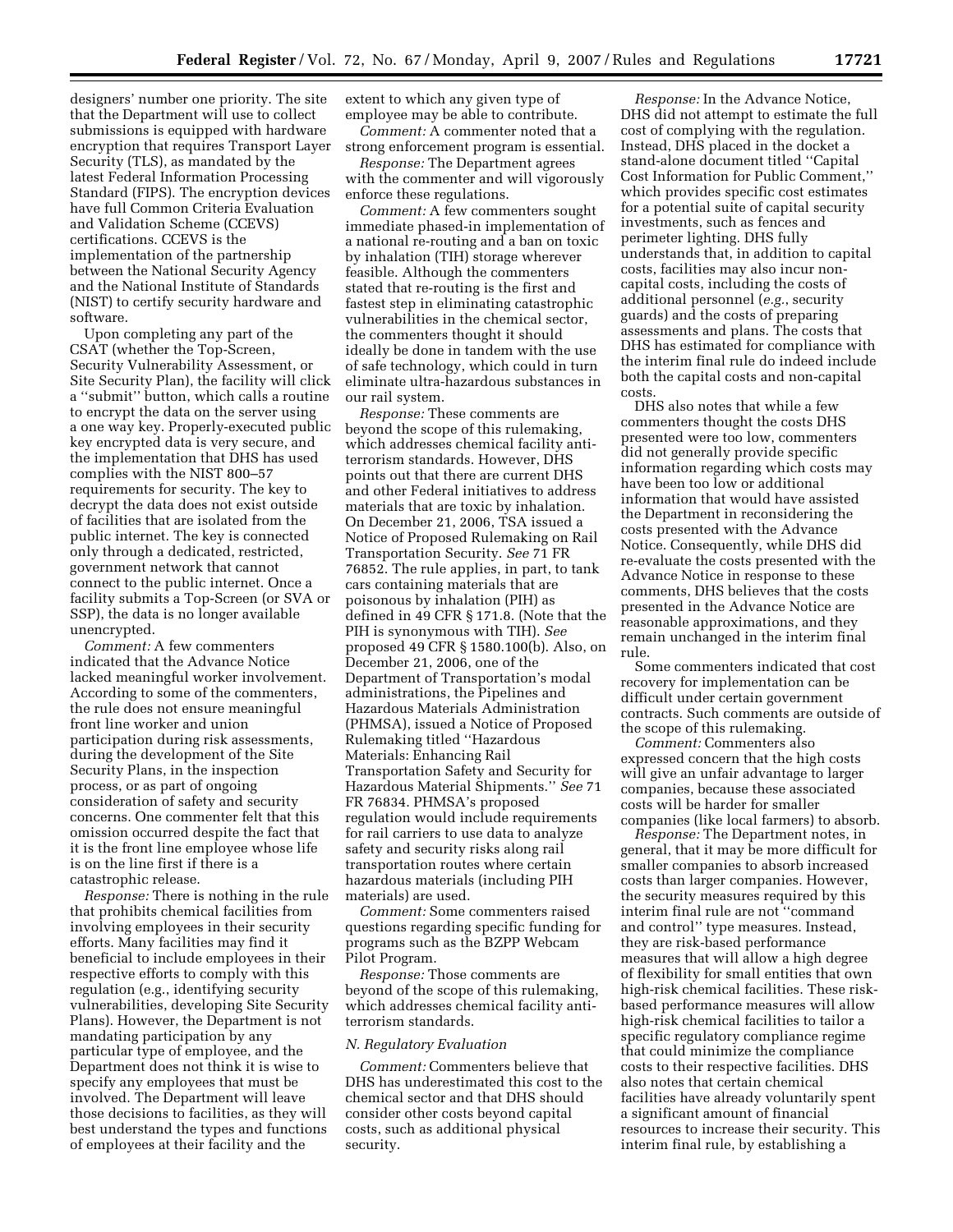designers' number one priority. The site that the Department will use to collect submissions is equipped with hardware encryption that requires Transport Layer Security (TLS), as mandated by the latest Federal Information Processing Standard (FIPS). The encryption devices have full Common Criteria Evaluation and Validation Scheme (CCEVS) certifications. CCEVS is the implementation of the partnership between the National Security Agency and the National Institute of Standards (NIST) to certify security hardware and software.

Upon completing any part of the CSAT (whether the Top-Screen, Security Vulnerability Assessment, or Site Security Plan), the facility will click a ''submit'' button, which calls a routine to encrypt the data on the server using a one way key. Properly-executed public key encrypted data is very secure, and the implementation that DHS has used complies with the NIST 800–57 requirements for security. The key to decrypt the data does not exist outside of facilities that are isolated from the public internet. The key is connected only through a dedicated, restricted, government network that cannot connect to the public internet. Once a facility submits a Top-Screen (or SVA or SSP), the data is no longer available unencrypted.

*Comment:* A few commenters indicated that the Advance Notice lacked meaningful worker involvement. According to some of the commenters, the rule does not ensure meaningful front line worker and union participation during risk assessments, during the development of the Site Security Plans, in the inspection process, or as part of ongoing consideration of safety and security concerns. One commenter felt that this omission occurred despite the fact that it is the front line employee whose life is on the line first if there is a catastrophic release.

*Response:* There is nothing in the rule that prohibits chemical facilities from involving employees in their security efforts. Many facilities may find it beneficial to include employees in their respective efforts to comply with this regulation (e.g., identifying security vulnerabilities, developing Site Security Plans). However, the Department is not mandating participation by any particular type of employee, and the Department does not think it is wise to specify any employees that must be involved. The Department will leave those decisions to facilities, as they will best understand the types and functions of employees at their facility and the extent to which any given type of employee may be able to contribute.

*Comment:* A commenter noted that a strong enforcement program is essential.

*Response:* The Department agrees with the commenter and will vigorously enforce these regulations.

*Comment:* A few commenters sought immediate phased-in implementation of a national re-routing and a ban on toxic by inhalation (TIH) storage wherever feasible. Although the commenters stated that re-routing is the first and fastest step in eliminating catastrophic vulnerabilities in the chemical sector, the commenters thought it should ideally be done in tandem with the use of safe technology, which could in turn eliminate ultra-hazardous substances in our rail system.

*Response:* These comments are beyond the scope of this rulemaking, which addresses chemical facility anti-terrorism standards. However, DHS points out that there are current DHS and other Federal initiatives to address materials that are toxic by inhalation. On December 21, 2006, TSA issued a Notice of Proposed Rulemaking on Rail Transportation Security. *See* 71 FR 76852. The rule applies, in part, to tank cars containing materials that are poisonous by inhalation (PIH) as defined in 49 CFR § 171.8. (Note that the PIH is synonymous with TIH). *See* proposed 49 CFR § 1580.100(b). Also, on December 21, 2006, one of the Department of Transportation's modal administrations, the Pipelines and Hazardous Materials Administration (PHMSA), issued a Notice of Proposed Rulemaking titled ''Hazardous Materials: Enhancing Rail Transportation Safety and Security for Hazardous Material Shipments.'' *See* 71 FR 76834. PHMSA's proposed regulation would include requirements for rail carriers to use data to analyze safety and security risks along rail transportation routes where certain hazardous materials (including PIH materials) are used.

*Comment:* Some commenters raised questions regarding specific funding for programs such as the BZPP Webcam Pilot Program.

*Response:* Those comments are beyond of the scope of this rulemaking, which addresses chemical facility anti-terrorism standards.

### *N. Regulatory Evaluation*

*Comment:* Commenters believe that DHS has underestimated this cost to the chemical sector and that DHS should consider other costs beyond capital costs, such as additional physical security.

*Response:* In the Advance Notice, DHS did not attempt to estimate the full cost of complying with the regulation. Instead, DHS placed in the docket a stand-alone document titled ''Capital Cost Information for Public Comment,'' which provides specific cost estimates for a potential suite of capital security investments, such as fences and perimeter lighting. DHS fully understands that, in addition to capital costs, facilities may also incur non-capital costs, including the costs of additional personnel (*e.g.*, security guards) and the costs of preparing assessments and plans. The costs that DHS has estimated for compliance with the interim final rule do indeed include both the capital costs and non-capital costs.

DHS also notes that while a few commenters thought the costs DHS presented were too low, commenters did not generally provide specific information regarding which costs may have been too low or additional information that would have assisted the Department in reconsidering the costs presented with the Advance Notice. Consequently, while DHS did re-evaluate the costs presented with the Advance Notice in response to these comments, DHS believes that the costs presented in the Advance Notice are reasonable approximations, and they remain unchanged in the interim final rule.

Some commenters indicated that cost recovery for implementation can be difficult under certain government contracts. Such comments are outside of the scope of this rulemaking.

*Comment:* Commenters also expressed concern that the high costs will give an unfair advantage to larger companies, because these associated costs will be harder for smaller companies (like local farmers) to absorb.

*Response:* The Department notes, in general, that it may be more difficult for smaller companies to absorb increased costs than larger companies. However, the security measures required by this interim final rule are not ''command and control'' type measures. Instead, they are risk-based performance measures that will allow a high degree of flexibility for small entities that own high-risk chemical facilities. These risk-based performance measures will allow high-risk chemical facilities to tailor a specific regulatory compliance regime that could minimize the compliance costs to their respective facilities. DHS also notes that certain chemical facilities have already voluntarily spent a significant amount of financial resources to increase their security. This interim final rule, by establishing a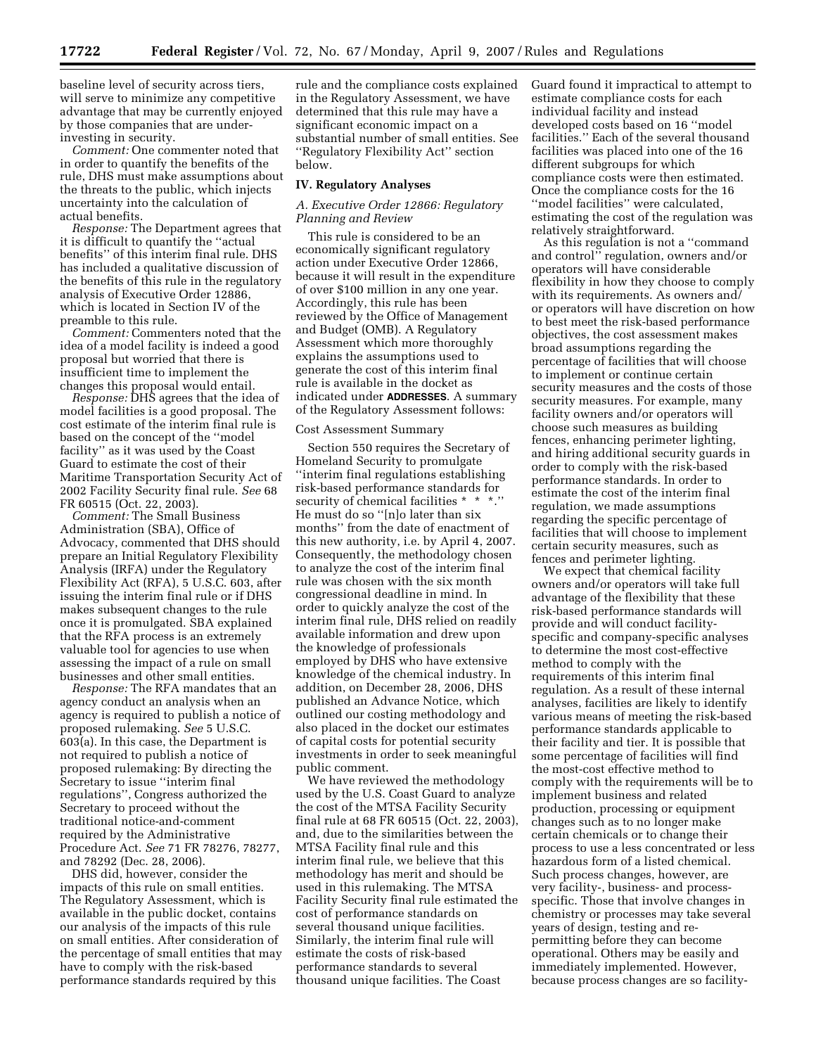baseline level of security across tiers, will serve to minimize any competitive advantage that may be currently enjoyed by those companies that are under-investing in security.

*Comment:* One commenter noted that in order to quantify the benefits of the rule, DHS must make assumptions about the threats to the public, which injects uncertainty into the calculation of actual benefits.

*Response:* The Department agrees that it is difficult to quantify the ''actual benefits'' of this interim final rule. DHS has included a qualitative discussion of the benefits of this rule in the regulatory analysis of Executive Order 12886, which is located in Section IV of the preamble to this rule.

*Comment:* Commenters noted that the idea of a model facility is indeed a good proposal but worried that there is insufficient time to implement the changes this proposal would entail.

*Response:* DHS agrees that the idea of model facilities is a good proposal. The cost estimate of the interim final rule is based on the concept of the ''model facility'' as it was used by the Coast Guard to estimate the cost of their Maritime Transportation Security Act of 2002 Facility Security final rule. *See* 68 FR 60515 (Oct. 22, 2003).

*Comment:* The Small Business Administration (SBA), Office of Advocacy, commented that DHS should prepare an Initial Regulatory Flexibility Analysis (IRFA) under the Regulatory Flexibility Act (RFA), 5 U.S.C. 603, after issuing the interim final rule or if DHS makes subsequent changes to the rule once it is promulgated. SBA explained that the RFA process is an extremely valuable tool for agencies to use when assessing the impact of a rule on small businesses and other small entities.

*Response:* The RFA mandates that an agency conduct an analysis when an agency is required to publish a notice of proposed rulemaking. *See* 5 U.S.C. 603(a). In this case, the Department is not required to publish a notice of proposed rulemaking: By directing the Secretary to issue ''interim final regulations'', Congress authorized the Secretary to proceed without the traditional notice-and-comment required by the Administrative Procedure Act. *See* 71 FR 78276, 78277, and 78292 (Dec. 28, 2006).

DHS did, however, consider the impacts of this rule on small entities. The Regulatory Assessment, which is available in the public docket, contains our analysis of the impacts of this rule on small entities. After consideration of the percentage of small entities that may have to comply with the risk-based performance standards required by this rule and the compliance costs explained in the Regulatory Assessment, we have determined that this rule may have a significant economic impact on a substantial number of small entities. See ''Regulatory Flexibility Act'' section below.

## IV. Regulatory Analyses

### *A. Executive Order 12866: Regulatory Planning and Review*

This rule is considered to be an economically significant regulatory action under Executive Order 12866, because it will result in the expenditure of over $100 million in any one year. Accordingly, this rule has been reviewed by the Office of Management and Budget (OMB). A Regulatory Assessment which more thoroughly explains the assumptions used to generate the cost of this interim final rule is available in the docket as indicated under **ADDRESSES**. A summary of the Regulatory Assessment follows:

Cost Assessment Summary

Section 550 requires the Secretary of Homeland Security to promulgate ''interim final regulations establishing risk-based performance standards for security of chemical facilities * * *.'' He must do so ''[n]o later than six months'' from the date of enactment of this new authority, i.e. by April 4, 2007. Consequently, the methodology chosen to analyze the cost of the interim final rule was chosen with the six month congressional deadline in mind. In order to quickly analyze the cost of the interim final rule, DHS relied on readily available information and drew upon the knowledge of professionals employed by DHS who have extensive knowledge of the chemical industry. In addition, on December 28, 2006, DHS published an Advance Notice, which outlined our costing methodology and also placed in the docket our estimates of capital costs for potential security investments in order to seek meaningful public comment.

We have reviewed the methodology used by the U.S. Coast Guard to analyze the cost of the MTSA Facility Security final rule at 68 FR 60515 (Oct. 22, 2003), and, due to the similarities between the MTSA Facility final rule and this interim final rule, we believe that this methodology has merit and should be used in this rulemaking. The MTSA Facility Security final rule estimated the cost of performance standards on several thousand unique facilities. Similarly, the interim final rule will estimate the costs of risk-based performance standards to several thousand unique facilities. The Coast Guard found it impractical to attempt to estimate compliance costs for each individual facility and instead developed costs based on 16 ''model facilities.'' Each of the several thousand facilities was placed into one of the 16 different subgroups for which compliance costs were then estimated. Once the compliance costs for the 16 ''model facilities'' were calculated, estimating the cost of the regulation was relatively straightforward.

As this regulation is not a ''command and control'' regulation, owners and/or operators will have considerable flexibility in how they choose to comply with its requirements. As owners and/or operators will have discretion on how to best meet the risk-based performance objectives, the cost assessment makes broad assumptions regarding the percentage of facilities that will choose to implement or continue certain security measures and the costs of those security measures. For example, many facility owners and/or operators will choose such measures as building fences, enhancing perimeter lighting, and hiring additional security guards in order to comply with the risk-based performance standards. In order to estimate the cost of the interim final regulation, we made assumptions regarding the specific percentage of facilities that will choose to implement certain security measures, such as fences and perimeter lighting.

We expect that chemical facility owners and/or operators will take full advantage of the flexibility that these risk-based performance standards will provide and will conduct facility-specific and company-specific analyses to determine the most cost-effective method to comply with the requirements of this interim final regulation. As a result of these internal analyses, facilities are likely to identify various means of meeting the risk-based performance standards applicable to their facility and tier. It is possible that some percentage of facilities will find the most-cost effective method to comply with the requirements will be to implement business and related production, processing or equipment changes such as to no longer make certain chemicals or to change their process to use a less concentrated or less hazardous form of a listed chemical. Such process changes, however, are very facility-, business- and process-specific. Those that involve changes in chemistry or processes may take several years of design, testing and re-permitting before they can become operational. Others may be easily and immediately implemented. However, because process changes are so facility-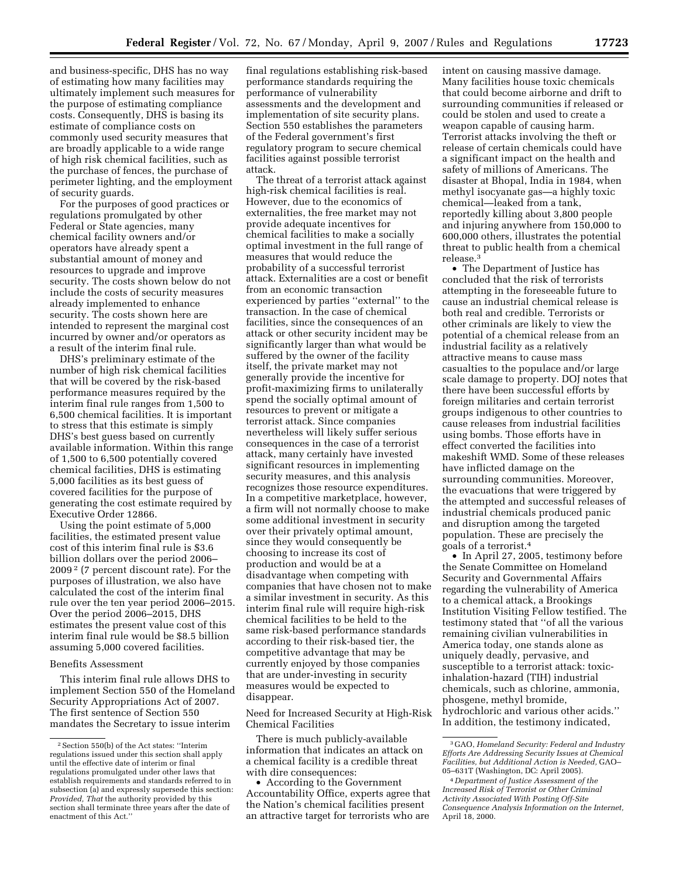and business-specific, DHS has no way of estimating how many facilities may ultimately implement such measures for the purpose of estimating compliance costs. Consequently, DHS is basing its estimate of compliance costs on commonly used security measures that are broadly applicable to a wide range of high risk chemical facilities, such as the purchase of fences, the purchase of perimeter lighting, and the employment of security guards.

For the purposes of good practices or regulations promulgated by other Federal or State agencies, many chemical facility owners and/or operators have already spent a substantial amount of money and resources to upgrade and improve security. The costs shown below do not include the costs of security measures already implemented to enhance security. The costs shown here are intended to represent the marginal cost incurred by owner and/or operators as a result of the interim final rule.

DHS's preliminary estimate of the number of high risk chemical facilities that will be covered by the risk-based performance measures required by the interim final rule ranges from 1,500 to 6,500 chemical facilities. It is important to stress that this estimate is simply DHS's best guess based on currently available information. Within this range of 1,500 to 6,500 potentially covered chemical facilities, DHS is estimating 5,000 facilities as its best guess of covered facilities for the purpose of generating the cost estimate required by Executive Order 12866.

Using the point estimate of 5,000 facilities, the estimated present value cost of this interim final rule is $3.6 billion dollars over the period 2006–2009 [2] (7 percent discount rate). For the purposes of illustration, we also have calculated the cost of the interim final rule over the ten year period 2006–2015. Over the period 2006–2015, DHS estimates the present value cost of this interim final rule would be $8.5 billion assuming 5,000 covered facilities.

Benefits Assessment

This interim final rule allows DHS to implement Section 550 of the Homeland Security Appropriations Act of 2007. The first sentence of Section 550 mandates the Secretary to issue interim final regulations establishing risk-based performance standards requiring the performance of vulnerability assessments and the development and implementation of site security plans. Section 550 establishes the parameters of the Federal government's first regulatory program to secure chemical facilities against possible terrorist attack.

The threat of a terrorist attack against high-risk chemical facilities is real. However, due to the economics of externalities, the free market may not provide adequate incentives for chemical facilities to make a socially optimal investment in the full range of measures that would reduce the probability of a successful terrorist attack. Externalities are a cost or benefit from an economic transaction experienced by parties "external" to the transaction. In the case of chemical facilities, since the consequences of an attack or other security incident may be significantly larger than what would be suffered by the owner of the facility itself, the private market may not generally provide the incentive for profit-maximizing firms to unilaterally spend the socially optimal amount of resources to prevent or mitigate a terrorist attack. Since companies nevertheless will likely suffer serious consequences in the case of a terrorist attack, many certainly have invested significant resources in implementing security measures, and this analysis recognizes those resource expenditures. In a competitive marketplace, however, a firm will not normally choose to make some additional investment in security over their privately optimal amount, since they would consequently be choosing to increase its cost of production and would be at a disadvantage when competing with companies that have chosen not to make a similar investment in security. As this interim final rule will require high-risk chemical facilities to be held to the same risk-based performance standards according to their risk-based tier, the competitive advantage that may be currently enjoyed by those companies that are under-investing in security measures would be expected to disappear.

Need for Increased Security at High-Risk Chemical Facilities

There is much publicly-available information that indicates an attack on a chemical facility is a credible threat with dire consequences:

- According to the Government Accountability Office, experts agree that the Nation's chemical facilities present an attractive target for terrorists who are intent on causing massive damage. Many facilities house toxic chemicals that could become airborne and drift to surrounding communities if released or could be stolen and used to create a weapon capable of causing harm. Terrorist attacks involving the theft or release of certain chemicals could have a significant impact on the health and safety of millions of Americans. The disaster at Bhopal, India in 1984, when methyl isocyanate gas—a highly toxic chemical—leaked from a tank, reportedly killing about 3,800 people and injuring anywhere from 150,000 to 600,000 others, illustrates the potential threat to public health from a chemical release.[3]
- The Department of Justice has concluded that the risk of terrorists attempting in the foreseeable future to cause an industrial chemical release is both real and credible. Terrorists or other criminals are likely to view the potential of a chemical release from an industrial facility as a relatively attractive means to cause mass casualties to the populace and/or large scale damage to property. DOJ notes that there have been successful efforts by foreign militaries and certain terrorist groups indigenous to other countries to cause releases from industrial facilities using bombs. Those efforts have in effect converted the facilities into makeshift WMD. Some of these releases have inflicted damage on the surrounding communities. Moreover, the evacuations that were triggered by the attempted and successful releases of industrial chemicals produced panic and disruption among the targeted population. These are precisely the goals of a terrorist.[4]
- In April 27, 2005, testimony before the Senate Committee on Homeland Security and Governmental Affairs regarding the vulnerability of America to a chemical attack, a Brookings Institution Visiting Fellow testified. The testimony stated that "of all the various remaining civilian vulnerabilities in America today, one stands alone as uniquely deadly, pervasive, and susceptible to a terrorist attack: toxic-inhalation-hazard (TIH) industrial chemicals, such as chlorine, ammonia, phosgene, methyl bromide, hydrochloric and various other acids." In addition, the testimony indicated,

---

[2] Section 550(b) of the Act states: "Interim regulations issued under this section shall apply until the effective date of interim or final regulations promulgated under other laws that establish requirements and standards referred to in subsection (a) and expressly supersede this section: *Provided, That* the authority provided by this section shall terminate three years after the date of enactment of this Act."

[3] GAO, *Homeland Security: Federal and Industry Efforts Are Addressing Security Issues at Chemical Facilities, but Additional Action is Needed,* GAO–05–631T (Washington, DC: April 2005).

[4] *Department of Justice Assessment of the Increased Risk of Terrorist or Other Criminal Activity Associated With Posting Off-Site Consequence Analysis Information on the Internet,* April 18, 2000.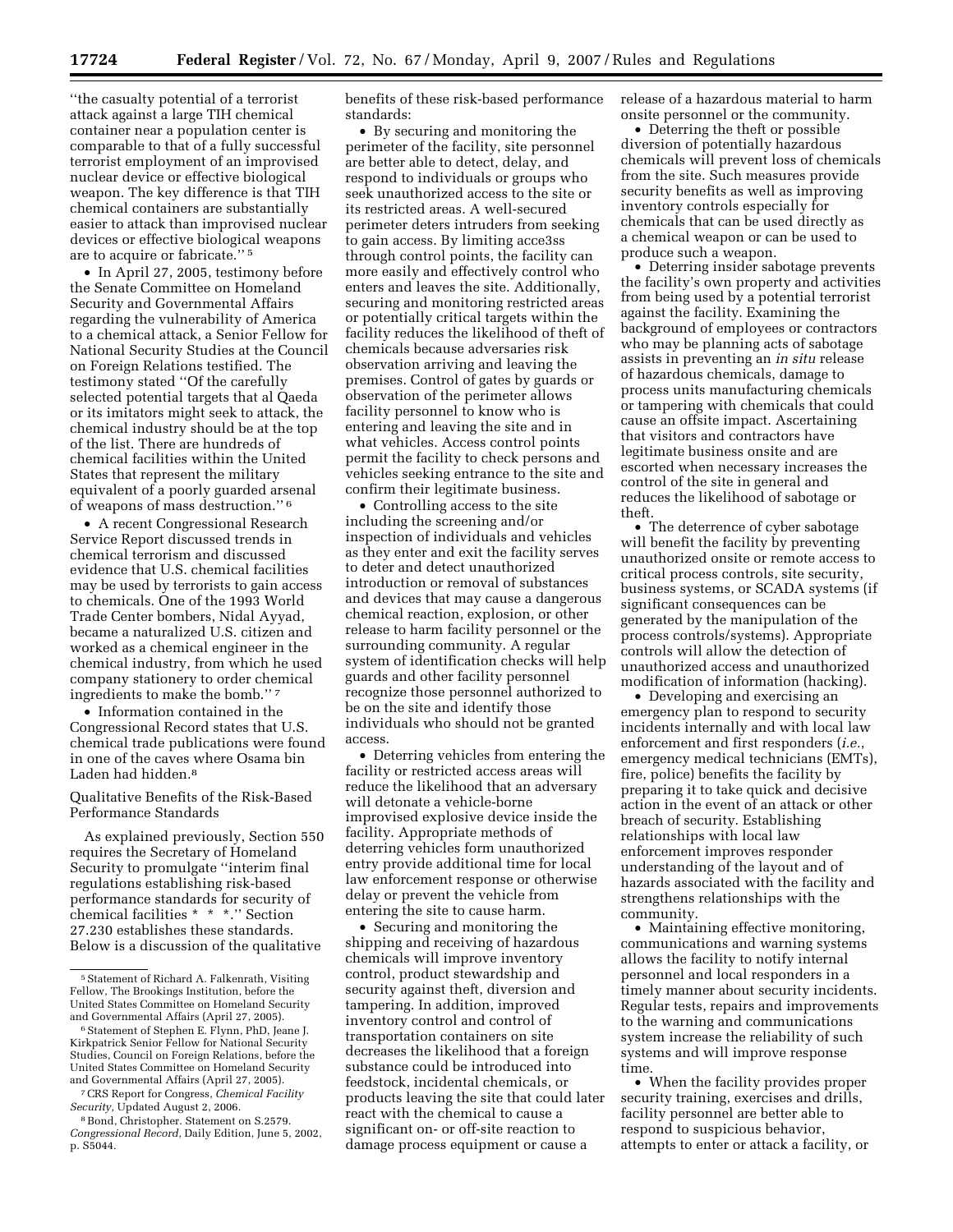''the casualty potential of a terrorist attack against a large TIH chemical container near a population center is comparable to that of a fully successful terrorist employment of an improvised nuclear device or effective biological weapon. The key difference is that TIH chemical containers are substantially easier to attack than improvised nuclear devices or effective biological weapons are to acquire or fabricate.'' [5]

- In April 27, 2005, testimony before the Senate Committee on Homeland Security and Governmental Affairs regarding the vulnerability of America to a chemical attack, a Senior Fellow for National Security Studies at the Council on Foreign Relations testified. The testimony stated ''Of the carefully selected potential targets that al Qaeda or its imitators might seek to attack, the chemical industry should be at the top of the list. There are hundreds of chemical facilities within the United States that represent the military equivalent of a poorly guarded arsenal of weapons of mass destruction.'' [6]
- A recent Congressional Research Service Report discussed trends in chemical terrorism and discussed evidence that U.S. chemical facilities may be used by terrorists to gain access to chemicals. One of the 1993 World Trade Center bombers, Nidal Ayyad, became a naturalized U.S. citizen and worked as a chemical engineer in the chemical industry, from which he used company stationery to order chemical ingredients to make the bomb.'' [7]
- Information contained in the Congressional Record states that U.S. chemical trade publications were found in one of the caves where Osama bin Laden had hidden.[8]

Qualitative Benefits of the Risk-Based Performance Standards

As explained previously, Section 550 requires the Secretary of Homeland Security to promulgate ''interim final regulations establishing risk-based performance standards for security of chemical facilities * * *.'' Section 27.230 establishes these standards. Below is a discussion of the qualitative benefits of these risk-based performance standards:

- By securing and monitoring the perimeter of the facility, site personnel are better able to detect, delay, and respond to individuals or groups who seek unauthorized access to the site or its restricted areas. A well-secured perimeter deters intruders from seeking to gain access. By limiting acce3ss through control points, the facility can more easily and effectively control who enters and leaves the site. Additionally, securing and monitoring restricted areas or potentially critical targets within the facility reduces the likelihood of theft of chemicals because adversaries risk observation arriving and leaving the premises. Control of gates by guards or observation of the perimeter allows facility personnel to know who is entering and leaving the site and in what vehicles. Access control points permit the facility to check persons and vehicles seeking entrance to the site and confirm their legitimate business.
- Controlling access to the site including the screening and/or inspection of individuals and vehicles as they enter and exit the facility serves to deter and detect unauthorized introduction or removal of substances and devices that may cause a dangerous chemical reaction, explosion, or other release to harm facility personnel or the surrounding community. A regular system of identification checks will help guards and other facility personnel recognize those personnel authorized to be on the site and identify those individuals who should not be granted access.
- Deterring vehicles from entering the facility or restricted access areas will reduce the likelihood that an adversary will detonate a vehicle-borne improvised explosive device inside the facility. Appropriate methods of deterring vehicles form unauthorized entry provide additional time for local law enforcement response or otherwise delay or prevent the vehicle from entering the site to cause harm.
- Securing and monitoring the shipping and receiving of hazardous chemicals will improve inventory control, product stewardship and security against theft, diversion and tampering. In addition, improved inventory control and control of transportation containers on site decreases the likelihood that a foreign substance could be introduced into feedstock, incidental chemicals, or products leaving the site that could later react with the chemical to cause a significant on- or off-site reaction to damage process equipment or cause a release of a hazardous material to harm onsite personnel or the community.
- Deterring the theft or possible diversion of potentially hazardous chemicals will prevent loss of chemicals from the site. Such measures provide security benefits as well as improving inventory controls especially for chemicals that can be used directly as a chemical weapon or can be used to produce such a weapon.
- Deterring insider sabotage prevents the facility's own property and activities from being used by a potential terrorist against the facility. Examining the background of employees or contractors who may be planning acts of sabotage assists in preventing an *in situ* release of hazardous chemicals, damage to process units manufacturing chemicals or tampering with chemicals that could cause an offsite impact. Ascertaining that visitors and contractors have legitimate business onsite and are escorted when necessary increases the control of the site in general and reduces the likelihood of sabotage or theft.
- The deterrence of cyber sabotage will benefit the facility by preventing unauthorized onsite or remote access to critical process controls, site security, business systems, or SCADA systems (if significant consequences can be generated by the manipulation of the process controls/systems). Appropriate controls will allow the detection of unauthorized access and unauthorized modification of information (hacking).
- Developing and exercising an emergency plan to respond to security incidents internally and with local law enforcement and first responders (*i.e.*, emergency medical technicians (EMTs), fire, police) benefits the facility by preparing it to take quick and decisive action in the event of an attack or other breach of security. Establishing relationships with local law enforcement improves responder understanding of the layout and of hazards associated with the facility and strengthens relationships with the community.
- Maintaining effective monitoring, communications and warning systems allows the facility to notify internal personnel and local responders in a timely manner about security incidents. Regular tests, repairs and improvements to the warning and communications system increase the reliability of such systems and will improve response time.
- When the facility provides proper security training, exercises and drills, facility personnel are better able to respond to suspicious behavior, attempts to enter or attack a facility, or

[5] Statement of Richard A. Falkenrath, Visiting Fellow, The Brookings Institution, before the United States Committee on Homeland Security and Governmental Affairs (April 27, 2005).

[6] Statement of Stephen E. Flynn, PhD, Jeane J. Kirkpatrick Senior Fellow for National Security Studies, Council on Foreign Relations, before the United States Committee on Homeland Security and Governmental Affairs (April 27, 2005).

[7] CRS Report for Congress, *Chemical Facility Security*, Updated August 2, 2006.

[8] Bond, Christopher. Statement on S.2579. *Congressional Record*, Daily Edition, June 5, 2002, p. S5044.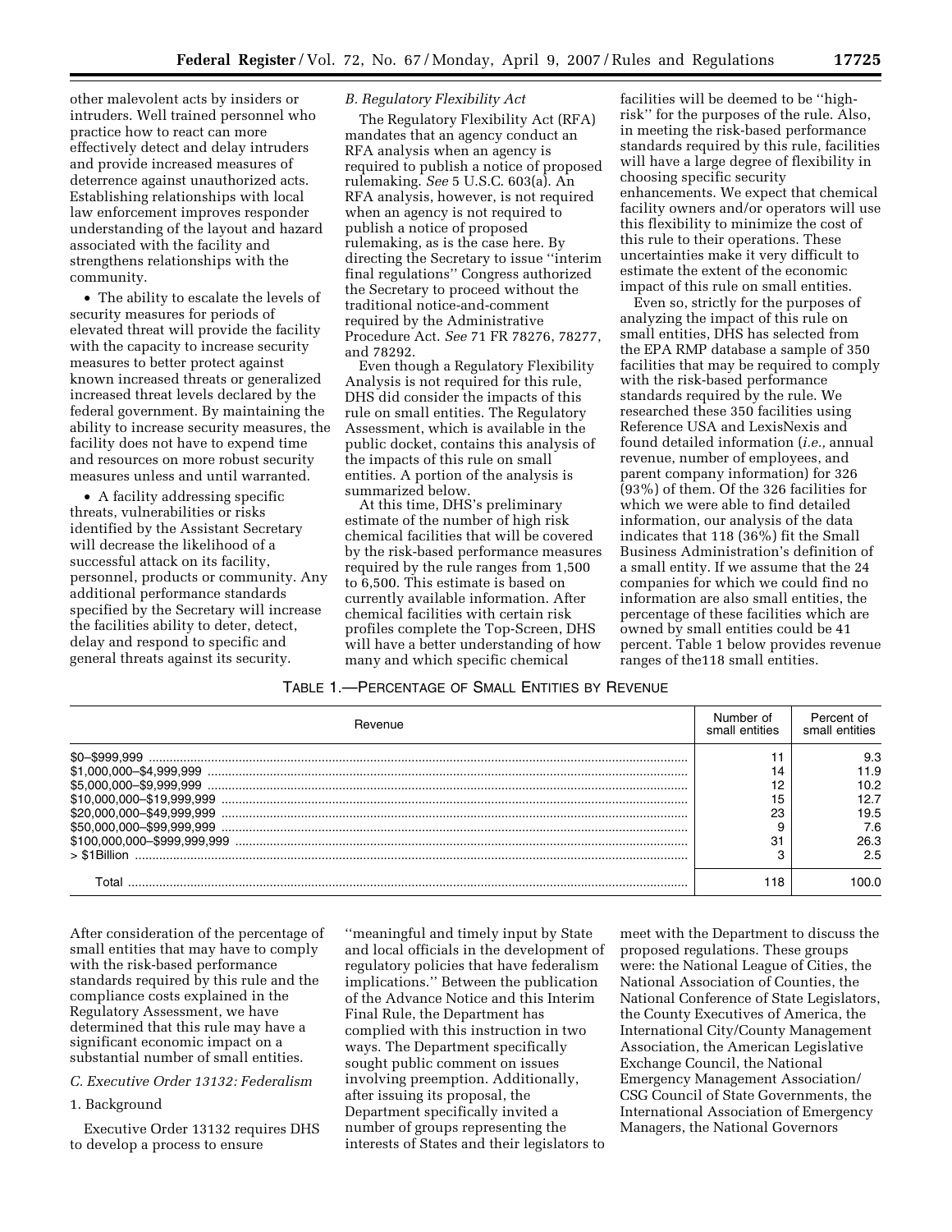other malevolent acts by insiders or intruders. Well trained personnel who practice how to react can more effectively detect and delay intruders and provide increased measures of deterrence against unauthorized acts. Establishing relationships with local law enforcement improves responder understanding of the layout and hazard associated with the facility and strengthens relationships with the community.

- The ability to escalate the levels of security measures for periods of elevated threat will provide the facility with the capacity to increase security measures to better protect against known increased threats or generalized increased threat levels declared by the federal government. By maintaining the ability to increase security measures, the facility does not have to expend time and resources on more robust security measures unless and until warranted.
- A facility addressing specific threats, vulnerabilities or risks identified by the Assistant Secretary will decrease the likelihood of a successful attack on its facility, personnel, products or community. Any additional performance standards specified by the Secretary will increase the facilities ability to deter, detect, delay and respond to specific and general threats against its security.

*B. Regulatory Flexibility Act*

The Regulatory Flexibility Act (RFA) mandates that an agency conduct an RFA analysis when an agency is required to publish a notice of proposed rulemaking. *See* 5 U.S.C. 603(a). An RFA analysis, however, is not required when an agency is not required to publish a notice of proposed rulemaking, as is the case here. By directing the Secretary to issue "interim final regulations" Congress authorized the Secretary to proceed without the traditional notice-and-comment required by the Administrative Procedure Act. *See* 71 FR 78276, 78277, and 78292.

Even though a Regulatory Flexibility Analysis is not required for this rule, DHS did consider the impacts of this rule on small entities. The Regulatory Assessment, which is available in the public docket, contains this analysis of the impacts of this rule on small entities. A portion of the analysis is summarized below.

At this time, DHS's preliminary estimate of the number of high risk chemical facilities that will be covered by the risk-based performance measures required by the rule ranges from 1,500 to 6,500. This estimate is based on currently available information. After chemical facilities with certain risk profiles complete the Top-Screen, DHS will have a better understanding of how many and which specific chemical facilities will be deemed to be "high-risk" for the purposes of the rule. Also, in meeting the risk-based performance standards required by this rule, facilities will have a large degree of flexibility in choosing specific security enhancements. We expect that chemical facility owners and/or operators will use this flexibility to minimize the cost of this rule to their operations. These uncertainties make it very difficult to estimate the extent of the economic impact of this rule on small entities.

Even so, strictly for the purposes of analyzing the impact of this rule on small entities, DHS has selected from the EPA RMP database a sample of 350 facilities that may be required to comply with the risk-based performance standards required by the rule. We researched these 350 facilities using Reference USA and LexisNexis and found detailed information (*i.e.,* annual revenue, number of employees, and parent company information) for 326 (93%) of them. Of the 326 facilities for which we were able to find detailed information, our analysis of the data indicates that 118 (36%) fit the Small Business Administration's definition of a small entity. If we assume that the 24 companies for which we could find no information are also small entities, the percentage of these facilities which are owned by small entities could be 41 percent. Table 1 below provides revenue ranges of the118 small entities.

TABLE 1.—PERCENTAGE OF SMALL ENTITIES BY REVENUE

| Revenue | Number of small entities | Percent of small entities |
|---|---|---|
| $0–$999,999 | 11 | 9.3 |
| $1,000,000–$4,999,999 | 14 | 11.9 |
| $5,000,000–$9,999,999 | 12 | 10.2 |
| $10,000,000–$19,999,999 | 15 | 12.7 |
| $20,000,000–$49,999,999 | 23 | 19.5 |
| $50,000,000–$99,999,999 | 9 | 7.6 |
| $100,000,000–$999,999,999 | 31 | 26.3 |
| > $1Billion | 3 | 2.5 |
| Total | 118 | 100.0 |

After consideration of the percentage of small entities that may have to comply with the risk-based performance standards required by this rule and the compliance costs explained in the Regulatory Assessment, we have determined that this rule may have a significant economic impact on a substantial number of small entities.

*C. Executive Order 13132: Federalism*

1. Background

Executive Order 13132 requires DHS to develop a process to ensure "meaningful and timely input by State and local officials in the development of regulatory policies that have federalism implications." Between the publication of the Advance Notice and this Interim Final Rule, the Department has complied with this instruction in two ways. The Department specifically sought public comment on issues involving preemption. Additionally, after issuing its proposal, the Department specifically invited a number of groups representing the interests of States and their legislators to meet with the Department to discuss the proposed regulations. These groups were: the National League of Cities, the National Association of Counties, the National Conference of State Legislators, the County Executives of America, the International City/County Management Association, the American Legislative Exchange Council, the National Emergency Management Association/ CSG Council of State Governments, the International Association of Emergency Managers, the National Governors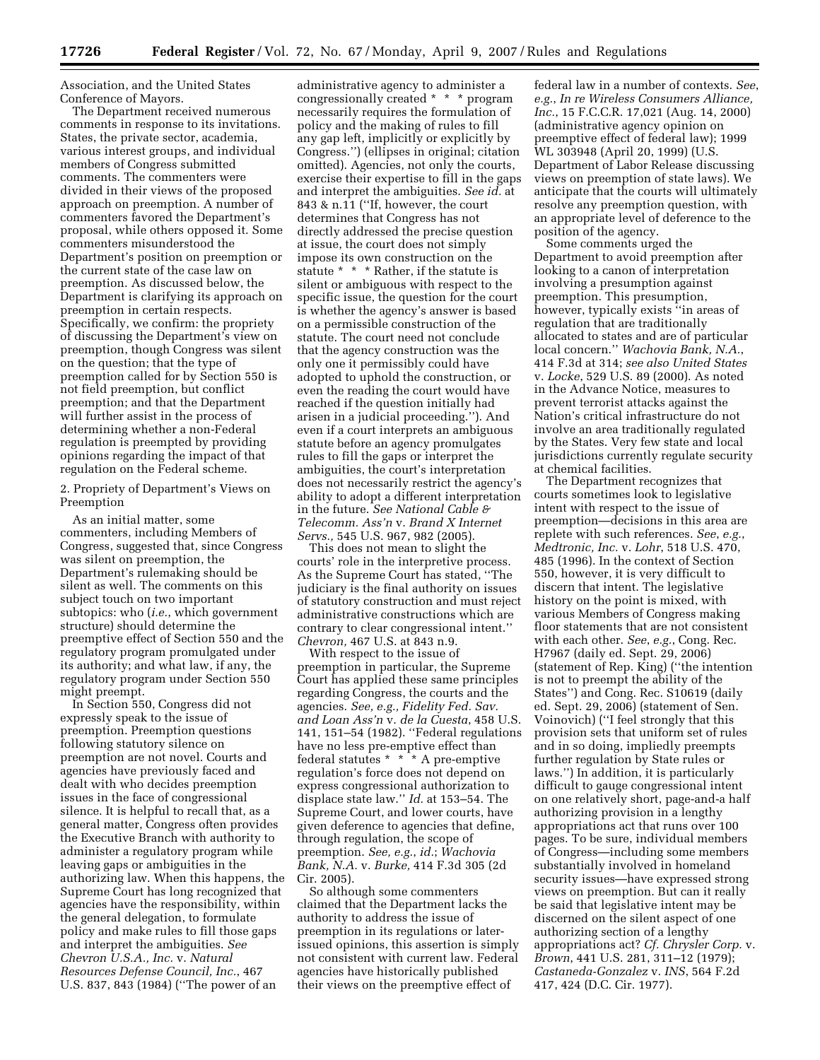Association, and the United States Conference of Mayors.

The Department received numerous comments in response to its invitations. States, the private sector, academia, various interest groups, and individual members of Congress submitted comments. The commenters were divided in their views of the proposed approach on preemption. A number of commenters favored the Department's proposal, while others opposed it. Some commenters misunderstood the Department's position on preemption or the current state of the case law on preemption. As discussed below, the Department is clarifying its approach on preemption in certain respects. Specifically, we confirm: the propriety of discussing the Department's view on preemption, though Congress was silent on the question; that the type of preemption called for by Section 550 is not field preemption, but conflict preemption; and that the Department will further assist in the process of determining whether a non-Federal regulation is preempted by providing opinions regarding the impact of that regulation on the Federal scheme.

2. Propriety of Department's Views on Preemption

As an initial matter, some commenters, including Members of Congress, suggested that, since Congress was silent on preemption, the Department's rulemaking should be silent as well. The comments on this subject touch on two important subtopics: who (*i.e.*, which government structure) should determine the preemptive effect of Section 550 and the regulatory program promulgated under its authority; and what law, if any, the regulatory program under Section 550 might preempt.

In Section 550, Congress did not expressly speak to the issue of preemption. Preemption questions following statutory silence on preemption are not novel. Courts and agencies have previously faced and dealt with who decides preemption issues in the face of congressional silence. It is helpful to recall that, as a general matter, Congress often provides the Executive Branch with authority to administer a regulatory program while leaving gaps or ambiguities in the authorizing law. When this happens, the Supreme Court has long recognized that agencies have the responsibility, within the general delegation, to formulate policy and make rules to fill those gaps and interpret the ambiguities. *See Chevron U.S.A., Inc.* v. *Natural Resources Defense Council, Inc.*, 467 U.S. 837, 843 (1984) (''The power of an administrative agency to administer a congressionally created * * * program necessarily requires the formulation of policy and the making of rules to fill any gap left, implicitly or explicitly by Congress.'') (ellipses in original; citation omitted). Agencies, not only the courts, exercise their expertise to fill in the gaps and interpret the ambiguities. *See id.* at 843 & n.11 (''If, however, the court determines that Congress has not directly addressed the precise question at issue, the court does not simply impose its own construction on the statute * * * Rather, if the statute is silent or ambiguous with respect to the specific issue, the question for the court is whether the agency's answer is based on a permissible construction of the statute. The court need not conclude that the agency construction was the only one it permissibly could have adopted to uphold the construction, or even the reading the court would have reached if the question initially had arisen in a judicial proceeding.''). And even if a court interprets an ambiguous statute before an agency promulgates rules to fill the gaps or interpret the ambiguities, the court's interpretation does not necessarily restrict the agency's ability to adopt a different interpretation in the future. *See National Cable & Telecomm. Ass'n* v. *Brand X Internet Servs.,* 545 U.S. 967, 982 (2005).

This does not mean to slight the courts' role in the interpretive process. As the Supreme Court has stated, ''The judiciary is the final authority on issues of statutory construction and must reject administrative constructions which are contrary to clear congressional intent.'' *Chevron,* 467 U.S. at 843 n.9.

With respect to the issue of preemption in particular, the Supreme Court has applied these same principles regarding Congress, the courts and the agencies. *See, e.g., Fidelity Fed. Sav. and Loan Ass'n* v. *de la Cuesta*, 458 U.S. 141, 151–54 (1982). ''Federal regulations have no less pre-emptive effect than federal statutes * * * A pre-emptive regulation's force does not depend on express congressional authorization to displace state law.'' *Id.* at 153–54. The Supreme Court, and lower courts, have given deference to agencies that define, through regulation, the scope of preemption. *See, e.g., id.*; *Wachovia Bank, N.A.* v. *Burke,* 414 F.3d 305 (2d Cir. 2005).

So although some commenters claimed that the Department lacks the authority to address the issue of preemption in its regulations or later-issued opinions, this assertion is simply not consistent with current law. Federal agencies have historically published their views on the preemptive effect of federal law in a number of contexts. *See*, *e.g.*, *In re Wireless Consumers Alliance, Inc.*, 15 F.C.C.R. 17,021 (Aug. 14, 2000) (administrative agency opinion on preemptive effect of federal law); 1999 WL 303948 (April 20, 1999) (U.S. Department of Labor Release discussing views on preemption of state laws). We anticipate that the courts will ultimately resolve any preemption question, with an appropriate level of deference to the position of the agency.

Some comments urged the Department to avoid preemption after looking to a canon of interpretation involving a presumption against preemption. This presumption, however, typically exists ''in areas of regulation that are traditionally allocated to states and are of particular local concern.'' *Wachovia Bank, N.A.*, 414 F.3d at 314; *see also United States* v. *Locke*, 529 U.S. 89 (2000). As noted in the Advance Notice, measures to prevent terrorist attacks against the Nation's critical infrastructure do not involve an area traditionally regulated by the States. Very few state and local jurisdictions currently regulate security at chemical facilities.

The Department recognizes that courts sometimes look to legislative intent with respect to the issue of preemption—decisions in this area are replete with such references. *See*, *e.g.*, *Medtronic, Inc.* v. *Lohr*, 518 U.S. 470, 485 (1996). In the context of Section 550, however, it is very difficult to discern that intent. The legislative history on the point is mixed, with various Members of Congress making floor statements that are not consistent with each other. *See*, *e.g.*, Cong. Rec. H7967 (daily ed. Sept. 29, 2006) (statement of Rep. King) (''the intention is not to preempt the ability of the States'') and Cong. Rec. S10619 (daily ed. Sept. 29, 2006) (statement of Sen. Voinovich) (''I feel strongly that this provision sets that uniform set of rules and in so doing, impliedly preempts further regulation by State rules or laws.'') In addition, it is particularly difficult to gauge congressional intent on one relatively short, page-and-a half authorizing provision in a lengthy appropriations act that runs over 100 pages. To be sure, individual members of Congress—including some members substantially involved in homeland security issues—have expressed strong views on preemption. But can it really be said that legislative intent may be discerned on the silent aspect of one authorizing section of a lengthy appropriations act? *Cf. Chrysler Corp.* v. *Brown*, 441 U.S. 281, 311–12 (1979); *Castaneda-Gonzalez* v. *INS*, 564 F.2d 417, 424 (D.C. Cir. 1977).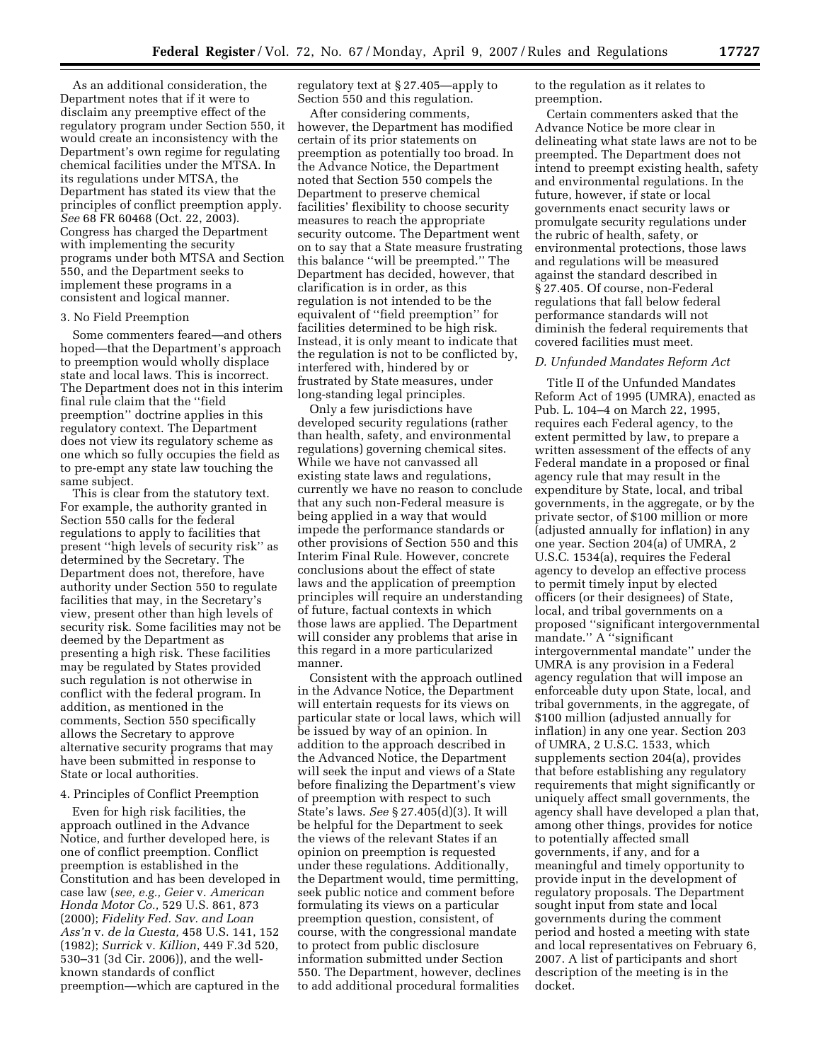As an additional consideration, the Department notes that if it were to disclaim any preemptive effect of the regulatory program under Section 550, it would create an inconsistency with the Department's own regime for regulating chemical facilities under the MTSA. In its regulations under MTSA, the Department has stated its view that the principles of conflict preemption apply. *See* 68 FR 60468 (Oct. 22, 2003). Congress has charged the Department with implementing the security programs under both MTSA and Section 550, and the Department seeks to implement these programs in a consistent and logical manner.

3. No Field Preemption

Some commenters feared—and others hoped—that the Department's approach to preemption would wholly displace state and local laws. This is incorrect. The Department does not in this interim final rule claim that the ''field preemption'' doctrine applies in this regulatory context. The Department does not view its regulatory scheme as one which so fully occupies the field as to pre-empt any state law touching the same subject.

This is clear from the statutory text. For example, the authority granted in Section 550 calls for the federal regulations to apply to facilities that present ''high levels of security risk'' as determined by the Secretary. The Department does not, therefore, have authority under Section 550 to regulate facilities that may, in the Secretary's view, present other than high levels of security risk. Some facilities may not be deemed by the Department as presenting a high risk. These facilities may be regulated by States provided such regulation is not otherwise in conflict with the federal program. In addition, as mentioned in the comments, Section 550 specifically allows the Secretary to approve alternative security programs that may have been submitted in response to State or local authorities.

4. Principles of Conflict Preemption

Even for high risk facilities, the approach outlined in the Advance Notice, and further developed here, is one of conflict preemption. Conflict preemption is established in the Constitution and has been developed in case law (*see, e.g., Geier* v. *American Honda Motor Co.,* 529 U.S. 861, 873 (2000); *Fidelity Fed. Sav. and Loan Ass'n* v. *de la Cuesta,* 458 U.S. 141, 152 (1982); *Surrick* v. *Killion*, 449 F.3d 520, 530–31 (3d Cir. 2006)), and the well-known standards of conflict preemption—which are captured in the regulatory text at § 27.405—apply to Section 550 and this regulation.

After considering comments, however, the Department has modified certain of its prior statements on preemption as potentially too broad. In the Advance Notice, the Department noted that Section 550 compels the Department to preserve chemical facilities' flexibility to choose security measures to reach the appropriate security outcome. The Department went on to say that a State measure frustrating this balance ''will be preempted.'' The Department has decided, however, that clarification is in order, as this regulation is not intended to be the equivalent of ''field preemption'' for facilities determined to be high risk. Instead, it is only meant to indicate that the regulation is not to be conflicted by, interfered with, hindered by or frustrated by State measures, under long-standing legal principles.

Only a few jurisdictions have developed security regulations (rather than health, safety, and environmental regulations) governing chemical sites. While we have not canvassed all existing state laws and regulations, currently we have no reason to conclude that any such non-Federal measure is being applied in a way that would impede the performance standards or other provisions of Section 550 and this Interim Final Rule. However, concrete conclusions about the effect of state laws and the application of preemption principles will require an understanding of future, factual contexts in which those laws are applied. The Department will consider any problems that arise in this regard in a more particularized manner.

Consistent with the approach outlined in the Advance Notice, the Department will entertain requests for its views on particular state or local laws, which will be issued by way of an opinion. In addition to the approach described in the Advanced Notice, the Department will seek the input and views of a State before finalizing the Department's view of preemption with respect to such State's laws. *See* § 27.405(d)(3). It will be helpful for the Department to seek the views of the relevant States if an opinion on preemption is requested under these regulations. Additionally, the Department would, time permitting, seek public notice and comment before formulating its views on a particular preemption question, consistent, of course, with the congressional mandate to protect from public disclosure information submitted under Section 550. The Department, however, declines to add additional procedural formalities to the regulation as it relates to preemption.

Certain commenters asked that the Advance Notice be more clear in delineating what state laws are not to be preempted. The Department does not intend to preempt existing health, safety and environmental regulations. In the future, however, if state or local governments enact security laws or promulgate security regulations under the rubric of health, safety, or environmental protections, those laws and regulations will be measured against the standard described in § 27.405. Of course, non-Federal regulations that fall below federal performance standards will not diminish the federal requirements that covered facilities must meet.

### *D. Unfunded Mandates Reform Act*

Title II of the Unfunded Mandates Reform Act of 1995 (UMRA), enacted as Pub. L. 104–4 on March 22, 1995, requires each Federal agency, to the extent permitted by law, to prepare a written assessment of the effects of any Federal mandate in a proposed or final agency rule that may result in the expenditure by State, local, and tribal governments, in the aggregate, or by the private sector, of $100 million or more (adjusted annually for inflation) in any one year. Section 204(a) of UMRA, 2 U.S.C. 1534(a), requires the Federal agency to develop an effective process to permit timely input by elected officers (or their designees) of State, local, and tribal governments on a proposed ''significant intergovernmental mandate.'' A ''significant intergovernmental mandate'' under the UMRA is any provision in a Federal agency regulation that will impose an enforceable duty upon State, local, and tribal governments, in the aggregate, of $100 million (adjusted annually for inflation) in any one year. Section 203 of UMRA, 2 U.S.C. 1533, which supplements section 204(a), provides that before establishing any regulatory requirements that might significantly or uniquely affect small governments, the agency shall have developed a plan that, among other things, provides for notice to potentially affected small governments, if any, and for a meaningful and timely opportunity to provide input in the development of regulatory proposals. The Department sought input from state and local governments during the comment period and hosted a meeting with state and local representatives on February 6, 2007. A list of participants and short description of the meeting is in the docket.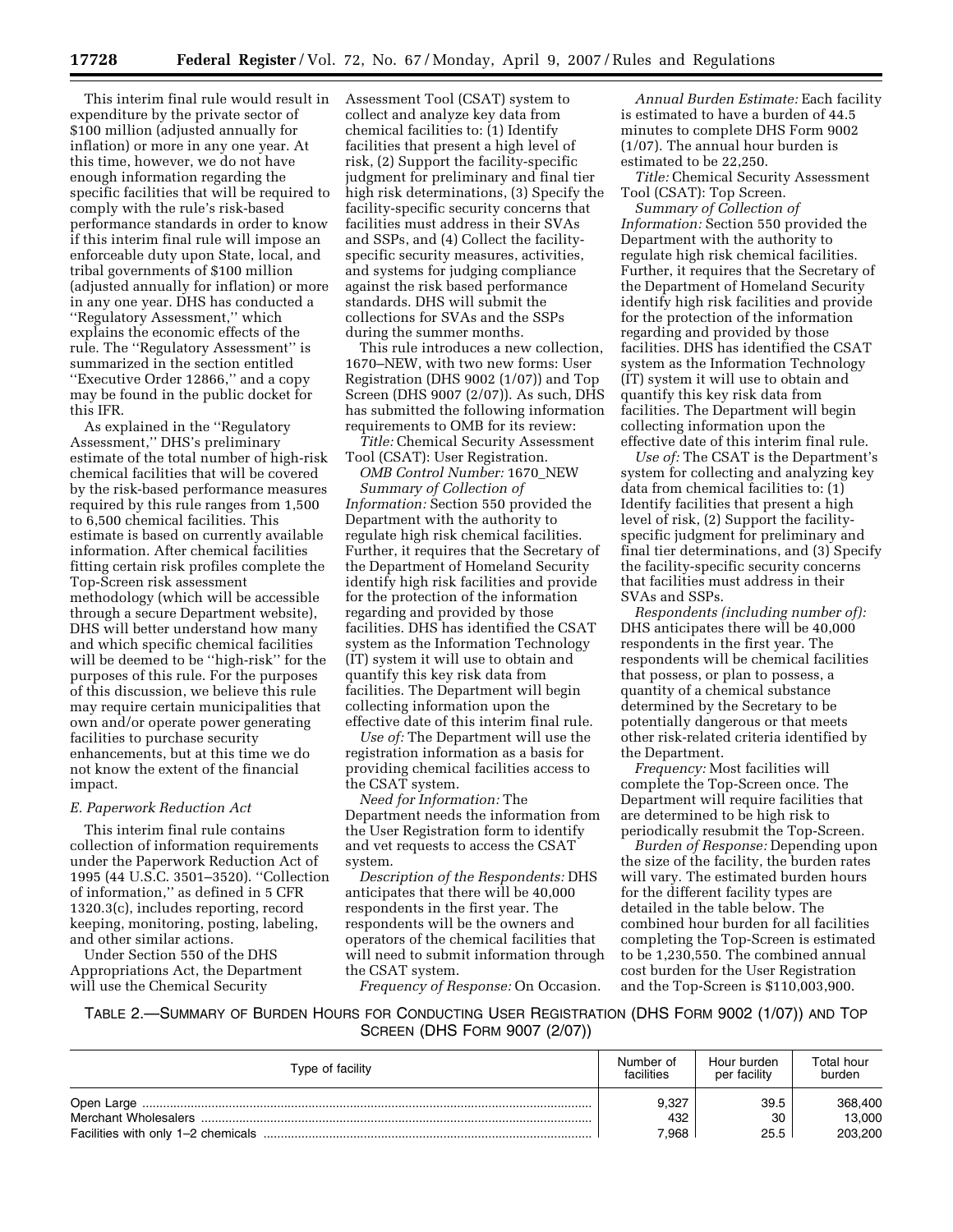This interim final rule would result in expenditure by the private sector of $100 million (adjusted annually for inflation) or more in any one year. At this time, however, we do not have enough information regarding the specific facilities that will be required to comply with the rule's risk-based performance standards in order to know if this interim final rule will impose an enforceable duty upon State, local, and tribal governments of $100 million (adjusted annually for inflation) or more in any one year. DHS has conducted a "Regulatory Assessment," which explains the economic effects of the rule. The "Regulatory Assessment" is summarized in the section entitled "Executive Order 12866," and a copy may be found in the public docket for this IFR.

As explained in the "Regulatory Assessment," DHS's preliminary estimate of the total number of high-risk chemical facilities that will be covered by the risk-based performance measures required by this rule ranges from 1,500 to 6,500 chemical facilities. This estimate is based on currently available information. After chemical facilities fitting certain risk profiles complete the Top-Screen risk assessment methodology (which will be accessible through a secure Department website), DHS will better understand how many and which specific chemical facilities will be deemed to be "high-risk" for the purposes of this rule. For the purposes of this discussion, we believe this rule may require certain municipalities that own and/or operate power generating facilities to purchase security enhancements, but at this time we do not know the extent of the financial impact.

*E. Paperwork Reduction Act*

This interim final rule contains collection of information requirements under the Paperwork Reduction Act of 1995 (44 U.S.C. 3501–3520). "Collection of information," as defined in 5 CFR 1320.3(c), includes reporting, record keeping, monitoring, posting, labeling, and other similar actions.

Under Section 550 of the DHS Appropriations Act, the Department will use the Chemical Security Assessment Tool (CSAT) system to collect and analyze key data from chemical facilities to: (1) Identify facilities that present a high level of risk, (2) Support the facility-specific judgment for preliminary and final tier high risk determinations, (3) Specify the facility-specific security concerns that facilities must address in their SVAs and SSPs, and (4) Collect the facility-specific security measures, activities, and systems for judging compliance against the risk based performance standards. DHS will submit the collections for SVAs and the SSPs during the summer months.

This rule introduces a new collection, 1670–NEW, with two new forms: User Registration (DHS 9002 (1/07)) and Top Screen (DHS 9007 (2/07)). As such, DHS has submitted the following information requirements to OMB for its review:

*Title:* Chemical Security Assessment Tool (CSAT): User Registration.

*OMB Control Number:* 1670_NEW

*Summary of Collection of Information:* Section 550 provided the Department with the authority to regulate high risk chemical facilities. Further, it requires that the Secretary of the Department of Homeland Security identify high risk facilities and provide for the protection of the information regarding and provided by those facilities. DHS has identified the CSAT system as the Information Technology (IT) system it will use to obtain and quantify this key risk data from facilities. The Department will begin collecting information upon the effective date of this interim final rule.

*Use of:* The Department will use the registration information as a basis for providing chemical facilities access to the CSAT system.

*Need for Information:* The Department needs the information from the User Registration form to identify and vet requests to access the CSAT system.

*Description of the Respondents:* DHS anticipates that there will be 40,000 respondents in the first year. The respondents will be the owners and operators of the chemical facilities that will need to submit information through the CSAT system.

*Frequency of Response:* On Occasion.

*Annual Burden Estimate:* Each facility is estimated to have a burden of 44.5 minutes to complete DHS Form 9002 (1/07). The annual hour burden is estimated to be 22,250.

*Title:* Chemical Security Assessment Tool (CSAT): Top Screen.

*Summary of Collection of Information:* Section 550 provided the Department with the authority to regulate high risk chemical facilities. Further, it requires that the Secretary of the Department of Homeland Security identify high risk facilities and provide for the protection of the information regarding and provided by those facilities. DHS has identified the CSAT system as the Information Technology (IT) system it will use to obtain and quantify this key risk data from facilities. The Department will begin collecting information upon the effective date of this interim final rule.

*Use of:* The CSAT is the Department's system for collecting and analyzing key data from chemical facilities to: (1) Identify facilities that present a high level of risk, (2) Support the facility-specific judgment for preliminary and final tier determinations, and (3) Specify the facility-specific security concerns that facilities must address in their SVAs and SSPs.

*Respondents (including number of):* DHS anticipates there will be 40,000 respondents in the first year. The respondents will be chemical facilities that possess, or plan to possess, a quantity of a chemical substance determined by the Secretary to be potentially dangerous or that meets other risk-related criteria identified by the Department.

*Frequency:* Most facilities will complete the Top-Screen once. The Department will require facilities that are determined to be high risk to periodically resubmit the Top-Screen.

*Burden of Response:* Depending upon the size of the facility, the burden rates will vary. The estimated burden hours for the different facility types are detailed in the table below. The combined hour burden for all facilities completing the Top-Screen is estimated to be 1,230,550. The combined annual cost burden for the User Registration and the Top-Screen is $110,003,900.

TABLE 2.—SUMMARY OF BURDEN HOURS FOR CONDUCTING USER REGISTRATION (DHS FORM 9002 (1/07)) AND TOP SCREEN (DHS FORM 9007 (2/07))

| Type of facility | Number of facilities | Hour burden per facility | Total hour burden |
|---|---|---|---|
| Open Large | 9,327 | 39.5 | 368,400 |
| Merchant Wholesalers | 432 | 30 | 13,000 |
| Facilities with only 1–2 chemicals | 7,968 | 25.5 | 203,200 |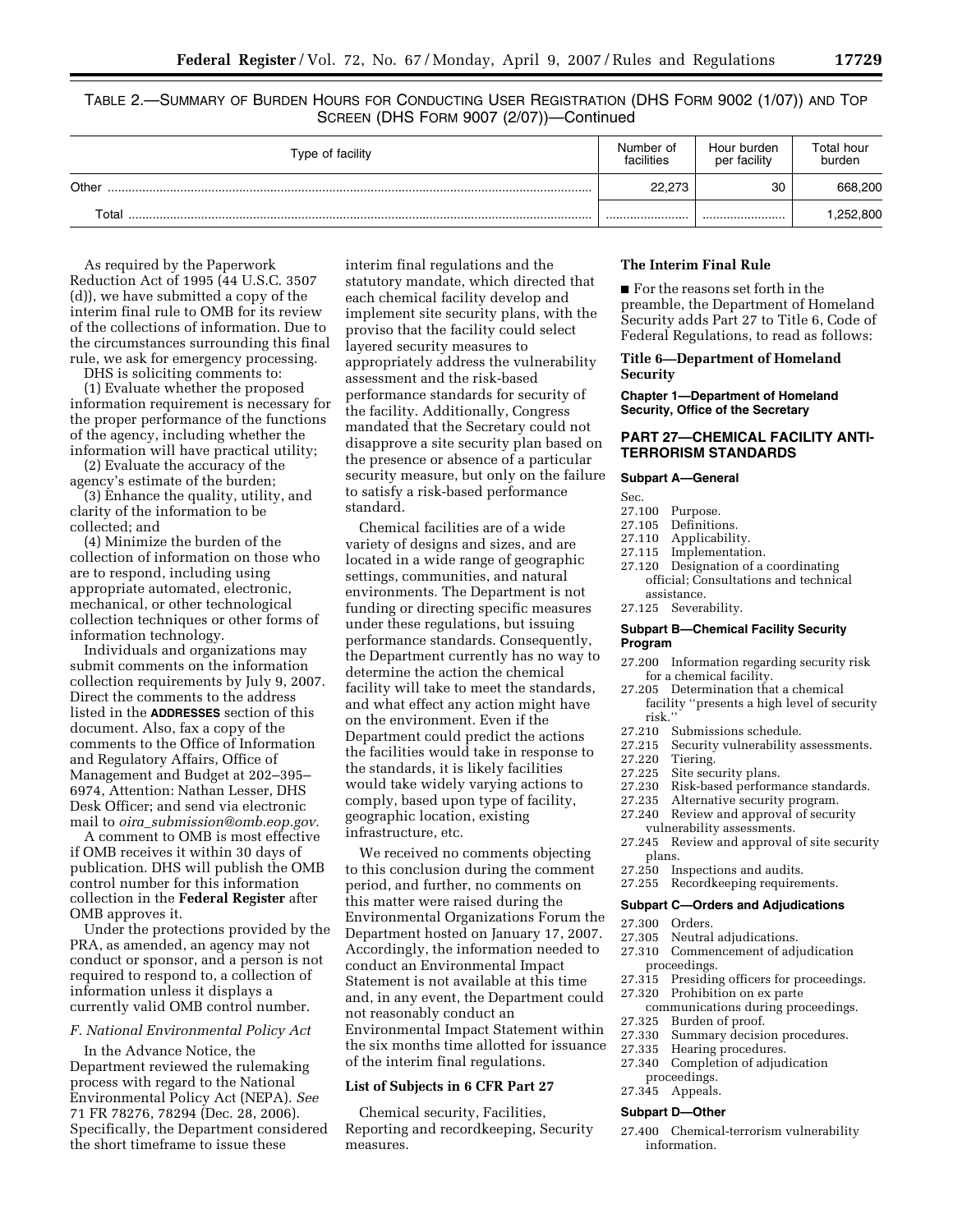TABLE 2.—SUMMARY OF BURDEN HOURS FOR CONDUCTING USER REGISTRATION (DHS FORM 9002 (1/07)) AND TOP SCREEN (DHS FORM 9007 (2/07))—Continued

| Type of facility | Number of facilities | Hour burden per facility | Total hour burden |
|---|---|---|---|
| Other | 22,273 | 30 | 668,200 |
| Total | | | 1,252,800 |

As required by the Paperwork Reduction Act of 1995 (44 U.S.C. 3507 (d)), we have submitted a copy of the interim final rule to OMB for its review of the collections of information. Due to the circumstances surrounding this final rule, we ask for emergency processing.

DHS is soliciting comments to:

(1) Evaluate whether the proposed information requirement is necessary for the proper performance of the functions of the agency, including whether the information will have practical utility;

(2) Evaluate the accuracy of the agency's estimate of the burden;

(3) Enhance the quality, utility, and clarity of the information to be collected; and

(4) Minimize the burden of the collection of information on those who are to respond, including using appropriate automated, electronic, mechanical, or other technological collection techniques or other forms of information technology.

Individuals and organizations may submit comments on the information collection requirements by July 9, 2007. Direct the comments to the address listed in the **ADDRESSES** section of this document. Also, fax a copy of the comments to the Office of Information and Regulatory Affairs, Office of Management and Budget at 202–395–6974, Attention: Nathan Lesser, DHS Desk Officer; and send via electronic mail to *oira_submission@omb.eop.gov.*

A comment to OMB is most effective if OMB receives it within 30 days of publication. DHS will publish the OMB control number for this information collection in the **Federal Register** after OMB approves it.

Under the protections provided by the PRA, as amended, an agency may not conduct or sponsor, and a person is not required to respond to, a collection of information unless it displays a currently valid OMB control number.

*F. National Environmental Policy Act*

In the Advance Notice, the Department reviewed the rulemaking process with regard to the National Environmental Policy Act (NEPA). *See* 71 FR 78276, 78294 (Dec. 28, 2006). Specifically, the Department considered the short timeframe to issue these interim final regulations and the statutory mandate, which directed that each chemical facility develop and implement site security plans, with the proviso that the facility could select layered security measures to appropriately address the vulnerability assessment and the risk-based performance standards for security of the facility. Additionally, Congress mandated that the Secretary could not disapprove a site security plan based on the presence or absence of a particular security measure, but only on the failure to satisfy a risk-based performance standard.

Chemical facilities are of a wide variety of designs and sizes, and are located in a wide range of geographic settings, communities, and natural environments. The Department is not funding or directing specific measures under these regulations, but issuing performance standards. Consequently, the Department currently has no way to determine the action the chemical facility will take to meet the standards, and what effect any action might have on the environment. Even if the Department could predict the actions the facilities would take in response to the standards, it is likely facilities would take widely varying actions to comply, based upon type of facility, geographic location, existing infrastructure, etc.

We received no comments objecting to this conclusion during the comment period, and further, no comments on this matter were raised during the Environmental Organizations Forum the Department hosted on January 17, 2007. Accordingly, the information needed to conduct an Environmental Impact Statement is not available at this time and, in any event, the Department could not reasonably conduct an Environmental Impact Statement within the six months time allotted for issuance of the interim final regulations.

**List of Subjects in 6 CFR Part 27**

Chemical security, Facilities, Reporting and recordkeeping, Security measures.

**The Interim Final Rule**

■ For the reasons set forth in the preamble, the Department of Homeland Security adds Part 27 to Title 6, Code of Federal Regulations, to read as follows:

**Title 6—Department of Homeland Security**

**Chapter 1—Department of Homeland Security, Office of the Secretary**

## PART 27—CHEMICAL FACILITY ANTI-TERRORISM STANDARDS

**Subpart A—General**

Sec.
27.100 Purpose.
27.105 Definitions.
27.110 Applicability.
27.115 Implementation.
27.120 Designation of a coordinating official; Consultations and technical assistance.
27.125 Severability.

**Subpart B—Chemical Facility Security Program**

27.200 Information regarding security risk for a chemical facility.
27.205 Determination that a chemical facility "presents a high level of security risk."
27.210 Submissions schedule.
27.215 Security vulnerability assessments.
27.220 Tiering.
27.225 Site security plans.
27.230 Risk-based performance standards.
27.235 Alternative security program.
27.240 Review and approval of security vulnerability assessments.
27.245 Review and approval of site security plans.
27.250 Inspections and audits.
27.255 Recordkeeping requirements.

**Subpart C—Orders and Adjudications**

27.300 Orders.
27.305 Neutral adjudications.
27.310 Commencement of adjudication proceedings.
27.315 Presiding officers for proceedings.
27.320 Prohibition on ex parte communications during proceedings.
27.325 Burden of proof.
27.330 Summary decision procedures.
27.335 Hearing procedures.
27.340 Completion of adjudication proceedings.
27.345 Appeals.

**Subpart D—Other**

27.400 Chemical-terrorism vulnerability information.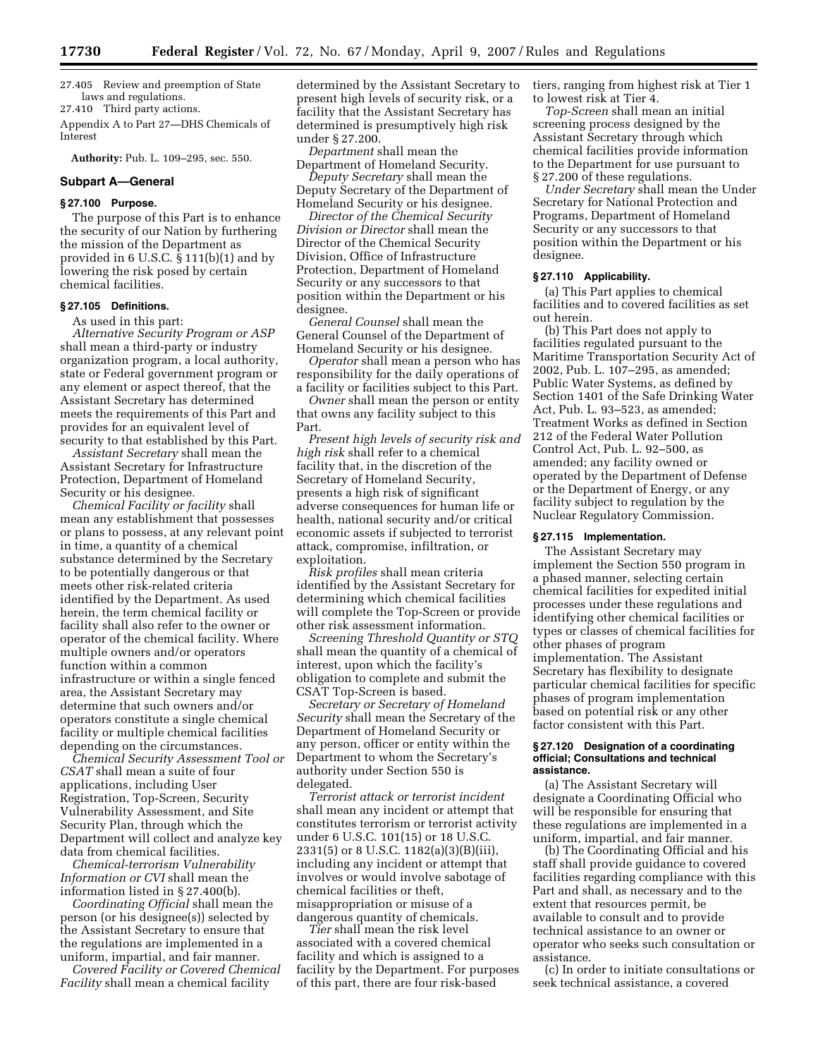27.405 Review and preemption of State laws and regulations.
27.410 Third party actions.

Appendix A to Part 27—DHS Chemicals of Interest

**Authority:** Pub. L. 109–295, sec. 550.

## Subpart A—General

### § 27.100 Purpose.

The purpose of this Part is to enhance the security of our Nation by furthering the mission of the Department as provided in 6 U.S.C. § 111(b)(1) and by lowering the risk posed by certain chemical facilities.

### § 27.105 Definitions.

As used in this part:

*Alternative Security Program or ASP* shall mean a third-party or industry organization program, a local authority, state or Federal government program or any element or aspect thereof, that the Assistant Secretary has determined meets the requirements of this Part and provides for an equivalent level of security to that established by this Part.

*Assistant Secretary* shall mean the Assistant Secretary for Infrastructure Protection, Department of Homeland Security or his designee.

*Chemical Facility or facility* shall mean any establishment that possesses or plans to possess, at any relevant point in time, a quantity of a chemical substance determined by the Secretary to be potentially dangerous or that meets other risk-related criteria identified by the Department. As used herein, the term chemical facility or facility shall also refer to the owner or operator of the chemical facility. Where multiple owners and/or operators function within a common infrastructure or within a single fenced area, the Assistant Secretary may determine that such owners and/or operators constitute a single chemical facility or multiple chemical facilities depending on the circumstances.

*Chemical Security Assessment Tool or CSAT* shall mean a suite of four applications, including User Registration, Top-Screen, Security Vulnerability Assessment, and Site Security Plan, through which the Department will collect and analyze key data from chemical facilities.

*Chemical-terrorism Vulnerability Information or CVI* shall mean the information listed in § 27.400(b).

*Coordinating Official* shall mean the person (or his designee(s)) selected by the Assistant Secretary to ensure that the regulations are implemented in a uniform, impartial, and fair manner.

*Covered Facility or Covered Chemical Facility* shall mean a chemical facility determined by the Assistant Secretary to present high levels of security risk, or a facility that the Assistant Secretary has determined is presumptively high risk under § 27.200.

*Department* shall mean the Department of Homeland Security.

*Deputy Secretary* shall mean the Deputy Secretary of the Department of Homeland Security or his designee.

*Director of the Chemical Security Division or Director* shall mean the Director of the Chemical Security Division, Office of Infrastructure Protection, Department of Homeland Security or any successors to that position within the Department or his designee.

*General Counsel* shall mean the General Counsel of the Department of Homeland Security or his designee.

*Operator* shall mean a person who has responsibility for the daily operations of a facility or facilities subject to this Part.

*Owner* shall mean the person or entity that owns any facility subject to this Part.

*Present high levels of security risk and high risk* shall refer to a chemical facility that, in the discretion of the Secretary of Homeland Security, presents a high risk of significant adverse consequences for human life or health, national security and/or critical economic assets if subjected to terrorist attack, compromise, infiltration, or exploitation.

*Risk profiles* shall mean criteria identified by the Assistant Secretary for determining which chemical facilities will complete the Top-Screen or provide other risk assessment information.

*Screening Threshold Quantity or STQ* shall mean the quantity of a chemical of interest, upon which the facility's obligation to complete and submit the CSAT Top-Screen is based.

*Secretary or Secretary of Homeland Security* shall mean the Secretary of the Department of Homeland Security or any person, officer or entity within the Department to whom the Secretary's authority under Section 550 is delegated.

*Terrorist attack or terrorist incident* shall mean any incident or attempt that constitutes terrorism or terrorist activity under 6 U.S.C. 101(15) or 18 U.S.C. 2331(5) or 8 U.S.C. 1182(a)(3)(B)(iii), including any incident or attempt that involves or would involve sabotage of chemical facilities or theft, misappropriation or misuse of a dangerous quantity of chemicals.

*Tier* shall mean the risk level associated with a covered chemical facility and which is assigned to a facility by the Department. For purposes of this part, there are four risk-based tiers, ranging from highest risk at Tier 1 to lowest risk at Tier 4.

*Top-Screen* shall mean an initial screening process designed by the Assistant Secretary through which chemical facilities provide information to the Department for use pursuant to § 27.200 of these regulations.

*Under Secretary* shall mean the Under Secretary for National Protection and Programs, Department of Homeland Security or any successors to that position within the Department or his designee.

### § 27.110 Applicability.

(a) This Part applies to chemical facilities and to covered facilities as set out herein.

(b) This Part does not apply to facilities regulated pursuant to the Maritime Transportation Security Act of 2002, Pub. L. 107–295, as amended; Public Water Systems, as defined by Section 1401 of the Safe Drinking Water Act, Pub. L. 93–523, as amended; Treatment Works as defined in Section 212 of the Federal Water Pollution Control Act, Pub. L. 92–500, as amended; any facility owned or operated by the Department of Defense or the Department of Energy, or any facility subject to regulation by the Nuclear Regulatory Commission.

### § 27.115 Implementation.

The Assistant Secretary may implement the Section 550 program in a phased manner, selecting certain chemical facilities for expedited initial processes under these regulations and identifying other chemical facilities or types or classes of chemical facilities for other phases of program implementation. The Assistant Secretary has flexibility to designate particular chemical facilities for specific phases of program implementation based on potential risk or any other factor consistent with this Part.

### § 27.120 Designation of a coordinating official; Consultations and technical assistance.

(a) The Assistant Secretary will designate a Coordinating Official who will be responsible for ensuring that these regulations are implemented in a uniform, impartial, and fair manner.

(b) The Coordinating Official and his staff shall provide guidance to covered facilities regarding compliance with this Part and shall, as necessary and to the extent that resources permit, be available to consult and to provide technical assistance to an owner or operator who seeks such consultation or assistance.

(c) In order to initiate consultations or seek technical assistance, a covered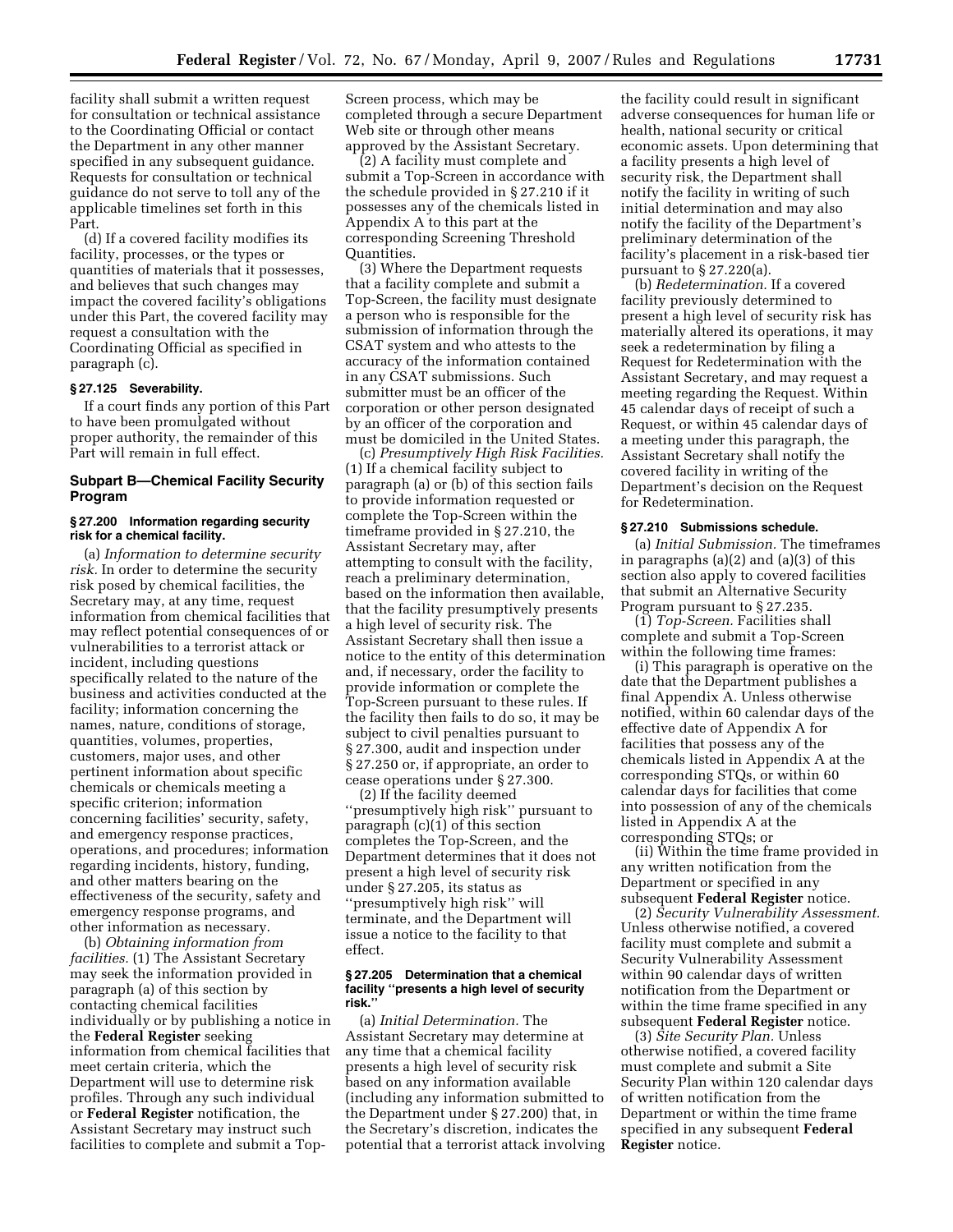facility shall submit a written request for consultation or technical assistance to the Coordinating Official or contact the Department in any other manner specified in any subsequent guidance. Requests for consultation or technical guidance do not serve to toll any of the applicable timelines set forth in this Part.

(d) If a covered facility modifies its facility, processes, or the types or quantities of materials that it possesses, and believes that such changes may impact the covered facility's obligations under this Part, the covered facility may request a consultation with the Coordinating Official as specified in paragraph (c).

#### § 27.125 Severability.

If a court finds any portion of this Part to have been promulgated without proper authority, the remainder of this Part will remain in full effect.

### Subpart B—Chemical Facility Security Program

#### § 27.200 Information regarding security risk for a chemical facility.

(a) *Information to determine security risk.* In order to determine the security risk posed by chemical facilities, the Secretary may, at any time, request information from chemical facilities that may reflect potential consequences of or vulnerabilities to a terrorist attack or incident, including questions specifically related to the nature of the business and activities conducted at the facility; information concerning the names, nature, conditions of storage, quantities, volumes, properties, customers, major uses, and other pertinent information about specific chemicals or chemicals meeting a specific criterion; information concerning facilities' security, safety, and emergency response practices, operations, and procedures; information regarding incidents, history, funding, and other matters bearing on the effectiveness of the security, safety and emergency response programs, and other information as necessary.

(b) *Obtaining information from facilities.* (1) The Assistant Secretary may seek the information provided in paragraph (a) of this section by contacting chemical facilities individually or by publishing a notice in the **Federal Register** seeking information from chemical facilities that meet certain criteria, which the Department will use to determine risk profiles. Through any such individual or **Federal Register** notification, the Assistant Secretary may instruct such facilities to complete and submit a Top-Screen process, which may be completed through a secure Department Web site or through other means approved by the Assistant Secretary.

(2) A facility must complete and submit a Top-Screen in accordance with the schedule provided in § 27.210 if it possesses any of the chemicals listed in Appendix A to this part at the corresponding Screening Threshold Quantities.

(3) Where the Department requests that a facility complete and submit a Top-Screen, the facility must designate a person who is responsible for the submission of information through the CSAT system and who attests to the accuracy of the information contained in any CSAT submissions. Such submitter must be an officer of the corporation or other person designated by an officer of the corporation and must be domiciled in the United States.

(c) *Presumptively High Risk Facilities.* (1) If a chemical facility subject to paragraph (a) or (b) of this section fails to provide information requested or complete the Top-Screen within the timeframe provided in § 27.210, the Assistant Secretary may, after attempting to consult with the facility, reach a preliminary determination, based on the information then available, that the facility presumptively presents a high level of security risk. The Assistant Secretary shall then issue a notice to the entity of this determination and, if necessary, order the facility to provide information or complete the Top-Screen pursuant to these rules. If the facility then fails to do so, it may be subject to civil penalties pursuant to § 27.300, audit and inspection under § 27.250 or, if appropriate, an order to cease operations under § 27.300.

(2) If the facility deemed ''presumptively high risk'' pursuant to paragraph (c)(1) of this section completes the Top-Screen, and the Department determines that it does not present a high level of security risk under § 27.205, its status as ''presumptively high risk'' will terminate, and the Department will issue a notice to the facility to that effect.

#### § 27.205 Determination that a chemical facility ''presents a high level of security risk.''

(a) *Initial Determination.* The Assistant Secretary may determine at any time that a chemical facility presents a high level of security risk based on any information available (including any information submitted to the Department under § 27.200) that, in the Secretary's discretion, indicates the potential that a terrorist attack involving the facility could result in significant adverse consequences for human life or health, national security or critical economic assets. Upon determining that a facility presents a high level of security risk, the Department shall notify the facility in writing of such initial determination and may also notify the facility of the Department's preliminary determination of the facility's placement in a risk-based tier pursuant to § 27.220(a).

(b) *Redetermination.* If a covered facility previously determined to present a high level of security risk has materially altered its operations, it may seek a redetermination by filing a Request for Redetermination with the Assistant Secretary, and may request a meeting regarding the Request. Within 45 calendar days of receipt of such a Request, or within 45 calendar days of a meeting under this paragraph, the Assistant Secretary shall notify the covered facility in writing of the Department's decision on the Request for Redetermination.

#### § 27.210 Submissions schedule.

(a) *Initial Submission.* The timeframes in paragraphs (a)(2) and (a)(3) of this section also apply to covered facilities that submit an Alternative Security Program pursuant to § 27.235.

(1) *Top-Screen.* Facilities shall complete and submit a Top-Screen within the following time frames:

(i) This paragraph is operative on the date that the Department publishes a final Appendix A. Unless otherwise notified, within 60 calendar days of the effective date of Appendix A for facilities that possess any of the chemicals listed in Appendix A at the corresponding STQs, or within 60 calendar days for facilities that come into possession of any of the chemicals listed in Appendix A at the corresponding STQs; or

(ii) Within the time frame provided in any written notification from the Department or specified in any subsequent **Federal Register** notice.

(2) *Security Vulnerability Assessment.* Unless otherwise notified, a covered facility must complete and submit a Security Vulnerability Assessment within 90 calendar days of written notification from the Department or within the time frame specified in any subsequent **Federal Register** notice.

(3) *Site Security Plan.* Unless otherwise notified, a covered facility must complete and submit a Site Security Plan within 120 calendar days of written notification from the Department or within the time frame specified in any subsequent **Federal Register** notice.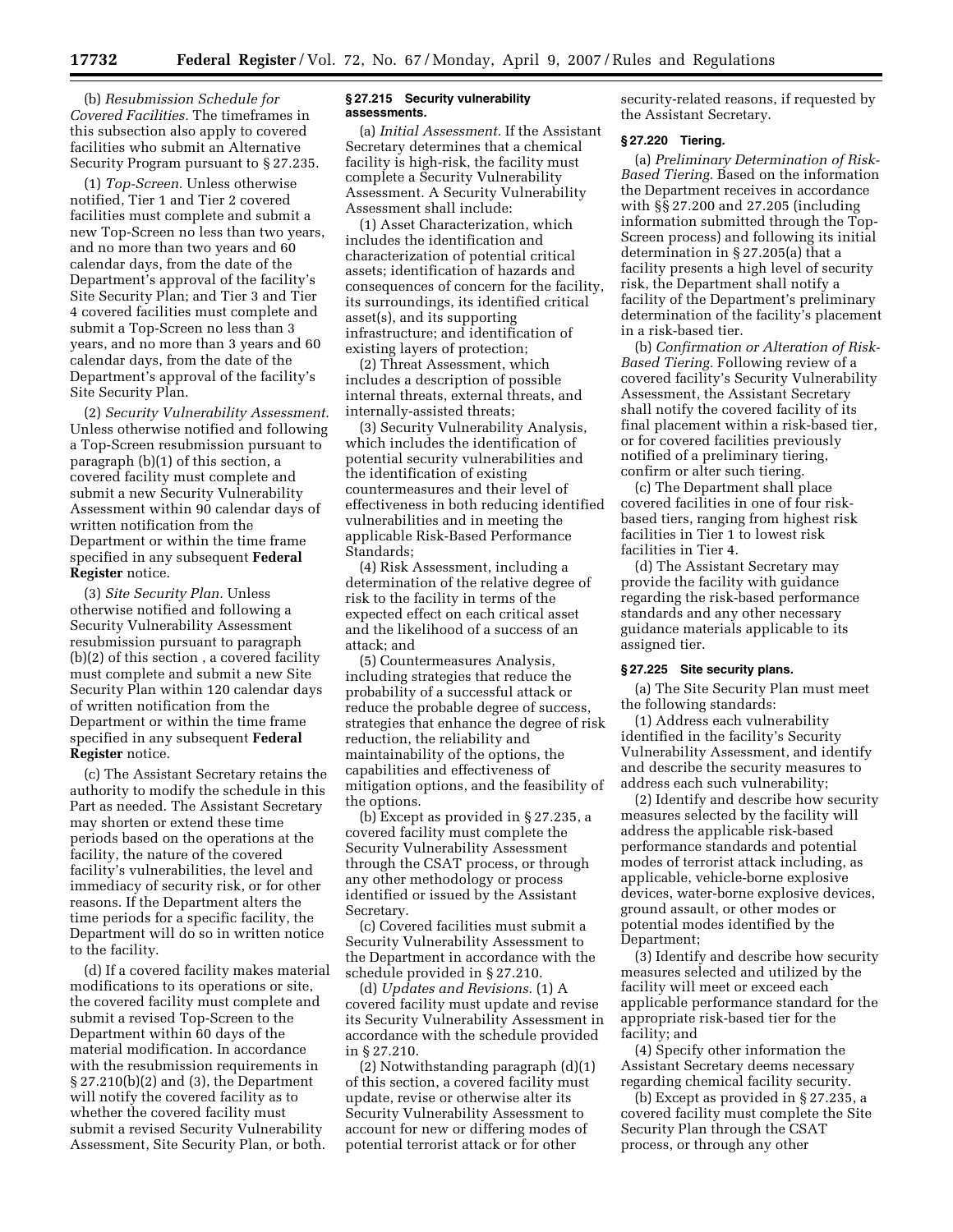(b) *Resubmission Schedule for Covered Facilities.* The timeframes in this subsection also apply to covered facilities who submit an Alternative Security Program pursuant to § 27.235.

(1) *Top-Screen.* Unless otherwise notified, Tier 1 and Tier 2 covered facilities must complete and submit a new Top-Screen no less than two years, and no more than two years and 60 calendar days, from the date of the Department's approval of the facility's Site Security Plan; and Tier 3 and Tier 4 covered facilities must complete and submit a Top-Screen no less than 3 years, and no more than 3 years and 60 calendar days, from the date of the Department's approval of the facility's Site Security Plan.

(2) *Security Vulnerability Assessment.* Unless otherwise notified and following a Top-Screen resubmission pursuant to paragraph (b)(1) of this section, a covered facility must complete and submit a new Security Vulnerability Assessment within 90 calendar days of written notification from the Department or within the time frame specified in any subsequent **Federal Register** notice.

(3) *Site Security Plan.* Unless otherwise notified and following a Security Vulnerability Assessment resubmission pursuant to paragraph (b)(2) of this section , a covered facility must complete and submit a new Site Security Plan within 120 calendar days of written notification from the Department or within the time frame specified in any subsequent **Federal Register** notice.

(c) The Assistant Secretary retains the authority to modify the schedule in this Part as needed. The Assistant Secretary may shorten or extend these time periods based on the operations at the facility, the nature of the covered facility's vulnerabilities, the level and immediacy of security risk, or for other reasons. If the Department alters the time periods for a specific facility, the Department will do so in written notice to the facility.

(d) If a covered facility makes material modifications to its operations or site, the covered facility must complete and submit a revised Top-Screen to the Department within 60 days of the material modification. In accordance with the resubmission requirements in § 27.210(b)(2) and (3), the Department will notify the covered facility as to whether the covered facility must submit a revised Security Vulnerability Assessment, Site Security Plan, or both.

### § 27.215 Security vulnerability assessments.

(a) *Initial Assessment.* If the Assistant Secretary determines that a chemical facility is high-risk, the facility must complete a Security Vulnerability Assessment. A Security Vulnerability Assessment shall include:

(1) Asset Characterization, which includes the identification and characterization of potential critical assets; identification of hazards and consequences of concern for the facility, its surroundings, its identified critical asset(s), and its supporting infrastructure; and identification of existing layers of protection;

(2) Threat Assessment, which includes a description of possible internal threats, external threats, and internally-assisted threats;

(3) Security Vulnerability Analysis, which includes the identification of potential security vulnerabilities and the identification of existing countermeasures and their level of effectiveness in both reducing identified vulnerabilities and in meeting the applicable Risk-Based Performance Standards;

(4) Risk Assessment, including a determination of the relative degree of risk to the facility in terms of the expected effect on each critical asset and the likelihood of a success of an attack; and

(5) Countermeasures Analysis, including strategies that reduce the probability of a successful attack or reduce the probable degree of success, strategies that enhance the degree of risk reduction, the reliability and maintainability of the options, the capabilities and effectiveness of mitigation options, and the feasibility of the options.

(b) Except as provided in § 27.235, a covered facility must complete the Security Vulnerability Assessment through the CSAT process, or through any other methodology or process identified or issued by the Assistant Secretary.

(c) Covered facilities must submit a Security Vulnerability Assessment to the Department in accordance with the schedule provided in § 27.210.

(d) *Updates and Revisions.* (1) A covered facility must update and revise its Security Vulnerability Assessment in accordance with the schedule provided in § 27.210.

(2) Notwithstanding paragraph (d)(1) of this section, a covered facility must update, revise or otherwise alter its Security Vulnerability Assessment to account for new or differing modes of potential terrorist attack or for other security-related reasons, if requested by the Assistant Secretary.

### § 27.220 Tiering.

(a) *Preliminary Determination of Risk-Based Tiering.* Based on the information the Department receives in accordance with §§ 27.200 and 27.205 (including information submitted through the Top-Screen process) and following its initial determination in § 27.205(a) that a facility presents a high level of security risk, the Department shall notify a facility of the Department's preliminary determination of the facility's placement in a risk-based tier.

(b) *Confirmation or Alteration of Risk-Based Tiering.* Following review of a covered facility's Security Vulnerability Assessment, the Assistant Secretary shall notify the covered facility of its final placement within a risk-based tier, or for covered facilities previously notified of a preliminary tiering, confirm or alter such tiering.

(c) The Department shall place covered facilities in one of four risk-based tiers, ranging from highest risk facilities in Tier 1 to lowest risk facilities in Tier 4.

(d) The Assistant Secretary may provide the facility with guidance regarding the risk-based performance standards and any other necessary guidance materials applicable to its assigned tier.

### § 27.225 Site security plans.

(a) The Site Security Plan must meet the following standards:

(1) Address each vulnerability identified in the facility's Security Vulnerability Assessment, and identify and describe the security measures to address each such vulnerability;

(2) Identify and describe how security measures selected by the facility will address the applicable risk-based performance standards and potential modes of terrorist attack including, as applicable, vehicle-borne explosive devices, water-borne explosive devices, ground assault, or other modes or potential modes identified by the Department;

(3) Identify and describe how security measures selected and utilized by the facility will meet or exceed each applicable performance standard for the appropriate risk-based tier for the facility; and

(4) Specify other information the Assistant Secretary deems necessary regarding chemical facility security.

(b) Except as provided in § 27.235, a covered facility must complete the Site Security Plan through the CSAT process, or through any other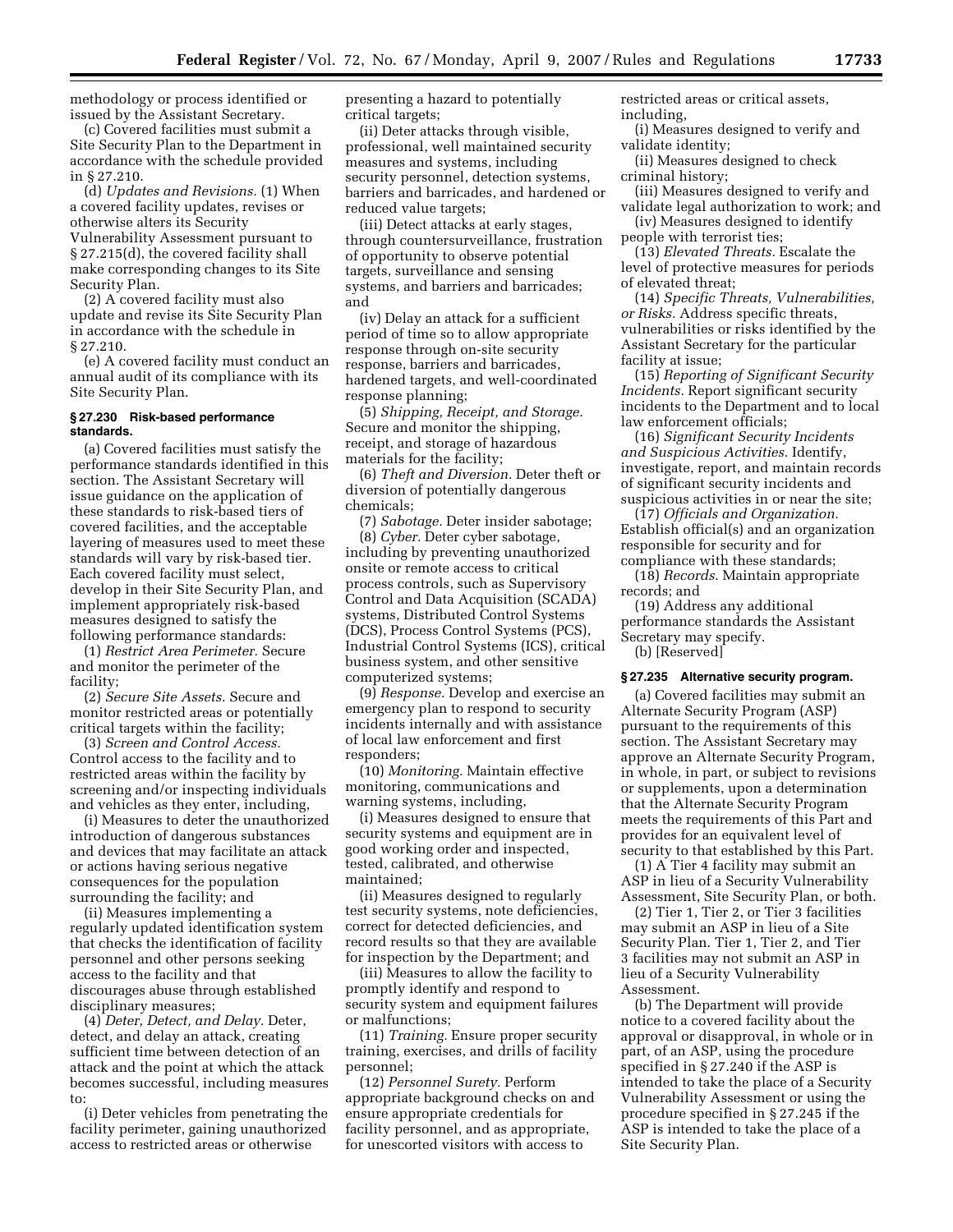methodology or process identified or issued by the Assistant Secretary.

(c) Covered facilities must submit a Site Security Plan to the Department in accordance with the schedule provided in § 27.210.

(d) *Updates and Revisions.* (1) When a covered facility updates, revises or otherwise alters its Security Vulnerability Assessment pursuant to § 27.215(d), the covered facility shall make corresponding changes to its Site Security Plan.

(2) A covered facility must also update and revise its Site Security Plan in accordance with the schedule in § 27.210.

(e) A covered facility must conduct an annual audit of its compliance with its Site Security Plan.

### § 27.230 Risk-based performance standards.

(a) Covered facilities must satisfy the performance standards identified in this section. The Assistant Secretary will issue guidance on the application of these standards to risk-based tiers of covered facilities, and the acceptable layering of measures used to meet these standards will vary by risk-based tier. Each covered facility must select, develop in their Site Security Plan, and implement appropriately risk-based measures designed to satisfy the following performance standards:

(1) *Restrict Area Perimeter.* Secure and monitor the perimeter of the facility;

(2) *Secure Site Assets.* Secure and monitor restricted areas or potentially critical targets within the facility;

(3) *Screen and Control Access.* Control access to the facility and to restricted areas within the facility by screening and/or inspecting individuals and vehicles as they enter, including,

(i) Measures to deter the unauthorized introduction of dangerous substances and devices that may facilitate an attack or actions having serious negative consequences for the population surrounding the facility; and

(ii) Measures implementing a regularly updated identification system that checks the identification of facility personnel and other persons seeking access to the facility and that discourages abuse through established disciplinary measures;

(4) *Deter, Detect, and Delay.* Deter, detect, and delay an attack, creating sufficient time between detection of an attack and the point at which the attack becomes successful, including measures to:

(i) Deter vehicles from penetrating the facility perimeter, gaining unauthorized access to restricted areas or otherwise presenting a hazard to potentially critical targets;

(ii) Deter attacks through visible, professional, well maintained security measures and systems, including security personnel, detection systems, barriers and barricades, and hardened or reduced value targets;

(iii) Detect attacks at early stages, through countersurveillance, frustration of opportunity to observe potential targets, surveillance and sensing systems, and barriers and barricades; and

(iv) Delay an attack for a sufficient period of time so to allow appropriate response through on-site security response, barriers and barricades, hardened targets, and well-coordinated response planning;

(5) *Shipping, Receipt, and Storage.* Secure and monitor the shipping, receipt, and storage of hazardous materials for the facility;

(6) *Theft and Diversion.* Deter theft or diversion of potentially dangerous chemicals;

(7) *Sabotage.* Deter insider sabotage;

(8) *Cyber.* Deter cyber sabotage, including by preventing unauthorized onsite or remote access to critical process controls, such as Supervisory Control and Data Acquisition (SCADA) systems, Distributed Control Systems (DCS), Process Control Systems (PCS), Industrial Control Systems (ICS), critical business system, and other sensitive computerized systems;

(9) *Response.* Develop and exercise an emergency plan to respond to security incidents internally and with assistance of local law enforcement and first responders;

(10) *Monitoring.* Maintain effective monitoring, communications and warning systems, including,

(i) Measures designed to ensure that security systems and equipment are in good working order and inspected, tested, calibrated, and otherwise maintained;

(ii) Measures designed to regularly test security systems, note deficiencies, correct for detected deficiencies, and record results so that they are available for inspection by the Department; and

(iii) Measures to allow the facility to promptly identify and respond to security system and equipment failures or malfunctions;

(11) *Training.* Ensure proper security training, exercises, and drills of facility personnel;

(12) *Personnel Surety.* Perform appropriate background checks on and ensure appropriate credentials for facility personnel, and as appropriate, for unescorted visitors with access to restricted areas or critical assets, including,

(i) Measures designed to verify and validate identity;

(ii) Measures designed to check criminal history;

(iii) Measures designed to verify and validate legal authorization to work; and

(iv) Measures designed to identify people with terrorist ties;

(13) *Elevated Threats.* Escalate the level of protective measures for periods of elevated threat;

(14) *Specific Threats, Vulnerabilities, or Risks.* Address specific threats, vulnerabilities or risks identified by the Assistant Secretary for the particular facility at issue;

(15) *Reporting of Significant Security Incidents.* Report significant security incidents to the Department and to local law enforcement officials;

(16) *Significant Security Incidents and Suspicious Activities.* Identify, investigate, report, and maintain records of significant security incidents and suspicious activities in or near the site;

(17) *Officials and Organization.* Establish official(s) and an organization responsible for security and for compliance with these standards;

(18) *Records.* Maintain appropriate records; and

(19) Address any additional performance standards the Assistant Secretary may specify.

(b) [Reserved]

### § 27.235 Alternative security program.

(a) Covered facilities may submit an Alternate Security Program (ASP) pursuant to the requirements of this section. The Assistant Secretary may approve an Alternate Security Program, in whole, in part, or subject to revisions or supplements, upon a determination that the Alternate Security Program meets the requirements of this Part and provides for an equivalent level of security to that established by this Part.

(1) A Tier 4 facility may submit an ASP in lieu of a Security Vulnerability Assessment, Site Security Plan, or both.

(2) Tier 1, Tier 2, or Tier 3 facilities may submit an ASP in lieu of a Site Security Plan. Tier 1, Tier 2, and Tier 3 facilities may not submit an ASP in lieu of a Security Vulnerability Assessment.

(b) The Department will provide notice to a covered facility about the approval or disapproval, in whole or in part, of an ASP, using the procedure specified in § 27.240 if the ASP is intended to take the place of a Security Vulnerability Assessment or using the procedure specified in § 27.245 if the ASP is intended to take the place of a Site Security Plan.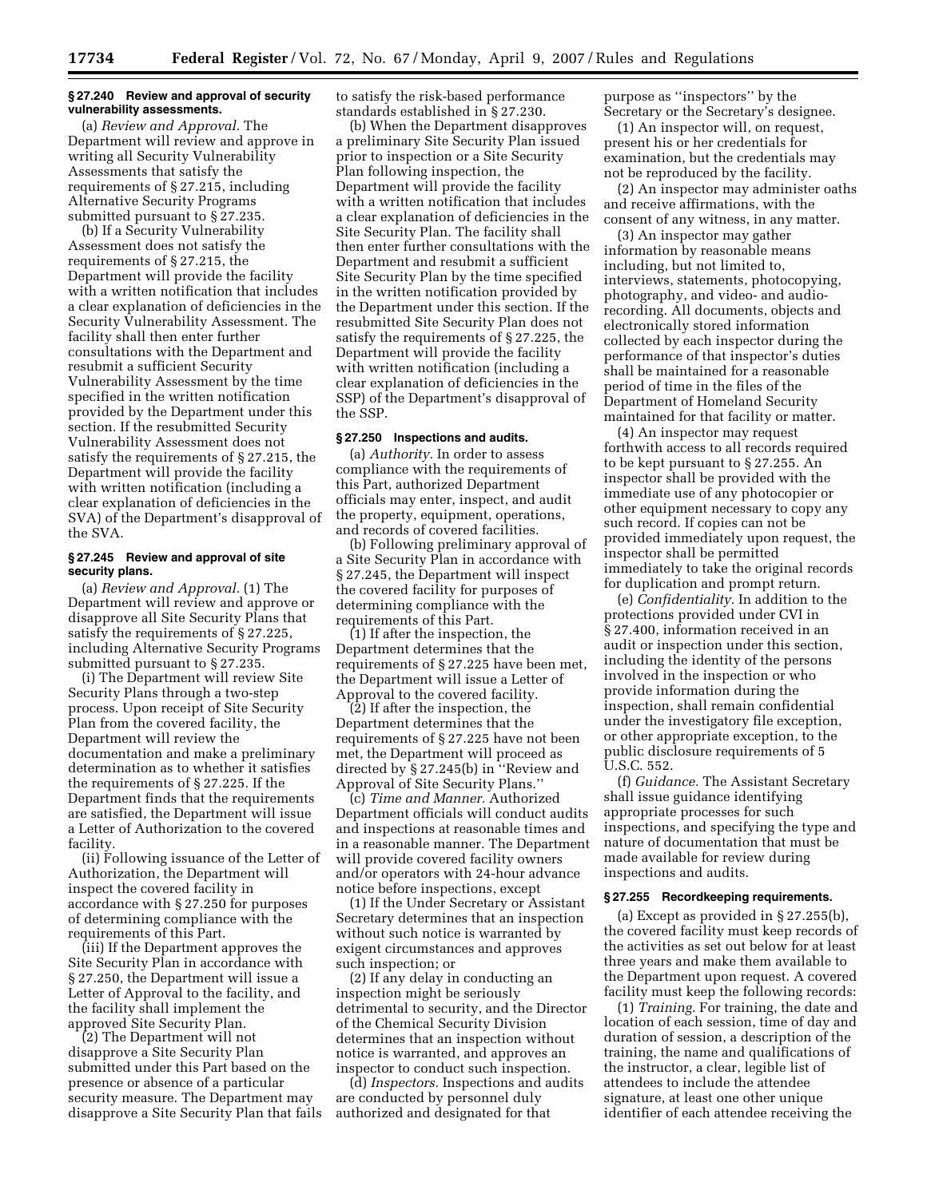**§ 27.240 Review and approval of security vulnerability assessments.**

(a) *Review and Approval.* The Department will review and approve in writing all Security Vulnerability Assessments that satisfy the requirements of § 27.215, including Alternative Security Programs submitted pursuant to § 27.235.

(b) If a Security Vulnerability Assessment does not satisfy the requirements of § 27.215, the Department will provide the facility with a written notification that includes a clear explanation of deficiencies in the Security Vulnerability Assessment. The facility shall then enter further consultations with the Department and resubmit a sufficient Security Vulnerability Assessment by the time specified in the written notification provided by the Department under this section. If the resubmitted Security Vulnerability Assessment does not satisfy the requirements of § 27.215, the Department will provide the facility with written notification (including a clear explanation of deficiencies in the SVA) of the Department's disapproval of the SVA.

**§ 27.245 Review and approval of site security plans.**

(a) *Review and Approval.* (1) The Department will review and approve or disapprove all Site Security Plans that satisfy the requirements of § 27.225, including Alternative Security Programs submitted pursuant to § 27.235.

(i) The Department will review Site Security Plans through a two-step process. Upon receipt of Site Security Plan from the covered facility, the Department will review the documentation and make a preliminary determination as to whether it satisfies the requirements of § 27.225. If the Department finds that the requirements are satisfied, the Department will issue a Letter of Authorization to the covered facility.

(ii) Following issuance of the Letter of Authorization, the Department will inspect the covered facility in accordance with § 27.250 for purposes of determining compliance with the requirements of this Part.

(iii) If the Department approves the Site Security Plan in accordance with § 27.250, the Department will issue a Letter of Approval to the facility, and the facility shall implement the approved Site Security Plan.

(2) The Department will not disapprove a Site Security Plan submitted under this Part based on the presence or absence of a particular security measure. The Department may disapprove a Site Security Plan that fails to satisfy the risk-based performance standards established in § 27.230.

(b) When the Department disapproves a preliminary Site Security Plan issued prior to inspection or a Site Security Plan following inspection, the Department will provide the facility with a written notification that includes a clear explanation of deficiencies in the Site Security Plan. The facility shall then enter further consultations with the Department and resubmit a sufficient Site Security Plan by the time specified in the written notification provided by the Department under this section. If the resubmitted Site Security Plan does not satisfy the requirements of § 27.225, the Department will provide the facility with written notification (including a clear explanation of deficiencies in the SSP) of the Department's disapproval of the SSP.

**§ 27.250 Inspections and audits.**

(a) *Authority.* In order to assess compliance with the requirements of this Part, authorized Department officials may enter, inspect, and audit the property, equipment, operations, and records of covered facilities.

(b) Following preliminary approval of a Site Security Plan in accordance with § 27.245, the Department will inspect the covered facility for purposes of determining compliance with the requirements of this Part.

(1) If after the inspection, the Department determines that the requirements of § 27.225 have been met, the Department will issue a Letter of Approval to the covered facility.

(2) If after the inspection, the Department determines that the requirements of § 27.225 have not been met, the Department will proceed as directed by § 27.245(b) in ''Review and Approval of Site Security Plans.''

(c) *Time and Manner.* Authorized Department officials will conduct audits and inspections at reasonable times and in a reasonable manner. The Department will provide covered facility owners and/or operators with 24-hour advance notice before inspections, except

(1) If the Under Secretary or Assistant Secretary determines that an inspection without such notice is warranted by exigent circumstances and approves such inspection; or

(2) If any delay in conducting an inspection might be seriously detrimental to security, and the Director of the Chemical Security Division determines that an inspection without notice is warranted, and approves an inspector to conduct such inspection.

(d) *Inspectors.* Inspections and audits are conducted by personnel duly authorized and designated for that purpose as ''inspectors'' by the Secretary or the Secretary's designee.

(1) An inspector will, on request, present his or her credentials for examination, but the credentials may not be reproduced by the facility.

(2) An inspector may administer oaths and receive affirmations, with the consent of any witness, in any matter.

(3) An inspector may gather information by reasonable means including, but not limited to, interviews, statements, photocopying, photography, and video- and audio-recording. All documents, objects and electronically stored information collected by each inspector during the performance of that inspector's duties shall be maintained for a reasonable period of time in the files of the Department of Homeland Security maintained for that facility or matter.

(4) An inspector may request forthwith access to all records required to be kept pursuant to § 27.255. An inspector shall be provided with the immediate use of any photocopier or other equipment necessary to copy any such record. If copies can not be provided immediately upon request, the inspector shall be permitted immediately to take the original records for duplication and prompt return.

(e) *Confidentiality.* In addition to the protections provided under CVI in § 27.400, information received in an audit or inspection under this section, including the identity of the persons involved in the inspection or who provide information during the inspection, shall remain confidential under the investigatory file exception, or other appropriate exception, to the public disclosure requirements of 5 U.S.C. 552.

(f) *Guidance.* The Assistant Secretary shall issue guidance identifying appropriate processes for such inspections, and specifying the type and nature of documentation that must be made available for review during inspections and audits.

**§ 27.255 Recordkeeping requirements.**

(a) Except as provided in § 27.255(b), the covered facility must keep records of the activities as set out below for at least three years and make them available to the Department upon request. A covered facility must keep the following records:

(1) *Training.* For training, the date and location of each session, time of day and duration of session, a description of the training, the name and qualifications of the instructor, a clear, legible list of attendees to include the attendee signature, at least one other unique identifier of each attendee receiving the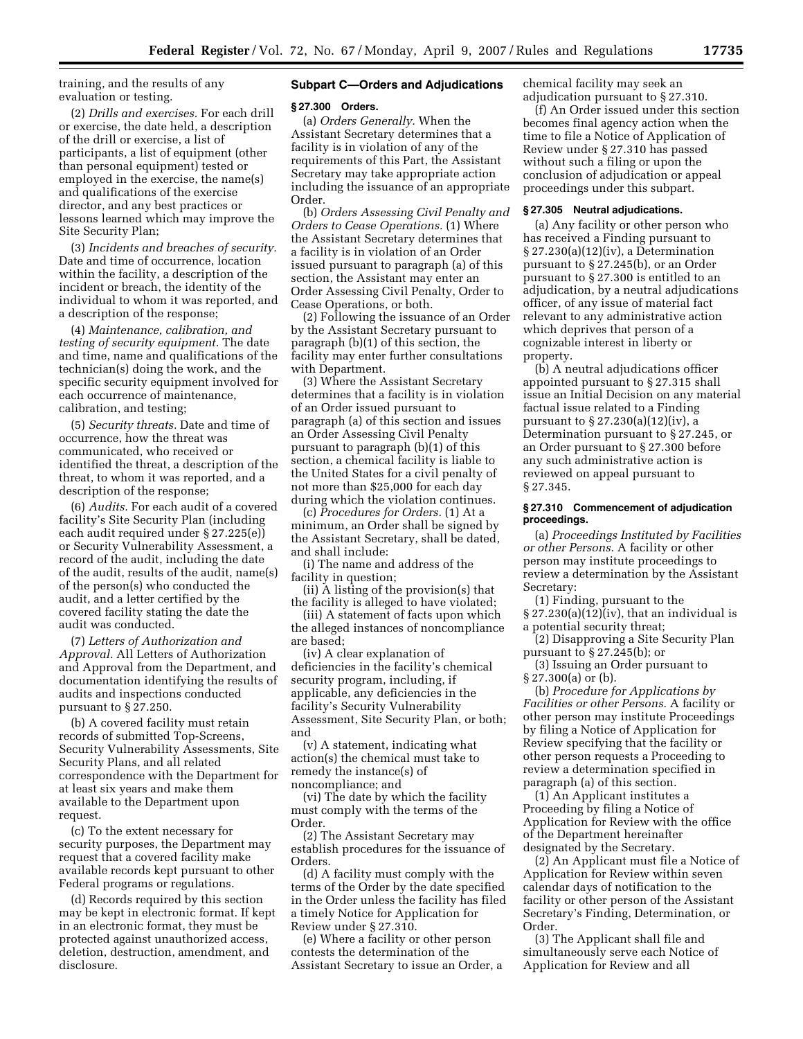training, and the results of any evaluation or testing.

(2) *Drills and exercises.* For each drill or exercise, the date held, a description of the drill or exercise, a list of participants, a list of equipment (other than personal equipment) tested or employed in the exercise, the name(s) and qualifications of the exercise director, and any best practices or lessons learned which may improve the Site Security Plan;

(3) *Incidents and breaches of security.* Date and time of occurrence, location within the facility, a description of the incident or breach, the identity of the individual to whom it was reported, and a description of the response;

(4) *Maintenance, calibration, and testing of security equipment.* The date and time, name and qualifications of the technician(s) doing the work, and the specific security equipment involved for each occurrence of maintenance, calibration, and testing;

(5) *Security threats.* Date and time of occurrence, how the threat was communicated, who received or identified the threat, a description of the threat, to whom it was reported, and a description of the response;

(6) *Audits.* For each audit of a covered facility's Site Security Plan (including each audit required under § 27.225(e)) or Security Vulnerability Assessment, a record of the audit, including the date of the audit, results of the audit, name(s) of the person(s) who conducted the audit, and a letter certified by the covered facility stating the date the audit was conducted.

(7) *Letters of Authorization and Approval.* All Letters of Authorization and Approval from the Department, and documentation identifying the results of audits and inspections conducted pursuant to § 27.250.

(b) A covered facility must retain records of submitted Top-Screens, Security Vulnerability Assessments, Site Security Plans, and all related correspondence with the Department for at least six years and make them available to the Department upon request.

(c) To the extent necessary for security purposes, the Department may request that a covered facility make available records kept pursuant to other Federal programs or regulations.

(d) Records required by this section may be kept in electronic format. If kept in an electronic format, they must be protected against unauthorized access, deletion, destruction, amendment, and disclosure.

## Subpart C—Orders and Adjudications

### § 27.300 Orders.

(a) *Orders Generally.* When the Assistant Secretary determines that a facility is in violation of any of the requirements of this Part, the Assistant Secretary may take appropriate action including the issuance of an appropriate Order.

(b) *Orders Assessing Civil Penalty and Orders to Cease Operations.* (1) Where the Assistant Secretary determines that a facility is in violation of an Order issued pursuant to paragraph (a) of this section, the Assistant may enter an Order Assessing Civil Penalty, Order to Cease Operations, or both.

(2) Following the issuance of an Order by the Assistant Secretary pursuant to paragraph (b)(1) of this section, the facility may enter further consultations with Department.

(3) Where the Assistant Secretary determines that a facility is in violation of an Order issued pursuant to paragraph (a) of this section and issues an Order Assessing Civil Penalty pursuant to paragraph (b)(1) of this section, a chemical facility is liable to the United States for a civil penalty of not more than $25,000 for each day during which the violation continues.

(c) *Procedures for Orders.* (1) At a minimum, an Order shall be signed by the Assistant Secretary, shall be dated, and shall include:

(i) The name and address of the facility in question;

(ii) A listing of the provision(s) that the facility is alleged to have violated;

(iii) A statement of facts upon which the alleged instances of noncompliance are based;

(iv) A clear explanation of deficiencies in the facility's chemical security program, including, if applicable, any deficiencies in the facility's Security Vulnerability Assessment, Site Security Plan, or both; and

(v) A statement, indicating what action(s) the chemical must take to remedy the instance(s) of noncompliance; and

(vi) The date by which the facility must comply with the terms of the Order.

(2) The Assistant Secretary may establish procedures for the issuance of Orders.

(d) A facility must comply with the terms of the Order by the date specified in the Order unless the facility has filed a timely Notice for Application for Review under § 27.310.

(e) Where a facility or other person contests the determination of the Assistant Secretary to issue an Order, a chemical facility may seek an adjudication pursuant to § 27.310.

(f) An Order issued under this section becomes final agency action when the time to file a Notice of Application of Review under § 27.310 has passed without such a filing or upon the conclusion of adjudication or appeal proceedings under this subpart.

### § 27.305 Neutral adjudications.

(a) Any facility or other person who has received a Finding pursuant to § 27.230(a)(12)(iv), a Determination pursuant to § 27.245(b), or an Order pursuant to § 27.300 is entitled to an adjudication, by a neutral adjudications officer, of any issue of material fact relevant to any administrative action which deprives that person of a cognizable interest in liberty or property.

(b) A neutral adjudications officer appointed pursuant to § 27.315 shall issue an Initial Decision on any material factual issue related to a Finding pursuant to § 27.230(a)(12)(iv), a Determination pursuant to § 27.245, or an Order pursuant to § 27.300 before any such administrative action is reviewed on appeal pursuant to § 27.345.

### § 27.310 Commencement of adjudication proceedings.

(a) *Proceedings Instituted by Facilities or other Persons.* A facility or other person may institute proceedings to review a determination by the Assistant Secretary:

(1) Finding, pursuant to the § 27.230(a)(12)(iv), that an individual is a potential security threat;

(2) Disapproving a Site Security Plan pursuant to § 27.245(b); or

(3) Issuing an Order pursuant to § 27.300(a) or (b).

(b) *Procedure for Applications by Facilities or other Persons.* A facility or other person may institute Proceedings by filing a Notice of Application for Review specifying that the facility or other person requests a Proceeding to review a determination specified in paragraph (a) of this section.

(1) An Applicant institutes a Proceeding by filing a Notice of Application for Review with the office of the Department hereinafter designated by the Secretary.

(2) An Applicant must file a Notice of Application for Review within seven calendar days of notification to the facility or other person of the Assistant Secretary's Finding, Determination, or Order.

(3) The Applicant shall file and simultaneously serve each Notice of Application for Review and all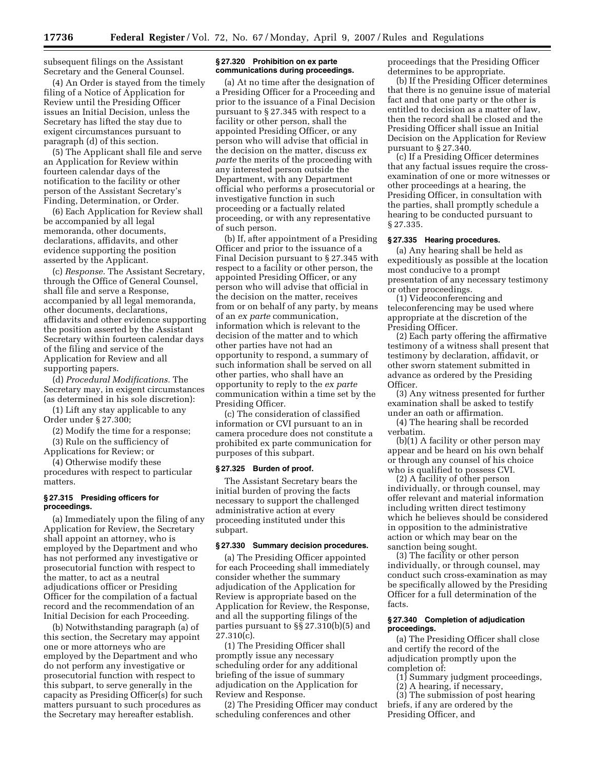subsequent filings on the Assistant Secretary and the General Counsel.

(4) An Order is stayed from the timely filing of a Notice of Application for Review until the Presiding Officer issues an Initial Decision, unless the Secretary has lifted the stay due to exigent circumstances pursuant to paragraph (d) of this section.

(5) The Applicant shall file and serve an Application for Review within fourteen calendar days of the notification to the facility or other person of the Assistant Secretary's Finding, Determination, or Order.

(6) Each Application for Review shall be accompanied by all legal memoranda, other documents, declarations, affidavits, and other evidence supporting the position asserted by the Applicant.

(c) *Response.* The Assistant Secretary, through the Office of General Counsel, shall file and serve a Response, accompanied by all legal memoranda, other documents, declarations, affidavits and other evidence supporting the position asserted by the Assistant Secretary within fourteen calendar days of the filing and service of the Application for Review and all supporting papers.

(d) *Procedural Modifications.* The Secretary may, in exigent circumstances (as determined in his sole discretion):

(1) Lift any stay applicable to any Order under § 27.300;

(2) Modify the time for a response;

(3) Rule on the sufficiency of Applications for Review; or

(4) Otherwise modify these procedures with respect to particular matters.

### § 27.315 Presiding officers for proceedings.

(a) Immediately upon the filing of any Application for Review, the Secretary shall appoint an attorney, who is employed by the Department and who has not performed any investigative or prosecutorial function with respect to the matter, to act as a neutral adjudications officer or Presiding Officer for the compilation of a factual record and the recommendation of an Initial Decision for each Proceeding.

(b) Notwithstanding paragraph (a) of this section, the Secretary may appoint one or more attorneys who are employed by the Department and who do not perform any investigative or prosecutorial function with respect to this subpart, to serve generally in the capacity as Presiding Officer(s) for such matters pursuant to such procedures as the Secretary may hereafter establish.

### § 27.320 Prohibition on ex parte communications during proceedings.

(a) At no time after the designation of a Presiding Officer for a Proceeding and prior to the issuance of a Final Decision pursuant to § 27.345 with respect to a facility or other person, shall the appointed Presiding Officer, or any person who will advise that official in the decision on the matter, discuss *ex parte* the merits of the proceeding with any interested person outside the Department, with any Department official who performs a prosecutorial or investigative function in such proceeding or a factually related proceeding, or with any representative of such person.

(b) If, after appointment of a Presiding Officer and prior to the issuance of a Final Decision pursuant to § 27.345 with respect to a facility or other person, the appointed Presiding Officer, or any person who will advise that official in the decision on the matter, receives from or on behalf of any party, by means of an *ex parte* communication, information which is relevant to the decision of the matter and to which other parties have not had an opportunity to respond, a summary of such information shall be served on all other parties, who shall have an opportunity to reply to the *ex parte* communication within a time set by the Presiding Officer.

(c) The consideration of classified information or CVI pursuant to an in camera procedure does not constitute a prohibited ex parte communication for purposes of this subpart.

### § 27.325 Burden of proof.

The Assistant Secretary bears the initial burden of proving the facts necessary to support the challenged administrative action at every proceeding instituted under this subpart.

### § 27.330 Summary decision procedures.

(a) The Presiding Officer appointed for each Proceeding shall immediately consider whether the summary adjudication of the Application for Review is appropriate based on the Application for Review, the Response, and all the supporting filings of the parties pursuant to §§ 27.310(b)(5) and 27.310(c).

(1) The Presiding Officer shall promptly issue any necessary scheduling order for any additional briefing of the issue of summary adjudication on the Application for Review and Response.

(2) The Presiding Officer may conduct scheduling conferences and other proceedings that the Presiding Officer determines to be appropriate.

(b) If the Presiding Officer determines that there is no genuine issue of material fact and that one party or the other is entitled to decision as a matter of law, then the record shall be closed and the Presiding Officer shall issue an Initial Decision on the Application for Review pursuant to § 27.340.

(c) If a Presiding Officer determines that any factual issues require the cross-examination of one or more witnesses or other proceedings at a hearing, the Presiding Officer, in consultation with the parties, shall promptly schedule a hearing to be conducted pursuant to § 27.335.

### § 27.335 Hearing procedures.

(a) Any hearing shall be held as expeditiously as possible at the location most conducive to a prompt presentation of any necessary testimony or other proceedings.

(1) Videoconferencing and teleconferencing may be used where appropriate at the discretion of the Presiding Officer.

(2) Each party offering the affirmative testimony of a witness shall present that testimony by declaration, affidavit, or other sworn statement submitted in advance as ordered by the Presiding Officer.

(3) Any witness presented for further examination shall be asked to testify under an oath or affirmation.

(4) The hearing shall be recorded verbatim.

(b)(1) A facility or other person may appear and be heard on his own behalf or through any counsel of his choice who is qualified to possess CVI.

(2) A facility of other person individually, or through counsel, may offer relevant and material information including written direct testimony which he believes should be considered in opposition to the administrative action or which may bear on the sanction being sought.

(3) The facility or other person individually, or through counsel, may conduct such cross-examination as may be specifically allowed by the Presiding Officer for a full determination of the facts.

### § 27.340 Completion of adjudication proceedings.

(a) The Presiding Officer shall close and certify the record of the adjudication promptly upon the completion of:

(1) Summary judgment proceedings,

(2) A hearing, if necessary,

(3) The submission of post hearing briefs, if any are ordered by the Presiding Officer, and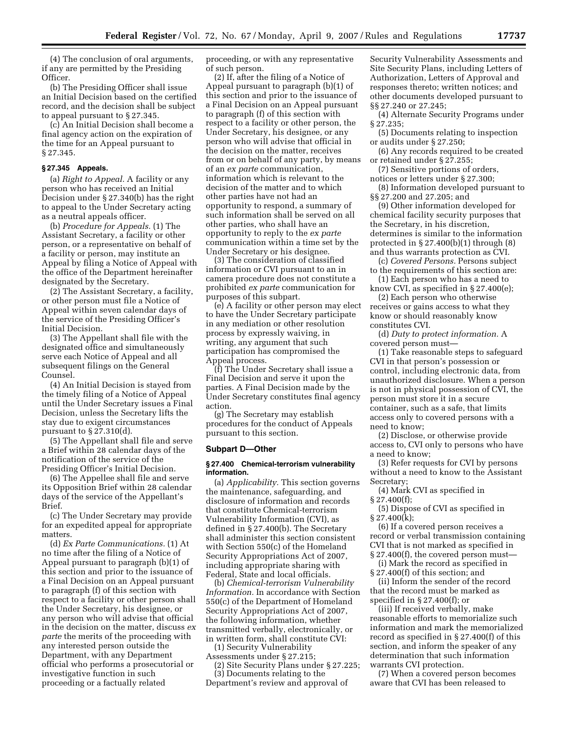(4) The conclusion of oral arguments, if any are permitted by the Presiding Officer.

(b) The Presiding Officer shall issue an Initial Decision based on the certified record, and the decision shall be subject to appeal pursuant to § 27.345.

(c) An Initial Decision shall become a final agency action on the expiration of the time for an Appeal pursuant to § 27.345.

### § 27.345 Appeals.

(a) *Right to Appeal.* A facility or any person who has received an Initial Decision under § 27.340(b) has the right to appeal to the Under Secretary acting as a neutral appeals officer.

(b) *Procedure for Appeals.* (1) The Assistant Secretary, a facility or other person, or a representative on behalf of a facility or person, may institute an Appeal by filing a Notice of Appeal with the office of the Department hereinafter designated by the Secretary.

(2) The Assistant Secretary, a facility, or other person must file a Notice of Appeal within seven calendar days of the service of the Presiding Officer's Initial Decision.

(3) The Appellant shall file with the designated office and simultaneously serve each Notice of Appeal and all subsequent filings on the General Counsel.

(4) An Initial Decision is stayed from the timely filing of a Notice of Appeal until the Under Secretary issues a Final Decision, unless the Secretary lifts the stay due to exigent circumstances pursuant to § 27.310(d).

(5) The Appellant shall file and serve a Brief within 28 calendar days of the notification of the service of the Presiding Officer's Initial Decision.

(6) The Appellee shall file and serve its Opposition Brief within 28 calendar days of the service of the Appellant's Brief.

(c) The Under Secretary may provide for an expedited appeal for appropriate matters.

(d) *Ex Parte Communications.* (1) At no time after the filing of a Notice of Appeal pursuant to paragraph (b)(1) of this section and prior to the issuance of a Final Decision on an Appeal pursuant to paragraph (f) of this section with respect to a facility or other person shall the Under Secretary, his designee, or any person who will advise that official in the decision on the matter, discuss *ex parte* the merits of the proceeding with any interested person outside the Department, with any Department official who performs a prosecutorial or investigative function in such proceeding or a factually related proceeding, or with any representative of such person.

(2) If, after the filing of a Notice of Appeal pursuant to paragraph (b)(1) of this section and prior to the issuance of a Final Decision on an Appeal pursuant to paragraph (f) of this section with respect to a facility or other person, the Under Secretary, his designee, or any person who will advise that official in the decision on the matter, receives from or on behalf of any party, by means of an *ex parte* communication, information which is relevant to the decision of the matter and to which other parties have not had an opportunity to respond, a summary of such information shall be served on all other parties, who shall have an opportunity to reply to the *ex parte* communication within a time set by the Under Secretary or his designee.

(3) The consideration of classified information or CVI pursuant to an in camera procedure does not constitute a prohibited *ex parte* communication for purposes of this subpart.

(e) A facility or other person may elect to have the Under Secretary participate in any mediation or other resolution process by expressly waiving, in writing, any argument that such participation has compromised the Appeal process.

(f) The Under Secretary shall issue a Final Decision and serve it upon the parties. A Final Decision made by the Under Secretary constitutes final agency action.

(g) The Secretary may establish procedures for the conduct of Appeals pursuant to this section.

## Subpart D—Other

### § 27.400 Chemical-terrorism vulnerability information.

(a) *Applicability.* This section governs the maintenance, safeguarding, and disclosure of information and records that constitute Chemical-terrorism Vulnerability Information (CVI), as defined in § 27.400(b). The Secretary shall administer this section consistent with Section 550(c) of the Homeland Security Appropriations Act of 2007, including appropriate sharing with Federal, State and local officials.

(b) *Chemical-terrorism Vulnerability Information.* In accordance with Section 550(c) of the Department of Homeland Security Appropriations Act of 2007, the following information, whether transmitted verbally, electronically, or in written form, shall constitute CVI:

(1) Security Vulnerability Assessments under § 27.215;

(2) Site Security Plans under § 27.225;

(3) Documents relating to the Department's review and approval of Security Vulnerability Assessments and Site Security Plans, including Letters of Authorization, Letters of Approval and responses thereto; written notices; and other documents developed pursuant to §§ 27.240 or 27.245;

(4) Alternate Security Programs under § 27.235;

(5) Documents relating to inspection or audits under § 27.250;

(6) Any records required to be created or retained under § 27.255;

(7) Sensitive portions of orders, notices or letters under § 27.300;

(8) Information developed pursuant to §§ 27.200 and 27.205; and

(9) Other information developed for chemical facility security purposes that the Secretary, in his discretion, determines is similar to the information protected in § 27.400(b)(1) through (8) and thus warrants protection as CVI.

(c) *Covered Persons.* Persons subject to the requirements of this section are:

(1) Each person who has a need to know CVI, as specified in § 27.400(e);

(2) Each person who otherwise receives or gains access to what they know or should reasonably know constitutes CVI.

(d) *Duty to protect information.* A covered person must—

(1) Take reasonable steps to safeguard CVI in that person's possession or control, including electronic data, from unauthorized disclosure. When a person is not in physical possession of CVI, the person must store it in a secure container, such as a safe, that limits access only to covered persons with a need to know;

(2) Disclose, or otherwise provide access to, CVI only to persons who have a need to know;

(3) Refer requests for CVI by persons without a need to know to the Assistant Secretary;

(4) Mark CVI as specified in § 27.400(f);

(5) Dispose of CVI as specified in § 27.400(k);

(6) If a covered person receives a record or verbal transmission containing CVI that is not marked as specified in § 27.400(f), the covered person must—

(i) Mark the record as specified in § 27.400(f) of this section; and

(ii) Inform the sender of the record that the record must be marked as specified in § 27.400(f); or

(iii) If received verbally, make reasonable efforts to memorialize such information and mark the memorialized record as specified in § 27.400(f) of this section, and inform the speaker of any determination that such information warrants CVI protection.

(7) When a covered person becomes aware that CVI has been released to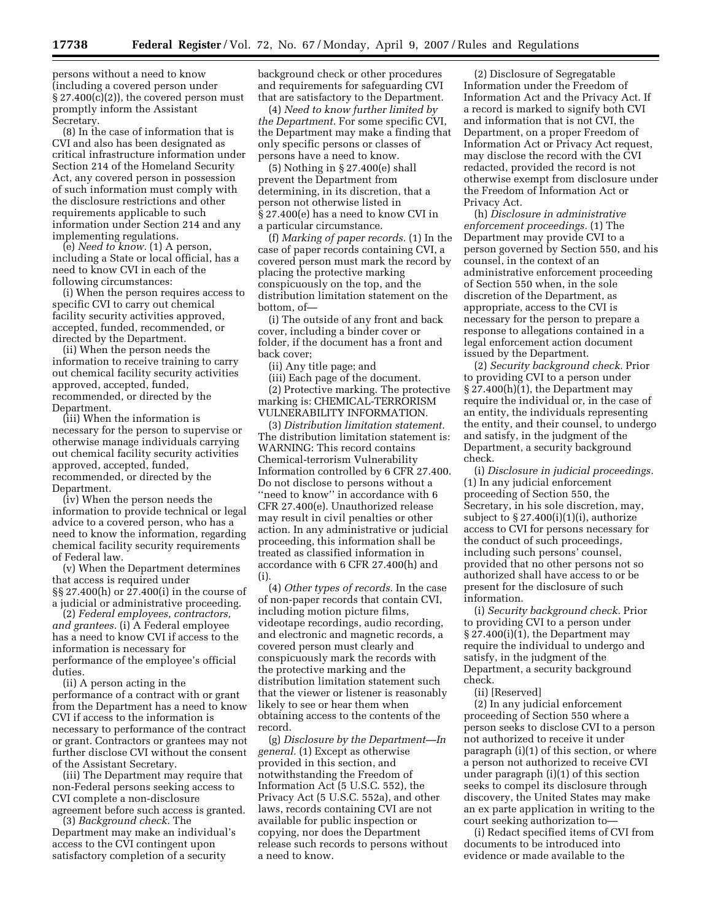persons without a need to know (including a covered person under § 27.400(c)(2)), the covered person must promptly inform the Assistant Secretary.

(8) In the case of information that is CVI and also has been designated as critical infrastructure information under Section 214 of the Homeland Security Act, any covered person in possession of such information must comply with the disclosure restrictions and other requirements applicable to such information under Section 214 and any implementing regulations.

(e) *Need to know.* (1) A person, including a State or local official, has a need to know CVI in each of the following circumstances:

(i) When the person requires access to specific CVI to carry out chemical facility security activities approved, accepted, funded, recommended, or directed by the Department.

(ii) When the person needs the information to receive training to carry out chemical facility security activities approved, accepted, funded, recommended, or directed by the Department.

(iii) When the information is necessary for the person to supervise or otherwise manage individuals carrying out chemical facility security activities approved, accepted, funded, recommended, or directed by the Department.

(iv) When the person needs the information to provide technical or legal advice to a covered person, who has a need to know the information, regarding chemical facility security requirements of Federal law.

(v) When the Department determines that access is required under §§ 27.400(h) or 27.400(i) in the course of a judicial or administrative proceeding.

(2) *Federal employees, contractors, and grantees.* (i) A Federal employee has a need to know CVI if access to the information is necessary for performance of the employee's official duties.

(ii) A person acting in the performance of a contract with or grant from the Department has a need to know CVI if access to the information is necessary to performance of the contract or grant. Contractors or grantees may not further disclose CVI without the consent of the Assistant Secretary.

(iii) The Department may require that non-Federal persons seeking access to CVI complete a non-disclosure agreement before such access is granted.

(3) *Background check.* The Department may make an individual's access to the CVI contingent upon satisfactory completion of a security background check or other procedures and requirements for safeguarding CVI that are satisfactory to the Department.

(4) *Need to know further limited by the Department.* For some specific CVI, the Department may make a finding that only specific persons or classes of persons have a need to know.

(5) Nothing in § 27.400(e) shall prevent the Department from determining, in its discretion, that a person not otherwise listed in § 27.400(e) has a need to know CVI in a particular circumstance.

(f) *Marking of paper records.* (1) In the case of paper records containing CVI, a covered person must mark the record by placing the protective marking conspicuously on the top, and the distribution limitation statement on the bottom, of—

(i) The outside of any front and back cover, including a binder cover or folder, if the document has a front and back cover;

(ii) Any title page; and

(iii) Each page of the document.

(2) Protective marking. The protective marking is: CHEMICAL-TERRORISM VULNERABILITY INFORMATION.

(3) *Distribution limitation statement.* The distribution limitation statement is: WARNING: This record contains Chemical-terrorism Vulnerability Information controlled by 6 CFR 27.400. Do not disclose to persons without a ''need to know'' in accordance with 6 CFR 27.400(e). Unauthorized release may result in civil penalties or other action. In any administrative or judicial proceeding, this information shall be treated as classified information in accordance with 6 CFR 27.400(h) and (i).

(4) *Other types of records.* In the case of non-paper records that contain CVI, including motion picture films, videotape recordings, audio recording, and electronic and magnetic records, a covered person must clearly and conspicuously mark the records with the protective marking and the distribution limitation statement such that the viewer or listener is reasonably likely to see or hear them when obtaining access to the contents of the record.

(g) *Disclosure by the Department—In general.* (1) Except as otherwise provided in this section, and notwithstanding the Freedom of Information Act (5 U.S.C. 552), the Privacy Act (5 U.S.C. 552a), and other laws, records containing CVI are not available for public inspection or copying, nor does the Department release such records to persons without a need to know.

(2) Disclosure of Segregatable Information under the Freedom of Information Act and the Privacy Act. If a record is marked to signify both CVI and information that is not CVI, the Department, on a proper Freedom of Information Act or Privacy Act request, may disclose the record with the CVI redacted, provided the record is not otherwise exempt from disclosure under the Freedom of Information Act or Privacy Act.

(h) *Disclosure in administrative enforcement proceedings.* (1) The Department may provide CVI to a person governed by Section 550, and his counsel, in the context of an administrative enforcement proceeding of Section 550 when, in the sole discretion of the Department, as appropriate, access to the CVI is necessary for the person to prepare a response to allegations contained in a legal enforcement action document issued by the Department.

(2) *Security background check.* Prior to providing CVI to a person under § 27.400(h)(1), the Department may require the individual or, in the case of an entity, the individuals representing the entity, and their counsel, to undergo and satisfy, in the judgment of the Department, a security background check.

(i) *Disclosure in judicial proceedings.* (1) In any judicial enforcement proceeding of Section 550, the Secretary, in his sole discretion, may, subject to § 27.400(i)(1)(i), authorize access to CVI for persons necessary for the conduct of such proceedings, including such persons' counsel, provided that no other persons not so authorized shall have access to or be present for the disclosure of such information.

(i) *Security background check.* Prior to providing CVI to a person under § 27.400(i)(1), the Department may require the individual to undergo and satisfy, in the judgment of the Department, a security background check.

(ii) [Reserved]

(2) In any judicial enforcement proceeding of Section 550 where a person seeks to disclose CVI to a person not authorized to receive it under paragraph (i)(1) of this section, or where a person not authorized to receive CVI under paragraph (i)(1) of this section seeks to compel its disclosure through discovery, the United States may make an ex parte application in writing to the court seeking authorization to—

(i) Redact specified items of CVI from documents to be introduced into evidence or made available to the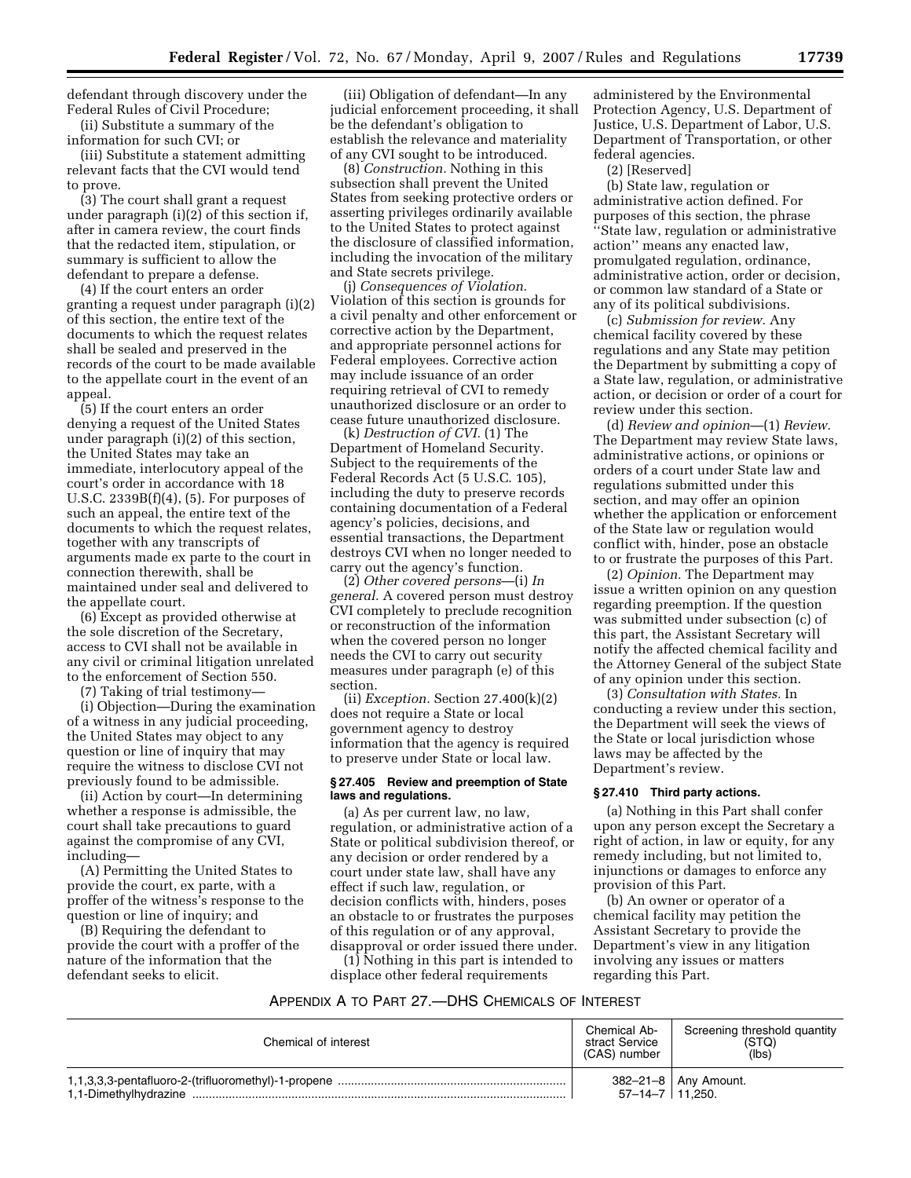defendant through discovery under the Federal Rules of Civil Procedure;

(ii) Substitute a summary of the information for such CVI; or

(iii) Substitute a statement admitting relevant facts that the CVI would tend to prove.

(3) The court shall grant a request under paragraph (i)(2) of this section if, after in camera review, the court finds that the redacted item, stipulation, or summary is sufficient to allow the defendant to prepare a defense.

(4) If the court enters an order granting a request under paragraph (i)(2) of this section, the entire text of the documents to which the request relates shall be sealed and preserved in the records of the court to be made available to the appellate court in the event of an appeal.

(5) If the court enters an order denying a request of the United States under paragraph (i)(2) of this section, the United States may take an immediate, interlocutory appeal of the court's order in accordance with 18 U.S.C. 2339B(f)(4), (5). For purposes of such an appeal, the entire text of the documents to which the request relates, together with any transcripts of arguments made ex parte to the court in connection therewith, shall be maintained under seal and delivered to the appellate court.

(6) Except as provided otherwise at the sole discretion of the Secretary, access to CVI shall not be available in any civil or criminal litigation unrelated to the enforcement of Section 550.

(7) Taking of trial testimony—

(i) Objection—During the examination of a witness in any judicial proceeding, the United States may object to any question or line of inquiry that may require the witness to disclose CVI not previously found to be admissible.

(ii) Action by court—In determining whether a response is admissible, the court shall take precautions to guard against the compromise of any CVI, including—

(A) Permitting the United States to provide the court, ex parte, with a proffer of the witness's response to the question or line of inquiry; and

(B) Requiring the defendant to provide the court with a proffer of the nature of the information that the defendant seeks to elicit.

(iii) Obligation of defendant—In any judicial enforcement proceeding, it shall be the defendant's obligation to establish the relevance and materiality of any CVI sought to be introduced.

(8) *Construction.* Nothing in this subsection shall prevent the United States from seeking protective orders or asserting privileges ordinarily available to the United States to protect against the disclosure of classified information, including the invocation of the military and State secrets privilege.

(j) *Consequences of Violation.* Violation of this section is grounds for a civil penalty and other enforcement or corrective action by the Department, and appropriate personnel actions for Federal employees. Corrective action may include issuance of an order requiring retrieval of CVI to remedy unauthorized disclosure or an order to cease future unauthorized disclosure.

(k) *Destruction of CVI.* (1) The Department of Homeland Security. Subject to the requirements of the Federal Records Act (5 U.S.C. 105), including the duty to preserve records containing documentation of a Federal agency's policies, decisions, and essential transactions, the Department destroys CVI when no longer needed to carry out the agency's function.

(2) *Other covered persons*—(i) *In general.* A covered person must destroy CVI completely to preclude recognition or reconstruction of the information when the covered person no longer needs the CVI to carry out security measures under paragraph (e) of this section.

(ii) *Exception.* Section 27.400(k)(2) does not require a State or local government agency to destroy information that the agency is required to preserve under State or local law.

### § 27.405 Review and preemption of State laws and regulations.

(a) As per current law, no law, regulation, or administrative action of a State or political subdivision thereof, or any decision or order rendered by a court under state law, shall have any effect if such law, regulation, or decision conflicts with, hinders, poses an obstacle to or frustrates the purposes of this regulation or of any approval, disapproval or order issued there under.

(1) Nothing in this part is intended to displace other federal requirements administered by the Environmental Protection Agency, U.S. Department of Justice, U.S. Department of Labor, U.S. Department of Transportation, or other federal agencies.

(2) [Reserved]

(b) State law, regulation or administrative action defined. For purposes of this section, the phrase "State law, regulation or administrative action" means any enacted law, promulgated regulation, ordinance, administrative action, order or decision, or common law standard of a State or any of its political subdivisions.

(c) *Submission for review.* Any chemical facility covered by these regulations and any State may petition the Department by submitting a copy of a State law, regulation, or administrative action, or decision or order of a court for review under this section.

(d) *Review and opinion*—(1) *Review.* The Department may review State laws, administrative actions, or opinions or orders of a court under State law and regulations submitted under this section, and may offer an opinion whether the application or enforcement of the State law or regulation would conflict with, hinder, pose an obstacle to or frustrate the purposes of this Part.

(2) *Opinion.* The Department may issue a written opinion on any question regarding preemption. If the question was submitted under subsection (c) of this part, the Assistant Secretary will notify the affected chemical facility and the Attorney General of the subject State of any opinion under this section.

(3) *Consultation with States.* In conducting a review under this section, the Department will seek the views of the State or local jurisdiction whose laws may be affected by the Department's review.

### § 27.410 Third party actions.

(a) Nothing in this Part shall confer upon any person except the Secretary a right of action, in law or equity, for any remedy including, but not limited to, injunctions or damages to enforce any provision of this Part.

(b) An owner or operator of a chemical facility may petition the Assistant Secretary to provide the Department's view in any litigation involving any issues or matters regarding this Part.

## Appendix A to Part 27.—DHS Chemicals of Interest

| Chemical of interest | Chemical Abstract Service (CAS) number | Screening threshold quantity (STQ) (lbs) |
|---|---|---|
| 1,1,3,3,3-pentafluoro-2-(trifluoromethyl)-1-propene | 382–21–8 | Any Amount. |
| 1,1-Dimethylhydrazine | 57–14–7 | 11,250. |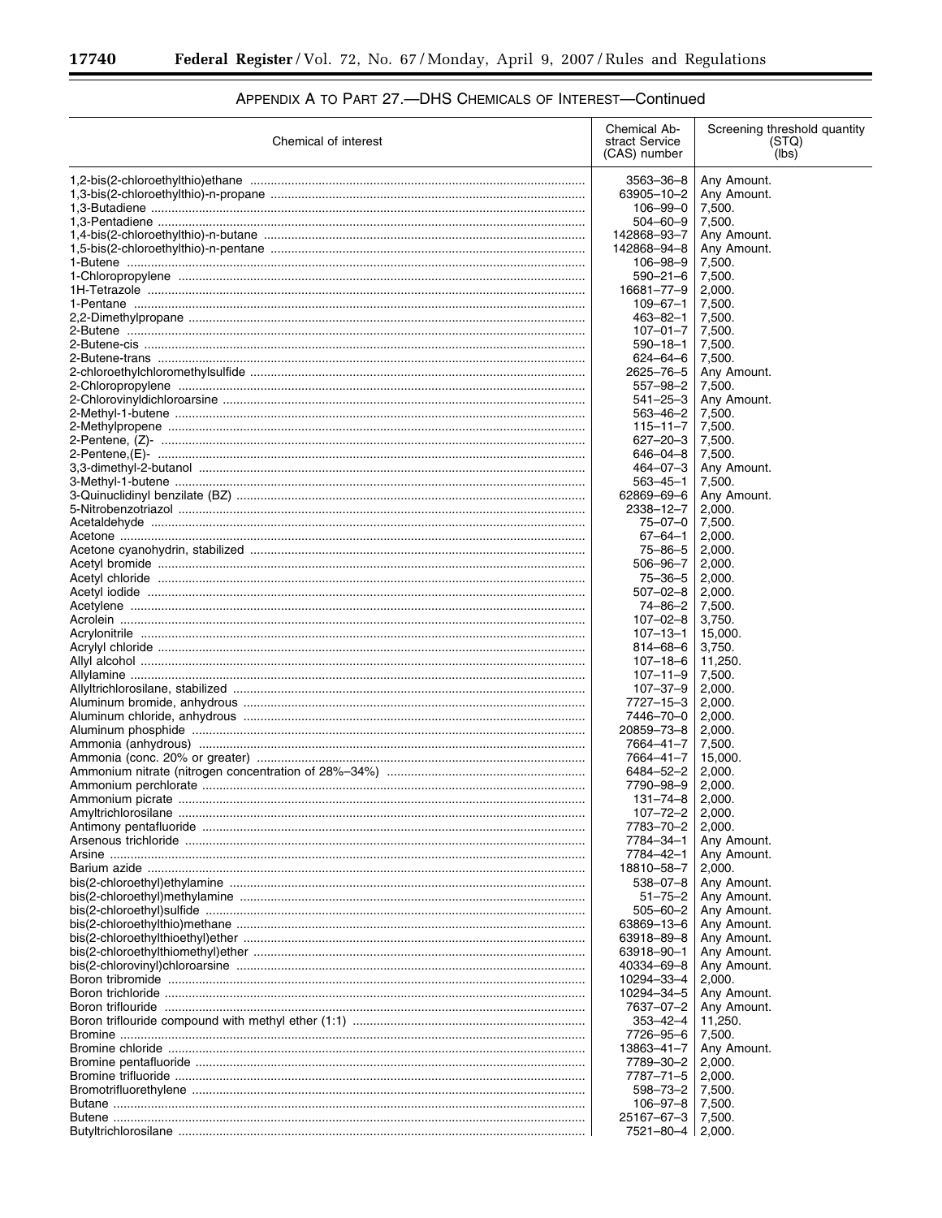## APPENDIX A TO PART 27.—DHS CHEMICALS OF INTEREST—Continued

| Chemical of interest | Chemical Abstract Service (CAS) number | Screening threshold quantity (STQ) (lbs) |
|---|---|---|
| 1,2-bis(2-chloroethylthio)ethane | 3563–36–8 | Any Amount. |
| 1,3-bis(2-chloroethylthio)-n-propane | 63905–10–2 | Any Amount. |
| 1,3-Butadiene | 106–99–0 | 7,500. |
| 1,3-Pentadiene | 504–60–9 | 7,500. |
| 1,4-bis(2-chloroethylthio)-n-butane | 142868–93–7 | Any Amount. |
| 1,5-bis(2-chloroethylthio)-n-pentane | 142868–94–8 | Any Amount. |
| 1-Butene | 106–98–9 | 7,500. |
| 1-Chloropropylene | 590–21–6 | 7,500. |
| 1H-Tetrazole | 16681–77–9 | 2,000. |
| 1-Pentane | 109–67–1 | 7,500. |
| 2,2-Dimethylpropane | 463–82–1 | 7,500. |
| 2-Butene | 107–01–7 | 7,500. |
| 2-Butene-cis | 590–18–1 | 7,500. |
| 2-Butene-trans | 624–64–6 | 7,500. |
| 2-chloroethylchloromethylsulfide | 2625–76–5 | Any Amount. |
| 2-Chloropropylene | 557–98–2 | 7,500. |
| 2-Chlorovinyldichloroarsine | 541–25–3 | Any Amount. |
| 2-Methyl-1-butene | 563–46–2 | 7,500. |
| 2-Methylpropene | 115–11–7 | 7,500. |
| 2-Pentene, (Z)- | 627–20–3 | 7,500. |
| 2-Pentene,(E)- | 646–04–8 | 7,500. |
| 3,3-dimethyl-2-butanol | 464–07–3 | Any Amount. |
| 3-Methyl-1-butene | 563–45–1 | 7,500. |
| 3-Quinuclidinyl benzilate (BZ) | 62869–69–6 | Any Amount. |
| 5-Nitrobenzotriazol | 2338–12–7 | 2,000. |
| Acetaldehyde | 75–07–0 | 7,500. |
| Acetone | 67–64–1 | 2,000. |
| Acetone cyanohydrin, stabilized | 75–86–5 | 2,000. |
| Acetyl bromide | 506–96–7 | 2,000. |
| Acetyl chloride | 75–36–5 | 2,000. |
| Acetyl iodide | 507–02–8 | 2,000. |
| Acetylene | 74–86–2 | 7,500. |
| Acrolein | 107–02–8 | 3,750. |
| Acrylonitrile | 107–13–1 | 15,000. |
| Acrylyl chloride | 814–68–6 | 3,750. |
| Allyl alcohol | 107–18–6 | 11,250. |
| Allylamine | 107–11–9 | 7,500. |
| Allyltrichlorosilane, stabilized | 107–37–9 | 2,000. |
| Aluminum bromide, anhydrous | 7727–15–3 | 2,000. |
| Aluminum chloride, anhydrous | 7446–70–0 | 2,000. |
| Aluminum phosphide | 20859–73–8 | 2,000. |
| Ammonia (anhydrous) | 7664–41–7 | 7,500. |
| Ammonia (conc. 20% or greater) | 7664–41–7 | 15,000. |
| Ammonium nitrate (nitrogen concentration of 28%–34%) | 6484–52–2 | 2,000. |
| Ammonium perchlorate | 7790–98–9 | 2,000. |
| Ammonium picrate | 131–74–8 | 2,000. |
| Amyltrichlorosilane | 107–72–2 | 2,000. |
| Antimony pentafluoride | 7783–70–2 | 2,000. |
| Arsenous trichloride | 7784–34–1 | Any Amount. |
| Arsine | 7784–42–1 | Any Amount. |
| Barium azide | 18810–58–7 | 2,000. |
| bis(2-chloroethyl)ethylamine | 538–07–8 | Any Amount. |
| bis(2-chloroethyl)methylamine | 51–75–2 | Any Amount. |
| bis(2-chloroethyl)sulfide | 505–60–2 | Any Amount. |
| bis(2-chloroethylthio)methane | 63869–13–6 | Any Amount. |
| bis(2-chloroethylthioethyl)ether | 63918–89–8 | Any Amount. |
| bis(2-chloroethylthiomethyl)ether | 63918–90–1 | Any Amount. |
| bis(2-chlorovinyl)chloroarsine | 40334–69–8 | Any Amount. |
| Boron tribromide | 10294–33–4 | 2,000. |
| Boron trichloride | 10294–34–5 | Any Amount. |
| Boron triflouride | 7637–07–2 | Any Amount. |
| Boron trifluoride compound with methyl ether (1:1) | 353–42–4 | 11,250. |
| Bromine | 7726–95–6 | 7,500. |
| Bromine chloride | 13863–41–7 | Any Amount. |
| Bromine pentafluoride | 7789–30–2 | 2,000. |
| Bromine trifluoride | 7787–71–5 | 2,000. |
| Bromotrifluorethylene | 598–73–2 | 7,500. |
| Butane | 106–97–8 | 7,500. |
| Butene | 25167–67–3 | 7,500. |
| Butyltrichlorosilane | 7521–80–4 | 2,000. |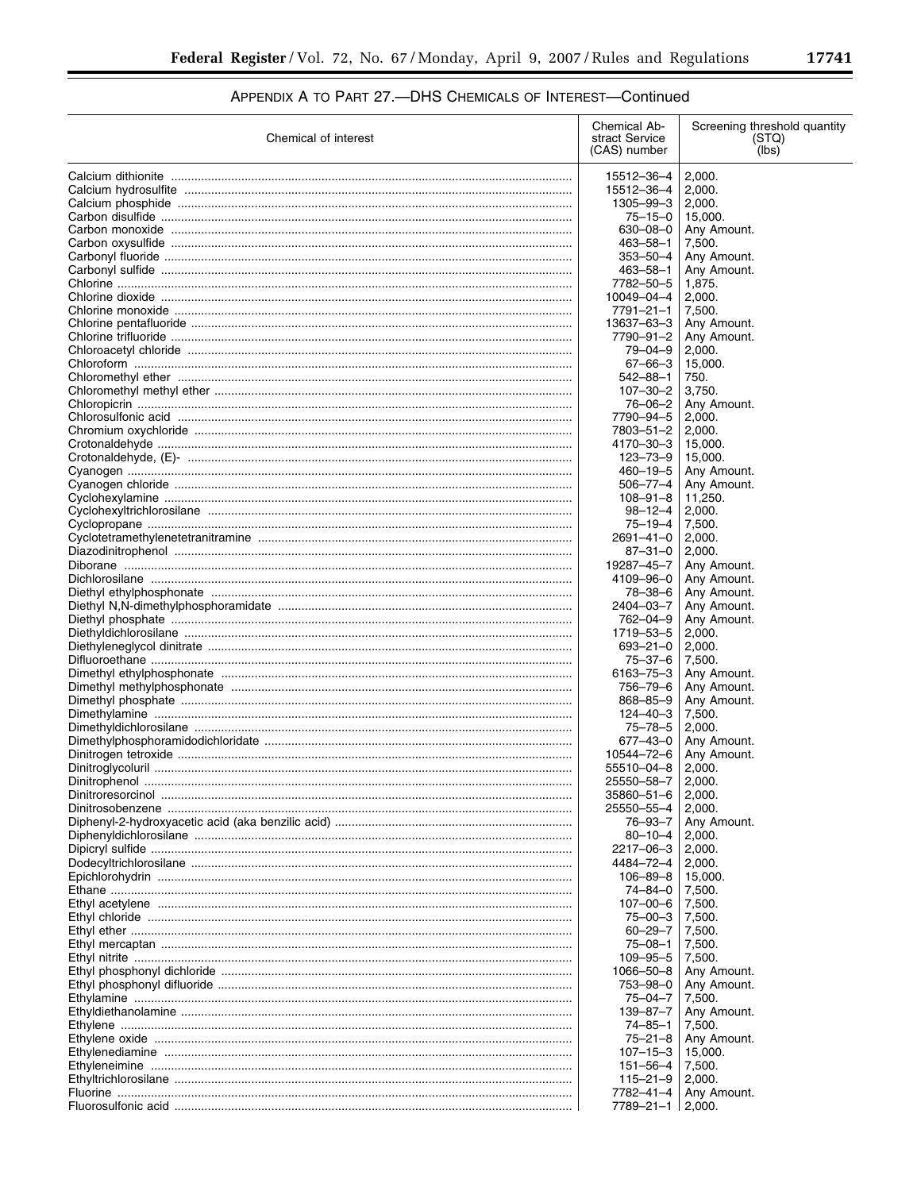## APPENDIX A TO PART 27.—DHS CHEMICALS OF INTEREST—Continued

| Chemical of interest | Chemical Abstract Service (CAS) number | Screening threshold quantity (STQ) (lbs) |
|---|---|---|
| Calcium dithionite | 15512–36–4 | 2,000. |
| Calcium hydrosulfite | 15512–36–4 | 2,000. |
| Calcium phosphide | 1305–99–3 | 2,000. |
| Carbon disulfide | 75–15–0 | 15,000. |
| Carbon monoxide | 630–08–0 | Any Amount. |
| Carbon oxysulfide | 463–58–1 | 7,500. |
| Carbonyl fluoride | 353–50–4 | Any Amount. |
| Carbonyl sulfide | 463–58–1 | Any Amount. |
| Chlorine | 7782–50–5 | 1,875. |
| Chlorine dioxide | 10049–04–4 | 2,000. |
| Chlorine monoxide | 7791–21–1 | 7,500. |
| Chlorine pentafluoride | 13637–63–3 | Any Amount. |
| Chlorine trifluoride | 7790–91–2 | Any Amount. |
| Chloroacetyl chloride | 79–04–9 | 2,000. |
| Chloroform | 67–66–3 | 15,000. |
| Chloromethyl ether | 542–88–1 | 750. |
| Chloromethyl methyl ether | 107–30–2 | 3,750. |
| Chloropicrin | 76–06–2 | Any Amount. |
| Chlorosulfonic acid | 7790–94–5 | 2,000. |
| Chromium oxychloride | 7803–51–2 | 2,000. |
| Crotonaldehyde | 4170–30–3 | 15,000. |
| Crotonaldehyde, (E)- | 123–73–9 | 15,000. |
| Cyanogen | 460–19–5 | Any Amount. |
| Cyanogen chloride | 506–77–4 | Any Amount. |
| Cyclohexylamine | 108–91–8 | 11,250. |
| Cyclohexyltrichlorosilane | 98–12–4 | 2,000. |
| Cyclopropane | 75–19–4 | 7,500. |
| Cyclotetramethylenetetranitramine | 2691–41–0 | 2,000. |
| Diazodinitrophenol | 87–31–0 | 2,000. |
| Diborane | 19287–45–7 | Any Amount. |
| Dichlorosilane | 4109–96–0 | Any Amount. |
| Diethyl ethylphosphonate | 78–38–6 | Any Amount. |
| Diethyl N,N-dimethylphosphoramidate | 2404–03–7 | Any Amount. |
| Diethyl phosphate | 762–04–9 | Any Amount. |
| Diethyldichlorosilane | 1719–53–5 | 2,000. |
| Diethyleneglycol dinitrate | 693–21–0 | 2,000. |
| Difluoroethane | 75–37–6 | 7,500. |
| Dimethyl ethylphosphonate | 6163–75–3 | Any Amount. |
| Dimethyl methylphosphonate | 756–79–6 | Any Amount. |
| Dimethyl phosphate | 868–85–9 | Any Amount. |
| Dimethylamine | 124–40–3 | 7,500. |
| Dimethyldichlorosilane | 75–78–5 | 2,000. |
| Dimethylphosphoramidodichloridate | 677–43–0 | Any Amount. |
| Dinitrogen tetroxide | 10544–72–6 | Any Amount. |
| Dinitroglycoluril | 55510–04–8 | 2,000. |
| Dinitrophenol | 25550–58–7 | 2,000. |
| Dinitroresorcinol | 35860–51–6 | 2,000. |
| Dinitrosobenzene | 25550–55–4 | 2,000. |
| Diphenyl-2-hydroxyacetic acid (aka benzilic acid) | 76–93–7 | Any Amount. |
| Diphenyldichlorosilane | 80–10–4 | 2,000. |
| Dipicryl sulfide | 2217–06–3 | 2,000. |
| Dodecyltrichlorosilane | 4484–72–4 | 2,000. |
| Epichlorohydrin | 106–89–8 | 15,000. |
| Ethane | 74–84–0 | 7,500. |
| Ethyl acetylene | 107–00–6 | 7,500. |
| Ethyl chloride | 75–00–3 | 7,500. |
| Ethyl ether | 60–29–7 | 7,500. |
| Ethyl mercaptan | 75–08–1 | 7,500. |
| Ethyl nitrite | 109–95–5 | 7,500. |
| Ethyl phosphonyl dichloride | 1066–50–8 | Any Amount. |
| Ethyl phosphonyl difluoride | 753–98–0 | Any Amount. |
| Ethylamine | 75–04–7 | 7,500. |
| Ethyldiethanolamine | 139–87–7 | Any Amount. |
| Ethylene | 74–85–1 | 7,500. |
| Ethylene oxide | 75–21–8 | Any Amount. |
| Ethylenediamine | 107–15–3 | 15,000. |
| Ethyleneimine | 151–56–4 | 7,500. |
| Ethyltrichlorosilane | 115–21–9 | 2,000. |
| Fluorine | 7782–41–4 | Any Amount. |
| Fluorosulfonic acid | 7789–21–1 | 2,000. |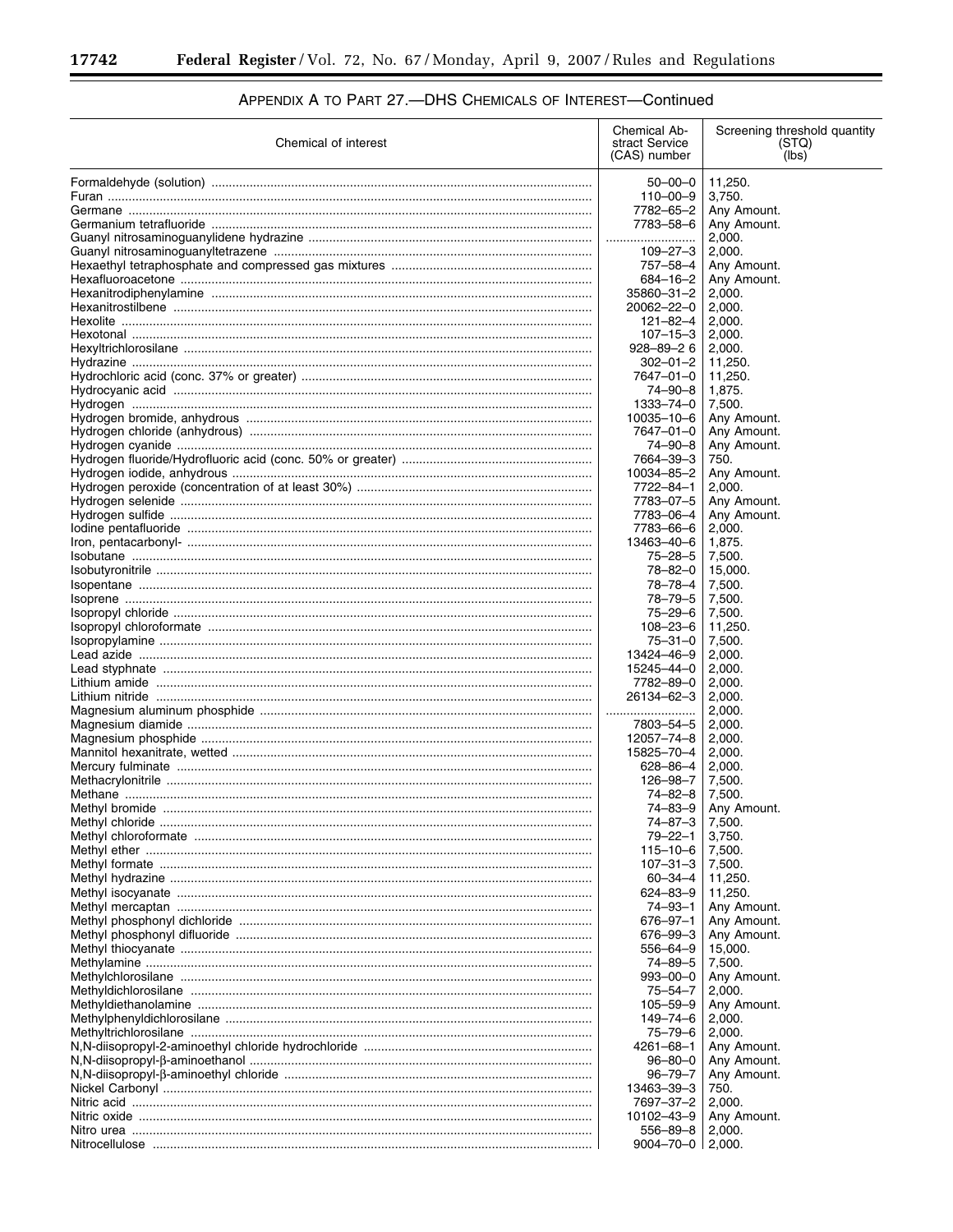## APPENDIX A TO PART 27.—DHS CHEMICALS OF INTEREST—Continued

| Chemical of interest | Chemical Abstract Service (CAS) number | Screening threshold quantity (STQ) (lbs) |
|---|---|---|
| Formaldehyde (solution) | 50–00–0 | 11,250. |
| Furan | 110–00–9 | 3,750. |
| Germane | 7782–65–2 | Any Amount. |
| Germanium tetrafluoride | 7783–58–6 | Any Amount. |
| Guanyl nitrosaminoguanylidene hydrazine | | 2,000. |
| Guanyl nitrosaminoguanyltetrazene | 109–27–3 | 2,000. |
| Hexaethyl tetraphosphate and compressed gas mixtures | 757–58–4 | Any Amount. |
| Hexafluoroacetone | 684–16–2 | Any Amount. |
| Hexanitrodiphenylamine | 35860–31–2 | 2,000. |
| Hexanitrostilbene | 20062–22–0 | 2,000. |
| Hexolite | 121–82–4 | 2,000. |
| Hexotonal | 107–15–3 | 2,000. |
| Hexyltrichlorosilane | 928–89–2 6 | 2,000. |
| Hydrazine | 302–01–2 | 11,250. |
| Hydrochloric acid (conc. 37% or greater) | 7647–01–0 | 11,250. |
| Hydrocyanic acid | 74–90–8 | 1,875. |
| Hydrogen | 1333–74–0 | 7,500. |
| Hydrogen bromide, anhydrous | 10035–10–6 | Any Amount. |
| Hydrogen chloride (anhydrous) | 7647–01–0 | Any Amount. |
| Hydrogen cyanide | 74–90–8 | Any Amount. |
| Hydrogen fluoride/Hydrofluoric acid (conc. 50% or greater) | 7664–39–3 | 750. |
| Hydrogen iodide, anhydrous | 10034–85–2 | Any Amount. |
| Hydrogen peroxide (concentration of at least 30%) | 7722–84–1 | 2,000. |
| Hydrogen selenide | 7783–07–5 | Any Amount. |
| Hydrogen sulfide | 7783–06–4 | Any Amount. |
| Iodine pentafluoride | 7783–66–6 | 2,000. |
| Iron, pentacarbonyl- | 13463–40–6 | 1,875. |
| Isobutane | 75–28–5 | 7,500. |
| Isobutyronitrile | 78–82–0 | 15,000. |
| Isopentane | 78–78–4 | 7,500. |
| Isoprene | 78–79–5 | 7,500. |
| Isopropyl chloride | 75–29–6 | 7,500. |
| Isopropyl chloroformate | 108–23–6 | 11,250. |
| Isopropylamine | 75–31–0 | 7,500. |
| Lead azide | 13424–46–9 | 2,000. |
| Lead styphnate | 15245–44–0 | 2,000. |
| Lithium amide | 7782–89–0 | 2,000. |
| Lithium nitride | 26134–62–3 | 2,000. |
| Magnesium aluminum phosphide | | 2,000. |
| Magnesium diamide | 7803–54–5 | 2,000. |
| Magnesium phosphide | 12057–74–8 | 2,000. |
| Mannitol hexanitrate, wetted | 15825–70–4 | 2,000. |
| Mercury fulminate | 628–86–4 | 2,000. |
| Methacrylonitrile | 126–98–7 | 7,500. |
| Methane | 74–82–8 | 7,500. |
| Methyl bromide | 74–83–9 | Any Amount. |
| Methyl chloride | 74–87–3 | 7,500. |
| Methyl chloroformate | 79–22–1 | 3,750. |
| Methyl ether | 115–10–6 | 7,500. |
| Methyl formate | 107–31–3 | 7,500. |
| Methyl hydrazine | 60–34–4 | 11,250. |
| Methyl isocyanate | 624–83–9 | 11,250. |
| Methyl mercaptan | 74–93–1 | Any Amount. |
| Methyl phosphonyl dichloride | 676–97–1 | Any Amount. |
| Methyl phosphonyl difluoride | 676–99–3 | Any Amount. |
| Methyl thiocyanate | 556–64–9 | 15,000. |
| Methylamine | 74–89–5 | 7,500. |
| Methylchlorosilane | 993–00–0 | Any Amount. |
| Methyldichlorosilane | 75–54–7 | 2,000. |
| Methyldiethanolamine | 105–59–9 | Any Amount. |
| Methylphenyldichlorosilane | 149–74–6 | 2,000. |
| Methyltrichlorosilane | 75–79–6 | 2,000. |
| N,N-diisopropyl-2-aminoethyl chloride hydrochloride | 4261–68–1 | Any Amount. |
| N,N-diisopropyl-β-aminoethanol | 96–80–0 | Any Amount. |
| N,N-diisopropyl-β-aminoethyl chloride | 96–79–7 | Any Amount. |
| Nickel Carbonyl | 13463–39–3 | 750. |
| Nitric acid | 7697–37–2 | 2,000. |
| Nitric oxide | 10102–43–9 | Any Amount. |
| Nitro urea | 556–89–8 | 2,000. |
| Nitrocellulose | 9004–70–0 | 2,000. |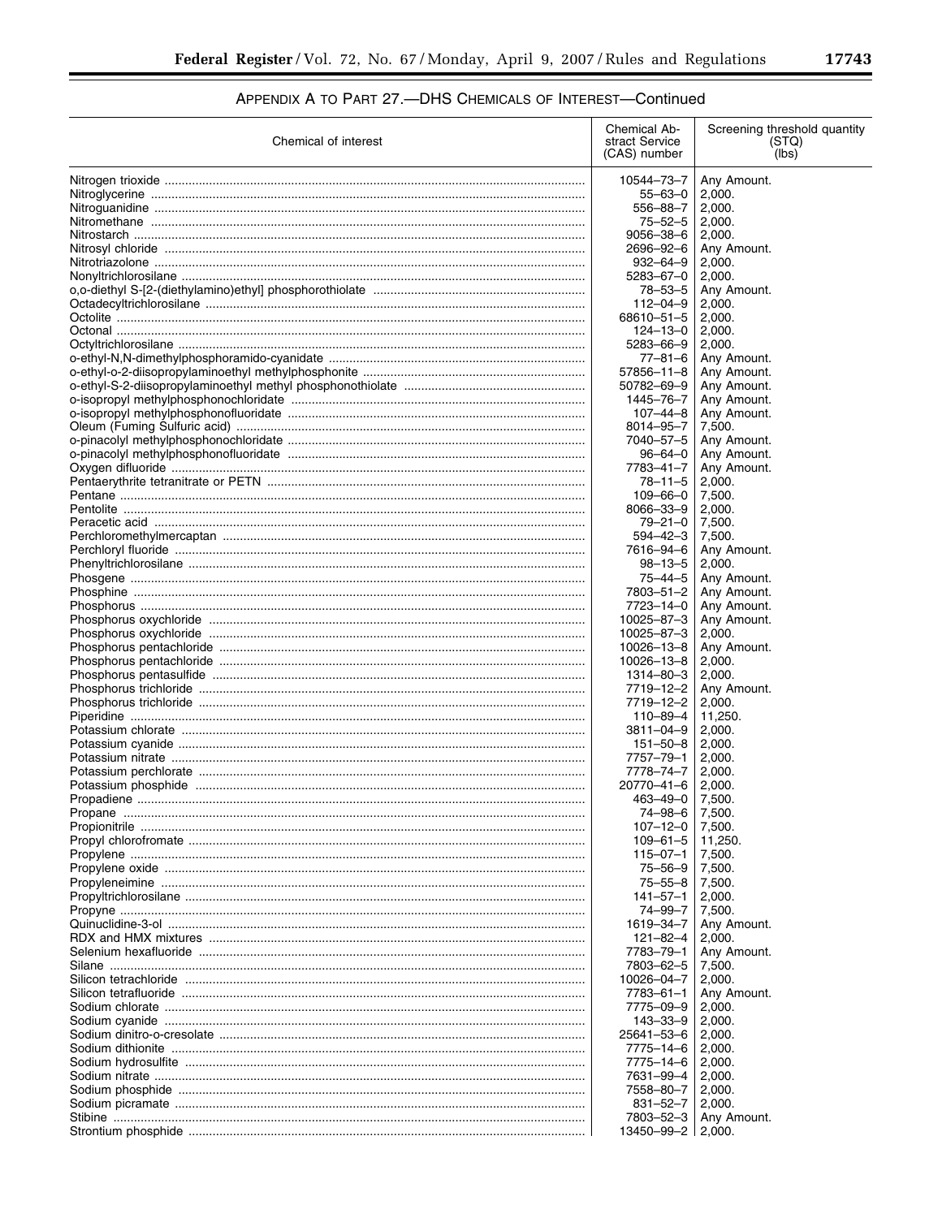## APPENDIX A TO PART 27.—DHS CHEMICALS OF INTEREST—Continued

| Chemical of interest | Chemical Abstract Service (CAS) number | Screening threshold quantity (STQ) (lbs) |
|---|---|---|
| Nitrogen trioxide | 10544–73–7 | Any Amount. |
| Nitroglycerine | 55–63–0 | 2,000. |
| Nitroguanidine | 556–88–7 | 2,000. |
| Nitromethane | 75–52–5 | 2,000. |
| Nitrostarch | 9056–38–6 | 2,000. |
| Nitrosyl chloride | 2696–92–6 | Any Amount. |
| Nitrotriazolone | 932–64–9 | 2,000. |
| Nonyltrichlorosilane | 5283–67–0 | 2,000. |
| o,o-diethyl S-[2-(diethylamino)ethyl] phosphorothiolate | 78–53–5 | Any Amount. |
| Octadecyltrichlorosilane | 112–04–9 | 2,000. |
| Octolite | 68610–51–5 | 2,000. |
| Octonal | 124–13–0 | 2,000. |
| Octyltrichlorosilane | 5283–66–9 | 2,000. |
| o-ethyl-N,N-dimethylphosphoramido-cyanidate | 77–81–6 | Any Amount. |
| o-ethyl-o-2-diisopropylaminoethyl methylphosphonite | 57856–11–8 | Any Amount. |
| o-ethyl-S-2-diisopropylaminoethyl methyl phosphonothiolate | 50782–69–9 | Any Amount. |
| o-isopropyl methylphosphonochloridate | 1445–76–7 | Any Amount. |
| o-isopropyl methylphosphonofluoridate | 107–44–8 | Any Amount. |
| Oleum (Fuming Sulfuric acid) | 8014–95–7 | 7,500. |
| o-pinacolyl methylphosphonochloridate | 7040–57–5 | Any Amount. |
| o-pinacolyl methylphosphonofluoridate | 96–64–0 | Any Amount. |
| Oxygen difluoride | 7783–41–7 | Any Amount. |
| Pentaerythrite tetranitrate or PETN | 78–11–5 | 2,000. |
| Pentane | 109–66–0 | 7,500. |
| Pentolite | 8066–33–9 | 2,000. |
| Peracetic acid | 79–21–0 | 7,500. |
| Perchloromethylmercaptan | 594–42–3 | 7,500. |
| Perchloryl fluoride | 7616–94–6 | Any Amount. |
| Phenyltrichlorosilane | 98–13–5 | 2,000. |
| Phosgene | 75–44–5 | Any Amount. |
| Phosphine | 7803–51–2 | Any Amount. |
| Phosphorus | 7723–14–0 | Any Amount. |
| Phosphorus oxychloride | 10025–87–3 | Any Amount. |
| Phosphorus oxychloride | 10025–87–3 | 2,000. |
| Phosphorus pentachloride | 10026–13–8 | Any Amount. |
| Phosphorus pentachloride | 10026–13–8 | 2,000. |
| Phosphorus pentasulfide | 1314–80–3 | 2,000. |
| Phosphorus trichloride | 7719–12–2 | Any Amount. |
| Phosphorus trichloride | 7719–12–2 | 2,000. |
| Piperidine | 110–89–4 | 11,250. |
| Potassium chlorate | 3811–04–9 | 2,000. |
| Potassium cyanide | 151–50–8 | 2,000. |
| Potassium nitrate | 7757–79–1 | 2,000. |
| Potassium perchlorate | 7778–74–7 | 2,000. |
| Potassium phosphide | 20770–41–6 | 2,000. |
| Propadiene | 463–49–0 | 7,500. |
| Propane | 74–98–6 | 7,500. |
| Propionitrile | 107–12–0 | 7,500. |
| Propyl chloroformate | 109–61–5 | 11,250. |
| Propylene | 115–07–1 | 7,500. |
| Propylene oxide | 75–56–9 | 7,500. |
| Propyleneimine | 75–55–8 | 7,500. |
| Propyltrichlorosilane | 141–57–1 | 2,000. |
| Propyne | 74–99–7 | 7,500. |
| Quinuclidine-3-ol | 1619–34–7 | Any Amount. |
| RDX and HMX mixtures | 121–82–4 | 2,000. |
| Selenium hexafluoride | 7783–79–1 | Any Amount. |
| Silane | 7803–62–5 | 7,500. |
| Silicon tetrachloride | 10026–04–7 | 2,000. |
| Silicon tetrafluoride | 7783–61–1 | Any Amount. |
| Sodium chlorate | 7775–09–9 | 2,000. |
| Sodium cyanide | 143–33–9 | 2,000. |
| Sodium dinitro-o-cresolate | 25641–53–6 | 2,000. |
| Sodium dithionite | 7775–14–6 | 2,000. |
| Sodium hydrosulfite | 7775–14–6 | 2,000. |
| Sodium nitrate | 7631–99–4 | 2,000. |
| Sodium phosphide | 7558–80–7 | 2,000. |
| Sodium picramate | 831–52–7 | 2,000. |
| Stibine | 7803–52–3 | Any Amount. |
| Strontium phosphide | 13450–99–2 | 2,000. |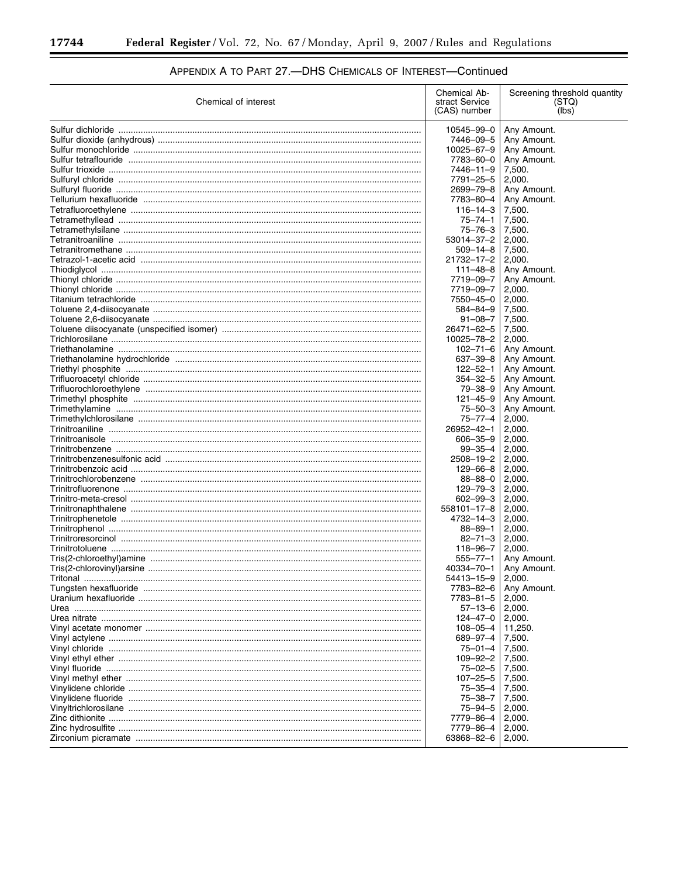## APPENDIX A TO PART 27.—DHS CHEMICALS OF INTEREST—Continued

| Chemical of interest | Chemical Abstract Service (CAS) number | Screening threshold quantity (STQ) (lbs) |
|---|---|---|
| Sulfur dichloride | 10545–99–0 | Any Amount. |
| Sulfur dioxide (anhydrous) | 7446–09–5 | Any Amount. |
| Sulfur monochloride | 10025–67–9 | Any Amount. |
| Sulfur tetraflouride | 7783–60–0 | Any Amount. |
| Sulfur trioxide | 7446–11–9 | 7,500. |
| Sulfuryl chloride | 7791–25–5 | 2,000. |
| Sulfuryl fluoride | 2699–79–8 | Any Amount. |
| Tellurium hexafluoride | 7783–80–4 | Any Amount. |
| Tetrafluoroethylene | 116–14–3 | 7,500. |
| Tetramethyllead | 75–74–1 | 7,500. |
| Tetramethylsilane | 75–76–3 | 7,500. |
| Tetranitroaniline | 53014–37–2 | 2,000. |
| Tetranitromethane | 509–14–8 | 7,500. |
| Tetrazol-1-acetic acid | 21732–17–2 | 2,000. |
| Thiodiglycol | 111–48–8 | Any Amount. |
| Thionyl chloride | 7719–09–7 | Any Amount. |
| Thionyl chloride | 7719–09–7 | 2,000. |
| Titanium tetrachloride | 7550–45–0 | 2,000. |
| Toluene 2,4-diisocyanate | 584–84–9 | 7,500. |
| Toluene 2,6-diisocyanate | 91–08–7 | 7,500. |
| Toluene diisocyanate (unspecified isomer) | 26471–62–5 | 7,500. |
| Trichlorosilane | 10025–78–2 | 2,000. |
| Triethanolamine | 102–71–6 | Any Amount. |
| Triethanolamine hydrochloride | 637–39–8 | Any Amount. |
| Triethyl phosphite | 122–52–1 | Any Amount. |
| Trifluoroacetyl chloride | 354–32–5 | Any Amount. |
| Trifluorochloroethylene | 79–38–9 | Any Amount. |
| Trimethyl phosphite | 121–45–9 | Any Amount. |
| Trimethylamine | 75–50–3 | Any Amount. |
| Trimethylchlorosilane | 75–77–4 | 2,000. |
| Trinitroaniline | 26952–42–1 | 2,000. |
| Trinitroanisole | 606–35–9 | 2,000. |
| Trinitrobenzene | 99–35–4 | 2,000. |
| Trinitrobenzenesulfonic acid | 2508–19–2 | 2,000. |
| Trinitrobenzoic acid | 129–66–8 | 2,000. |
| Trinitrochlorobenzene | 88–88–0 | 2,000. |
| Trinitrofluorenone | 129–79–3 | 2,000. |
| Trinitro-meta-cresol | 602–99–3 | 2,000. |
| Trinitronaphthalene | 558101–17–8 | 2,000. |
| Trinitrophenetole | 4732–14–3 | 2,000. |
| Trinitrophenol | 88–89–1 | 2,000. |
| Trinitroresorcinol | 82–71–3 | 2,000. |
| Trinitrotoluene | 118–96–7 | 2,000. |
| Tris(2-chloroethyl)amine | 555–77–1 | Any Amount. |
| Tris(2-chlorovinyl)arsine | 40334–70–1 | Any Amount. |
| Tritonal | 54413–15–9 | 2,000. |
| Tungsten hexafluoride | 7783–82–6 | Any Amount. |
| Uranium hexafluoride | 7783–81–5 | 2,000. |
| Urea | 57–13–6 | 2,000. |
| Urea nitrate | 124–47–0 | 2,000. |
| Vinyl acetate monomer | 108–05–4 | 11,250. |
| Vinyl actylene | 689–97–4 | 7,500. |
| Vinyl chloride | 75–01–4 | 7,500. |
| Vinyl ethyl ether | 109–92–2 | 7,500. |
| Vinyl fluoride | 75–02–5 | 7,500. |
| Vinyl methyl ether | 107–25–5 | 7,500. |
| Vinylidene chloride | 75–35–4 | 7,500. |
| Vinylidene fluoride | 75–38–7 | 7,500. |
| Vinyltrichlorosilane | 75–94–5 | 2,000. |
| Zinc dithionite | 7779–86–4 | 2,000. |
| Zinc hydrosulfite | 7779–86–4 | 2,000. |
| Zirconium picramate | 63868–82–6 | 2,000. |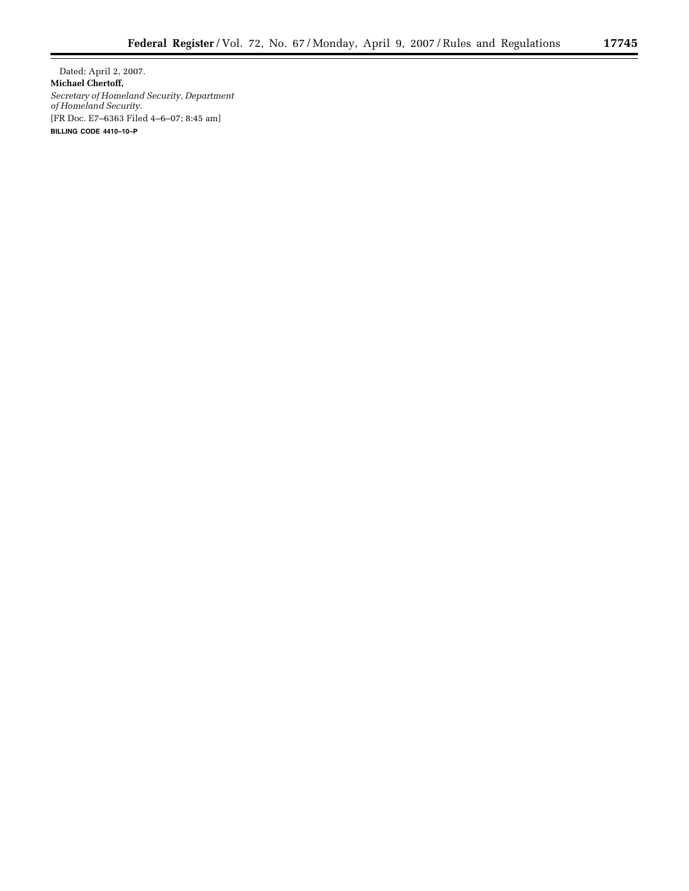Dated: April 2, 2007.

**Michael Chertoff,**

*Secretary of Homeland Security, Department of Homeland Security.*

[FR Doc. E7–6363 Filed 4–6–07; 8:45 am]

**BILLING CODE 4410–10–P**